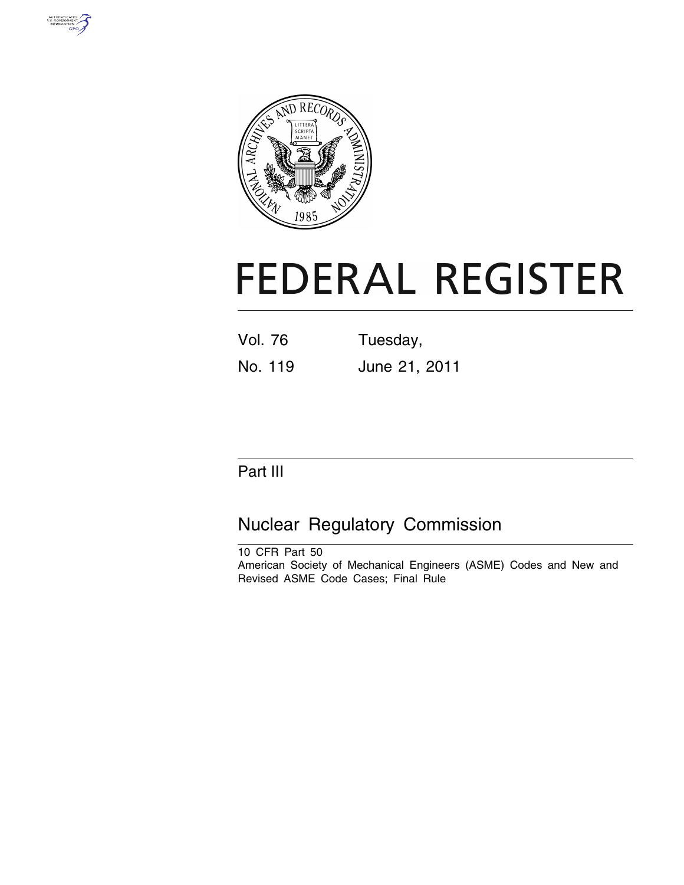# FEDERAL REGISTER

Vol. 76 No. 119

Tuesday, June 21, 2011

## Part III

## Nuclear Regulatory Commission

10 CFR Part 50

American Society of Mechanical Engineers (ASME) Codes and New and Revised ASME Code Cases; Final Rule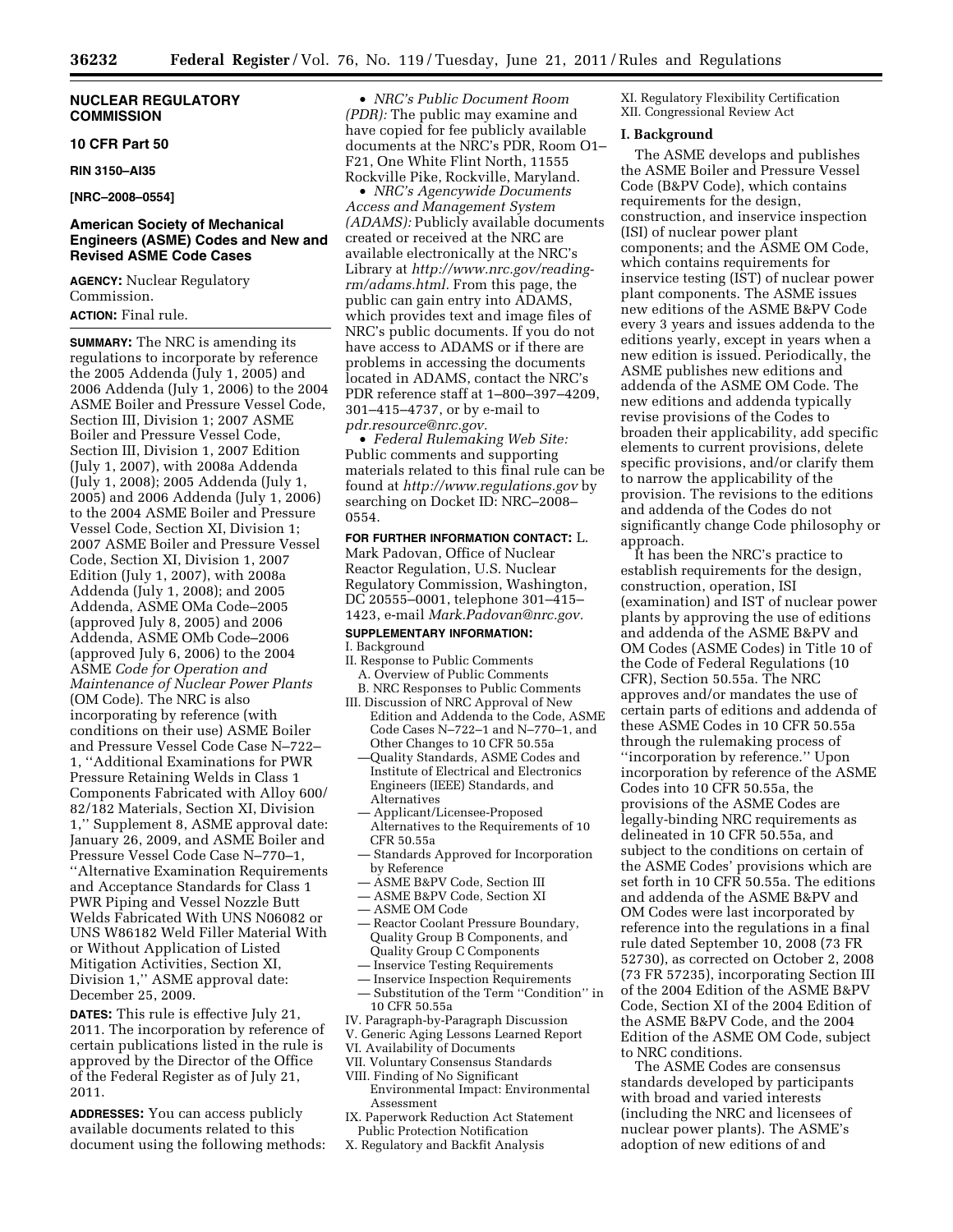**NUCLEAR REGULATORY COMMISSION**

**10 CFR Part 50**

**RIN 3150–AI35**

**[NRC–2008–0554]**

## American Society of Mechanical Engineers (ASME) Codes and New and Revised ASME Code Cases

**AGENCY:** Nuclear Regulatory Commission.

**ACTION:** Final rule.

**SUMMARY:** The NRC is amending its regulations to incorporate by reference the 2005 Addenda (July 1, 2005) and 2006 Addenda (July 1, 2006) to the 2004 ASME Boiler and Pressure Vessel Code, Section III, Division 1; 2007 ASME Boiler and Pressure Vessel Code, Section III, Division 1, 2007 Edition (July 1, 2007), with 2008a Addenda (July 1, 2008); 2005 Addenda (July 1, 2005) and 2006 Addenda (July 1, 2006) to the 2004 ASME Boiler and Pressure Vessel Code, Section XI, Division 1; 2007 ASME Boiler and Pressure Vessel Code, Section XI, Division 1, 2007 Edition (July 1, 2007), with 2008a Addenda (July 1, 2008); and 2005 Addenda, ASME OMa Code–2005 (approved July 8, 2005) and 2006 Addenda, ASME OMb Code–2006 (approved July 6, 2006) to the 2004 ASME *Code for Operation and Maintenance of Nuclear Power Plants* (OM Code). The NRC is also incorporating by reference (with conditions on their use) ASME Boiler and Pressure Vessel Code Case N–722–1, ''Additional Examinations for PWR Pressure Retaining Welds in Class 1 Components Fabricated with Alloy 600/82/182 Materials, Section XI, Division 1,'' Supplement 8, ASME approval date: January 26, 2009, and ASME Boiler and Pressure Vessel Code Case N–770–1, ''Alternative Examination Requirements and Acceptance Standards for Class 1 PWR Piping and Vessel Nozzle Butt Welds Fabricated With UNS N06082 or UNS W86182 Weld Filler Material With or Without Application of Listed Mitigation Activities, Section XI, Division 1,'' ASME approval date: December 25, 2009.

**DATES:** This rule is effective July 21, 2011. The incorporation by reference of certain publications listed in the rule is approved by the Director of the Office of the Federal Register as of July 21, 2011.

**ADDRESSES:** You can access publicly available documents related to this document using the following methods:

- *NRC's Public Document Room (PDR):* The public may examine and have copied for fee publicly available documents at the NRC's PDR, Room O1–F21, One White Flint North, 11555 Rockville Pike, Rockville, Maryland.
- *NRC's Agencywide Documents Access and Management System (ADAMS):* Publicly available documents created or received at the NRC are available electronically at the NRC's Library at *http://www.nrc.gov/reading-rm/adams.html.* From this page, the public can gain entry into ADAMS, which provides text and image files of NRC's public documents. If you do not have access to ADAMS or if there are problems in accessing the documents located in ADAMS, contact the NRC's PDR reference staff at 1–800–397–4209, 301–415–4737, or by e-mail to *pdr.resource@nrc.gov.*
- *Federal Rulemaking Web Site:* Public comments and supporting materials related to this final rule can be found at *http://www.regulations.gov* by searching on Docket ID: NRC–2008–0554.

**FOR FURTHER INFORMATION CONTACT:** L. Mark Padovan, Office of Nuclear Reactor Regulation, U.S. Nuclear Regulatory Commission, Washington, DC 20555–0001, telephone 301–415–1423, e-mail *Mark.Padovan@nrc.gov.*

**SUPPLEMENTARY INFORMATION:**

I. Background
II. Response to Public Comments
 A. Overview of Public Comments
 B. NRC Responses to Public Comments
III. Discussion of NRC Approval of New Edition and Addenda to the Code, ASME Code Cases N–722–1 and N–770–1, and Other Changes to 10 CFR 50.55a
 —Quality Standards, ASME Codes and Institute of Electrical and Electronics Engineers (IEEE) Standards, and Alternatives
 — Applicant/Licensee-Proposed Alternatives to the Requirements of 10 CFR 50.55a
 — Standards Approved for Incorporation by Reference
 — ASME B&PV Code, Section III
 — ASME B&PV Code, Section XI
 — ASME OM Code
 — Reactor Coolant Pressure Boundary, Quality Group B Components, and Quality Group C Components
 — Inservice Testing Requirements
 — Inservice Inspection Requirements
 — Substitution of the Term ''Condition'' in 10 CFR 50.55a
IV. Paragraph-by-Paragraph Discussion
V. Generic Aging Lessons Learned Report
VI. Availability of Documents
VII. Voluntary Consensus Standards
VIII. Finding of No Significant Environmental Impact: Environmental Assessment
IX. Paperwork Reduction Act Statement Public Protection Notification
X. Regulatory and Backfit Analysis
XI. Regulatory Flexibility Certification
XII. Congressional Review Act

## I. Background

The ASME develops and publishes the ASME Boiler and Pressure Vessel Code (B&PV Code), which contains requirements for the design, construction, and inservice inspection (ISI) of nuclear power plant components; and the ASME OM Code, which contains requirements for inservice testing (IST) of nuclear power plant components. The ASME issues new editions of the ASME B&PV Code every 3 years and issues addenda to the editions yearly, except in years when a new edition is issued. Periodically, the ASME publishes new editions and addenda of the ASME OM Code. The new editions and addenda typically revise provisions of the Codes to broaden their applicability, add specific elements to current provisions, delete specific provisions, and/or clarify them to narrow the applicability of the provision. The revisions to the editions and addenda of the Codes do not significantly change Code philosophy or approach.

It has been the NRC's practice to establish requirements for the design, construction, operation, ISI (examination) and IST of nuclear power plants by approving the use of editions and addenda of the ASME B&PV and OM Codes (ASME Codes) in Title 10 of the Code of Federal Regulations (10 CFR), Section 50.55a. The NRC approves and/or mandates the use of certain parts of editions and addenda of these ASME Codes in 10 CFR 50.55a through the rulemaking process of ''incorporation by reference.'' Upon incorporation by reference of the ASME Codes into 10 CFR 50.55a, the provisions of the ASME Codes are legally-binding NRC requirements as delineated in 10 CFR 50.55a, and subject to the conditions on certain of the ASME Codes' provisions which are set forth in 10 CFR 50.55a. The editions and addenda of the ASME B&PV and OM Codes were last incorporated by reference into the regulations in a final rule dated September 10, 2008 (73 FR 52730), as corrected on October 2, 2008 (73 FR 57235), incorporating Section III of the 2004 Edition of the ASME B&PV Code, Section XI of the 2004 Edition of the ASME B&PV Code, and the 2004 Edition of the ASME OM Code, subject to NRC conditions.

The ASME Codes are consensus standards developed by participants with broad and varied interests (including the NRC and licensees of nuclear power plants). The ASME's adoption of new editions of and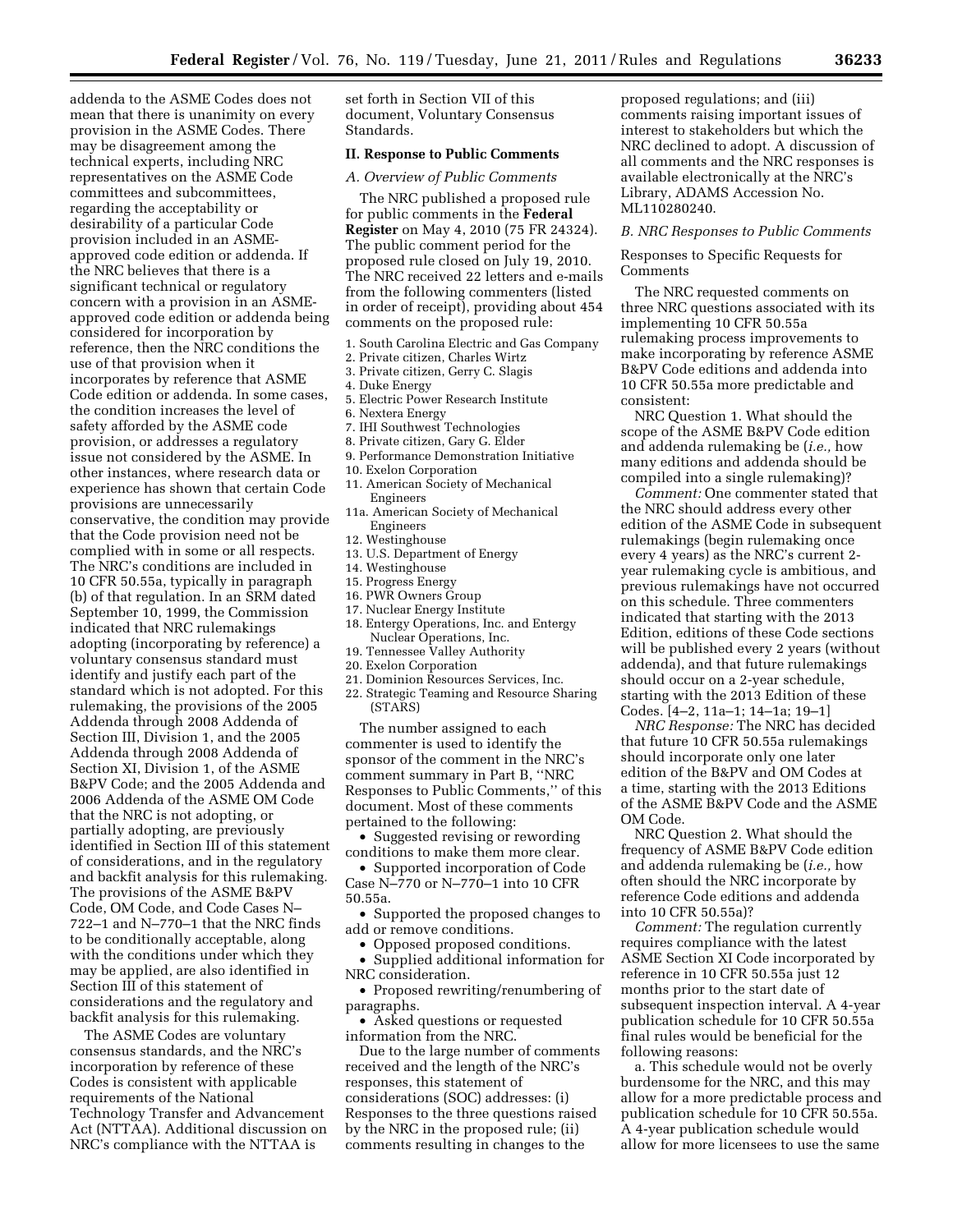addenda to the ASME Codes does not mean that there is unanimity on every provision in the ASME Codes. There may be disagreement among the technical experts, including NRC representatives on the ASME Code committees and subcommittees, regarding the acceptability or desirability of a particular Code provision included in an ASME-approved code edition or addenda. If the NRC believes that there is a significant technical or regulatory concern with a provision in an ASME-approved code edition or addenda being considered for incorporation by reference, then the NRC conditions the use of that provision when it incorporates by reference that ASME Code edition or addenda. In some cases, the condition increases the level of safety afforded by the ASME code provision, or addresses a regulatory issue not considered by the ASME. In other instances, where research data or experience has shown that certain Code provisions are unnecessarily conservative, the condition may provide that the Code provision need not be complied with in some or all respects. The NRC's conditions are included in 10 CFR 50.55a, typically in paragraph (b) of that regulation. In an SRM dated September 10, 1999, the Commission indicated that NRC rulemakings adopting (incorporating by reference) a voluntary consensus standard must identify and justify each part of the standard which is not adopted. For this rulemaking, the provisions of the 2005 Addenda through 2008 Addenda of Section III, Division 1, and the 2005 Addenda through 2008 Addenda of Section XI, Division 1, of the ASME B&PV Code; and the 2005 Addenda and 2006 Addenda of the ASME OM Code that the NRC is not adopting, or partially adopting, are previously identified in Section III of this statement of considerations, and in the regulatory and backfit analysis for this rulemaking. The provisions of the ASME B&PV Code, OM Code, and Code Cases N–722–1 and N–770–1 that the NRC finds to be conditionally acceptable, along with the conditions under which they may be applied, are also identified in Section III of this statement of considerations and the regulatory and backfit analysis for this rulemaking.

The ASME Codes are voluntary consensus standards, and the NRC's incorporation by reference of these Codes is consistent with applicable requirements of the National Technology Transfer and Advancement Act (NTTAA). Additional discussion on NRC's compliance with the NTTAA is set forth in Section VII of this document, Voluntary Consensus Standards.

## II. Response to Public Comments

### *A. Overview of Public Comments*

The NRC published a proposed rule for public comments in the **Federal Register** on May 4, 2010 (75 FR 24324). The public comment period for the proposed rule closed on July 19, 2010. The NRC received 22 letters and e-mails from the following commenters (listed in order of receipt), providing about 454 comments on the proposed rule:

1. South Carolina Electric and Gas Company
2. Private citizen, Charles Wirtz
3. Private citizen, Gerry C. Slagis
4. Duke Energy
5. Electric Power Research Institute
6. Nextera Energy
7. IHI Southwest Technologies
8. Private citizen, Gary G. Elder
9. Performance Demonstration Initiative
10. Exelon Corporation
11. American Society of Mechanical Engineers
11a. American Society of Mechanical Engineers
12. Westinghouse
13. U.S. Department of Energy
14. Westinghouse
15. Progress Energy
16. PWR Owners Group
17. Nuclear Energy Institute
18. Entergy Operations, Inc. and Entergy Nuclear Operations, Inc.
19. Tennessee Valley Authority
20. Exelon Corporation
21. Dominion Resources Services, Inc.
22. Strategic Teaming and Resource Sharing (STARS)

The number assigned to each commenter is used to identify the sponsor of the comment in the NRC's comment summary in Part B, ''NRC Responses to Public Comments,'' of this document. Most of these comments pertained to the following:

- Suggested revising or rewording conditions to make them more clear.
- Supported incorporation of Code Case N–770 or N–770–1 into 10 CFR 50.55a.
- Supported the proposed changes to add or remove conditions.
- Opposed proposed conditions.
- Supplied additional information for NRC consideration.
- Proposed rewriting/renumbering of paragraphs.
- Asked questions or requested information from the NRC.

Due to the large number of comments received and the length of the NRC's responses, this statement of considerations (SOC) addresses: (i) Responses to the three questions raised by the NRC in the proposed rule; (ii) comments resulting in changes to the proposed regulations; and (iii) comments raising important issues of interest to stakeholders but which the NRC declined to adopt. A discussion of all comments and the NRC responses is available electronically at the NRC's Library, ADAMS Accession No. ML110280240.

### *B. NRC Responses to Public Comments*

Responses to Specific Requests for Comments

The NRC requested comments on three NRC questions associated with its implementing 10 CFR 50.55a rulemaking process improvements to make incorporating by reference ASME B&PV Code editions and addenda into 10 CFR 50.55a more predictable and consistent:

NRC Question 1. What should the scope of the ASME B&PV Code edition and addenda rulemaking be (*i.e.,* how many editions and addenda should be compiled into a single rulemaking)?

*Comment:* One commenter stated that the NRC should address every other edition of the ASME Code in subsequent rulemakings (begin rulemaking once every 4 years) as the NRC's current 2-year rulemaking cycle is ambitious, and previous rulemakings have not occurred on this schedule. Three commenters indicated that starting with the 2013 Edition, editions of these Code sections will be published every 2 years (without addenda), and that future rulemakings should occur on a 2-year schedule, starting with the 2013 Edition of these Codes. [4–2, 11a–1; 14–1a; 19–1]

*NRC Response:* The NRC has decided that future 10 CFR 50.55a rulemakings should incorporate only one later edition of the B&PV and OM Codes at a time, starting with the 2013 Editions of the ASME B&PV Code and the ASME OM Code.

NRC Question 2. What should the frequency of ASME B&PV Code edition and addenda rulemaking be (*i.e.,* how often should the NRC incorporate by reference Code editions and addenda into 10 CFR 50.55a)?

*Comment:* The regulation currently requires compliance with the latest ASME Section XI Code incorporated by reference in 10 CFR 50.55a just 12 months prior to the start date of subsequent inspection interval. A 4-year publication schedule for 10 CFR 50.55a final rules would be beneficial for the following reasons:

a. This schedule would not be overly burdensome for the NRC, and this may allow for a more predictable process and publication schedule for 10 CFR 50.55a. A 4-year publication schedule would allow for more licensees to use the same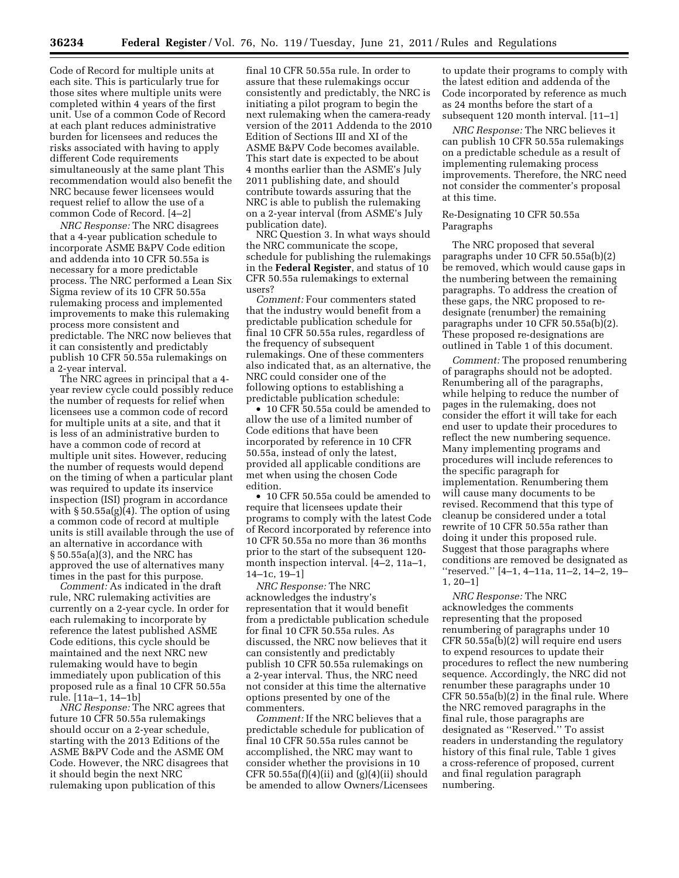Code of Record for multiple units at each site. This is particularly true for those sites where multiple units were completed within 4 years of the first unit. Use of a common Code of Record at each plant reduces administrative burden for licensees and reduces the risks associated with having to apply different Code requirements simultaneously at the same plant This recommendation would also benefit the NRC because fewer licensees would request relief to allow the use of a common Code of Record. [4–2]

*NRC Response:* The NRC disagrees that a 4-year publication schedule to incorporate ASME B&PV Code edition and addenda into 10 CFR 50.55a is necessary for a more predictable process. The NRC performed a Lean Six Sigma review of its 10 CFR 50.55a rulemaking process and implemented improvements to make this rulemaking process more consistent and predictable. The NRC now believes that it can consistently and predictably publish 10 CFR 50.55a rulemakings on a 2-year interval.

The NRC agrees in principal that a 4-year review cycle could possibly reduce the number of requests for relief when licensees use a common code of record for multiple units at a site, and that it is less of an administrative burden to have a common code of record at multiple unit sites. However, reducing the number of requests would depend on the timing of when a particular plant was required to update its inservice inspection (ISI) program in accordance with § 50.55a(g)(4). The option of using a common code of record at multiple units is still available through the use of an alternative in accordance with § 50.55a(a)(3), and the NRC has approved the use of alternatives many times in the past for this purpose.

*Comment:* As indicated in the draft rule, NRC rulemaking activities are currently on a 2-year cycle. In order for each rulemaking to incorporate by reference the latest published ASME Code editions, this cycle should be maintained and the next NRC new rulemaking would have to begin immediately upon publication of this proposed rule as a final 10 CFR 50.55a rule. [11a–1, 14–1b]

*NRC Response:* The NRC agrees that future 10 CFR 50.55a rulemakings should occur on a 2-year schedule, starting with the 2013 Editions of the ASME B&PV Code and the ASME OM Code. However, the NRC disagrees that it should begin the next NRC rulemaking upon publication of this final 10 CFR 50.55a rule. In order to assure that these rulemakings occur consistently and predictably, the NRC is initiating a pilot program to begin the next rulemaking when the camera-ready version of the 2011 Addenda to the 2010 Edition of Sections III and XI of the ASME B&PV Code becomes available. This start date is expected to be about 4 months earlier than the ASME's July 2011 publishing date, and should contribute towards assuring that the NRC is able to publish the rulemaking on a 2-year interval (from ASME's July publication date).

NRC Question 3. In what ways should the NRC communicate the scope, schedule for publishing the rulemakings in the **Federal Register**, and status of 10 CFR 50.55a rulemakings to external users?

*Comment:* Four commenters stated that the industry would benefit from a predictable publication schedule for final 10 CFR 50.55a rules, regardless of the frequency of subsequent rulemakings. One of these commenters also indicated that, as an alternative, the NRC could consider one of the following options to establishing a predictable publication schedule:

- 10 CFR 50.55a could be amended to allow the use of a limited number of Code editions that have been incorporated by reference in 10 CFR 50.55a, instead of only the latest, provided all applicable conditions are met when using the chosen Code edition.
- 10 CFR 50.55a could be amended to require that licensees update their programs to comply with the latest Code of Record incorporated by reference into 10 CFR 50.55a no more than 36 months prior to the start of the subsequent 120-month inspection interval. [4–2, 11a–1, 14–1c, 19–1]

*NRC Response:* The NRC acknowledges the industry's representation that it would benefit from a predictable publication schedule for final 10 CFR 50.55a rules. As discussed, the NRC now believes that it can consistently and predictably publish 10 CFR 50.55a rulemakings on a 2-year interval. Thus, the NRC need not consider at this time the alternative options presented by one of the commenters.

*Comment:* If the NRC believes that a predictable schedule for publication of final 10 CFR 50.55a rules cannot be accomplished, the NRC may want to consider whether the provisions in 10 CFR 50.55a(f)(4)(ii) and (g)(4)(ii) should be amended to allow Owners/Licensees to update their programs to comply with the latest edition and addenda of the Code incorporated by reference as much as 24 months before the start of a subsequent 120 month interval. [11–1]

*NRC Response:* The NRC believes it can publish 10 CFR 50.55a rulemakings on a predictable schedule as a result of implementing rulemaking process improvements. Therefore, the NRC need not consider the commenter's proposal at this time.

Re-Designating 10 CFR 50.55a Paragraphs

The NRC proposed that several paragraphs under 10 CFR 50.55a(b)(2) be removed, which would cause gaps in the numbering between the remaining paragraphs. To address the creation of these gaps, the NRC proposed to re-designate (renumber) the remaining paragraphs under 10 CFR 50.55a(b)(2). These proposed re-designations are outlined in Table 1 of this document.

*Comment:* The proposed renumbering of paragraphs should not be adopted. Renumbering all of the paragraphs, while helping to reduce the number of pages in the rulemaking, does not consider the effort it will take for each end user to update their procedures to reflect the new numbering sequence. Many implementing programs and procedures will include references to the specific paragraph for implementation. Renumbering them will cause many documents to be revised. Recommend that this type of cleanup be considered under a total rewrite of 10 CFR 50.55a rather than doing it under this proposed rule. Suggest that those paragraphs where conditions are removed be designated as ''reserved.'' [4–1, 4–11a, 11–2, 14–2, 19–1, 20–1]

*NRC Response:* The NRC acknowledges the comments representing that the proposed renumbering of paragraphs under 10 CFR 50.55a(b)(2) will require end users to expend resources to update their procedures to reflect the new numbering sequence. Accordingly, the NRC did not renumber these paragraphs under 10 CFR 50.55a(b)(2) in the final rule. Where the NRC removed paragraphs in the final rule, those paragraphs are designated as ''Reserved.'' To assist readers in understanding the regulatory history of this final rule, Table 1 gives a cross-reference of proposed, current and final regulation paragraph numbering.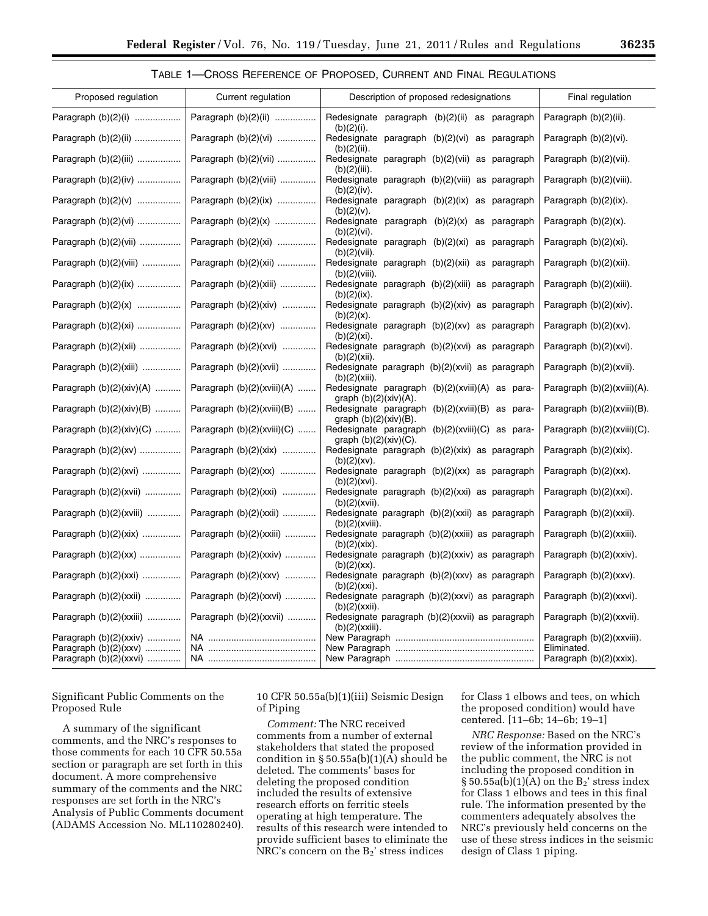TABLE 1—CROSS REFERENCE OF PROPOSED, CURRENT AND FINAL REGULATIONS

| Proposed regulation | Current regulation | Description of proposed redesignations | Final regulation |
| --- | --- | --- | --- |
| Paragraph (b)(2)(i) | Paragraph (b)(2)(ii) | Redesignate paragraph (b)(2)(ii) as paragraph (b)(2)(i). | Paragraph (b)(2)(ii). |
| Paragraph (b)(2)(ii) | Paragraph (b)(2)(vi) | Redesignate paragraph (b)(2)(vi) as paragraph (b)(2)(ii). | Paragraph (b)(2)(vi). |
| Paragraph (b)(2)(iii) | Paragraph (b)(2)(vii) | Redesignate paragraph (b)(2)(vii) as paragraph (b)(2)(iii). | Paragraph (b)(2)(vii). |
| Paragraph (b)(2)(iv) | Paragraph (b)(2)(viii) | Redesignate paragraph (b)(2)(viii) as paragraph (b)(2)(iv). | Paragraph (b)(2)(viii). |
| Paragraph (b)(2)(v) | Paragraph (b)(2)(ix) | Redesignate paragraph (b)(2)(ix) as paragraph (b)(2)(v). | Paragraph (b)(2)(ix). |
| Paragraph (b)(2)(vi) | Paragraph (b)(2)(x) | Redesignate paragraph (b)(2)(x) as paragraph (b)(2)(vi). | Paragraph (b)(2)(x). |
| Paragraph (b)(2)(vii) | Paragraph (b)(2)(xi) | Redesignate paragraph (b)(2)(xi) as paragraph (b)(2)(vii). | Paragraph (b)(2)(xi). |
| Paragraph (b)(2)(viii) | Paragraph (b)(2)(xii) | Redesignate paragraph (b)(2)(xii) as paragraph (b)(2)(viii). | Paragraph (b)(2)(xii). |
| Paragraph (b)(2)(ix) | Paragraph (b)(2)(xiii) | Redesignate paragraph (b)(2)(xiii) as paragraph (b)(2)(ix). | Paragraph (b)(2)(xiii). |
| Paragraph (b)(2)(x) | Paragraph (b)(2)(xiv) | Redesignate paragraph (b)(2)(xiv) as paragraph (b)(2)(x). | Paragraph (b)(2)(xiv). |
| Paragraph (b)(2)(xi) | Paragraph (b)(2)(xv) | Redesignate paragraph (b)(2)(xv) as paragraph (b)(2)(xi). | Paragraph (b)(2)(xv). |
| Paragraph (b)(2)(xii) | Paragraph (b)(2)(xvi) | Redesignate paragraph (b)(2)(xvi) as paragraph (b)(2)(xii). | Paragraph (b)(2)(xvi). |
| Paragraph (b)(2)(xiii) | Paragraph (b)(2)(xvii) | Redesignate paragraph (b)(2)(xvii) as paragraph (b)(2)(xiii). | Paragraph (b)(2)(xvii). |
| Paragraph (b)(2)(xiv)(A) | Paragraph (b)(2)(xviii)(A) | Redesignate paragraph (b)(2)(xviii)(A) as paragraph (b)(2)(xiv)(A). | Paragraph (b)(2)(xviii)(A). |
| Paragraph (b)(2)(xiv)(B) | Paragraph (b)(2)(xviii)(B) | Redesignate paragraph (b)(2)(xviii)(B) as paragraph (b)(2)(xiv)(B). | Paragraph (b)(2)(xviii)(B). |
| Paragraph (b)(2)(xiv)(C) | Paragraph (b)(2)(xviii)(C) | Redesignate paragraph (b)(2)(xviii)(C) as paragraph (b)(2)(xiv)(C). | Paragraph (b)(2)(xviii)(C). |
| Paragraph (b)(2)(xv) | Paragraph (b)(2)(xix) | Redesignate paragraph (b)(2)(xix) as paragraph (b)(2)(xv). | Paragraph (b)(2)(xix). |
| Paragraph (b)(2)(xvi) | Paragraph (b)(2)(xx) | Redesignate paragraph (b)(2)(xx) as paragraph (b)(2)(xvi). | Paragraph (b)(2)(xx). |
| Paragraph (b)(2)(xvii) | Paragraph (b)(2)(xxi) | Redesignate paragraph (b)(2)(xxi) as paragraph (b)(2)(xvii). | Paragraph (b)(2)(xxi). |
| Paragraph (b)(2)(xviii) | Paragraph (b)(2)(xxii) | Redesignate paragraph (b)(2)(xxii) as paragraph (b)(2)(xviii). | Paragraph (b)(2)(xxii). |
| Paragraph (b)(2)(xix) | Paragraph (b)(2)(xxiii) | Redesignate paragraph (b)(2)(xxiii) as paragraph (b)(2)(xix). | Paragraph (b)(2)(xxiii). |
| Paragraph (b)(2)(xx) | Paragraph (b)(2)(xxiv) | Redesignate paragraph (b)(2)(xxiv) as paragraph (b)(2)(xx). | Paragraph (b)(2)(xxiv). |
| Paragraph (b)(2)(xxi) | Paragraph (b)(2)(xxv) | Redesignate paragraph (b)(2)(xxv) as paragraph (b)(2)(xxi). | Paragraph (b)(2)(xxv). |
| Paragraph (b)(2)(xxii) | Paragraph (b)(2)(xxvi) | Redesignate paragraph (b)(2)(xxvi) as paragraph (b)(2)(xxii). | Paragraph (b)(2)(xxvi). |
| Paragraph (b)(2)(xxiii) | Paragraph (b)(2)(xxvii) | Redesignate paragraph (b)(2)(xxvii) as paragraph (b)(2)(xxiii). | Paragraph (b)(2)(xxvii). |
| Paragraph (b)(2)(xxiv) | NA | New Paragraph | Paragraph (b)(2)(xxviii). |
| Paragraph (b)(2)(xxv) | NA | New Paragraph | Eliminated. |
| Paragraph (b)(2)(xxvi) | NA | New Paragraph | Paragraph (b)(2)(xxix). |

Significant Public Comments on the Proposed Rule

A summary of the significant comments, and the NRC's responses to those comments for each 10 CFR 50.55a section or paragraph are set forth in this document. A more comprehensive summary of the comments and the NRC responses are set forth in the NRC's Analysis of Public Comments document (ADAMS Accession No. ML110280240).

10 CFR 50.55a(b)(1)(iii) Seismic Design of Piping

*Comment:* The NRC received comments from a number of external stakeholders that stated the proposed condition in § 50.55a(b)(1)(A) should be deleted. The comments' bases for deleting the proposed condition included the results of extensive research efforts on ferritic steels operating at high temperature. The results of this research were intended to provide sufficient bases to eliminate the NRC's concern on the $B_2$' stress indices for Class 1 elbows and tees, on which the proposed condition) would have centered. [11–6b; 14–6b; 19–1]

*NRC Response:* Based on the NRC's review of the information provided in the public comment, the NRC is not including the proposed condition in § 50.55a(b)(1)(A) on the $B_2$' stress index for Class 1 elbows and tees in this final rule. The information presented by the commenters adequately absolves the NRC's previously held concerns on the use of these stress indices in the seismic design of Class 1 piping.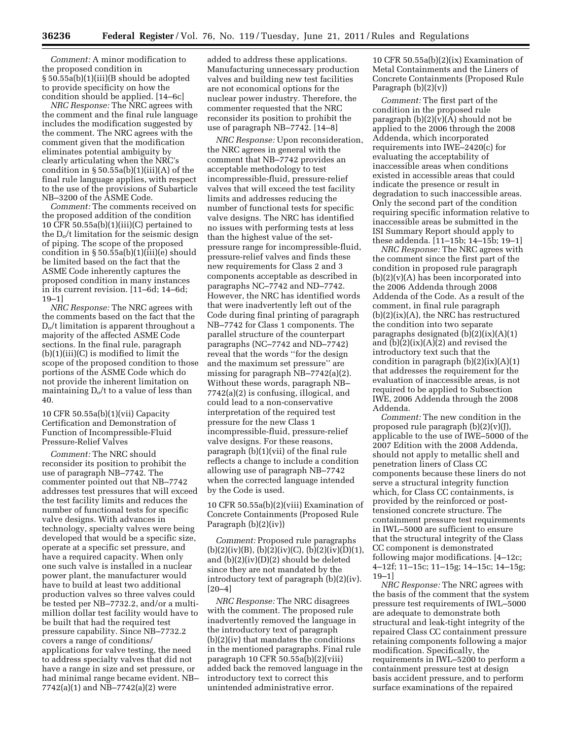*Comment:* A minor modification to the proposed condition in § 50.55a(b)(1)(iii)(B should be adopted to provide specificity on how the condition should be applied. [14–6c]

*NRC Response:* The NRC agrees with the comment and the final rule language includes the modification suggested by the comment. The NRC agrees with the comment given that the modification eliminates potential ambiguity by clearly articulating when the NRC's condition in § 50.55a(b)(1)(iii)(A) of the final rule language applies, with respect to the use of the provisions of Subarticle NB–3200 of the ASME Code.

*Comment:* The comments received on the proposed addition of the condition 10 CFR 50.55a(b)(1)(iii)(C) pertained to the $D_o/t$ limitation for the seismic design of piping. The scope of the proposed condition in § 50.55a(b)(1)(iii)(e) should be limited based on the fact that the ASME Code inherently captures the proposed condition in many instances in its current revision. [11–6d; 14–6d; 19–1]

*NRC Response:* The NRC agrees with the comments based on the fact that the $D_o/t$ limitation is apparent throughout a majority of the affected ASME Code sections. In the final rule, paragraph (b)(1)(iii)(C) is modified to limit the scope of the proposed condition to those portions of the ASME Code which do not provide the inherent limitation on maintaining $D_o/t$ to a value of less than 40.

10 CFR 50.55a(b)(1)(vii) Capacity Certification and Demonstration of Function of Incompressible-Fluid Pressure-Relief Valves

*Comment:* The NRC should reconsider its position to prohibit the use of paragraph NB–7742. The commenter pointed out that NB–7742 addresses test pressures that will exceed the test facility limits and reduces the number of functional tests for specific valve designs. With advances in technology, specialty valves were being developed that would be a specific size, operate at a specific set pressure, and have a required capacity. When only one such valve is installed in a nuclear power plant, the manufacturer would have to build at least two additional production valves so three valves could be tested per NB–7732.2, and/or a multi-million dollar test facility would have to be built that had the required test pressure capability. Since NB–7732.2 covers a range of conditions/applications for valve testing, the need to address specialty valves that did not have a range in size and set pressure, or had minimal range became evident. NB–7742(a)(1) and NB–7742(a)(2) were added to address these applications. Manufacturing unnecessary production valves and building new test facilities are not economical options for the nuclear power industry. Therefore, the commenter requested that the NRC reconsider its position to prohibit the use of paragraph NB–7742. [14–8]

*NRC Response:* Upon reconsideration, the NRC agrees in general with the comment that NB–7742 provides an acceptable methodology to test incompressible-fluid, pressure-relief valves that will exceed the test facility limits and addresses reducing the number of functional tests for specific valve designs. The NRC has identified no issues with performing tests at less than the highest value of the set-pressure range for incompressible-fluid, pressure-relief valves and finds these new requirements for Class 2 and 3 components acceptable as described in paragraphs NC–7742 and ND–7742. However, the NRC has identified words that were inadvertently left out of the Code during final printing of paragraph NB–7742 for Class 1 components. The parallel structure of the counterpart paragraphs (NC–7742 and ND–7742) reveal that the words "for the design and the maximum set pressure" are missing for paragraph NB–7742(a)(2). Without these words, paragraph NB–7742(a)(2) is confusing, illogical, and could lead to a non-conservative interpretation of the required test pressure for the new Class 1 incompressible-fluid, pressure-relief valve designs. For these reasons, paragraph (b)(1)(vii) of the final rule reflects a change to include a condition allowing use of paragraph NB–7742 when the corrected language intended by the Code is used.

10 CFR 50.55a(b)(2)(viii) Examination of Concrete Containments (Proposed Rule Paragraph (b)(2)(iv))

*Comment:* Proposed rule paragraphs (b)(2)(iv)(B), (b)(2)(iv)(C), (b)(2)(iv)(D)(1), and (b)(2)(iv)(D)(2) should be deleted since they are not mandated by the introductory text of paragraph (b)(2)(iv). [20–4]

*NRC Response:* The NRC disagrees with the comment. The proposed rule inadvertently removed the language in the introductory text of paragraph (b)(2)(iv) that mandates the conditions in the mentioned paragraphs. Final rule paragraph 10 CFR 50.55a(b)(2)(viii) added back the removed language in the introductory text to correct this unintended administrative error.

10 CFR 50.55a(b)(2)(ix) Examination of Metal Containments and the Liners of Concrete Containments (Proposed Rule Paragraph (b)(2)(v))

*Comment:* The first part of the condition in the proposed rule paragraph (b)(2)(v)(A) should not be applied to the 2006 through the 2008 Addenda, which incorporated requirements into IWE–2420(c) for evaluating the acceptability of inaccessible areas when conditions existed in accessible areas that could indicate the presence or result in degradation to such inaccessible areas. Only the second part of the condition requiring specific information relative to inaccessible areas be submitted in the ISI Summary Report should apply to these addenda. [11–15b; 14–15b; 19–1]

*NRC Response:* The NRC agrees with the comment since the first part of the condition in proposed rule paragraph (b)(2)(v)(A) has been incorporated into the 2006 Addenda through 2008 Addenda of the Code. As a result of the comment, in final rule paragraph (b)(2)(ix)(A), the NRC has restructured the condition into two separate paragraphs designated (b)(2)(ix)(A)(1) and (b)(2)(ix)(A)(2) and revised the introductory text such that the condition in paragraph (b)(2)(ix)(A)(1) that addresses the requirement for the evaluation of inaccessible areas, is not required to be applied to Subsection IWE, 2006 Addenda through the 2008 Addenda.

*Comment:* The new condition in the proposed rule paragraph (b)(2)(v)(J), applicable to the use of IWE–5000 of the 2007 Edition with the 2008 Addenda, should not apply to metallic shell and penetration liners of Class CC components because these liners do not serve a structural integrity function which, for Class CC containments, is provided by the reinforced or post-tensioned concrete structure. The containment pressure test requirements in IWL–5000 are sufficient to ensure that the structural integrity of the Class CC component is demonstrated following major modifications. [4–12c; 4–12f; 11–15c; 11–15g; 14–15c; 14–15g; 19–1]

*NRC Response:* The NRC agrees with the basis of the comment that the system pressure test requirements of IWL–5000 are adequate to demonstrate both structural and leak-tight integrity of the repaired Class CC containment pressure retaining components following a major modification. Specifically, the requirements in IWL–5200 to perform a containment pressure test at design basis accident pressure, and to perform surface examinations of the repaired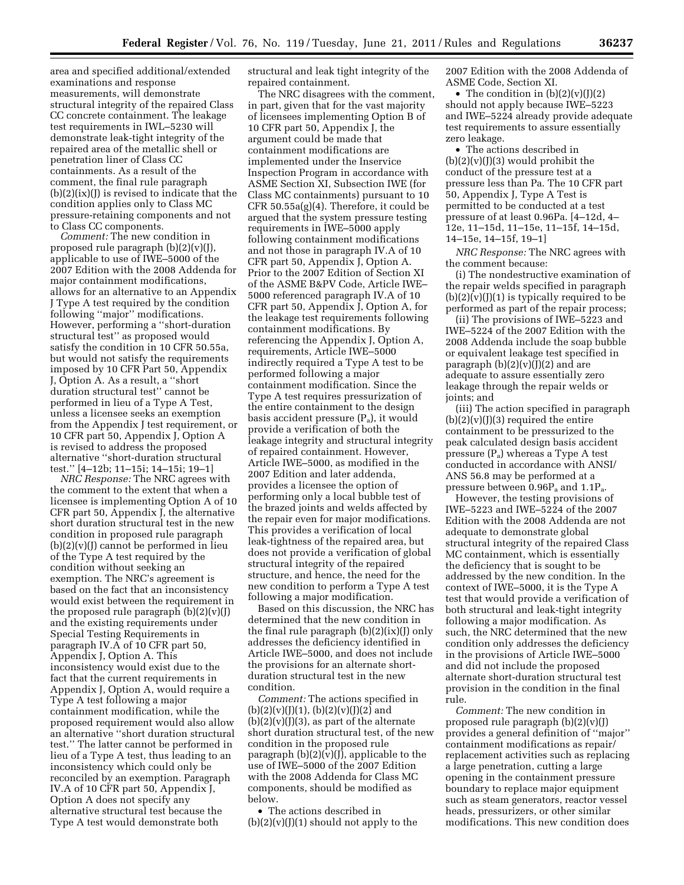area and specified additional/extended examinations and response measurements, will demonstrate structural integrity of the repaired Class CC concrete containment. The leakage test requirements in IWL–5230 will demonstrate leak-tight integrity of the repaired area of the metallic shell or penetration liner of Class CC containments. As a result of the comment, the final rule paragraph (b)(2)(ix)(J) is revised to indicate that the condition applies only to Class MC pressure-retaining components and not to Class CC components.

*Comment:* The new condition in proposed rule paragraph (b)(2)(v)(J), applicable to use of IWE–5000 of the 2007 Edition with the 2008 Addenda for major containment modifications, allows for an alternative to an Appendix J Type A test required by the condition following ''major'' modifications. However, performing a ''short-duration structural test'' as proposed would satisfy the condition in 10 CFR 50.55a, but would not satisfy the requirements imposed by 10 CFR Part 50, Appendix J, Option A. As a result, a ''short duration structural test'' cannot be performed in lieu of a Type A test, unless a licensee seeks an exemption from the Appendix J test requirement, or 10 CFR part 50, Appendix J, Option A is revised to address the proposed alternative ''short-duration structural test.'' [4–12b; 11–15i; 14–15i; 19–1]

*NRC Response:* The NRC agrees with the comment to the extent that when a licensee is implementing Option A of 10 CFR part 50, Appendix J, the alternative short duration structural test in the new condition in proposed rule paragraph (b)(2)(v)(J) cannot be performed in lieu of the Type A test required by the condition without seeking an exemption. The NRC's agreement is based on the fact that an inconsistency would exist between the requirement in the proposed rule paragraph (b)(2)(v)(J) and the existing requirements under Special Testing Requirements in paragraph IV.A of 10 CFR part 50, Appendix J, Option A. This inconsistency would exist due to the fact that the current requirements in Appendix J, Option A, would require a Type A test following a major containment modification, while the proposed requirement would also allow an alternative ''short duration structural test.'' The latter cannot be performed in lieu of a Type A test, thus leading to an inconsistency which could only be reconciled by an exemption. Paragraph IV.A of 10 CFR part 50, Appendix J, Option A does not specify any alternative structural test because the Type A test would demonstrate both structural and leak tight integrity of the repaired containment.

The NRC disagrees with the comment, in part, given that for the vast majority of licensees implementing Option B of 10 CFR part 50, Appendix J, the argument could be made that containment modifications are implemented under the Inservice Inspection Program in accordance with ASME Section XI, Subsection IWE (for Class MC containments) pursuant to 10 CFR 50.55a(g)(4). Therefore, it could be argued that the system pressure testing requirements in IWE–5000 apply following containment modifications and not those in paragraph IV.A of 10 CFR part 50, Appendix J, Option A. Prior to the 2007 Edition of Section XI of the ASME B&PV Code, Article IWE–5000 referenced paragraph IV.A of 10 CFR part 50, Appendix J, Option A, for the leakage test requirements following containment modifications. By referencing the Appendix J, Option A, requirements, Article IWE–5000 indirectly required a Type A test to be performed following a major containment modification. Since the Type A test requires pressurization of the entire containment to the design basis accident pressure ($P_a$), it would provide a verification of both the leakage integrity and structural integrity of repaired containment. However, Article IWE–5000, as modified in the 2007 Edition and later addenda, provides a licensee the option of performing only a local bubble test of the brazed joints and welds affected by the repair even for major modifications. This provides a verification of local leak-tightness of the repaired area, but does not provide a verification of global structural integrity of the repaired structure, and hence, the need for the new condition to perform a Type A test following a major modification.

Based on this discussion, the NRC has determined that the new condition in the final rule paragraph (b)(2)(ix)(J) only addresses the deficiency identified in Article IWE–5000, and does not include the provisions for an alternate short-duration structural test in the new condition.

*Comment:* The actions specified in (b)(2)(v)(J)(1), (b)(2)(v)(J)(2) and (b)(2)(v)(J)(3), as part of the alternate short duration structural test, of the new condition in the proposed rule paragraph (b)(2)(v)(J), applicable to the use of IWE–5000 of the 2007 Edition with the 2008 Addenda for Class MC components, should be modified as below.

- The actions described in (b)(2)(v)(J)(1) should not apply to the 2007 Edition with the 2008 Addenda of ASME Code, Section XI.
- The condition in (b)(2)(v)(J)(2) should not apply because IWE–5223 and IWE–5224 already provide adequate test requirements to assure essentially zero leakage.
- The actions described in (b)(2)(v)(J)(3) would prohibit the conduct of the pressure test at a pressure less than Pa. The 10 CFR part 50, Appendix J, Type A Test is permitted to be conducted at a test pressure of at least 0.96Pa. [4–12d, 4–12e, 11–15d, 11–15e, 11–15f, 14–15d, 14–15e, 14–15f, 19–1]

*NRC Response:* The NRC agrees with the comment because:

(i) The nondestructive examination of the repair welds specified in paragraph (b)(2)(v)(J)(1) is typically required to be performed as part of the repair process;

(ii) The provisions of IWE–5223 and IWE–5224 of the 2007 Edition with the 2008 Addenda include the soap bubble or equivalent leakage test specified in paragraph (b)(2)(v)(J)(2) and are adequate to assure essentially zero leakage through the repair welds or joints; and

(iii) The action specified in paragraph (b)(2)(v)(J)(3) required the entire containment to be pressurized to the peak calculated design basis accident pressure ($P_a$) whereas a Type A test conducted in accordance with ANSI/ANS 56.8 may be performed at a pressure between $0.96P_a$ and $1.1P_a$.

However, the testing provisions of IWE–5223 and IWE–5224 of the 2007 Edition with the 2008 Addenda are not adequate to demonstrate global structural integrity of the repaired Class MC containment, which is essentially the deficiency that is sought to be addressed by the new condition. In the context of IWE–5000, it is the Type A test that would provide a verification of both structural and leak-tight integrity following a major modification. As such, the NRC determined that the new condition only addresses the deficiency in the provisions of Article IWE–5000 and did not include the proposed alternate short-duration structural test provision in the condition in the final rule.

*Comment:* The new condition in proposed rule paragraph (b)(2)(v)(J) provides a general definition of ''major'' containment modifications as repair/replacement activities such as replacing a large penetration, cutting a large opening in the containment pressure boundary to replace major equipment such as steam generators, reactor vessel heads, pressurizers, or other similar modifications. This new condition does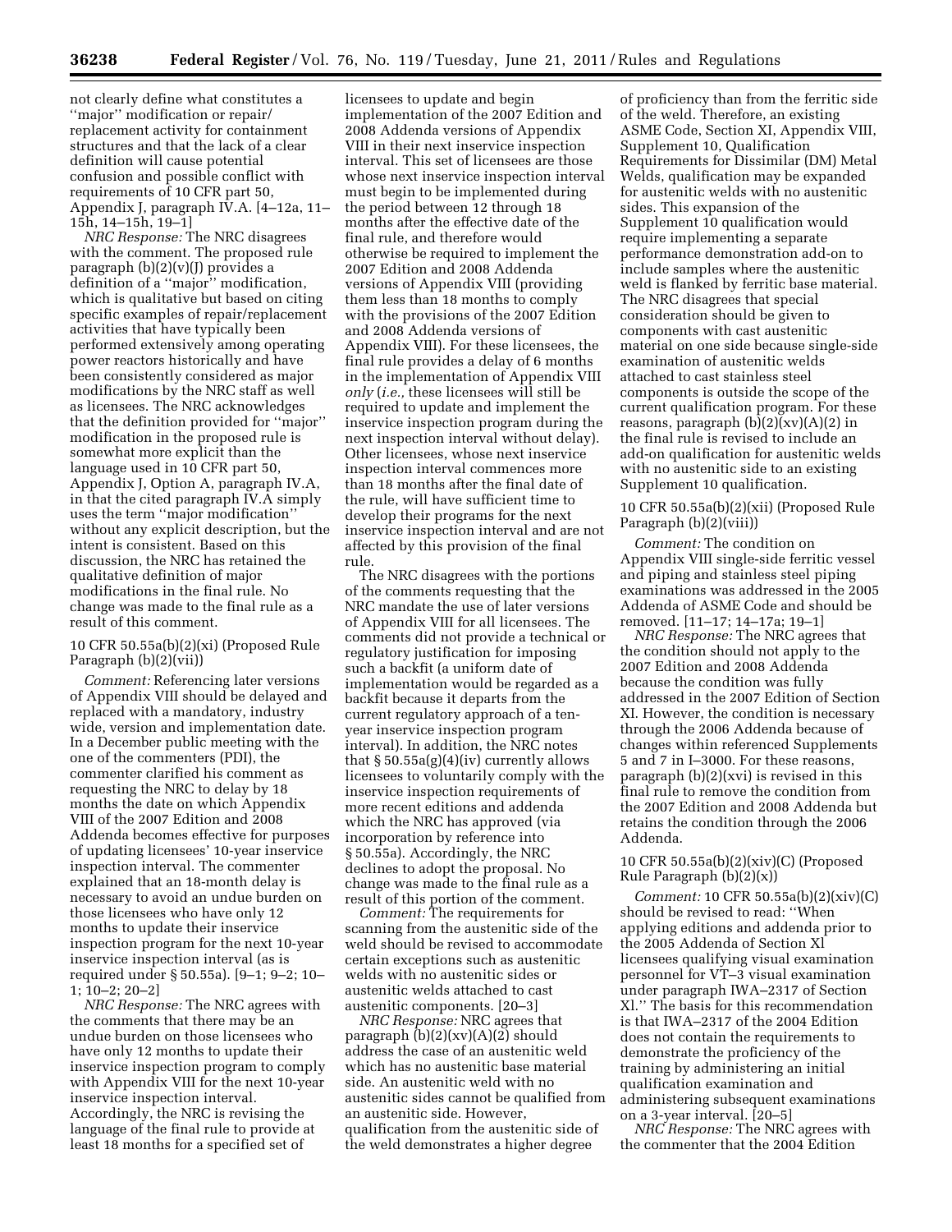not clearly define what constitutes a "major" modification or repair/replacement activity for containment structures and that the lack of a clear definition will cause potential confusion and possible conflict with requirements of 10 CFR part 50, Appendix J, paragraph IV.A. [4–12a, 11–15h, 14–15h, 19–1]

*NRC Response:* The NRC disagrees with the comment. The proposed rule paragraph (b)(2)(v)(J) provides a definition of a "major" modification, which is qualitative but based on citing specific examples of repair/replacement activities that have typically been performed extensively among operating power reactors historically and have been consistently considered as major modifications by the NRC staff as well as licensees. The NRC acknowledges that the definition provided for "major" modification in the proposed rule is somewhat more explicit than the language used in 10 CFR part 50, Appendix J, Option A, paragraph IV.A, in that the cited paragraph IV.A simply uses the term "major modification" without any explicit description, but the intent is consistent. Based on this discussion, the NRC has retained the qualitative definition of major modifications in the final rule. No change was made to the final rule as a result of this comment.

10 CFR 50.55a(b)(2)(xi) (Proposed Rule Paragraph (b)(2)(vii))

*Comment:* Referencing later versions of Appendix VIII should be delayed and replaced with a mandatory, industry wide, version and implementation date. In a December public meeting with the one of the commenters (PDI), the commenter clarified his comment as requesting the NRC to delay by 18 months the date on which Appendix VIII of the 2007 Edition and 2008 Addenda becomes effective for purposes of updating licensees' 10-year inservice inspection interval. The commenter explained that an 18-month delay is necessary to avoid an undue burden on those licensees who have only 12 months to update their inservice inspection program for the next 10-year inservice inspection interval (as is required under § 50.55a). [9–1; 9–2; 10–1; 10–2; 20–2]

*NRC Response:* The NRC agrees with the comments that there may be an undue burden on those licensees who have only 12 months to update their inservice inspection program to comply with Appendix VIII for the next 10-year inservice inspection interval. Accordingly, the NRC is revising the language of the final rule to provide at least 18 months for a specified set of licensees to update and begin implementation of the 2007 Edition and 2008 Addenda versions of Appendix VIII in their next inservice inspection interval. This set of licensees are those whose next inservice inspection interval must begin to be implemented during the period between 12 through 18 months after the effective date of the final rule, and therefore would otherwise be required to implement the 2007 Edition and 2008 Addenda versions of Appendix VIII (providing them less than 18 months to comply with the provisions of the 2007 Edition and 2008 Addenda versions of Appendix VIII). For these licensees, the final rule provides a delay of 6 months in the implementation of Appendix VIII *only* (*i.e.,* these licensees will still be required to update and implement the inservice inspection program during the next inspection interval without delay). Other licensees, whose next inservice inspection interval commences more than 18 months after the final date of the rule, will have sufficient time to develop their programs for the next inservice inspection interval and are not affected by this provision of the final rule.

The NRC disagrees with the portions of the comments requesting that the NRC mandate the use of later versions of Appendix VIII for all licensees. The comments did not provide a technical or regulatory justification for imposing such a backfit (a uniform date of implementation would be regarded as a backfit because it departs from the current regulatory approach of a ten-year inservice inspection program interval). In addition, the NRC notes that § 50.55a(g)(4)(iv) currently allows licensees to voluntarily comply with the inservice inspection requirements of more recent editions and addenda which the NRC has approved (via incorporation by reference into § 50.55a). Accordingly, the NRC declines to adopt the proposal. No change was made to the final rule as a result of this portion of the comment.

*Comment:* The requirements for scanning from the austenitic side of the weld should be revised to accommodate certain exceptions such as austenitic welds with no austenitic sides or austenitic welds attached to cast austenitic components. [20–3]

*NRC Response:* NRC agrees that paragraph (b)(2)(xv)(A)(2) should address the case of an austenitic weld which has no austenitic base material side. An austenitic weld with no austenitic sides cannot be qualified from an austenitic side. However, qualification from the austenitic side of the weld demonstrates a higher degree of proficiency than from the ferritic side of the weld. Therefore, an existing ASME Code, Section XI, Appendix VIII, Supplement 10, Qualification Requirements for Dissimilar (DM) Metal Welds, qualification may be expanded for austenitic welds with no austenitic sides. This expansion of the Supplement 10 qualification would require implementing a separate performance demonstration add-on to include samples where the austenitic weld is flanked by ferritic base material. The NRC disagrees that special consideration should be given to components with cast austenitic material on one side because single-side examination of austenitic welds attached to cast stainless steel components is outside the scope of the current qualification program. For these reasons, paragraph (b)(2)(xv)(A)(2) in the final rule is revised to include an add-on qualification for austenitic welds with no austenitic side to an existing Supplement 10 qualification.

10 CFR 50.55a(b)(2)(xii) (Proposed Rule Paragraph (b)(2)(viii))

*Comment:* The condition on Appendix VIII single-side ferritic vessel and piping and stainless steel piping examinations was addressed in the 2005 Addenda of ASME Code and should be removed. [11–17; 14–17a; 19–1]

*NRC Response:* The NRC agrees that the condition should not apply to the 2007 Edition and 2008 Addenda because the condition was fully addressed in the 2007 Edition of Section XI. However, the condition is necessary through the 2006 Addenda because of changes within referenced Supplements 5 and 7 in I–3000. For these reasons, paragraph (b)(2)(xvi) is revised in this final rule to remove the condition from the 2007 Edition and 2008 Addenda but retains the condition through the 2006 Addenda.

10 CFR 50.55a(b)(2)(xiv)(C) (Proposed Rule Paragraph (b)(2)(x))

*Comment:* 10 CFR 50.55a(b)(2)(xiv)(C) should be revised to read: "When applying editions and addenda prior to the 2005 Addenda of Section XI licensees qualifying visual examination personnel for VT–3 visual examination under paragraph IWA–2317 of Section XI." The basis for this recommendation is that IWA–2317 of the 2004 Edition does not contain the requirements to demonstrate the proficiency of the training by administering an initial qualification examination and administering subsequent examinations on a 3-year interval. [20–5]

*NRC Response:* The NRC agrees with the commenter that the 2004 Edition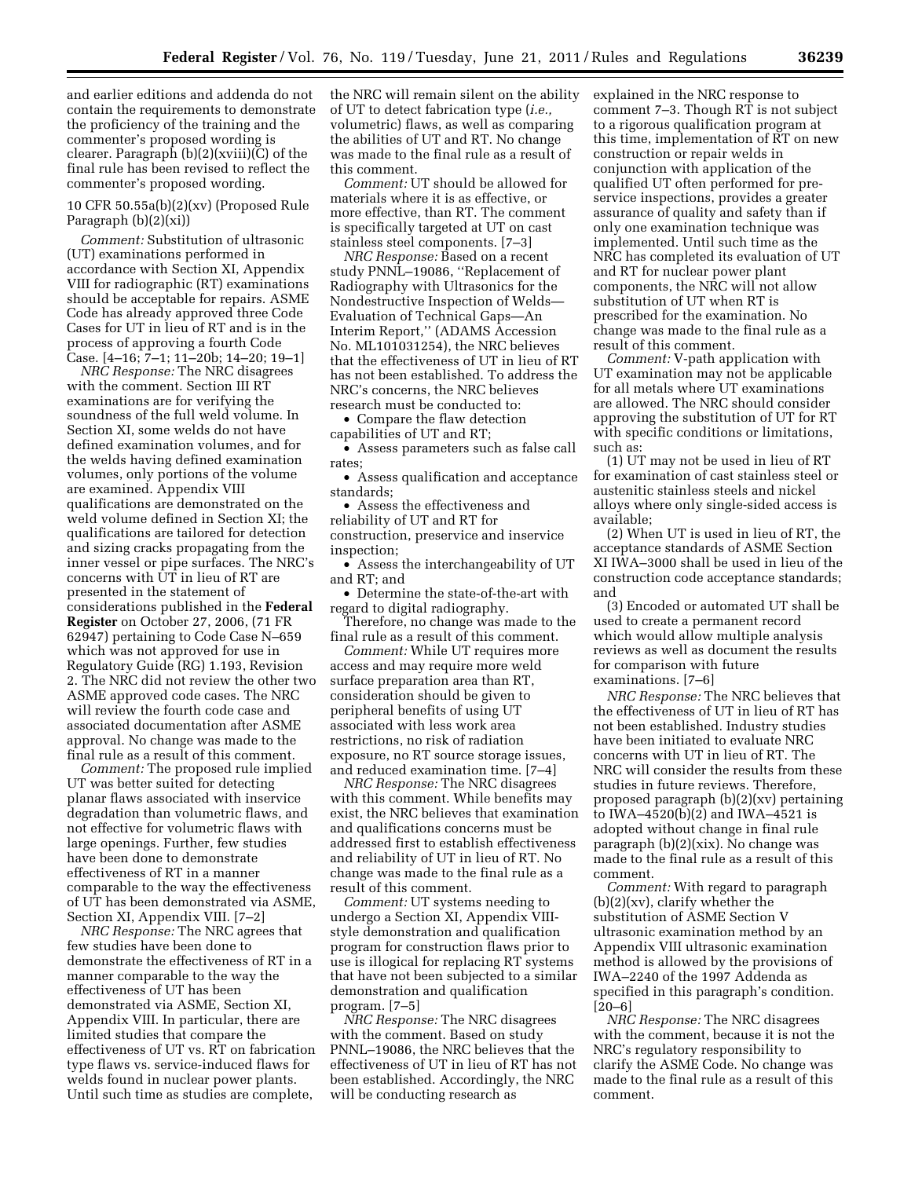and earlier editions and addenda do not contain the requirements to demonstrate the proficiency of the training and the commenter's proposed wording is clearer. Paragraph (b)(2)(xviii)(C) of the final rule has been revised to reflect the commenter's proposed wording.

10 CFR 50.55a(b)(2)(xv) (Proposed Rule Paragraph (b)(2)(xi))

*Comment:* Substitution of ultrasonic (UT) examinations performed in accordance with Section XI, Appendix VIII for radiographic (RT) examinations should be acceptable for repairs. ASME Code has already approved three Code Cases for UT in lieu of RT and is in the process of approving a fourth Code Case. [4–16; 7–1; 11–20b; 14–20; 19–1]

*NRC Response:* The NRC disagrees with the comment. Section III RT examinations are for verifying the soundness of the full weld volume. In Section XI, some welds do not have defined examination volumes, and for the welds having defined examination volumes, only portions of the volume are examined. Appendix VIII qualifications are demonstrated on the weld volume defined in Section XI; the qualifications are tailored for detection and sizing cracks propagating from the inner vessel or pipe surfaces. The NRC's concerns with UT in lieu of RT are presented in the statement of considerations published in the **Federal Register** on October 27, 2006, (71 FR 62947) pertaining to Code Case N–659 which was not approved for use in Regulatory Guide (RG) 1.193, Revision 2. The NRC did not review the other two ASME approved code cases. The NRC will review the fourth code case and associated documentation after ASME approval. No change was made to the final rule as a result of this comment.

*Comment:* The proposed rule implied UT was better suited for detecting planar flaws associated with inservice degradation than volumetric flaws, and not effective for volumetric flaws with large openings. Further, few studies have been done to demonstrate effectiveness of RT in a manner comparable to the way the effectiveness of UT has been demonstrated via ASME, Section XI, Appendix VIII. [7–2]

*NRC Response:* The NRC agrees that few studies have been done to demonstrate the effectiveness of RT in a manner comparable to the way the effectiveness of UT has been demonstrated via ASME, Section XI, Appendix VIII. In particular, there are limited studies that compare the effectiveness of UT vs. RT on fabrication type flaws vs. service-induced flaws for welds found in nuclear power plants. Until such time as studies are complete, the NRC will remain silent on the ability of UT to detect fabrication type (*i.e.,* volumetric) flaws, as well as comparing the abilities of UT and RT. No change was made to the final rule as a result of this comment.

*Comment:* UT should be allowed for materials where it is as effective, or more effective, than RT. The comment is specifically targeted at UT on cast stainless steel components. [7–3]

*NRC Response:* Based on a recent study PNNL–19086, ''Replacement of Radiography with Ultrasonics for the Nondestructive Inspection of Welds—Evaluation of Technical Gaps—An Interim Report,'' (ADAMS Accession No. ML101031254), the NRC believes that the effectiveness of UT in lieu of RT has not been established. To address the NRC's concerns, the NRC believes research must be conducted to:

- Compare the flaw detection capabilities of UT and RT;
- Assess parameters such as false call rates;
- Assess qualification and acceptance standards;
- Assess the effectiveness and reliability of UT and RT for construction, preservice and inservice inspection;
- Assess the interchangeability of UT and RT; and
- Determine the state-of-the-art with regard to digital radiography.

Therefore, no change was made to the final rule as a result of this comment.

*Comment:* While UT requires more access and may require more weld surface preparation area than RT, consideration should be given to peripheral benefits of using UT associated with less work area restrictions, no risk of radiation exposure, no RT source storage issues, and reduced examination time. [7–4]

*NRC Response:* The NRC disagrees with this comment. While benefits may exist, the NRC believes that examination and qualifications concerns must be addressed first to establish effectiveness and reliability of UT in lieu of RT. No change was made to the final rule as a result of this comment.

*Comment:* UT systems needing to undergo a Section XI, Appendix VIII-style demonstration and qualification program for construction flaws prior to use is illogical for replacing RT systems that have not been subjected to a similar demonstration and qualification program. [7–5]

*NRC Response:* The NRC disagrees with the comment. Based on study PNNL–19086, the NRC believes that the effectiveness of UT in lieu of RT has not been established. Accordingly, the NRC will be conducting research as explained in the NRC response to comment 7–3. Though RT is not subject to a rigorous qualification program at this time, implementation of RT on new construction or repair welds in conjunction with application of the qualified UT often performed for pre-service inspections, provides a greater assurance of quality and safety than if only one examination technique was implemented. Until such time as the NRC has completed its evaluation of UT and RT for nuclear power plant components, the NRC will not allow substitution of UT when RT is prescribed for the examination. No change was made to the final rule as a result of this comment.

*Comment:* V-path application with UT examination may not be applicable for all metals where UT examinations are allowed. The NRC should consider approving the substitution of UT for RT with specific conditions or limitations, such as:

(1) UT may not be used in lieu of RT for examination of cast stainless steel or austenitic stainless steels and nickel alloys where only single-sided access is available;

(2) When UT is used in lieu of RT, the acceptance standards of ASME Section XI IWA–3000 shall be used in lieu of the construction code acceptance standards; and

(3) Encoded or automated UT shall be used to create a permanent record which would allow multiple analysis reviews as well as document the results for comparison with future examinations. [7–6]

*NRC Response:* The NRC believes that the effectiveness of UT in lieu of RT has not been established. Industry studies have been initiated to evaluate NRC concerns with UT in lieu of RT. The NRC will consider the results from these studies in future reviews. Therefore, proposed paragraph (b)(2)(xv) pertaining to IWA–4520(b)(2) and IWA–4521 is adopted without change in final rule paragraph (b)(2)(xix). No change was made to the final rule as a result of this comment.

*Comment:* With regard to paragraph (b)(2)(xv), clarify whether the substitution of ASME Section V ultrasonic examination method by an Appendix VIII ultrasonic examination method is allowed by the provisions of IWA–2240 of the 1997 Addenda as specified in this paragraph's condition. [20–6]

*NRC Response:* The NRC disagrees with the comment, because it is not the NRC's regulatory responsibility to clarify the ASME Code. No change was made to the final rule as a result of this comment.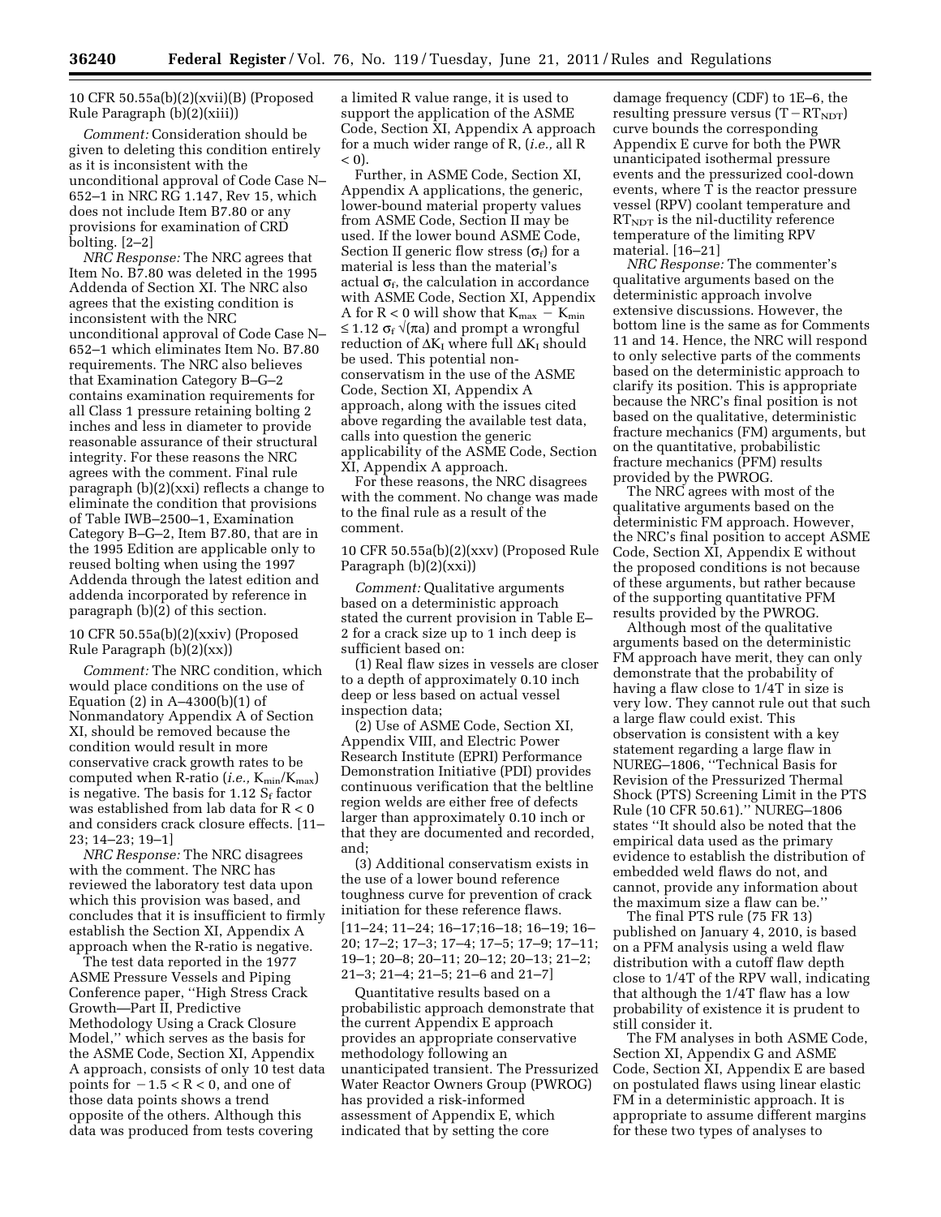10 CFR 50.55a(b)(2)(xvii)(B) (Proposed Rule Paragraph (b)(2)(xiii))

*Comment:* Consideration should be given to deleting this condition entirely as it is inconsistent with the unconditional approval of Code Case N–652–1 in NRC RG 1.147, Rev 15, which does not include Item B7.80 or any provisions for examination of CRD bolting. [2–2]

*NRC Response:* The NRC agrees that Item No. B7.80 was deleted in the 1995 Addenda of Section XI. The NRC also agrees that the existing condition is inconsistent with the NRC unconditional approval of Code Case N–652–1 which eliminates Item No. B7.80 requirements. The NRC also believes that Examination Category B–G–2 contains examination requirements for all Class 1 pressure retaining bolting 2 inches and less in diameter to provide reasonable assurance of their structural integrity. For these reasons the NRC agrees with the comment. Final rule paragraph (b)(2)(xxi) reflects a change to eliminate the condition that provisions of Table IWB–2500–1, Examination Category B–G–2, Item B7.80, that are in the 1995 Edition are applicable only to reused bolting when using the 1997 Addenda through the latest edition and addenda incorporated by reference in paragraph (b)(2) of this section.

10 CFR 50.55a(b)(2)(xxiv) (Proposed Rule Paragraph (b)(2)(xx))

*Comment:* The NRC condition, which would place conditions on the use of Equation (2) in A–4300(b)(1) of Nonmandatory Appendix A of Section XI, should be removed because the condition would result in more conservative crack growth rates to be computed when R-ratio (*i.e.,* $K_{min}/K_{max}$) is negative. The basis for 1.12 $S_f$ factor was established from lab data for $R < 0$ and considers crack closure effects. [11–23; 14–23; 19–1]

*NRC Response:* The NRC disagrees with the comment. The NRC has reviewed the laboratory test data upon which this provision was based, and concludes that it is insufficient to firmly establish the Section XI, Appendix A approach when the R-ratio is negative.

The test data reported in the 1977 ASME Pressure Vessels and Piping Conference paper, "High Stress Crack Growth—Part II, Predictive Methodology Using a Crack Closure Model," which serves as the basis for the ASME Code, Section XI, Appendix A approach, consists of only 10 test data points for $-1.5 < R < 0$, and one of those data points shows a trend opposite of the others. Although this data was produced from tests covering a limited R value range, it is used to support the application of the ASME Code, Section XI, Appendix A approach for a much wider range of R, (*i.e.,* all R $< 0$).

Further, in ASME Code, Section XI, Appendix A applications, the generic, lower-bound material property values from ASME Code, Section II may be used. If the lower bound ASME Code, Section II generic flow stress ($\sigma_f$) for a material is less than the material's actual $\sigma_f$, the calculation in accordance with ASME Code, Section XI, Appendix A for $R < 0$ will show that $K_{max} - K_{min} \leq 1.12\ \sigma_f \sqrt{(\pi a)}$ and prompt a wrongful reduction of $\Delta K_I$ where full $\Delta K_I$ should be used. This potential non-conservatism in the use of the ASME Code, Section XI, Appendix A approach, along with the issues cited above regarding the available test data, calls into question the generic applicability of the ASME Code, Section XI, Appendix A approach.

For these reasons, the NRC disagrees with the comment. No change was made to the final rule as a result of the comment.

10 CFR 50.55a(b)(2)(xxv) (Proposed Rule Paragraph (b)(2)(xxi))

*Comment:* Qualitative arguments based on a deterministic approach stated the current provision in Table E–2 for a crack size up to 1 inch deep is sufficient based on:

(1) Real flaw sizes in vessels are closer to a depth of approximately 0.10 inch deep or less based on actual vessel inspection data;

(2) Use of ASME Code, Section XI, Appendix VIII, and Electric Power Research Institute (EPRI) Performance Demonstration Initiative (PDI) provides continuous verification that the beltline region welds are either free of defects larger than approximately 0.10 inch or that they are documented and recorded, and;

(3) Additional conservatism exists in the use of a lower bound reference toughness curve for prevention of crack initiation for these reference flaws.

[11–24; 11–24; 16–17;16–18; 16–19; 16–20; 17–2; 17–3; 17–4; 17–5; 17–9; 17–11; 19–1; 20–8; 20–11; 20–12; 20–13; 21–2; 21–3; 21–4; 21–5; 21–6 and 21–7]

Quantitative results based on a probabilistic approach demonstrate that the current Appendix E approach provides an appropriate conservative methodology following an unanticipated transient. The Pressurized Water Reactor Owners Group (PWROG) has provided a risk-informed assessment of Appendix E, which indicated that by setting the core damage frequency (CDF) to 1E–6, the resulting pressure versus $(T - RT_{NDT})$ curve bounds the corresponding Appendix E curve for both the PWR unanticipated isothermal pressure events and the pressurized cool-down events, where T is the reactor pressure vessel (RPV) coolant temperature and $RT_{NDT}$ is the nil-ductility reference temperature of the limiting RPV material. [16–21]

*NRC Response:* The commenter's qualitative arguments based on the deterministic approach involve extensive discussions. However, the bottom line is the same as for Comments 11 and 14. Hence, the NRC will respond to only selective parts of the comments based on the deterministic approach to clarify its position. This is appropriate because the NRC's final position is not based on the qualitative, deterministic fracture mechanics (FM) arguments, but on the quantitative, probabilistic fracture mechanics (PFM) results provided by the PWROG.

The NRC agrees with most of the qualitative arguments based on the deterministic FM approach. However, the NRC's final position to accept ASME Code, Section XI, Appendix E without the proposed conditions is not because of these arguments, but rather because of the supporting quantitative PFM results provided by the PWROG.

Although most of the qualitative arguments based on the deterministic FM approach have merit, they can only demonstrate that the probability of having a flaw close to 1/4T in size is very low. They cannot rule out that such a large flaw could exist. This observation is consistent with a key statement regarding a large flaw in NUREG–1806, "Technical Basis for Revision of the Pressurized Thermal Shock (PTS) Screening Limit in the PTS Rule (10 CFR 50.61)." NUREG–1806 states "It should also be noted that the empirical data used as the primary evidence to establish the distribution of embedded weld flaws do not, and cannot, provide any information about the maximum size a flaw can be."

The final PTS rule (75 FR 13) published on January 4, 2010, is based on a PFM analysis using a weld flaw distribution with a cutoff flaw depth close to 1/4T of the RPV wall, indicating that although the 1/4T flaw has a low probability of existence it is prudent to still consider it.

The FM analyses in both ASME Code, Section XI, Appendix G and ASME Code, Section XI, Appendix E are based on postulated flaws using linear elastic FM in a deterministic approach. It is appropriate to assume different margins for these two types of analyses to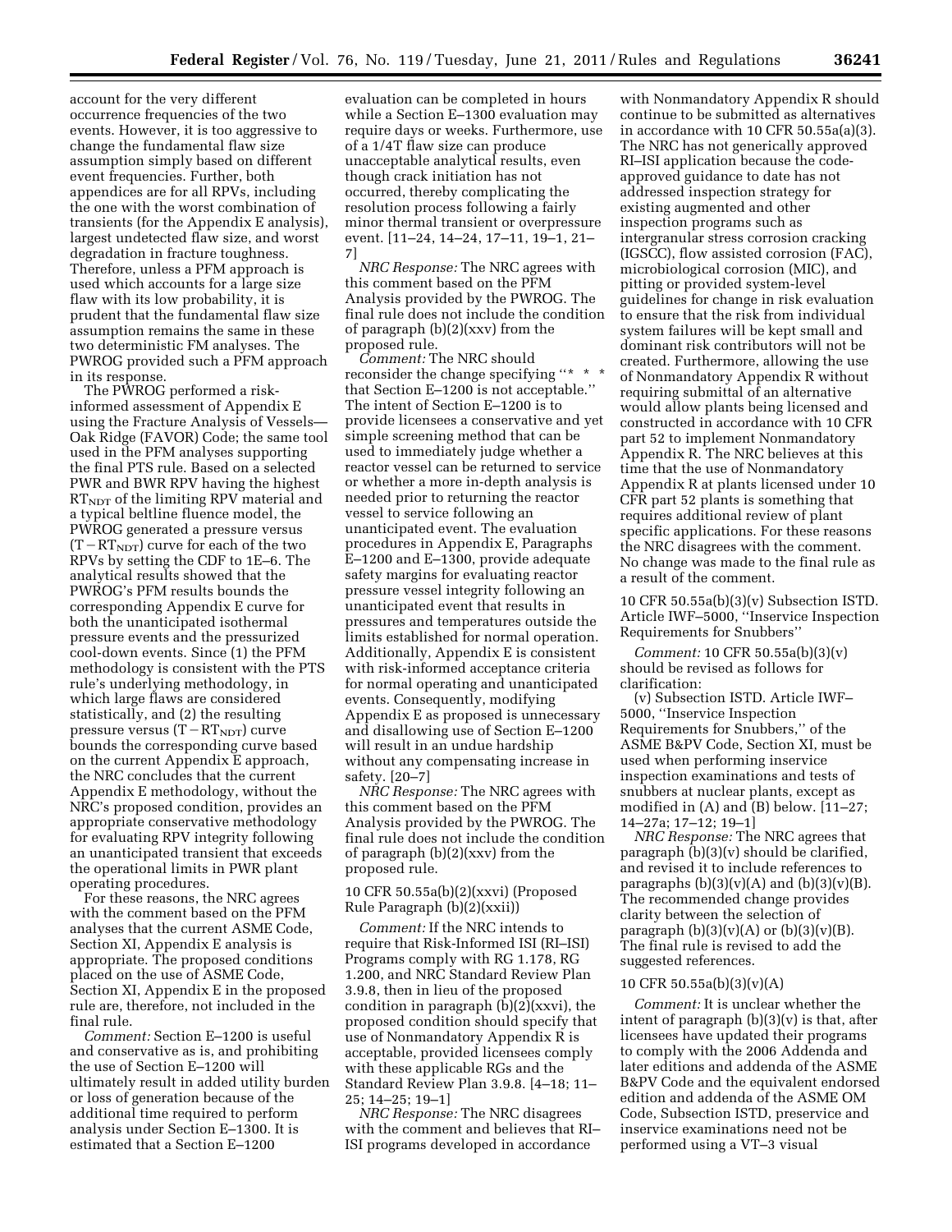account for the very different occurrence frequencies of the two events. However, it is too aggressive to change the fundamental flaw size assumption simply based on different event frequencies. Further, both appendices are for all RPVs, including the one with the worst combination of transients (for the Appendix E analysis), largest undetected flaw size, and worst degradation in fracture toughness. Therefore, unless a PFM approach is used which accounts for a large size flaw with its low probability, it is prudent that the fundamental flaw size assumption remains the same in these two deterministic FM analyses. The PWROG provided such a PFM approach in its response.

The PWROG performed a risk-informed assessment of Appendix E using the Fracture Analysis of Vessels—Oak Ridge (FAVOR) Code; the same tool used in the PFM analyses supporting the final PTS rule. Based on a selected PWR and BWR RPV having the highest $RT_{NDT}$ of the limiting RPV material and a typical beltline fluence model, the PWROG generated a pressure versus $(T - RT_{NDT})$ curve for each of the two RPVs by setting the CDF to 1E–6. The analytical results showed that the PWROG's PFM results bounds the corresponding Appendix E curve for both the unanticipated isothermal pressure events and the pressurized cool-down events. Since (1) the PFM methodology is consistent with the PTS rule's underlying methodology, in which large flaws are considered statistically, and (2) the resulting pressure versus $(T - RT_{NDT})$ curve bounds the corresponding curve based on the current Appendix E approach, the NRC concludes that the current Appendix E methodology, without the NRC's proposed condition, provides an appropriate conservative methodology for evaluating RPV integrity following an unanticipated transient that exceeds the operational limits in PWR plant operating procedures.

For these reasons, the NRC agrees with the comment based on the PFM analyses that the current ASME Code, Section XI, Appendix E analysis is appropriate. The proposed conditions placed on the use of ASME Code, Section XI, Appendix E in the proposed rule are, therefore, not included in the final rule.

*Comment:* Section E–1200 is useful and conservative as is, and prohibiting the use of Section E–1200 will ultimately result in added utility burden or loss of generation because of the additional time required to perform analysis under Section E–1300. It is estimated that a Section E–1200 evaluation can be completed in hours while a Section E–1300 evaluation may require days or weeks. Furthermore, use of a 1/4T flaw size can produce unacceptable analytical results, even though crack initiation has not occurred, thereby complicating the resolution process following a fairly minor thermal transient or overpressure event. [11–24, 14–24, 17–11, 19–1, 21–7]

*NRC Response:* The NRC agrees with this comment based on the PFM Analysis provided by the PWROG. The final rule does not include the condition of paragraph (b)(2)(xxv) from the proposed rule.

*Comment:* The NRC should reconsider the change specifying ''* * * that Section E–1200 is not acceptable.'' The intent of Section E–1200 is to provide licensees a conservative and yet simple screening method that can be used to immediately judge whether a reactor vessel can be returned to service or whether a more in-depth analysis is needed prior to returning the reactor vessel to service following an unanticipated event. The evaluation procedures in Appendix E, Paragraphs E–1200 and E–1300, provide adequate safety margins for evaluating reactor pressure vessel integrity following an unanticipated event that results in pressures and temperatures outside the limits established for normal operation. Additionally, Appendix E is consistent with risk-informed acceptance criteria for normal operating and unanticipated events. Consequently, modifying Appendix E as proposed is unnecessary and disallowing use of Section E–1200 will result in an undue hardship without any compensating increase in safety. [20–7]

*NRC Response:* The NRC agrees with this comment based on the PFM Analysis provided by the PWROG. The final rule does not include the condition of paragraph (b)(2)(xxv) from the proposed rule.

10 CFR 50.55a(b)(2)(xxvi) (Proposed Rule Paragraph (b)(2)(xxii))

*Comment:* If the NRC intends to require that Risk-Informed ISI (RI–ISI) Programs comply with RG 1.178, RG 1.200, and NRC Standard Review Plan 3.9.8, then in lieu of the proposed condition in paragraph (b)(2)(xxvi), the proposed condition should specify that use of Nonmandatory Appendix R is acceptable, provided licensees comply with these applicable RGs and the Standard Review Plan 3.9.8. [4–18; 11–25; 14–25; 19–1]

*NRC Response:* The NRC disagrees with the comment and believes that RI–ISI programs developed in accordance with Nonmandatory Appendix R should continue to be submitted as alternatives in accordance with 10 CFR 50.55a(a)(3). The NRC has not generically approved RI–ISI application because the code-approved guidance to date has not addressed inspection strategy for existing augmented and other inspection programs such as intergranular stress corrosion cracking (IGSCC), flow assisted corrosion (FAC), microbiological corrosion (MIC), and pitting or provided system-level guidelines for change in risk evaluation to ensure that the risk from individual system failures will be kept small and dominant risk contributors will not be created. Furthermore, allowing the use of Nonmandatory Appendix R without requiring submittal of an alternative would allow plants being licensed and constructed in accordance with 10 CFR part 52 to implement Nonmandatory Appendix R. The NRC believes at this time that the use of Nonmandatory Appendix R at plants licensed under 10 CFR part 52 plants is something that requires additional review of plant specific applications. For these reasons the NRC disagrees with the comment. No change was made to the final rule as a result of the comment.

10 CFR 50.55a(b)(3)(v) Subsection ISTD. Article IWF–5000, ''Inservice Inspection Requirements for Snubbers''

*Comment:* 10 CFR 50.55a(b)(3)(v) should be revised as follows for clarification:

(v) Subsection ISTD. Article IWF–5000, ''Inservice Inspection Requirements for Snubbers,'' of the ASME B&PV Code, Section XI, must be used when performing inservice inspection examinations and tests of snubbers at nuclear plants, except as modified in (A) and (B) below. [11–27; 14–27a; 17–12; 19–1]

*NRC Response:* The NRC agrees that paragraph (b)(3)(v) should be clarified, and revised it to include references to paragraphs (b)(3)(v)(A) and (b)(3)(v)(B). The recommended change provides clarity between the selection of paragraph (b)(3)(v)(A) or (b)(3)(v)(B). The final rule is revised to add the suggested references.

10 CFR 50.55a(b)(3)(v)(A)

*Comment:* It is unclear whether the intent of paragraph (b)(3)(v) is that, after licensees have updated their programs to comply with the 2006 Addenda and later editions and addenda of the ASME B&PV Code and the equivalent endorsed edition and addenda of the ASME OM Code, Subsection ISTD, preservice and inservice examinations need not be performed using a VT–3 visual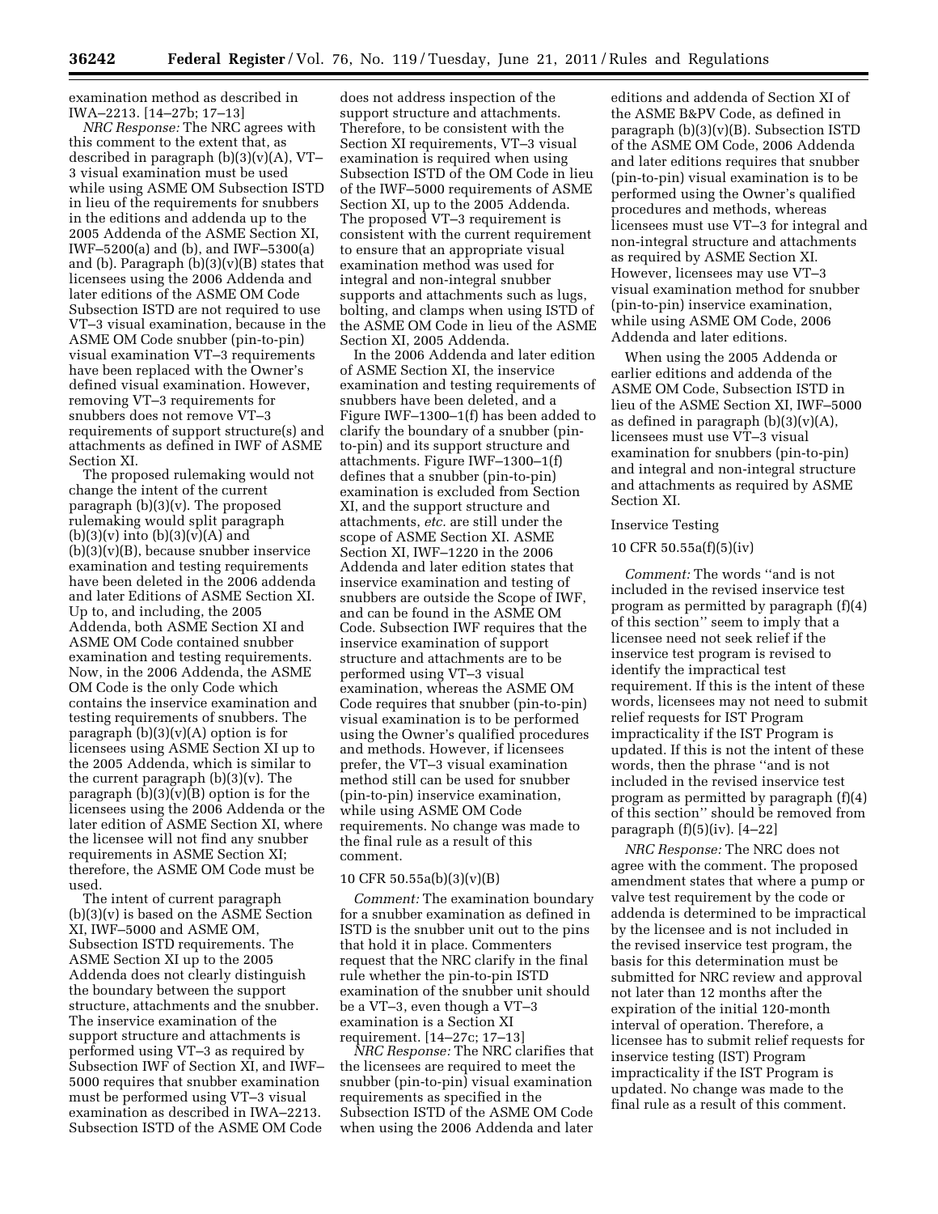examination method as described in IWA–2213. [14–27b; 17–13]

*NRC Response:* The NRC agrees with this comment to the extent that, as described in paragraph (b)(3)(v)(A), VT–3 visual examination must be used while using ASME OM Subsection ISTD in lieu of the requirements for snubbers in the editions and addenda up to the 2005 Addenda of the ASME Section XI, IWF–5200(a) and (b), and IWF–5300(a) and (b). Paragraph (b)(3)(v)(B) states that licensees using the 2006 Addenda and later editions of the ASME OM Code Subsection ISTD are not required to use VT–3 visual examination, because in the ASME OM Code snubber (pin-to-pin) visual examination VT–3 requirements have been replaced with the Owner's defined visual examination. However, removing VT–3 requirements for snubbers does not remove VT–3 requirements of support structure(s) and attachments as defined in IWF of ASME Section XI.

The proposed rulemaking would not change the intent of the current paragraph (b)(3)(v). The proposed rulemaking would split paragraph (b)(3)(v) into (b)(3)(v)(A) and (b)(3)(v)(B), because snubber inservice examination and testing requirements have been deleted in the 2006 addenda and later Editions of ASME Section XI. Up to, and including, the 2005 Addenda, both ASME Section XI and ASME OM Code contained snubber examination and testing requirements. Now, in the 2006 Addenda, the ASME OM Code is the only Code which contains the inservice examination and testing requirements of snubbers. The paragraph (b)(3)(v)(A) option is for licensees using ASME Section XI up to the 2005 Addenda, which is similar to the current paragraph (b)(3)(v). The paragraph (b)(3)(v)(B) option is for the licensees using the 2006 Addenda or the later edition of ASME Section XI, where the licensee will not find any snubber requirements in ASME Section XI; therefore, the ASME OM Code must be used.

The intent of current paragraph (b)(3)(v) is based on the ASME Section XI, IWF–5000 and ASME OM, Subsection ISTD requirements. The ASME Section XI up to the 2005 Addenda does not clearly distinguish the boundary between the support structure, attachments and the snubber. The inservice examination of the support structure and attachments is performed using VT–3 as required by Subsection IWF of Section XI, and IWF–5000 requires that snubber examination must be performed using VT–3 visual examination as described in IWA–2213. Subsection ISTD of the ASME OM Code does not address inspection of the support structure and attachments. Therefore, to be consistent with the Section XI requirements, VT–3 visual examination is required when using Subsection ISTD of the OM Code in lieu of the IWF–5000 requirements of ASME Section XI, up to the 2005 Addenda. The proposed VT–3 requirement is consistent with the current requirement to ensure that an appropriate visual examination method was used for integral and non-integral snubber supports and attachments such as lugs, bolting, and clamps when using ISTD of the ASME OM Code in lieu of the ASME Section XI, 2005 Addenda.

In the 2006 Addenda and later edition of ASME Section XI, the inservice examination and testing requirements of snubbers have been deleted, and a Figure IWF–1300–1(f) has been added to clarify the boundary of a snubber (pin-to-pin) and its support structure and attachments. Figure IWF–1300–1(f) defines that a snubber (pin-to-pin) examination is excluded from Section XI, and the support structure and attachments, *etc.* are still under the scope of ASME Section XI. ASME Section XI, IWF–1220 in the 2006 Addenda and later edition states that inservice examination and testing of snubbers are outside the Scope of IWF, and can be found in the ASME OM Code. Subsection IWF requires that the inservice examination of support structure and attachments are to be performed using VT–3 visual examination, whereas the ASME OM Code requires that snubber (pin-to-pin) visual examination is to be performed using the Owner's qualified procedures and methods. However, if licensees prefer, the VT–3 visual examination method still can be used for snubber (pin-to-pin) inservice examination, while using ASME OM Code requirements. No change was made to the final rule as a result of this comment.

10 CFR 50.55a(b)(3)(v)(B)

*Comment:* The examination boundary for a snubber examination as defined in ISTD is the snubber unit out to the pins that hold it in place. Commenters request that the NRC clarify in the final rule whether the pin-to-pin ISTD examination of the snubber unit should be a VT–3, even though a VT–3 examination is a Section XI requirement. [14–27c; 17–13]

*NRC Response:* The NRC clarifies that the licensees are required to meet the snubber (pin-to-pin) visual examination requirements as specified in the Subsection ISTD of the ASME OM Code when using the 2006 Addenda and later editions and addenda of Section XI of the ASME B&PV Code, as defined in paragraph (b)(3)(v)(B). Subsection ISTD of the ASME OM Code, 2006 Addenda and later editions requires that snubber (pin-to-pin) visual examination is to be performed using the Owner's qualified procedures and methods, whereas licensees must use VT–3 for integral and non-integral structure and attachments as required by ASME Section XI. However, licensees may use VT–3 visual examination method for snubber (pin-to-pin) inservice examination, while using ASME OM Code, 2006 Addenda and later editions.

When using the 2005 Addenda or earlier editions and addenda of the ASME OM Code, Subsection ISTD in lieu of the ASME Section XI, IWF–5000 as defined in paragraph (b)(3)(v)(A), licensees must use VT–3 visual examination for snubbers (pin-to-pin) and integral and non-integral structure and attachments as required by ASME Section XI.

Inservice Testing

10 CFR 50.55a(f)(5)(iv)

*Comment:* The words ''and is not included in the revised inservice test program as permitted by paragraph (f)(4) of this section'' seem to imply that a licensee need not seek relief if the inservice test program is revised to identify the impractical test requirement. If this is the intent of these words, licensees may not need to submit relief requests for IST Program impracticality if the IST Program is updated. If this is not the intent of these words, then the phrase ''and is not included in the revised inservice test program as permitted by paragraph (f)(4) of this section'' should be removed from paragraph (f)(5)(iv). [4–22]

*NRC Response:* The NRC does not agree with the comment. The proposed amendment states that where a pump or valve test requirement by the code or addenda is determined to be impractical by the licensee and is not included in the revised inservice test program, the basis for this determination must be submitted for NRC review and approval not later than 12 months after the expiration of the initial 120-month interval of operation. Therefore, a licensee has to submit relief requests for inservice testing (IST) Program impracticality if the IST Program is updated. No change was made to the final rule as a result of this comment.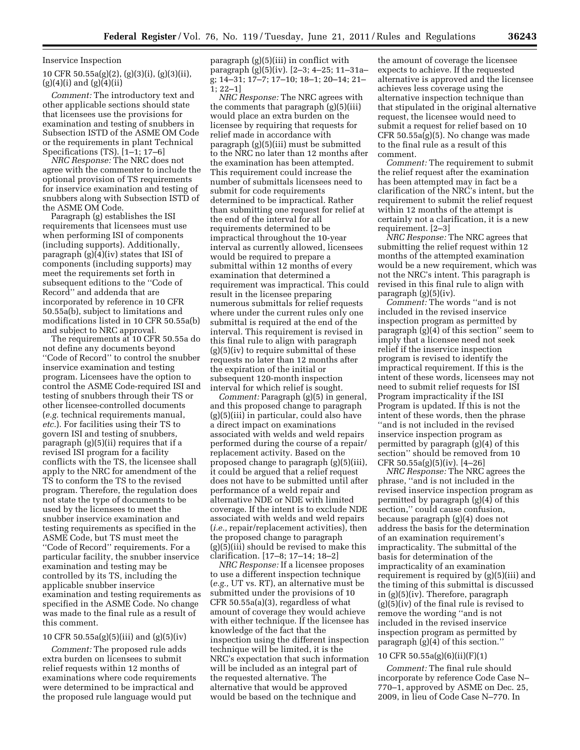Inservice Inspection

10 CFR 50.55a(g)(2), (g)(3)(i), (g)(3)(ii), (g)(4)(i) and (g)(4)(ii)

*Comment:* The introductory text and other applicable sections should state that licensees use the provisions for examination and testing of snubbers in Subsection ISTD of the ASME OM Code or the requirements in plant Technical Specifications (TS). [1–1; 17–6]

*NRC Response:* The NRC does not agree with the commenter to include the optional provision of TS requirements for inservice examination and testing of snubbers along with Subsection ISTD of the ASME OM Code.

Paragraph (g) establishes the ISI requirements that licensees must use when performing ISI of components (including supports). Additionally, paragraph (g)(4)(iv) states that ISI of components (including supports) may meet the requirements set forth in subsequent editions to the ''Code of Record'' and addenda that are incorporated by reference in 10 CFR 50.55a(b), subject to limitations and modifications listed in 10 CFR 50.55a(b) and subject to NRC approval.

The requirements at 10 CFR 50.55a do not define any documents beyond ''Code of Record'' to control the snubber inservice examination and testing program. Licensees have the option to control the ASME Code-required ISI and testing of snubbers through their TS or other licensee-controlled documents (*e.g.* technical requirements manual, *etc.*). For facilities using their TS to govern ISI and testing of snubbers, paragraph (g)(5)(ii) requires that if a revised ISI program for a facility conflicts with the TS, the licensee shall apply to the NRC for amendment of the TS to conform the TS to the revised program. Therefore, the regulation does not state the type of documents to be used by the licensees to meet the snubber inservice examination and testing requirements as specified in the ASME Code, but TS must meet the ''Code of Record'' requirements. For a particular facility, the snubber inservice examination and testing may be controlled by its TS, including the applicable snubber inservice examination and testing requirements as specified in the ASME Code. No change was made to the final rule as a result of this comment.

10 CFR 50.55a(g)(5)(iii) and (g)(5)(iv)

*Comment:* The proposed rule adds extra burden on licensees to submit relief requests within 12 months of examinations where code requirements were determined to be impractical and the proposed rule language would put paragraph (g)(5)(iii) in conflict with paragraph (g)(5)(iv). [2–3; 4–25; 11–31a–g; 14–31; 17–7; 17–10; 18–1; 20–14; 21–1; 22–1]

*NRC Response:* The NRC agrees with the comments that paragraph (g)(5)(iii) would place an extra burden on the licensee by requiring that requests for relief made in accordance with paragraph (g)(5)(iii) must be submitted to the NRC no later than 12 months after the examination has been attempted. This requirement could increase the number of submittals licensees need to submit for code requirements determined to be impractical. Rather than submitting one request for relief at the end of the interval for all requirements determined to be impractical throughout the 10-year interval as currently allowed, licensees would be required to prepare a submittal within 12 months of every examination that determined a requirement was impractical. This could result in the licensee preparing numerous submittals for relief requests where under the current rules only one submittal is required at the end of the interval. This requirement is revised in this final rule to align with paragraph (g)(5)(iv) to require submittal of these requests no later than 12 months after the expiration of the initial or subsequent 120-month inspection interval for which relief is sought.

*Comment:* Paragraph (g)(5) in general, and this proposed change to paragraph (g)(5)(iii) in particular, could also have a direct impact on examinations associated with welds and weld repairs performed during the course of a repair/replacement activity. Based on the proposed change to paragraph (g)(5)(iii), it could be argued that a relief request does not have to be submitted until after performance of a weld repair and alternative NDE or NDE with limited coverage. If the intent is to exclude NDE associated with welds and weld repairs (*i.e.,* repair/replacement activities), then the proposed change to paragraph (g)(5)(iii) should be revised to make this clarification. [17–8; 17–14; 18–2]

*NRC Response:* If a licensee proposes to use a different inspection technique (*e.g.,* UT vs. RT), an alternative must be submitted under the provisions of 10 CFR 50.55a(a)(3), regardless of what amount of coverage they would achieve with either technique. If the licensee has knowledge of the fact that the inspection using the different inspection technique will be limited, it is the NRC's expectation that such information will be included as an integral part of the requested alternative. The alternative that would be approved would be based on the technique and the amount of coverage the licensee expects to achieve. If the requested alternative is approved and the licensee achieves less coverage using the alternative inspection technique than that stipulated in the original alternative request, the licensee would need to submit a request for relief based on 10 CFR 50.55a(g)(5). No change was made to the final rule as a result of this comment.

*Comment:* The requirement to submit the relief request after the examination has been attempted may in fact be a clarification of the NRC's intent, but the requirement to submit the relief request within 12 months of the attempt is certainly not a clarification, it is a new requirement. [2–3]

*NRC Response:* The NRC agrees that submitting the relief request within 12 months of the attempted examination would be a new requirement, which was not the NRC's intent. This paragraph is revised in this final rule to align with paragraph (g)(5)(iv).

*Comment:* The words ''and is not included in the revised inservice inspection program as permitted by paragraph (g)(4) of this section'' seem to imply that a licensee need not seek relief if the inservice inspection program is revised to identify the impractical requirement. If this is the intent of these words, licensees may not need to submit relief requests for ISI Program impracticality if the ISI Program is updated. If this is not the intent of these words, then the phrase ''and is not included in the revised inservice inspection program as permitted by paragraph (g)(4) of this section'' should be removed from 10 CFR 50.55a(g)(5)(iv). [4–26]

*NRC Response:* The NRC agrees the phrase, ''and is not included in the revised inservice inspection program as permitted by paragraph (g)(4) of this section,'' could cause confusion, because paragraph (g)(4) does not address the basis for the determination of an examination requirement's impracticality. The submittal of the basis for determination of the impracticality of an examination requirement is required by (g)(5)(iii) and the timing of this submittal is discussed in (g)(5)(iv). Therefore, paragraph (g)(5)(iv) of the final rule is revised to remove the wording ''and is not included in the revised inservice inspection program as permitted by paragraph (g)(4) of this section.''

10 CFR 50.55a(g)(6)(ii)(F)(1)

*Comment:* The final rule should incorporate by reference Code Case N–770–1, approved by ASME on Dec. 25, 2009, in lieu of Code Case N–770. In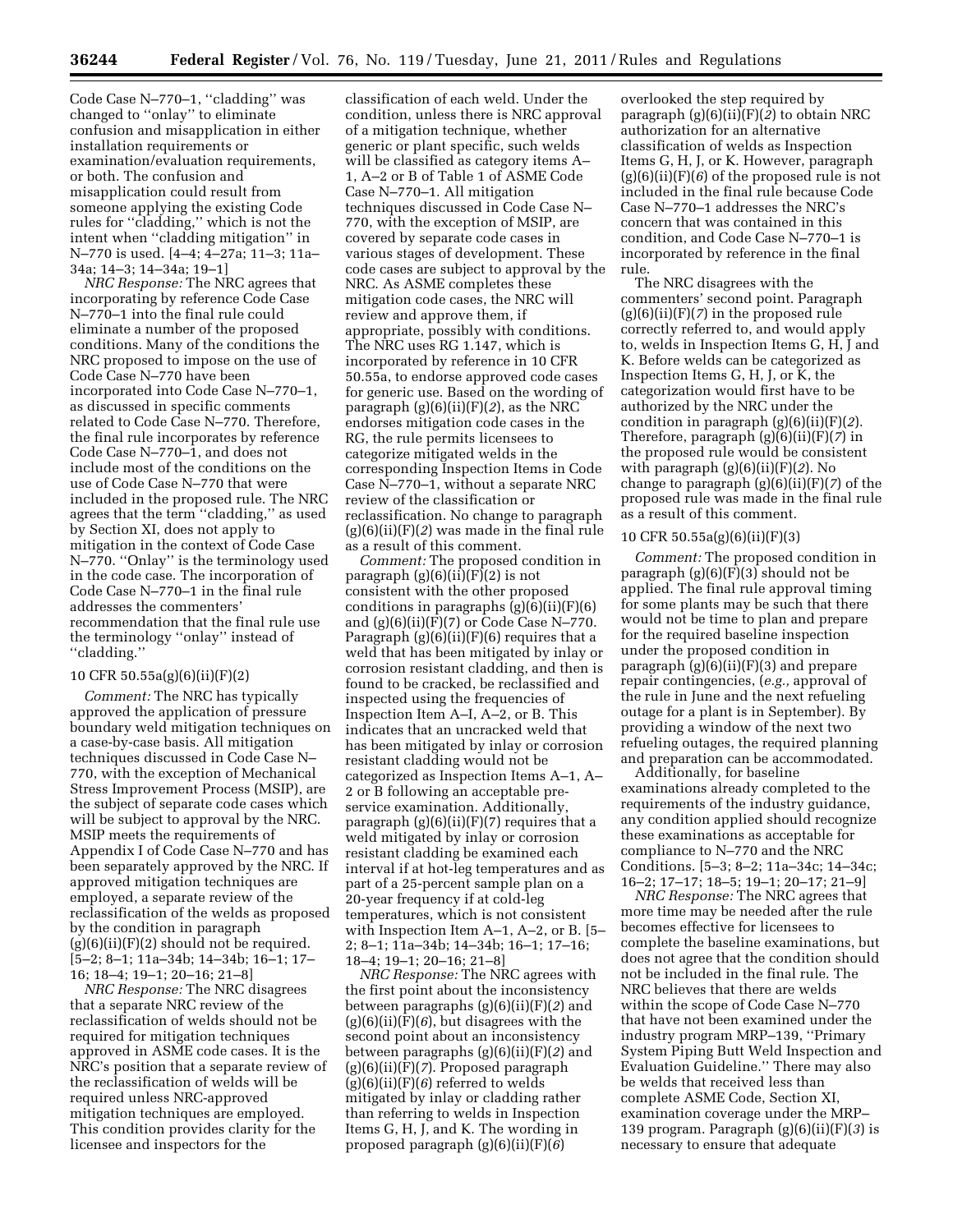Code Case N–770–1, ''cladding'' was changed to ''onlay'' to eliminate confusion and misapplication in either installation requirements or examination/evaluation requirements, or both. The confusion and misapplication could result from someone applying the existing Code rules for ''cladding,'' which is not the intent when ''cladding mitigation'' in N–770 is used. [4–4; 4–27a; 11–3; 11a–34a; 14–3; 14–34a; 19–1]

*NRC Response:* The NRC agrees that incorporating by reference Code Case N–770–1 into the final rule could eliminate a number of the proposed conditions. Many of the conditions the NRC proposed to impose on the use of Code Case N–770 have been incorporated into Code Case N–770–1, as discussed in specific comments related to Code Case N–770. Therefore, the final rule incorporates by reference Code Case N–770–1, and does not include most of the conditions on the use of Code Case N–770 that were included in the proposed rule. The NRC agrees that the term ''cladding,'' as used by Section XI, does not apply to mitigation in the context of Code Case N–770. ''Onlay'' is the terminology used in the code case. The incorporation of Code Case N–770–1 in the final rule addresses the commenters' recommendation that the final rule use the terminology ''onlay'' instead of ''cladding.''

10 CFR 50.55a(g)(6)(ii)(F)(2)

*Comment:* The NRC has typically approved the application of pressure boundary weld mitigation techniques on a case-by-case basis. All mitigation techniques discussed in Code Case N–770, with the exception of Mechanical Stress Improvement Process (MSIP), are the subject of separate code cases which will be subject to approval by the NRC. MSIP meets the requirements of Appendix I of Code Case N–770 and has been separately approved by the NRC. If approved mitigation techniques are employed, a separate review of the reclassification of the welds as proposed by the condition in paragraph (g)(6)(ii)(F)(2) should not be required. [5–2; 8–1; 11a–34b; 14–34b; 16–1; 17–16; 18–4; 19–1; 20–16; 21–8]

*NRC Response:* The NRC disagrees that a separate NRC review of the reclassification of welds should not be required for mitigation techniques approved in ASME code cases. It is the NRC's position that a separate review of the reclassification of welds will be required unless NRC-approved mitigation techniques are employed. This condition provides clarity for the licensee and inspectors for the classification of each weld. Under the condition, unless there is NRC approval of a mitigation technique, whether generic or plant specific, such welds will be classified as category items A–1, A–2 or B of Table 1 of ASME Code Case N–770–1. All mitigation techniques discussed in Code Case N–770, with the exception of MSIP, are covered by separate code cases in various stages of development. These code cases are subject to approval by the NRC. As ASME completes these mitigation code cases, the NRC will review and approve them, if appropriate, possibly with conditions. The NRC uses RG 1.147, which is incorporated by reference in 10 CFR 50.55a, to endorse approved code cases for generic use. Based on the wording of paragraph (g)(6)(ii)(F)(*2*), as the NRC endorses mitigation code cases in the RG, the rule permits licensees to categorize mitigated welds in the corresponding Inspection Items in Code Case N–770–1, without a separate NRC review of the classification or reclassification. No change to paragraph (g)(6)(ii)(F)(*2*) was made in the final rule as a result of this comment.

*Comment:* The proposed condition in paragraph (g)(6)(ii)(F)(2) is not consistent with the other proposed conditions in paragraphs (g)(6)(ii)(F)(6) and (g)(6)(ii)(F)(7) or Code Case N–770. Paragraph (g)(6)(ii)(F)(6) requires that a weld that has been mitigated by inlay or corrosion resistant cladding, and then is found to be cracked, be reclassified and inspected using the frequencies of Inspection Item A–I, A–2, or B. This indicates that an uncracked weld that has been mitigated by inlay or corrosion resistant cladding would not be categorized as Inspection Items A–1, A–2 or B following an acceptable pre-service examination. Additionally, paragraph (g)(6)(ii)(F)(7) requires that a weld mitigated by inlay or corrosion resistant cladding be examined each interval if at hot-leg temperatures and as part of a 25-percent sample plan on a 20-year frequency if at cold-leg temperatures, which is not consistent with Inspection Item A–1, A–2, or B. [5–2; 8–1; 11a–34b; 14–34b; 16–1; 17–16; 18–4; 19–1; 20–16; 21–8]

*NRC Response:* The NRC agrees with the first point about the inconsistency between paragraphs (g)(6)(ii)(F)(*2*) and (g)(6)(ii)(F)(*6*), but disagrees with the second point about an inconsistency between paragraphs (g)(6)(ii)(F)(*2*) and (g)(6)(ii)(F)(*7*). Proposed paragraph (g)(6)(ii)(F)(*6*) referred to welds mitigated by inlay or cladding rather than referring to welds in Inspection Items G, H, J, and K. The wording in proposed paragraph (g)(6)(ii)(F)(*6*) overlooked the step required by paragraph (g)(6)(ii)(F)(*2*) to obtain NRC authorization for an alternative classification of welds as Inspection Items G, H, J, or K. However, paragraph (g)(6)(ii)(F)(*6*) of the proposed rule is not included in the final rule because Code Case N–770–1 addresses the NRC's concern that was contained in this condition, and Code Case N–770–1 is incorporated by reference in the final rule.

The NRC disagrees with the commenters' second point. Paragraph (g)(6)(ii)(F)(*7*) in the proposed rule correctly referred to, and would apply to, welds in Inspection Items G, H, J and K. Before welds can be categorized as Inspection Items G, H, J, or K, the categorization would first have to be authorized by the NRC under the condition in paragraph (g)(6)(ii)(F)(*2*). Therefore, paragraph (g)(6)(ii)(F)(*7*) in the proposed rule would be consistent with paragraph (g)(6)(ii)(F)(*2*). No change to paragraph (g)(6)(ii)(F)(*7*) of the proposed rule was made in the final rule as a result of this comment.

10 CFR 50.55a(g)(6)(ii)(F)(3)

*Comment:* The proposed condition in paragraph (g)(6)(F)(3) should not be applied. The final rule approval timing for some plants may be such that there would not be time to plan and prepare for the required baseline inspection under the proposed condition in paragraph (g)(6)(ii)(F)(3) and prepare repair contingencies, (*e.g.,* approval of the rule in June and the next refueling outage for a plant is in September). By providing a window of the next two refueling outages, the required planning and preparation can be accommodated.

Additionally, for baseline examinations already completed to the requirements of the industry guidance, any condition applied should recognize these examinations as acceptable for compliance to N–770 and the NRC Conditions. [5–3; 8–2; 11a–34c; 14–34c; 16–2; 17–17; 18–5; 19–1; 20–17; 21–9]

*NRC Response:* The NRC agrees that more time may be needed after the rule becomes effective for licensees to complete the baseline examinations, but does not agree that the condition should not be included in the final rule. The NRC believes that there are welds within the scope of Code Case N–770 that have not been examined under the industry program MRP–139, ''Primary System Piping Butt Weld Inspection and Evaluation Guideline.'' There may also be welds that received less than complete ASME Code, Section XI, examination coverage under the MRP–139 program. Paragraph (g)(6)(ii)(F)(*3*) is necessary to ensure that adequate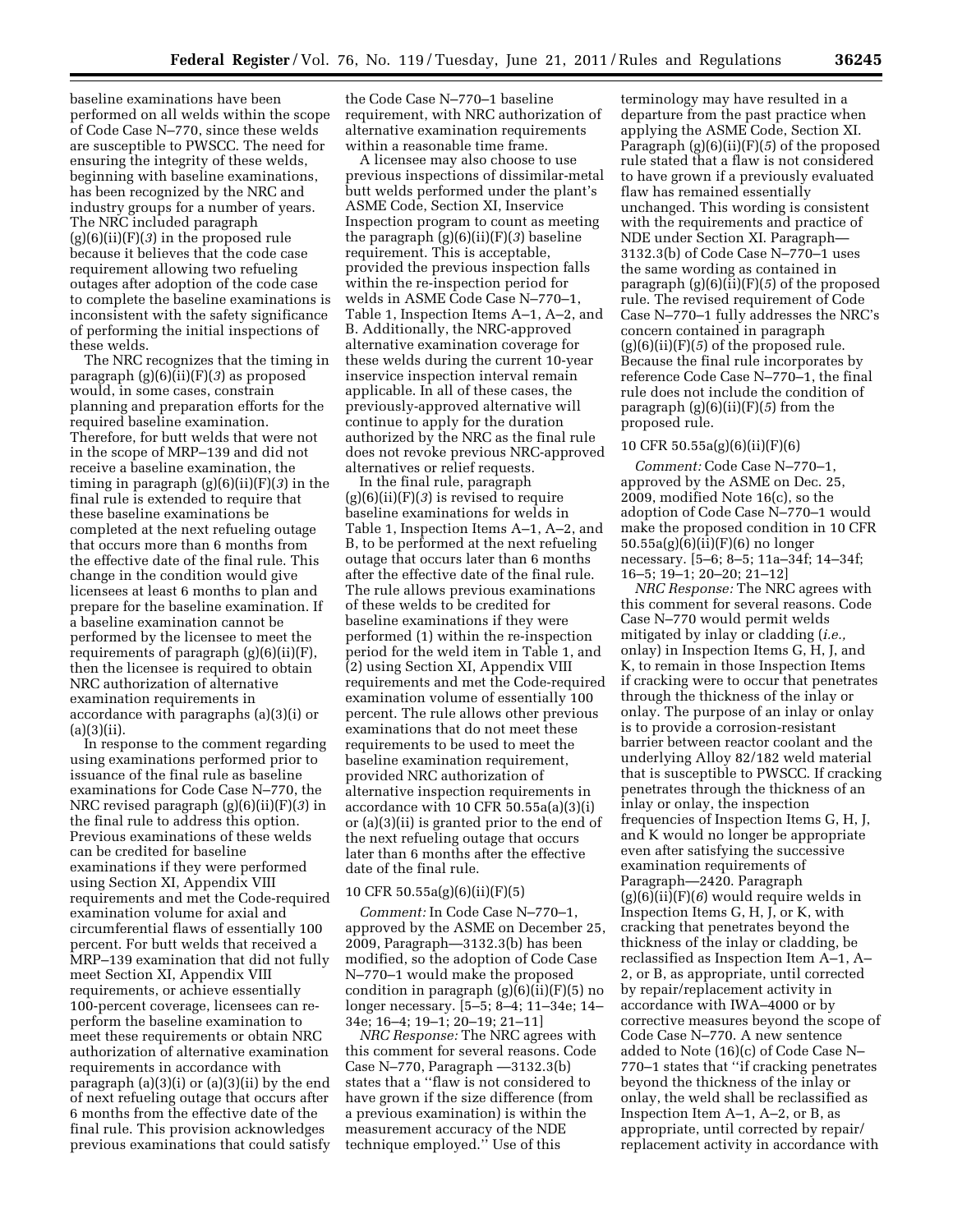baseline examinations have been performed on all welds within the scope of Code Case N–770, since these welds are susceptible to PWSCC. The need for ensuring the integrity of these welds, beginning with baseline examinations, has been recognized by the NRC and industry groups for a number of years. The NRC included paragraph (g)(6)(ii)(F)(*3*) in the proposed rule because it believes that the code case requirement allowing two refueling outages after adoption of the code case to complete the baseline examinations is inconsistent with the safety significance of performing the initial inspections of these welds.

The NRC recognizes that the timing in paragraph (g)(6)(ii)(F)(*3*) as proposed would, in some cases, constrain planning and preparation efforts for the required baseline examination. Therefore, for butt welds that were not in the scope of MRP–139 and did not receive a baseline examination, the timing in paragraph (g)(6)(ii)(F)(*3*) in the final rule is extended to require that these baseline examinations be completed at the next refueling outage that occurs more than 6 months from the effective date of the final rule. This change in the condition would give licensees at least 6 months to plan and prepare for the baseline examination. If a baseline examination cannot be performed by the licensee to meet the requirements of paragraph (g)(6)(ii)(F), then the licensee is required to obtain NRC authorization of alternative examination requirements in accordance with paragraphs (a)(3)(i) or (a)(3)(ii).

In response to the comment regarding using examinations performed prior to issuance of the final rule as baseline examinations for Code Case N–770, the NRC revised paragraph (g)(6)(ii)(F)(*3*) in the final rule to address this option. Previous examinations of these welds can be credited for baseline examinations if they were performed using Section XI, Appendix VIII requirements and met the Code-required examination volume for axial and circumferential flaws of essentially 100 percent. For butt welds that received a MRP–139 examination that did not fully meet Section XI, Appendix VIII requirements, or achieve essentially 100-percent coverage, licensees can re-perform the baseline examination to meet these requirements or obtain NRC authorization of alternative examination requirements in accordance with paragraph (a)(3)(i) or (a)(3)(ii) by the end of next refueling outage that occurs after 6 months from the effective date of the final rule. This provision acknowledges previous examinations that could satisfy the Code Case N–770–1 baseline requirement, with NRC authorization of alternative examination requirements within a reasonable time frame.

A licensee may also choose to use previous inspections of dissimilar-metal butt welds performed under the plant's ASME Code, Section XI, Inservice Inspection program to count as meeting the paragraph (g)(6)(ii)(F)(*3*) baseline requirement. This is acceptable, provided the previous inspection falls within the re-inspection period for welds in ASME Code Case N–770–1, Table 1, Inspection Items A–1, A–2, and B. Additionally, the NRC-approved alternative examination coverage for these welds during the current 10-year inservice inspection interval remain applicable. In all of these cases, the previously-approved alternative will continue to apply for the duration authorized by the NRC as the final rule does not revoke previous NRC-approved alternatives or relief requests.

In the final rule, paragraph (g)(6)(ii)(F)(*3*) is revised to require baseline examinations for welds in Table 1, Inspection Items A–1, A–2, and B, to be performed at the next refueling outage that occurs later than 6 months after the effective date of the final rule. The rule allows previous examinations of these welds to be credited for baseline examinations if they were performed (1) within the re-inspection period for the weld item in Table 1, and (2) using Section XI, Appendix VIII requirements and met the Code-required examination volume of essentially 100 percent. The rule allows other previous examinations that do not meet these requirements to be used to meet the baseline examination requirement, provided NRC authorization of alternative inspection requirements in accordance with 10 CFR 50.55a(a)(3)(i) or (a)(3)(ii) is granted prior to the end of the next refueling outage that occurs later than 6 months after the effective date of the final rule.

### 10 CFR 50.55a(g)(6)(ii)(F)(5)

*Comment:* In Code Case N–770–1, approved by the ASME on December 25, 2009, Paragraph—3132.3(b) has been modified, so the adoption of Code Case N–770–1 would make the proposed condition in paragraph (g)(6)(ii)(F)(5) no longer necessary. [5–5; 8–4; 11–34e; 14–34e; 16–4; 19–1; 20–19; 21–11]

*NRC Response:* The NRC agrees with this comment for several reasons. Code Case N–770, Paragraph —3132.3(b) states that a ''flaw is not considered to have grown if the size difference (from a previous examination) is within the measurement accuracy of the NDE technique employed.'' Use of this terminology may have resulted in a departure from the past practice when applying the ASME Code, Section XI. Paragraph (g)(6)(ii)(F)(*5*) of the proposed rule stated that a flaw is not considered to have grown if a previously evaluated flaw has remained essentially unchanged. This wording is consistent with the requirements and practice of NDE under Section XI. Paragraph—3132.3(b) of Code Case N–770–1 uses the same wording as contained in paragraph (g)(6)(ii)(F)(*5*) of the proposed rule. The revised requirement of Code Case N–770–1 fully addresses the NRC's concern contained in paragraph (g)(6)(ii)(F)(*5*) of the proposed rule. Because the final rule incorporates by reference Code Case N–770–1, the final rule does not include the condition of paragraph (g)(6)(ii)(F)(*5*) from the proposed rule.

### 10 CFR 50.55a(g)(6)(ii)(F)(6)

*Comment:* Code Case N–770–1, approved by the ASME on Dec. 25, 2009, modified Note 16(c), so the adoption of Code Case N–770–1 would make the proposed condition in 10 CFR 50.55a(g)(6)(ii)(F)(6) no longer necessary. [5–6; 8–5; 11a–34f; 14–34f; 16–5; 19–1; 20–20; 21–12]

*NRC Response:* The NRC agrees with this comment for several reasons. Code Case N–770 would permit welds mitigated by inlay or cladding (*i.e.,* onlay) in Inspection Items G, H, J, and K, to remain in those Inspection Items if cracking were to occur that penetrates through the thickness of the inlay or onlay. The purpose of an inlay or onlay is to provide a corrosion-resistant barrier between reactor coolant and the underlying Alloy 82/182 weld material that is susceptible to PWSCC. If cracking penetrates through the thickness of an inlay or onlay, the inspection frequencies of Inspection Items G, H, J, and K would no longer be appropriate even after satisfying the successive examination requirements of Paragraph—2420. Paragraph (g)(6)(ii)(F)(*6*) would require welds in Inspection Items G, H, J, or K, with cracking that penetrates beyond the thickness of the inlay or cladding, be reclassified as Inspection Item A–1, A–2, or B, as appropriate, until corrected by repair/replacement activity in accordance with IWA–4000 or by corrective measures beyond the scope of Code Case N–770. A new sentence added to Note (16)(c) of Code Case N–770–1 states that ''if cracking penetrates beyond the thickness of the inlay or onlay, the weld shall be reclassified as Inspection Item A–1, A–2, or B, as appropriate, until corrected by repair/replacement activity in accordance with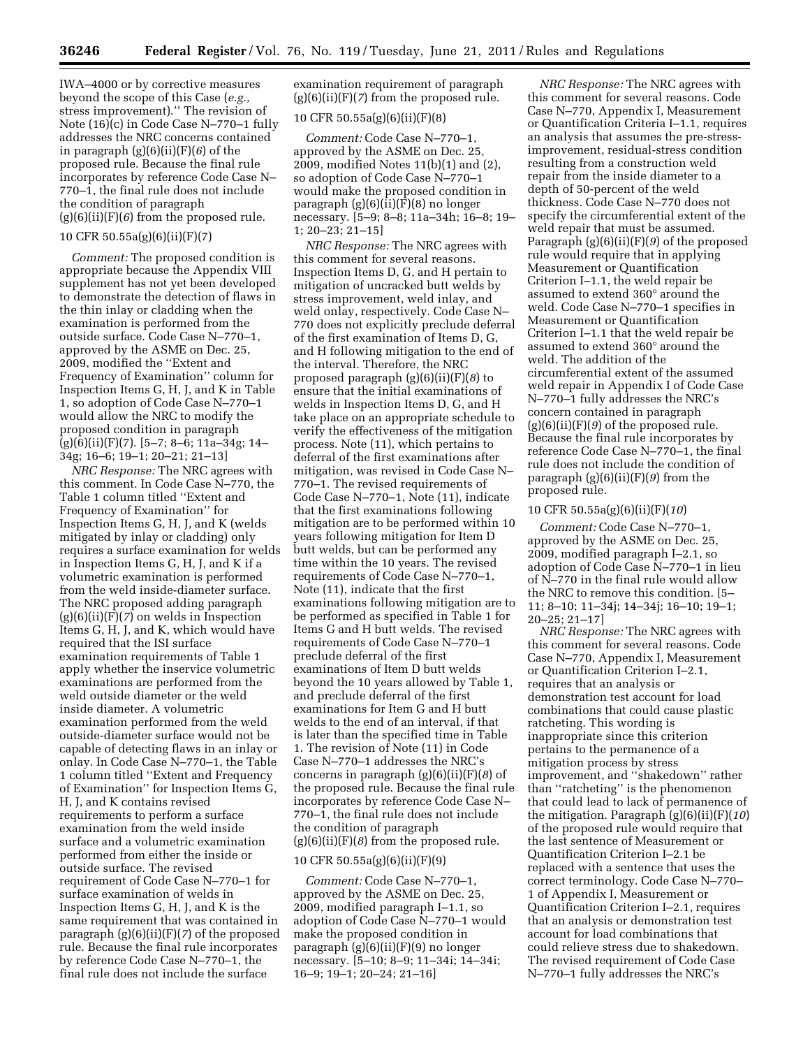IWA–4000 or by corrective measures beyond the scope of this Case (*e.g.,* stress improvement).'' The revision of Note (16)(c) in Code Case N–770–1 fully addresses the NRC concerns contained in paragraph (g)(6)(ii)(F)(*6*) of the proposed rule. Because the final rule incorporates by reference Code Case N–770–1, the final rule does not include the condition of paragraph (g)(6)(ii)(F)(*6*) from the proposed rule.

### 10 CFR 50.55a(g)(6)(ii)(F)(7)

*Comment:* The proposed condition is appropriate because the Appendix VIII supplement has not yet been developed to demonstrate the detection of flaws in the thin inlay or cladding when the examination is performed from the outside surface. Code Case N–770–1, approved by the ASME on Dec. 25, 2009, modified the ''Extent and Frequency of Examination'' column for Inspection Items G, H, J, and K in Table 1, so adoption of Code Case N–770–1 would allow the NRC to modify the proposed condition in paragraph (g)(6)(ii)(F)(7). [5–7; 8–6; 11a–34g; 14–34g; 16–6; 19–1; 20–21; 21–13]

*NRC Response:* The NRC agrees with this comment. In Code Case N–770, the Table 1 column titled ''Extent and Frequency of Examination'' for Inspection Items G, H, J, and K (welds mitigated by inlay or cladding) only requires a surface examination for welds in Inspection Items G, H, J, and K if a volumetric examination is performed from the weld inside-diameter surface. The NRC proposed adding paragraph (g)(6)(ii)(F)(*7*) on welds in Inspection Items G, H, J, and K, which would have required that the ISI surface examination requirements of Table 1 apply whether the inservice volumetric examinations are performed from the weld outside diameter or the weld inside diameter. A volumetric examination performed from the weld outside-diameter surface would not be capable of detecting flaws in an inlay or onlay. In Code Case N–770–1, the Table 1 column titled ''Extent and Frequency of Examination'' for Inspection Items G, H, J, and K contains revised requirements to perform a surface examination from the weld inside surface and a volumetric examination performed from either the inside or outside surface. The revised requirement of Code Case N–770–1 for surface examination of welds in Inspection Items G, H, J, and K is the same requirement that was contained in paragraph (g)(6)(ii)(F)(*7*) of the proposed rule. Because the final rule incorporates by reference Code Case N–770–1, the final rule does not include the surface examination requirement of paragraph (g)(6)(ii)(F)(*7*) from the proposed rule.

### 10 CFR 50.55a(g)(6)(ii)(F)(8)

*Comment:* Code Case N–770–1, approved by the ASME on Dec. 25, 2009, modified Notes 11(b)(1) and (2), so adoption of Code Case N–770–1 would make the proposed condition in paragraph (g)(6)(ii)(F)(8) no longer necessary. [5–9; 8–8; 11a–34h; 16–8; 19–1; 20–23; 21–15]

*NRC Response:* The NRC agrees with this comment for several reasons. Inspection Items D, G, and H pertain to mitigation of uncracked butt welds by stress improvement, weld inlay, and weld onlay, respectively. Code Case N–770 does not explicitly preclude deferral of the first examination of Items D, G, and H following mitigation to the end of the interval. Therefore, the NRC proposed paragraph (g)(6)(ii)(F)(*8*) to ensure that the initial examinations of welds in Inspection Items D, G, and H take place on an appropriate schedule to verify the effectiveness of the mitigation process. Note (11), which pertains to deferral of the first examinations after mitigation, was revised in Code Case N–770–1. The revised requirements of Code Case N–770–1, Note (11), indicate that the first examinations following mitigation are to be performed within 10 years following mitigation for Item D butt welds, but can be performed any time within the 10 years. The revised requirements of Code Case N–770–1, Note (11), indicate that the first examinations following mitigation are to be performed as specified in Table 1 for Items G and H butt welds. The revised requirements of Code Case N–770–1 preclude deferral of the first examinations of Item D butt welds beyond the 10 years allowed by Table 1, and preclude deferral of the first examinations for Item G and H butt welds to the end of an interval, if that is later than the specified time in Table 1. The revision of Note (11) in Code Case N–770–1 addresses the NRC's concerns in paragraph (g)(6)(ii)(F)(*8*) of the proposed rule. Because the final rule incorporates by reference Code Case N–770–1, the final rule does not include the condition of paragraph (g)(6)(ii)(F)(*8*) from the proposed rule.

### 10 CFR 50.55a(g)(6)(ii)(F)(9)

*Comment:* Code Case N–770–1, approved by the ASME on Dec. 25, 2009, modified paragraph I–1.1, so adoption of Code Case N–770–1 would make the proposed condition in paragraph (g)(6)(ii)(F)(9) no longer necessary. [5–10; 8–9; 11–34i; 14–34i; 16–9; 19–1; 20–24; 21–16]

*NRC Response:* The NRC agrees with this comment for several reasons. Code Case N–770, Appendix I, Measurement or Quantification Criteria I–1.1, requires an analysis that assumes the pre-stress-improvement, residual-stress condition resulting from a construction weld repair from the inside diameter to a depth of 50-percent of the weld thickness. Code Case N–770 does not specify the circumferential extent of the weld repair that must be assumed. Paragraph (g)(6)(ii)(F)(*9*) of the proposed rule would require that in applying Measurement or Quantification Criterion I–1.1, the weld repair be assumed to extend 360° around the weld. Code Case N–770–1 specifies in Measurement or Quantification Criterion I–1.1 that the weld repair be assumed to extend 360° around the weld. The addition of the circumferential extent of the assumed weld repair in Appendix I of Code Case N–770–1 fully addresses the NRC's concern contained in paragraph (g)(6)(ii)(F)(*9*) of the proposed rule. Because the final rule incorporates by reference Code Case N–770–1, the final rule does not include the condition of paragraph (g)(6)(ii)(F)(*9*) from the proposed rule.

### 10 CFR 50.55a(g)(6)(ii)(F)(*10*)

*Comment:* Code Case N–770–1, approved by the ASME on Dec. 25, 2009, modified paragraph I–2.1, so adoption of Code Case N–770–1 in lieu of N–770 in the final rule would allow the NRC to remove this condition. [5–11; 8–10; 11–34j; 14–34j; 16–10; 19–1; 20–25; 21–17]

*NRC Response:* The NRC agrees with this comment for several reasons. Code Case N–770, Appendix I, Measurement or Quantification Criterion I–2.1, requires that an analysis or demonstration test account for load combinations that could cause plastic ratcheting. This wording is inappropriate since this criterion pertains to the permanence of a mitigation process by stress improvement, and ''shakedown'' rather than ''ratcheting'' is the phenomenon that could lead to lack of permanence of the mitigation. Paragraph (g)(6)(ii)(F)(*10*) of the proposed rule would require that the last sentence of Measurement or Quantification Criterion I–2.1 be replaced with a sentence that uses the correct terminology. Code Case N–770–1 of Appendix I, Measurement or Quantification Criterion I–2.1, requires that an analysis or demonstration test account for load combinations that could relieve stress due to shakedown. The revised requirement of Code Case N–770–1 fully addresses the NRC's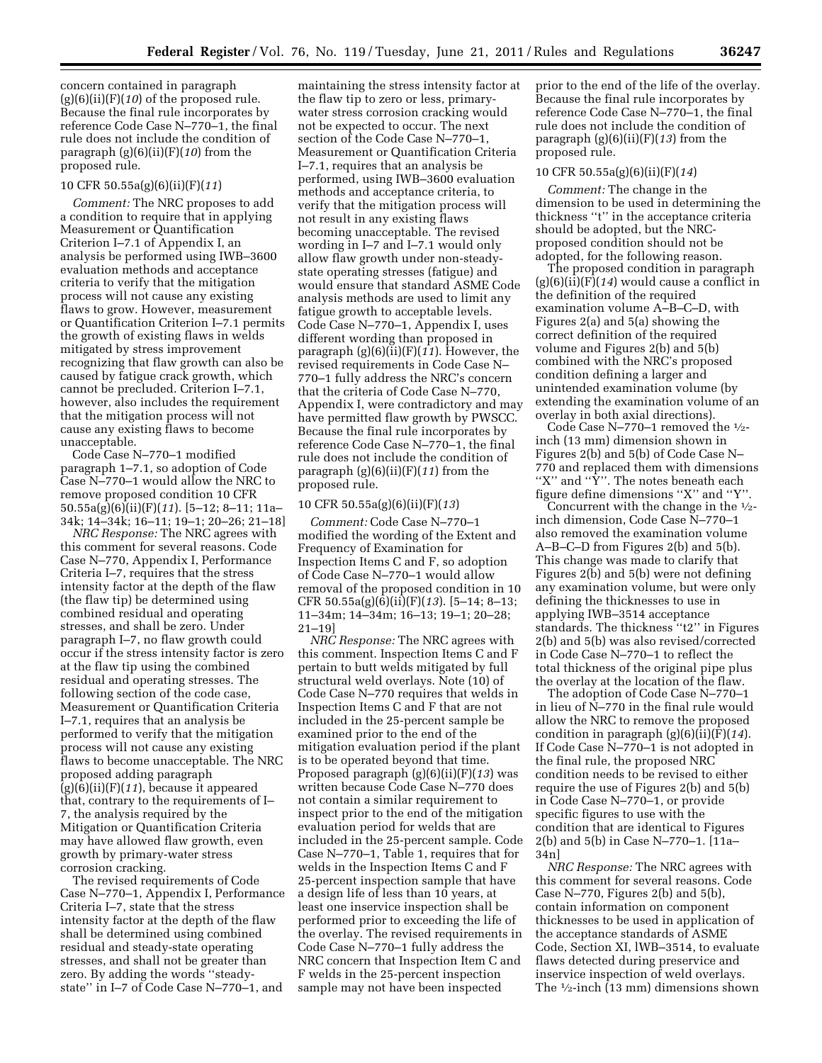concern contained in paragraph (g)(6)(ii)(F)(*10*) of the proposed rule. Because the final rule incorporates by reference Code Case N–770–1, the final rule does not include the condition of paragraph (g)(6)(ii)(F)(*10*) from the proposed rule.

### 10 CFR 50.55a(g)(6)(ii)(F)(*11*)

*Comment:* The NRC proposes to add a condition to require that in applying Measurement or Quantification Criterion I–7.1 of Appendix I, an analysis be performed using IWB–3600 evaluation methods and acceptance criteria to verify that the mitigation process will not cause any existing flaws to grow. However, measurement or Quantification Criterion I–7.1 permits the growth of existing flaws in welds mitigated by stress improvement recognizing that flaw growth can also be caused by fatigue crack growth, which cannot be precluded. Criterion I–7.1, however, also includes the requirement that the mitigation process will not cause any existing flaws to become unacceptable.

Code Case N–770–1 modified paragraph 1–7.1, so adoption of Code Case N–770–1 would allow the NRC to remove proposed condition 10 CFR 50.55a(g)(6)(ii)(F)(*11*). [5–12; 8–11; 11a–34k; 14–34k; 16–11; 19–1; 20–26; 21–18]

*NRC Response:* The NRC agrees with this comment for several reasons. Code Case N–770, Appendix I, Performance Criteria I–7, requires that the stress intensity factor at the depth of the flaw (the flaw tip) be determined using combined residual and operating stresses, and shall be zero. Under paragraph I–7, no flaw growth could occur if the stress intensity factor is zero at the flaw tip using the combined residual and operating stresses. The following section of the code case, Measurement or Quantification Criteria I–7.1, requires that an analysis be performed to verify that the mitigation process will not cause any existing flaws to become unacceptable. The NRC proposed adding paragraph (g)(6)(ii)(F)(*11*), because it appeared that, contrary to the requirements of I–7, the analysis required by the Mitigation or Quantification Criteria may have allowed flaw growth, even growth by primary-water stress corrosion cracking.

The revised requirements of Code Case N–770–1, Appendix I, Performance Criteria I–7, state that the stress intensity factor at the depth of the flaw shall be determined using combined residual and steady-state operating stresses, and shall not be greater than zero. By adding the words ''steady-state'' in I–7 of Code Case N–770–1, and maintaining the stress intensity factor at the flaw tip to zero or less, primary-water stress corrosion cracking would not be expected to occur. The next section of the Code Case N–770–1, Measurement or Quantification Criteria I–7.1, requires that an analysis be performed, using IWB–3600 evaluation methods and acceptance criteria, to verify that the mitigation process will not result in any existing flaws becoming unacceptable. The revised wording in I–7 and I–7.1 would only allow flaw growth under non-steady-state operating stresses (fatigue) and would ensure that standard ASME Code analysis methods are used to limit any fatigue growth to acceptable levels. Code Case N–770–1, Appendix I, uses different wording than proposed in paragraph (g)(6)(ii)(F)(*11*). However, the revised requirements in Code Case N–770–1 fully address the NRC's concern that the criteria of Code Case N–770, Appendix I, were contradictory and may have permitted flaw growth by PWSCC. Because the final rule incorporates by reference Code Case N–770–1, the final rule does not include the condition of paragraph (g)(6)(ii)(F)(*11*) from the proposed rule.

### 10 CFR 50.55a(g)(6)(ii)(F)(*13*)

*Comment:* Code Case N–770–1 modified the wording of the Extent and Frequency of Examination for Inspection Items C and F, so adoption of Code Case N–770–1 would allow removal of the proposed condition in 10 CFR 50.55a(g)(6)(ii)(F)(*13*). [5–14; 8–13; 11–34m; 14–34m; 16–13; 19–1; 20–28; 21–19]

*NRC Response:* The NRC agrees with this comment. Inspection Items C and F pertain to butt welds mitigated by full structural weld overlays. Note (10) of Code Case N–770 requires that welds in Inspection Items C and F that are not included in the 25-percent sample be examined prior to the end of the mitigation evaluation period if the plant is to be operated beyond that time. Proposed paragraph (g)(6)(ii)(F)(*13*) was written because Code Case N–770 does not contain a similar requirement to inspect prior to the end of the mitigation evaluation period for welds that are included in the 25-percent sample. Code Case N–770–1, Table 1, requires that for welds in the Inspection Items C and F 25-percent inspection sample that have a design life of less than 10 years, at least one inservice inspection shall be performed prior to exceeding the life of the overlay. The revised requirements in Code Case N–770–1 fully address the NRC concern that Inspection Item C and F welds in the 25-percent inspection sample may not have been inspected prior to the end of the life of the overlay. Because the final rule incorporates by reference Code Case N–770–1, the final rule does not include the condition of paragraph (g)(6)(ii)(F)(*13*) from the proposed rule.

### 10 CFR 50.55a(g)(6)(ii)(F)(*14*)

*Comment:* The change in the dimension to be used in determining the thickness ''t'' in the acceptance criteria should be adopted, but the NRC-proposed condition should not be adopted, for the following reason.

The proposed condition in paragraph (g)(6)(ii)(F)(*14*) would cause a conflict in the definition of the required examination volume A–B–C–D, with Figures 2(a) and 5(a) showing the correct definition of the required volume and Figures 2(b) and 5(b) combined with the NRC's proposed condition defining a larger and unintended examination volume (by extending the examination volume of an overlay in both axial directions).

Code Case N–770–1 removed the ½-inch (13 mm) dimension shown in Figures 2(b) and 5(b) of Code Case N–770 and replaced them with dimensions ''X'' and ''Y''. The notes beneath each figure define dimensions ''X'' and ''Y''.

Concurrent with the change in the ½-inch dimension, Code Case N–770–1 also removed the examination volume A–B–C–D from Figures 2(b) and 5(b). This change was made to clarify that Figures 2(b) and 5(b) were not defining any examination volume, but were only defining the thicknesses to use in applying IWB–3514 acceptance standards. The thickness ''t2'' in Figures 2(b) and 5(b) was also revised/corrected in Code Case N–770–1 to reflect the total thickness of the original pipe plus the overlay at the location of the flaw.

The adoption of Code Case N–770–1 in lieu of N–770 in the final rule would allow the NRC to remove the proposed condition in paragraph (g)(6)(ii)(F)(*14*). If Code Case N–770–1 is not adopted in the final rule, the proposed NRC condition needs to be revised to either require the use of Figures 2(b) and 5(b) in Code Case N–770–1, or provide specific figures to use with the condition that are identical to Figures 2(b) and 5(b) in Case N–770–1. [11a–34n]

*NRC Response:* The NRC agrees with this comment for several reasons. Code Case N–770, Figures 2(b) and 5(b), contain information on component thicknesses to be used in application of the acceptance standards of ASME Code, Section XI, IWB–3514, to evaluate flaws detected during preservice and inservice inspection of weld overlays. The ½-inch (13 mm) dimensions shown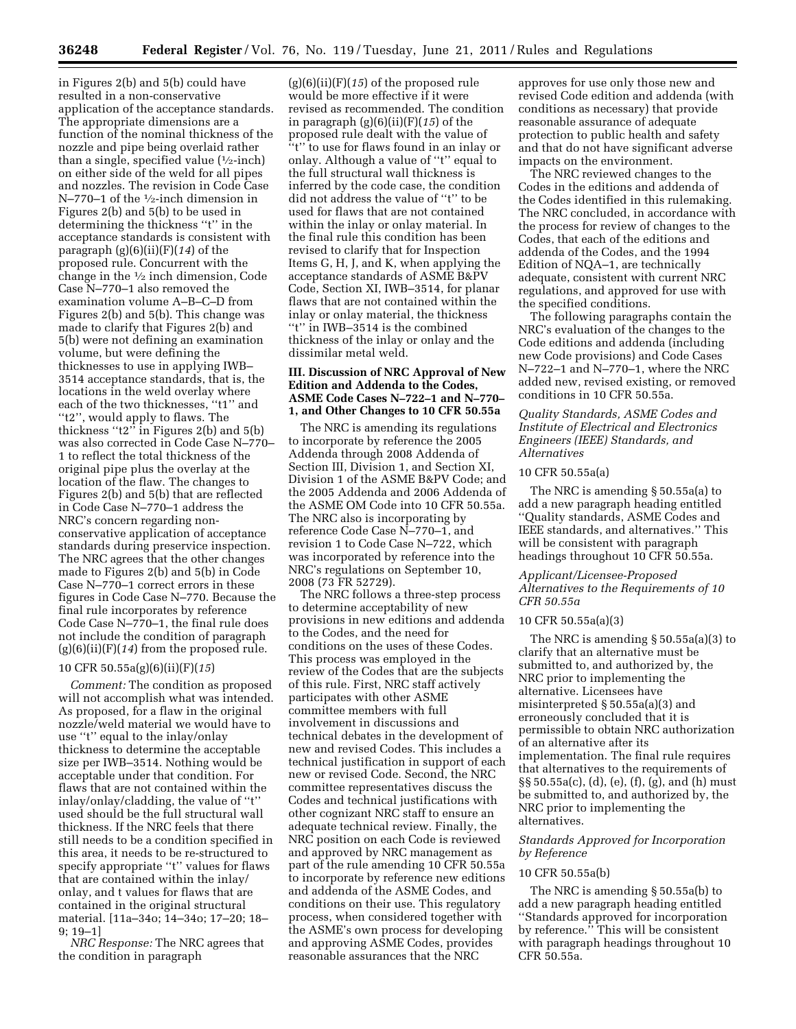in Figures 2(b) and 5(b) could have resulted in a non-conservative application of the acceptance standards. The appropriate dimensions are a function of the nominal thickness of the nozzle and pipe being overlaid rather than a single, specified value (½-inch) on either side of the weld for all pipes and nozzles. The revision in Code Case N–770–1 of the ½-inch dimension in Figures 2(b) and 5(b) to be used in determining the thickness "t" in the acceptance standards is consistent with paragraph (g)(6)(ii)(F)(*14*) of the proposed rule. Concurrent with the change in the ½ inch dimension, Code Case N–770–1 also removed the examination volume A–B–C–D from Figures 2(b) and 5(b). This change was made to clarify that Figures 2(b) and 5(b) were not defining an examination volume, but were defining the thicknesses to use in applying IWB–3514 acceptance standards, that is, the locations in the weld overlay where each of the two thicknesses, "t1" and "t2", would apply to flaws. The thickness "t2" in Figures 2(b) and 5(b) was also corrected in Code Case N–770–1 to reflect the total thickness of the original pipe plus the overlay at the location of the flaw. The changes to Figures 2(b) and 5(b) that are reflected in Code Case N–770–1 address the NRC's concern regarding non-conservative application of acceptance standards during preservice inspection. The NRC agrees that the other changes made to Figures 2(b) and 5(b) in Code Case N–770–1 correct errors in these figures in Code Case N–770. Because the final rule incorporates by reference Code Case N–770–1, the final rule does not include the condition of paragraph (g)(6)(ii)(F)(*14*) from the proposed rule.

10 CFR 50.55a(g)(6)(ii)(F)(*15*)

*Comment:* The condition as proposed will not accomplish what was intended. As proposed, for a flaw in the original nozzle/weld material we would have to use "t" equal to the inlay/onlay thickness to determine the acceptable size per IWB–3514. Nothing would be acceptable under that condition. For flaws that are not contained within the inlay/onlay/cladding, the value of "t" used should be the full structural wall thickness. If the NRC feels that there still needs to be a condition specified in this area, it needs to be re-structured to specify appropriate "t" values for flaws that are contained within the inlay/onlay, and t values for flaws that are contained in the original structural material. [11a–34o; 14–34o; 17–20; 18–9; 19–1]

*NRC Response:* The NRC agrees that the condition in paragraph (g)(6)(ii)(F)(*15*) of the proposed rule would be more effective if it were revised as recommended. The condition in paragraph (g)(6)(ii)(F)(*15*) of the proposed rule dealt with the value of "t" to use for flaws found in an inlay or onlay. Although a value of "t" equal to the full structural wall thickness is inferred by the code case, the condition did not address the value of "t" to be used for flaws that are not contained within the inlay or onlay material. In the final rule this condition has been revised to clarify that for Inspection Items G, H, J, and K, when applying the acceptance standards of ASME B&PV Code, Section XI, IWB–3514, for planar flaws that are not contained within the inlay or onlay material, the thickness "t" in IWB–3514 is the combined thickness of the inlay or onlay and the dissimilar metal weld.

## III. Discussion of NRC Approval of New Edition and Addenda to the Codes, ASME Code Cases N–722–1 and N–770–1, and Other Changes to 10 CFR 50.55a

The NRC is amending its regulations to incorporate by reference the 2005 Addenda through 2008 Addenda of Section III, Division 1, and Section XI, Division 1 of the ASME B&PV Code; and the 2005 Addenda and 2006 Addenda of the ASME OM Code into 10 CFR 50.55a. The NRC also is incorporating by reference Code Case N–770–1, and revision 1 to Code Case N–722, which was incorporated by reference into the NRC's regulations on September 10, 2008 (73 FR 52729).

The NRC follows a three-step process to determine acceptability of new provisions in new editions and addenda to the Codes, and the need for conditions on the uses of these Codes. This process was employed in the review of the Codes that are the subjects of this rule. First, NRC staff actively participates with other ASME committee members with full involvement in discussions and technical debates in the development of new and revised Codes. This includes a technical justification in support of each new or revised Code. Second, the NRC committee representatives discuss the Codes and technical justifications with other cognizant NRC staff to ensure an adequate technical review. Finally, the NRC position on each Code is reviewed and approved by NRC management as part of the rule amending 10 CFR 50.55a to incorporate by reference new editions and addenda of the ASME Codes, and conditions on their use. This regulatory process, when considered together with the ASME's own process for developing and approving ASME Codes, provides reasonable assurances that the NRC approves for use only those new and revised Code edition and addenda (with conditions as necessary) that provide reasonable assurance of adequate protection to public health and safety and that do not have significant adverse impacts on the environment.

The NRC reviewed changes to the Codes in the editions and addenda of the Codes identified in this rulemaking. The NRC concluded, in accordance with the process for review of changes to the Codes, that each of the editions and addenda of the Codes, and the 1994 Edition of NQA–1, are technically adequate, consistent with current NRC regulations, and approved for use with the specified conditions.

The following paragraphs contain the NRC's evaluation of the changes to the Code editions and addenda (including new Code provisions) and Code Cases N–722–1 and N–770–1, where the NRC added new, revised existing, or removed conditions in 10 CFR 50.55a.

### *Quality Standards, ASME Codes and Institute of Electrical and Electronics Engineers (IEEE) Standards, and Alternatives*

10 CFR 50.55a(a)

The NRC is amending § 50.55a(a) to add a new paragraph heading entitled "Quality standards, ASME Codes and IEEE standards, and alternatives." This will be consistent with paragraph headings throughout 10 CFR 50.55a.

### *Applicant/Licensee-Proposed Alternatives to the Requirements of 10 CFR 50.55a*

10 CFR 50.55a(a)(3)

The NRC is amending § 50.55a(a)(3) to clarify that an alternative must be submitted to, and authorized by, the NRC prior to implementing the alternative. Licensees have misinterpreted § 50.55a(a)(3) and erroneously concluded that it is permissible to obtain NRC authorization of an alternative after its implementation. The final rule requires that alternatives to the requirements of §§ 50.55a(c), (d), (e), (f), (g), and (h) must be submitted to, and authorized by, the NRC prior to implementing the alternatives.

### *Standards Approved for Incorporation by Reference*

10 CFR 50.55a(b)

The NRC is amending § 50.55a(b) to add a new paragraph heading entitled "Standards approved for incorporation by reference." This will be consistent with paragraph headings throughout 10 CFR 50.55a.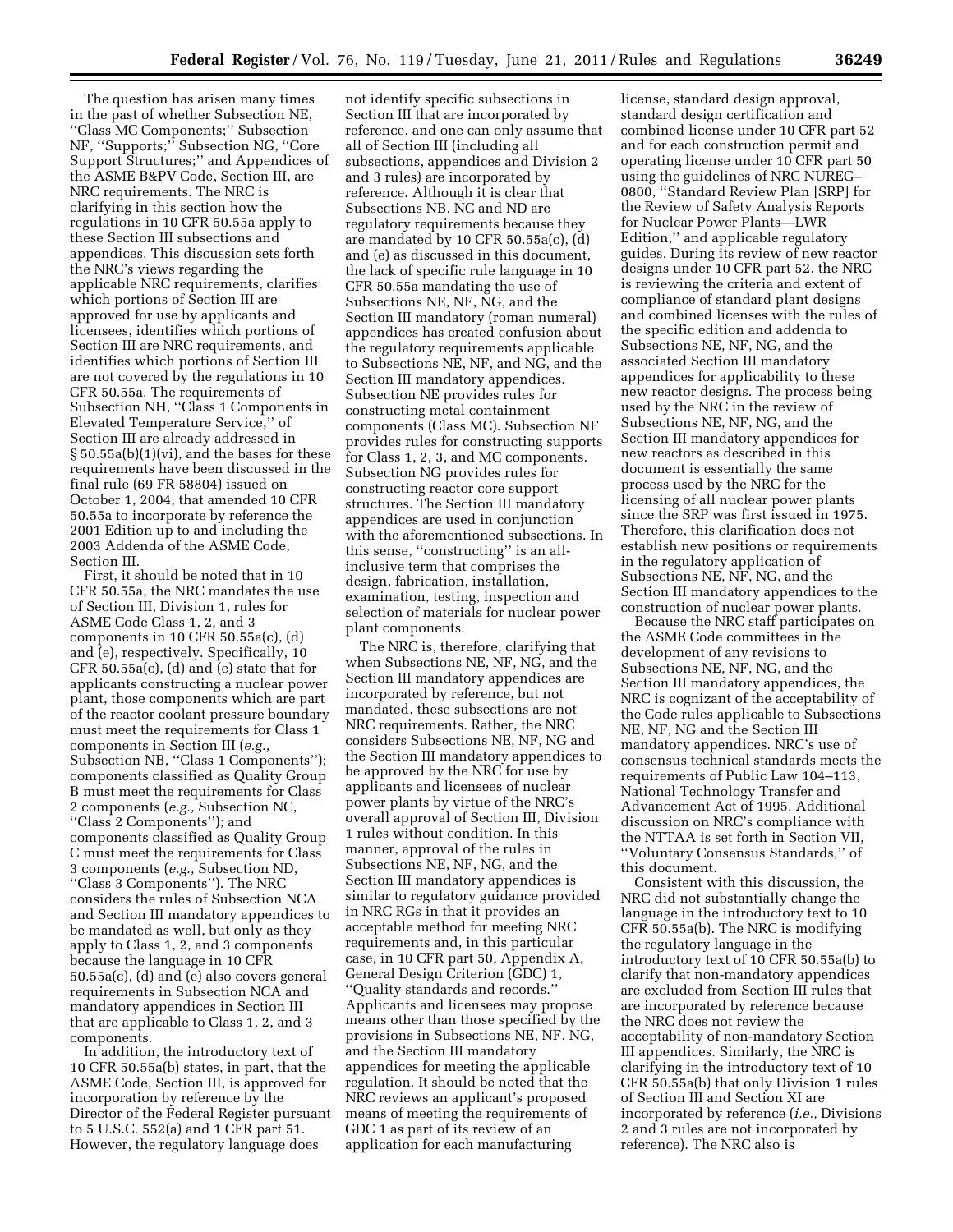The question has arisen many times in the past of whether Subsection NE, "Class MC Components;" Subsection NF, "Supports;" Subsection NG, "Core Support Structures;" and Appendices of the ASME B&PV Code, Section III, are NRC requirements. The NRC is clarifying in this section how the regulations in 10 CFR 50.55a apply to these Section III subsections and appendices. This discussion sets forth the NRC's views regarding the applicable NRC requirements, clarifies which portions of Section III are approved for use by applicants and licensees, identifies which portions of Section III are NRC requirements, and identifies which portions of Section III are not covered by the regulations in 10 CFR 50.55a. The requirements of Subsection NH, "Class 1 Components in Elevated Temperature Service," of Section III are already addressed in § 50.55a(b)(1)(vi), and the bases for these requirements have been discussed in the final rule (69 FR 58804) issued on October 1, 2004, that amended 10 CFR 50.55a to incorporate by reference the 2001 Edition up to and including the 2003 Addenda of the ASME Code, Section III.

First, it should be noted that in 10 CFR 50.55a, the NRC mandates the use of Section III, Division 1, rules for ASME Code Class 1, 2, and 3 components in 10 CFR 50.55a(c), (d) and (e), respectively. Specifically, 10 CFR 50.55a(c), (d) and (e) state that for applicants constructing a nuclear power plant, those components which are part of the reactor coolant pressure boundary must meet the requirements for Class 1 components in Section III (*e.g.,* Subsection NB, "Class 1 Components"); components classified as Quality Group B must meet the requirements for Class 2 components (*e.g.,* Subsection NC, "Class 2 Components"); and components classified as Quality Group C must meet the requirements for Class 3 components (*e.g.,* Subsection ND, "Class 3 Components"). The NRC considers the rules of Subsection NCA and Section III mandatory appendices to be mandated as well, but only as they apply to Class 1, 2, and 3 components because the language in 10 CFR 50.55a(c), (d) and (e) also covers general requirements in Subsection NCA and mandatory appendices in Section III that are applicable to Class 1, 2, and 3 components.

In addition, the introductory text of 10 CFR 50.55a(b) states, in part, that the ASME Code, Section III, is approved for incorporation by reference by the Director of the Federal Register pursuant to 5 U.S.C. 552(a) and 1 CFR part 51. However, the regulatory language does not identify specific subsections in Section III that are incorporated by reference, and one can only assume that all of Section III (including all subsections, appendices and Division 2 and 3 rules) are incorporated by reference. Although it is clear that Subsections NB, NC and ND are regulatory requirements because they are mandated by 10 CFR 50.55a(c), (d) and (e) as discussed in this document, the lack of specific rule language in 10 CFR 50.55a mandating the use of Subsections NE, NF, NG, and the Section III mandatory (roman numeral) appendices has created confusion about the regulatory requirements applicable to Subsections NE, NF, and NG, and the Section III mandatory appendices. Subsection NE provides rules for constructing metal containment components (Class MC). Subsection NF provides rules for constructing supports for Class 1, 2, 3, and MC components. Subsection NG provides rules for constructing reactor core support structures. The Section III mandatory appendices are used in conjunction with the aforementioned subsections. In this sense, "constructing" is an all-inclusive term that comprises the design, fabrication, installation, examination, testing, inspection and selection of materials for nuclear power plant components.

The NRC is, therefore, clarifying that when Subsections NE, NF, NG, and the Section III mandatory appendices are incorporated by reference, but not mandated, these subsections are not NRC requirements. Rather, the NRC considers Subsections NE, NF, NG and the Section III mandatory appendices to be approved by the NRC for use by applicants and licensees of nuclear power plants by virtue of the NRC's overall approval of Section III, Division 1 rules without condition. In this manner, approval of the rules in Subsections NE, NF, NG, and the Section III mandatory appendices is similar to regulatory guidance provided in NRC RGs in that it provides an acceptable method for meeting NRC requirements and, in this particular case, in 10 CFR part 50, Appendix A, General Design Criterion (GDC) 1, "Quality standards and records." Applicants and licensees may propose means other than those specified by the provisions in Subsections NE, NF, NG, and the Section III mandatory appendices for meeting the applicable regulation. It should be noted that the NRC reviews an applicant's proposed means of meeting the requirements of GDC 1 as part of its review of an application for each manufacturing license, standard design approval, standard design certification and combined license under 10 CFR part 52 and for each construction permit and operating license under 10 CFR part 50 using the guidelines of NRC NUREG–0800, "Standard Review Plan [SRP] for the Review of Safety Analysis Reports for Nuclear Power Plants—LWR Edition," and applicable regulatory guides. During its review of new reactor designs under 10 CFR part 52, the NRC is reviewing the criteria and extent of compliance of standard plant designs and combined licenses with the rules of the specific edition and addenda to Subsections NE, NF, NG, and the associated Section III mandatory appendices for applicability to these new reactor designs. The process being used by the NRC in the review of Subsections NE, NF, NG, and the Section III mandatory appendices for new reactors as described in this document is essentially the same process used by the NRC for the licensing of all nuclear power plants since the SRP was first issued in 1975. Therefore, this clarification does not establish new positions or requirements in the regulatory application of Subsections NE, NF, NG, and the Section III mandatory appendices to the construction of nuclear power plants.

Because the NRC staff participates on the ASME Code committees in the development of any revisions to Subsections NE, NF, NG, and the Section III mandatory appendices, the NRC is cognizant of the acceptability of the Code rules applicable to Subsections NE, NF, NG and the Section III mandatory appendices. NRC's use of consensus technical standards meets the requirements of Public Law 104–113, National Technology Transfer and Advancement Act of 1995. Additional discussion on NRC's compliance with the NTTAA is set forth in Section VII, "Voluntary Consensus Standards," of this document.

Consistent with this discussion, the NRC did not substantially change the language in the introductory text to 10 CFR 50.55a(b). The NRC is modifying the regulatory language in the introductory text of 10 CFR 50.55a(b) to clarify that non-mandatory appendices are excluded from Section III rules that are incorporated by reference because the NRC does not review the acceptability of non-mandatory Section III appendices. Similarly, the NRC is clarifying in the introductory text of 10 CFR 50.55a(b) that only Division 1 rules of Section III and Section XI are incorporated by reference (*i.e.,* Divisions 2 and 3 rules are not incorporated by reference). The NRC also is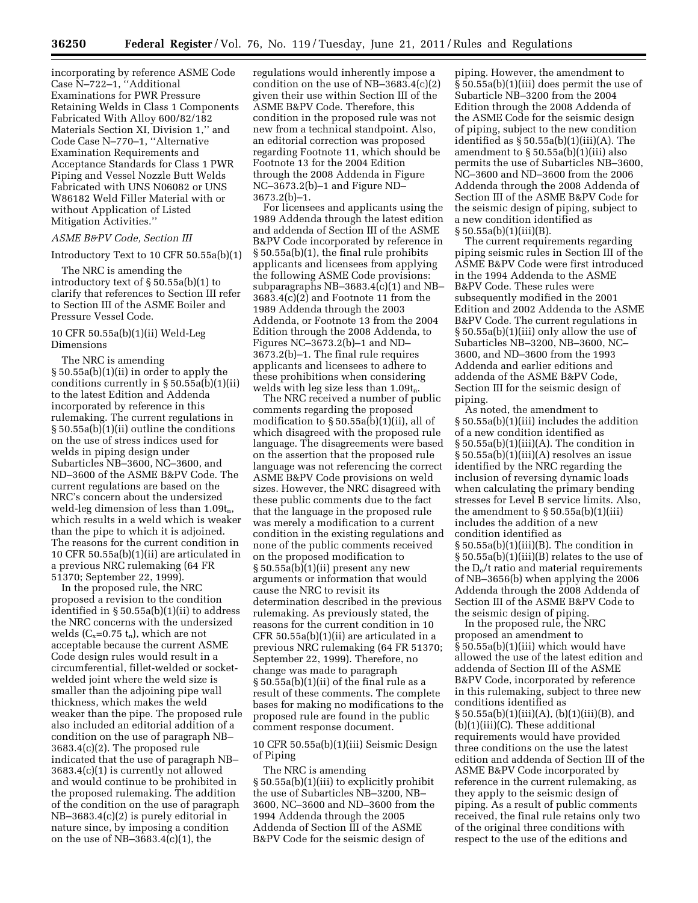incorporating by reference ASME Code Case N–722–1, ''Additional Examinations for PWR Pressure Retaining Welds in Class 1 Components Fabricated With Alloy 600/82/182 Materials Section XI, Division 1,'' and Code Case N–770–1, ''Alternative Examination Requirements and Acceptance Standards for Class 1 PWR Piping and Vessel Nozzle Butt Welds Fabricated with UNS N06082 or UNS W86182 Weld Filler Material with or without Application of Listed Mitigation Activities.''

*ASME B&PV Code, Section III*

Introductory Text to 10 CFR 50.55a(b)(1)

The NRC is amending the introductory text of § 50.55a(b)(1) to clarify that references to Section III refer to Section III of the ASME Boiler and Pressure Vessel Code.

10 CFR 50.55a(b)(1)(ii) Weld-Leg Dimensions

The NRC is amending § 50.55a(b)(1)(ii) in order to apply the conditions currently in § 50.55a(b)(1)(ii) to the latest Edition and Addenda incorporated by reference in this rulemaking. The current regulations in § 50.55a(b)(1)(ii) outline the conditions on the use of stress indices used for welds in piping design under Subarticles NB–3600, NC–3600, and ND–3600 of the ASME B&PV Code. The current regulations are based on the NRC's concern about the undersized weld-leg dimension of less than $1.09t_n$, which results in a weld which is weaker than the pipe to which it is adjoined. The reasons for the current condition in 10 CFR 50.55a(b)(1)(ii) are articulated in a previous NRC rulemaking (64 FR 51370; September 22, 1999).

In the proposed rule, the NRC proposed a revision to the condition identified in § 50.55a(b)(1)(ii) to address the NRC concerns with the undersized welds ($C_x$=0.75 $t_n$), which are not acceptable because the current ASME Code design rules would result in a circumferential, fillet-welded or socket-welded joint where the weld size is smaller than the adjoining pipe wall thickness, which makes the weld weaker than the pipe. The proposed rule also included an editorial addition of a condition on the use of paragraph NB–3683.4(c)(2). The proposed rule indicated that the use of paragraph NB–3683.4(c)(1) is currently not allowed and would continue to be prohibited in the proposed rulemaking. The addition of the condition on the use of paragraph NB–3683.4(c)(2) is purely editorial in nature since, by imposing a condition on the use of NB–3683.4(c)(1), the regulations would inherently impose a condition on the use of NB–3683.4(c)(2) given their use within Section III of the ASME B&PV Code. Therefore, this condition in the proposed rule was not new from a technical standpoint. Also, an editorial correction was proposed regarding Footnote 11, which should be Footnote 13 for the 2004 Edition through the 2008 Addenda in Figure NC–3673.2(b)–1 and Figure ND–3673.2(b)–1.

For licensees and applicants using the 1989 Addenda through the latest edition and addenda of Section III of the ASME B&PV Code incorporated by reference in § 50.55a(b)(1), the final rule prohibits applicants and licensees from applying the following ASME Code provisions: subparagraphs NB–3683.4(c)(1) and NB–3683.4(c)(2) and Footnote 11 from the 1989 Addenda through the 2003 Addenda, or Footnote 13 from the 2004 Edition through the 2008 Addenda, to Figures NC–3673.2(b)–1 and ND–3673.2(b)–1. The final rule requires applicants and licensees to adhere to these prohibitions when considering welds with leg size less than $1.09t_n$.

The NRC received a number of public comments regarding the proposed modification to § 50.55a(b)(1)(ii), all of which disagreed with the proposed rule language. The disagreements were based on the assertion that the proposed rule language was not referencing the correct ASME B&PV Code provisions on weld sizes. However, the NRC disagreed with these public comments due to the fact that the language in the proposed rule was merely a modification to a current condition in the existing regulations and none of the public comments received on the proposed modification to § 50.55a(b)(1)(ii) present any new arguments or information that would cause the NRC to revisit its determination described in the previous rulemaking. As previously stated, the reasons for the current condition in 10 CFR 50.55a(b)(1)(ii) are articulated in a previous NRC rulemaking (64 FR 51370; September 22, 1999). Therefore, no change was made to paragraph § 50.55a(b)(1)(ii) of the final rule as a result of these comments. The complete bases for making no modifications to the proposed rule are found in the public comment response document.

10 CFR 50.55a(b)(1)(iii) Seismic Design of Piping

The NRC is amending § 50.55a(b)(1)(iii) to explicitly prohibit the use of Subarticles NB–3200, NB–3600, NC–3600 and ND–3600 from the 1994 Addenda through the 2005 Addenda of Section III of the ASME B&PV Code for the seismic design of piping. However, the amendment to § 50.55a(b)(1)(iii) does permit the use of Subarticle NB–3200 from the 2004 Edition through the 2008 Addenda of the ASME Code for the seismic design of piping, subject to the new condition identified as § 50.55a(b)(1)(iii)(A). The amendment to § 50.55a(b)(1)(iii) also permits the use of Subarticles NB–3600, NC–3600 and ND–3600 from the 2006 Addenda through the 2008 Addenda of Section III of the ASME B&PV Code for the seismic design of piping, subject to a new condition identified as § 50.55a(b)(1)(iii)(B).

The current requirements regarding piping seismic rules in Section III of the ASME B&PV Code were first introduced in the 1994 Addenda to the ASME B&PV Code. These rules were subsequently modified in the 2001 Edition and 2002 Addenda to the ASME B&PV Code. The current regulations in § 50.55a(b)(1)(iii) only allow the use of Subarticles NB–3200, NB–3600, NC–3600, and ND–3600 from the 1993 Addenda and earlier editions and addenda of the ASME B&PV Code, Section III for the seismic design of piping.

As noted, the amendment to § 50.55a(b)(1)(iii) includes the addition of a new condition identified as § 50.55a(b)(1)(iii)(A). The condition in § 50.55a(b)(1)(iii)(A) resolves an issue identified by the NRC regarding the inclusion of reversing dynamic loads when calculating the primary bending stresses for Level B service limits. Also, the amendment to § 50.55a(b)(1)(iii) includes the addition of a new condition identified as § 50.55a(b)(1)(iii)(B). The condition in § 50.55a(b)(1)(iii)(B) relates to the use of the $D_o/t$ ratio and material requirements of NB–3656(b) when applying the 2006 Addenda through the 2008 Addenda of Section III of the ASME B&PV Code to the seismic design of piping.

In the proposed rule, the NRC proposed an amendment to § 50.55a(b)(1)(iii) which would have allowed the use of the latest edition and addenda of Section III of the ASME B&PV Code, incorporated by reference in this rulemaking, subject to three new conditions identified as § 50.55a(b)(1)(iii)(A), (b)(1)(iii)(B), and (b)(1)(iii)(C). These additional requirements would have provided three conditions on the use the latest edition and addenda of Section III of the ASME B&PV Code incorporated by reference in the current rulemaking, as they apply to the seismic design of piping. As a result of public comments received, the final rule retains only two of the original three conditions with respect to the use of the editions and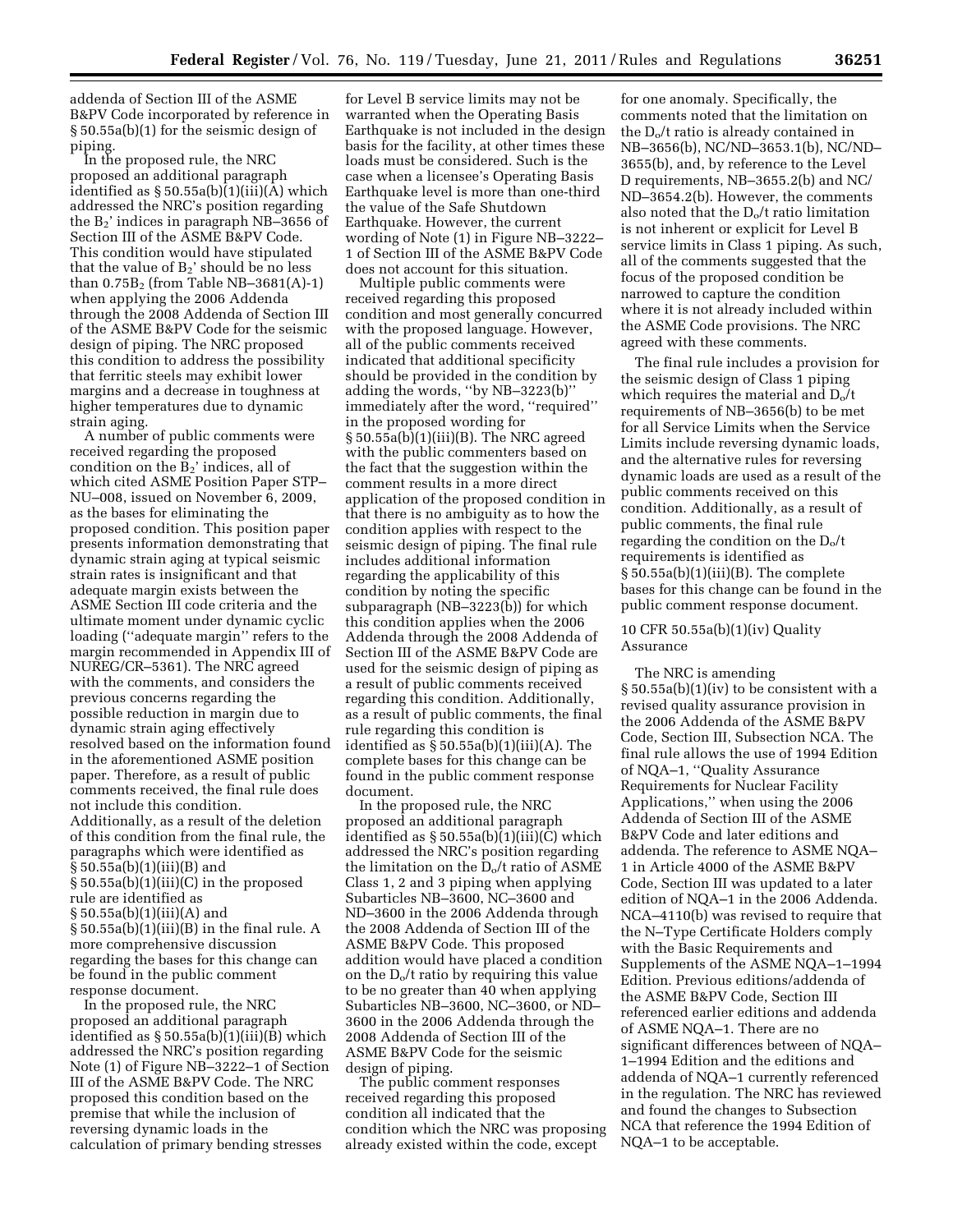addenda of Section III of the ASME B&PV Code incorporated by reference in § 50.55a(b)(1) for the seismic design of piping.

In the proposed rule, the NRC proposed an additional paragraph identified as § 50.55a(b)(1)(iii)(A) which addressed the NRC's position regarding the $B_2$' indices in paragraph NB–3656 of Section III of the ASME B&PV Code. This condition would have stipulated that the value of $B_2$' should be no less than $0.75B_2$ (from Table NB–3681(A)-1) when applying the 2006 Addenda through the 2008 Addenda of Section III of the ASME B&PV Code for the seismic design of piping. The NRC proposed this condition to address the possibility that ferritic steels may exhibit lower margins and a decrease in toughness at higher temperatures due to dynamic strain aging.

A number of public comments were received regarding the proposed condition on the $B_2$' indices, all of which cited ASME Position Paper STP–NU–008, issued on November 6, 2009, as the bases for eliminating the proposed condition. This position paper presents information demonstrating that dynamic strain aging at typical seismic strain rates is insignificant and that adequate margin exists between the ASME Section III code criteria and the ultimate moment under dynamic cyclic loading (''adequate margin'' refers to the margin recommended in Appendix III of NUREG/CR–5361). The NRC agreed with the comments, and considers the previous concerns regarding the possible reduction in margin due to dynamic strain aging effectively resolved based on the information found in the aforementioned ASME position paper. Therefore, as a result of public comments received, the final rule does not include this condition. Additionally, as a result of the deletion of this condition from the final rule, the paragraphs which were identified as § 50.55a(b)(1)(iii)(B) and § 50.55a(b)(1)(iii)(C) in the proposed rule are identified as § 50.55a(b)(1)(iii)(A) and § 50.55a(b)(1)(iii)(B) in the final rule. A more comprehensive discussion regarding the bases for this change can be found in the public comment response document.

In the proposed rule, the NRC proposed an additional paragraph identified as § 50.55a(b)(1)(iii)(B) which addressed the NRC's position regarding Note (1) of Figure NB–3222–1 of Section III of the ASME B&PV Code. The NRC proposed this condition based on the premise that while the inclusion of reversing dynamic loads in the calculation of primary bending stresses for Level B service limits may not be warranted when the Operating Basis Earthquake is not included in the design basis for the facility, at other times these loads must be considered. Such is the case when a licensee's Operating Basis Earthquake level is more than one-third the value of the Safe Shutdown Earthquake. However, the current wording of Note (1) in Figure NB–3222–1 of Section III of the ASME B&PV Code does not account for this situation.

Multiple public comments were received regarding this proposed condition and most generally concurred with the proposed language. However, all of the public comments received indicated that additional specificity should be provided in the condition by adding the words, ''by NB–3223(b)'' immediately after the word, ''required'' in the proposed wording for § 50.55a(b)(1)(iii)(B). The NRC agreed with the public commenters based on the fact that the suggestion within the comment results in a more direct application of the proposed condition in that there is no ambiguity as to how the condition applies with respect to the seismic design of piping. The final rule includes additional information regarding the applicability of this condition by noting the specific subparagraph (NB–3223(b)) for which this condition applies when the 2006 Addenda through the 2008 Addenda of Section III of the ASME B&PV Code are used for the seismic design of piping as a result of public comments received regarding this condition. Additionally, as a result of public comments, the final rule regarding this condition is identified as § 50.55a(b)(1)(iii)(A). The complete bases for this change can be found in the public comment response document.

In the proposed rule, the NRC proposed an additional paragraph identified as § 50.55a(b)(1)(iii)(C) which addressed the NRC's position regarding the limitation on the $D_o/t$ ratio of ASME Class 1, 2 and 3 piping when applying Subarticles NB–3600, NC–3600 and ND–3600 in the 2006 Addenda through the 2008 Addenda of Section III of the ASME B&PV Code. This proposed addition would have placed a condition on the $D_o/t$ ratio by requiring this value to be no greater than 40 when applying Subarticles NB–3600, NC–3600, or ND–3600 in the 2006 Addenda through the 2008 Addenda of Section III of the ASME B&PV Code for the seismic design of piping.

The public comment responses received regarding this proposed condition all indicated that the condition which the NRC was proposing already existed within the code, except for one anomaly. Specifically, the comments noted that the limitation on the $D_o/t$ ratio is already contained in NB–3656(b), NC/ND–3653.1(b), NC/ND–3655(b), and, by reference to the Level D requirements, NB–3655.2(b) and NC/ND–3654.2(b). However, the comments also noted that the $D_o/t$ ratio limitation is not inherent or explicit for Level B service limits in Class 1 piping. As such, all of the comments suggested that the focus of the proposed condition be narrowed to capture the condition where it is not already included within the ASME Code provisions. The NRC agreed with these comments.

The final rule includes a provision for the seismic design of Class 1 piping which requires the material and $D_o/t$ requirements of NB–3656(b) to be met for all Service Limits when the Service Limits include reversing dynamic loads, and the alternative rules for reversing dynamic loads are used as a result of the public comments received on this condition. Additionally, as a result of public comments, the final rule regarding the condition on the $D_o/t$ requirements is identified as § 50.55a(b)(1)(iii)(B). The complete bases for this change can be found in the public comment response document.

10 CFR 50.55a(b)(1)(iv) Quality Assurance

The NRC is amending § 50.55a(b)(1)(iv) to be consistent with a revised quality assurance provision in the 2006 Addenda of the ASME B&PV Code, Section III, Subsection NCA. The final rule allows the use of 1994 Edition of NQA–1, ''Quality Assurance Requirements for Nuclear Facility Applications,'' when using the 2006 Addenda of Section III of the ASME B&PV Code and later editions and addenda. The reference to ASME NQA–1 in Article 4000 of the ASME B&PV Code, Section III was updated to a later edition of NQA–1 in the 2006 Addenda. NCA–4110(b) was revised to require that the N–Type Certificate Holders comply with the Basic Requirements and Supplements of the ASME NQA–1–1994 Edition. Previous editions/addenda of the ASME B&PV Code, Section III referenced earlier editions and addenda of ASME NQA–1. There are no significant differences between of NQA–1–1994 Edition and the editions and addenda of NQA–1 currently referenced in the regulation. The NRC has reviewed and found the changes to Subsection NCA that reference the 1994 Edition of NQA–1 to be acceptable.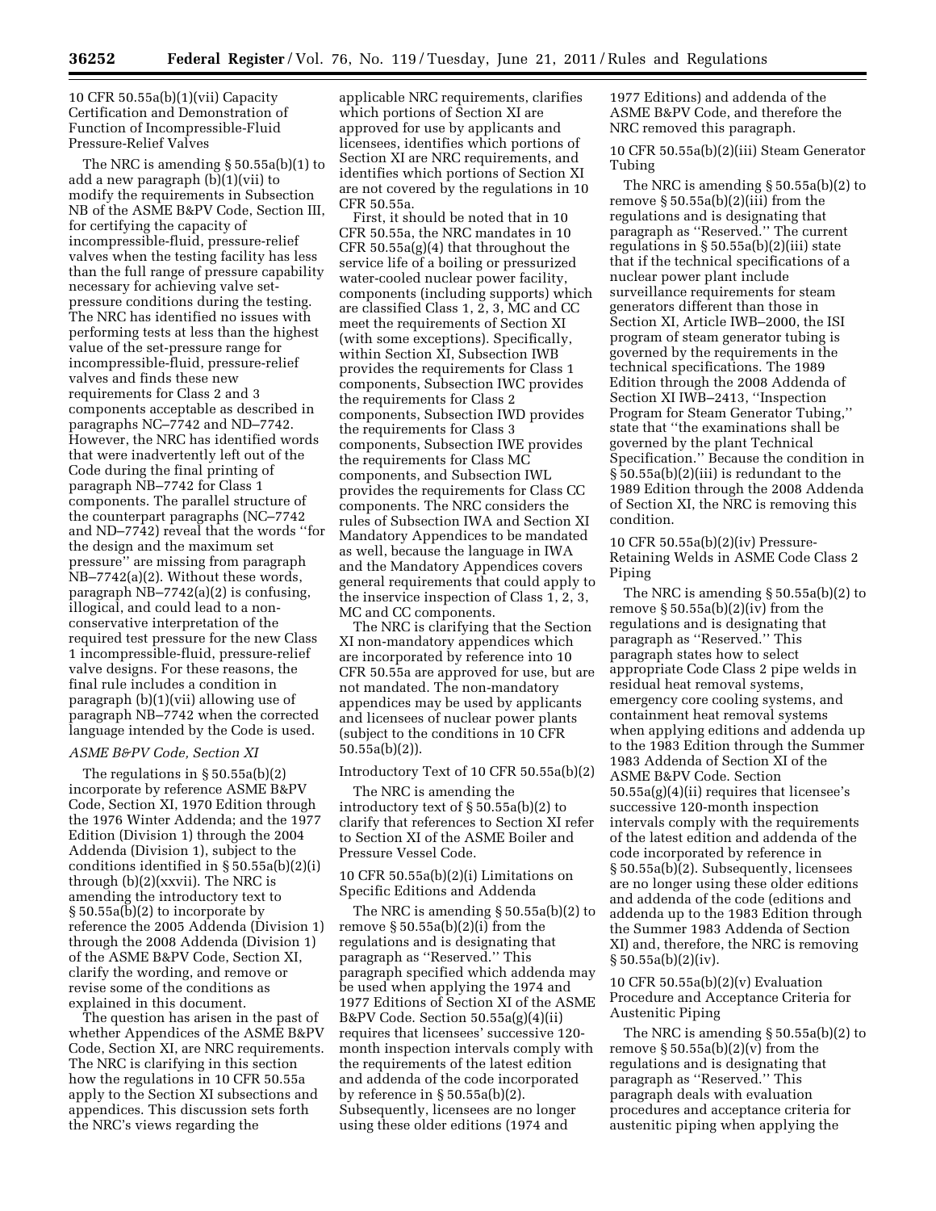10 CFR 50.55a(b)(1)(vii) Capacity Certification and Demonstration of Function of Incompressible-Fluid Pressure-Relief Valves

The NRC is amending § 50.55a(b)(1) to add a new paragraph (b)(1)(vii) to modify the requirements in Subsection NB of the ASME B&PV Code, Section III, for certifying the capacity of incompressible-fluid, pressure-relief valves when the testing facility has less than the full range of pressure capability necessary for achieving valve set-pressure conditions during the testing. The NRC has identified no issues with performing tests at less than the highest value of the set-pressure range for incompressible-fluid, pressure-relief valves and finds these new requirements for Class 2 and 3 components acceptable as described in paragraphs NC–7742 and ND–7742. However, the NRC has identified words that were inadvertently left out of the Code during the final printing of paragraph NB–7742 for Class 1 components. The parallel structure of the counterpart paragraphs (NC–7742 and ND–7742) reveal that the words ''for the design and the maximum set pressure'' are missing from paragraph NB–7742(a)(2). Without these words, paragraph NB–7742(a)(2) is confusing, illogical, and could lead to a non-conservative interpretation of the required test pressure for the new Class 1 incompressible-fluid, pressure-relief valve designs. For these reasons, the final rule includes a condition in paragraph (b)(1)(vii) allowing use of paragraph NB–7742 when the corrected language intended by the Code is used.

*ASME B&PV Code, Section XI*

The regulations in § 50.55a(b)(2) incorporate by reference ASME B&PV Code, Section XI, 1970 Edition through the 1976 Winter Addenda; and the 1977 Edition (Division 1) through the 2004 Addenda (Division 1), subject to the conditions identified in § 50.55a(b)(2)(i) through (b)(2)(xxvii). The NRC is amending the introductory text to § 50.55a(b)(2) to incorporate by reference the 2005 Addenda (Division 1) through the 2008 Addenda (Division 1) of the ASME B&PV Code, Section XI, clarify the wording, and remove or revise some of the conditions as explained in this document.

The question has arisen in the past of whether Appendices of the ASME B&PV Code, Section XI, are NRC requirements. The NRC is clarifying in this section how the regulations in 10 CFR 50.55a apply to the Section XI subsections and appendices. This discussion sets forth the NRC's views regarding the applicable NRC requirements, clarifies which portions of Section XI are approved for use by applicants and licensees, identifies which portions of Section XI are NRC requirements, and identifies which portions of Section XI are not covered by the regulations in 10 CFR 50.55a.

First, it should be noted that in 10 CFR 50.55a, the NRC mandates in 10 CFR 50.55a(g)(4) that throughout the service life of a boiling or pressurized water-cooled nuclear power facility, components (including supports) which are classified Class 1, 2, 3, MC and CC meet the requirements of Section XI (with some exceptions). Specifically, within Section XI, Subsection IWB provides the requirements for Class 1 components, Subsection IWC provides the requirements for Class 2 components, Subsection IWD provides the requirements for Class 3 components, Subsection IWE provides the requirements for Class MC components, and Subsection IWL provides the requirements for Class CC components. The NRC considers the rules of Subsection IWA and Section XI Mandatory Appendices to be mandated as well, because the language in IWA and the Mandatory Appendices covers general requirements that could apply to the inservice inspection of Class 1, 2, 3, MC and CC components.

The NRC is clarifying that the Section XI non-mandatory appendices which are incorporated by reference into 10 CFR 50.55a are approved for use, but are not mandated. The non-mandatory appendices may be used by applicants and licensees of nuclear power plants (subject to the conditions in 10 CFR 50.55a(b)(2)).

Introductory Text of 10 CFR 50.55a(b)(2)

The NRC is amending the introductory text of § 50.55a(b)(2) to clarify that references to Section XI refer to Section XI of the ASME Boiler and Pressure Vessel Code.

10 CFR 50.55a(b)(2)(i) Limitations on Specific Editions and Addenda

The NRC is amending § 50.55a(b)(2) to remove § 50.55a(b)(2)(i) from the regulations and is designating that paragraph as ''Reserved.'' This paragraph specified which addenda may be used when applying the 1974 and 1977 Editions of Section XI of the ASME B&PV Code. Section 50.55a(g)(4)(ii) requires that licensees' successive 120-month inspection intervals comply with the requirements of the latest edition and addenda of the code incorporated by reference in § 50.55a(b)(2). Subsequently, licensees are no longer using these older editions (1974 and 1977 Editions) and addenda of the ASME B&PV Code, and therefore the NRC removed this paragraph.

10 CFR 50.55a(b)(2)(iii) Steam Generator Tubing

The NRC is amending § 50.55a(b)(2) to remove § 50.55a(b)(2)(iii) from the regulations and is designating that paragraph as ''Reserved.'' The current regulations in § 50.55a(b)(2)(iii) state that if the technical specifications of a nuclear power plant include surveillance requirements for steam generators different than those in Section XI, Article IWB–2000, the ISI program of steam generator tubing is governed by the requirements in the technical specifications. The 1989 Edition through the 2008 Addenda of Section XI IWB–2413, ''Inspection Program for Steam Generator Tubing,'' state that ''the examinations shall be governed by the plant Technical Specification.'' Because the condition in § 50.55a(b)(2)(iii) is redundant to the 1989 Edition through the 2008 Addenda of Section XI, the NRC is removing this condition.

10 CFR 50.55a(b)(2)(iv) Pressure-Retaining Welds in ASME Code Class 2 Piping

The NRC is amending § 50.55a(b)(2) to remove § 50.55a(b)(2)(iv) from the regulations and is designating that paragraph as ''Reserved.'' This paragraph states how to select appropriate Code Class 2 pipe welds in residual heat removal systems, emergency core cooling systems, and containment heat removal systems when applying editions and addenda up to the 1983 Edition through the Summer 1983 Addenda of Section XI of the ASME B&PV Code. Section 50.55a(g)(4)(ii) requires that licensee's successive 120-month inspection intervals comply with the requirements of the latest edition and addenda of the code incorporated by reference in § 50.55a(b)(2). Subsequently, licensees are no longer using these older editions and addenda of the code (editions and addenda up to the 1983 Edition through the Summer 1983 Addenda of Section XI) and, therefore, the NRC is removing § 50.55a(b)(2)(iv).

10 CFR 50.55a(b)(2)(v) Evaluation Procedure and Acceptance Criteria for Austenitic Piping

The NRC is amending § 50.55a(b)(2) to remove § 50.55a(b)(2)(v) from the regulations and is designating that paragraph as ''Reserved.'' This paragraph deals with evaluation procedures and acceptance criteria for austenitic piping when applying the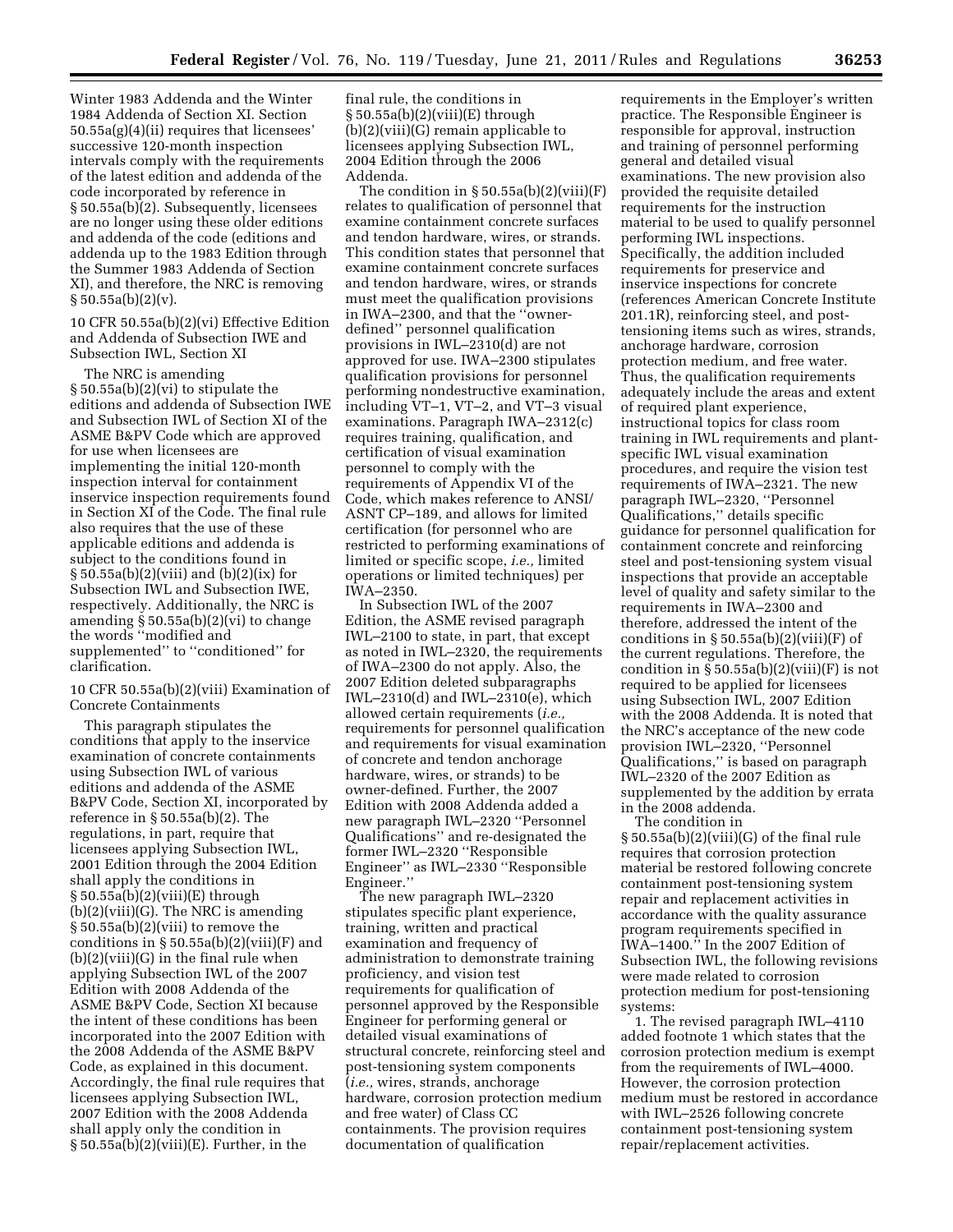Winter 1983 Addenda and the Winter 1984 Addenda of Section XI. Section 50.55a(g)(4)(ii) requires that licensees' successive 120-month inspection intervals comply with the requirements of the latest edition and addenda of the code incorporated by reference in § 50.55a(b)(2). Subsequently, licensees are no longer using these older editions and addenda of the code (editions and addenda up to the 1983 Edition through the Summer 1983 Addenda of Section XI), and therefore, the NRC is removing § 50.55a(b)(2)(v).

10 CFR 50.55a(b)(2)(vi) Effective Edition and Addenda of Subsection IWE and Subsection IWL, Section XI

The NRC is amending § 50.55a(b)(2)(vi) to stipulate the editions and addenda of Subsection IWE and Subsection IWL of Section XI of the ASME B&PV Code which are approved for use when licensees are implementing the initial 120-month inspection interval for containment inservice inspection requirements found in Section XI of the Code. The final rule also requires that the use of these applicable editions and addenda is subject to the conditions found in § 50.55a(b)(2)(viii) and (b)(2)(ix) for Subsection IWL and Subsection IWE, respectively. Additionally, the NRC is amending § 50.55a(b)(2)(vi) to change the words ''modified and supplemented'' to ''conditioned'' for clarification.

10 CFR 50.55a(b)(2)(viii) Examination of Concrete Containments

This paragraph stipulates the conditions that apply to the inservice examination of concrete containments using Subsection IWL of various editions and addenda of the ASME B&PV Code, Section XI, incorporated by reference in § 50.55a(b)(2). The regulations, in part, require that licensees applying Subsection IWL, 2001 Edition through the 2004 Edition shall apply the conditions in § 50.55a(b)(2)(viii)(E) through (b)(2)(viii)(G). The NRC is amending § 50.55a(b)(2)(viii) to remove the conditions in § 50.55a(b)(2)(viii)(F) and (b)(2)(viii)(G) in the final rule when applying Subsection IWL of the 2007 Edition with 2008 Addenda of the ASME B&PV Code, Section XI because the intent of these conditions has been incorporated into the 2007 Edition with the 2008 Addenda of the ASME B&PV Code, as explained in this document. Accordingly, the final rule requires that licensees applying Subsection IWL, 2007 Edition with the 2008 Addenda shall apply only the condition in § 50.55a(b)(2)(viii)(E). Further, in the final rule, the conditions in § 50.55a(b)(2)(viii)(E) through (b)(2)(viii)(G) remain applicable to licensees applying Subsection IWL, 2004 Edition through the 2006 Addenda.

The condition in § 50.55a(b)(2)(viii)(F) relates to qualification of personnel that examine containment concrete surfaces and tendon hardware, wires, or strands. This condition states that personnel that examine containment concrete surfaces and tendon hardware, wires, or strands must meet the qualification provisions in IWA–2300, and that the ''owner-defined'' personnel qualification provisions in IWL–2310(d) are not approved for use. IWA–2300 stipulates qualification provisions for personnel performing nondestructive examination, including VT–1, VT–2, and VT–3 visual examinations. Paragraph IWA–2312(c) requires training, qualification, and certification of visual examination personnel to comply with the requirements of Appendix VI of the Code, which makes reference to ANSI/ASNT CP–189, and allows for limited certification (for personnel who are restricted to performing examinations of limited or specific scope, *i.e.,* limited operations or limited techniques) per IWA–2350.

In Subsection IWL of the 2007 Edition, the ASME revised paragraph IWL–2100 to state, in part, that except as noted in IWL–2320, the requirements of IWA–2300 do not apply. Also, the 2007 Edition deleted subparagraphs IWL–2310(d) and IWL–2310(e), which allowed certain requirements (*i.e.,* requirements for personnel qualification and requirements for visual examination of concrete and tendon anchorage hardware, wires, or strands) to be owner-defined. Further, the 2007 Edition with 2008 Addenda added a new paragraph IWL–2320 ''Personnel Qualifications'' and re-designated the former IWL–2320 ''Responsible Engineer'' as IWL–2330 ''Responsible Engineer.''

The new paragraph IWL–2320 stipulates specific plant experience, training, written and practical examination and frequency of administration to demonstrate training proficiency, and vision test requirements for qualification of personnel approved by the Responsible Engineer for performing general or detailed visual examinations of structural concrete, reinforcing steel and post-tensioning system components (*i.e.,* wires, strands, anchorage hardware, corrosion protection medium and free water) of Class CC containments. The provision requires documentation of qualification requirements in the Employer's written practice. The Responsible Engineer is responsible for approval, instruction and training of personnel performing general and detailed visual examinations. The new provision also provided the requisite detailed requirements for the instruction material to be used to qualify personnel performing IWL inspections. Specifically, the addition included requirements for preservice and inservice inspections for concrete (references American Concrete Institute 201.1R), reinforcing steel, and post-tensioning items such as wires, strands, anchorage hardware, corrosion protection medium, and free water. Thus, the qualification requirements adequately include the areas and extent of required plant experience, instructional topics for class room training in IWL requirements and plant-specific IWL visual examination procedures, and require the vision test requirements of IWA–2321. The new paragraph IWL–2320, ''Personnel Qualifications,'' details specific guidance for personnel qualification for containment concrete and reinforcing steel and post-tensioning system visual inspections that provide an acceptable level of quality and safety similar to the requirements in IWA–2300 and therefore, addressed the intent of the conditions in § 50.55a(b)(2)(viii)(F) of the current regulations. Therefore, the condition in § 50.55a(b)(2)(viii)(F) is not required to be applied for licensees using Subsection IWL, 2007 Edition with the 2008 Addenda. It is noted that the NRC's acceptance of the new code provision IWL–2320, ''Personnel Qualifications,'' is based on paragraph IWL–2320 of the 2007 Edition as supplemented by the addition by errata in the 2008 addenda.

The condition in § 50.55a(b)(2)(viii)(G) of the final rule requires that corrosion protection material be restored following concrete containment post-tensioning system repair and replacement activities in accordance with the quality assurance program requirements specified in IWA–1400.'' In the 2007 Edition of Subsection IWL, the following revisions were made related to corrosion protection medium for post-tensioning systems:

1. The revised paragraph IWL–4110 added footnote 1 which states that the corrosion protection medium is exempt from the requirements of IWL–4000. However, the corrosion protection medium must be restored in accordance with IWL–2526 following concrete containment post-tensioning system repair/replacement activities.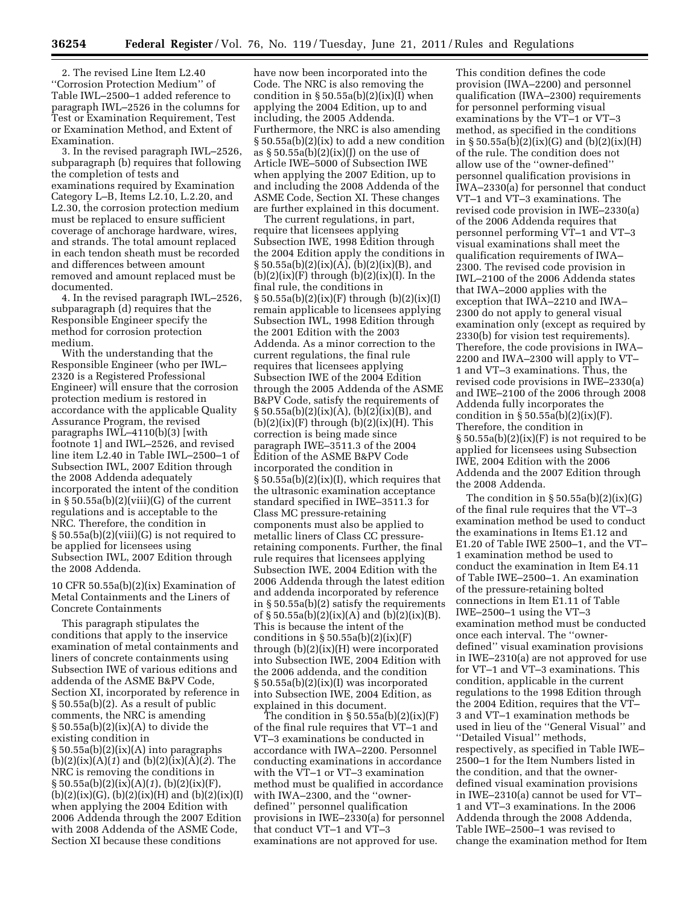2. The revised Line Item L2.40 ''Corrosion Protection Medium'' of Table IWL–2500–1 added reference to paragraph IWL–2526 in the columns for Test or Examination Requirement, Test or Examination Method, and Extent of Examination.

3. In the revised paragraph IWL–2526, subparagraph (b) requires that following the completion of tests and examinations required by Examination Category L–B, Items L2.10, L.2.20, and L2.30, the corrosion protection medium must be replaced to ensure sufficient coverage of anchorage hardware, wires, and strands. The total amount replaced in each tendon sheath must be recorded and differences between amount removed and amount replaced must be documented.

4. In the revised paragraph IWL–2526, subparagraph (d) requires that the Responsible Engineer specify the method for corrosion protection medium.

With the understanding that the Responsible Engineer (who per IWL–2320 is a Registered Professional Engineer) will ensure that the corrosion protection medium is restored in accordance with the applicable Quality Assurance Program, the revised paragraphs IWL–4110(b)(3) [with footnote 1] and IWL–2526, and revised line item L2.40 in Table IWL–2500–1 of Subsection IWL, 2007 Edition through the 2008 Addenda adequately incorporated the intent of the condition in § 50.55a(b)(2)(viii)(G) of the current regulations and is acceptable to the NRC. Therefore, the condition in § 50.55a(b)(2)(viii)(G) is not required to be applied for licensees using Subsection IWL, 2007 Edition through the 2008 Addenda.

10 CFR 50.55a(b)(2)(ix) Examination of Metal Containments and the Liners of Concrete Containments

This paragraph stipulates the conditions that apply to the inservice examination of metal containments and liners of concrete containments using Subsection IWE of various editions and addenda of the ASME B&PV Code, Section XI, incorporated by reference in § 50.55a(b)(2). As a result of public comments, the NRC is amending § 50.55a(b)(2)(ix)(A) to divide the existing condition in § 50.55a(b)(2)(ix)(A) into paragraphs (b)(2)(ix)(A)(*1*) and (b)(2)(ix)(A)(*2*). The NRC is removing the conditions in § 50.55a(b)(2)(ix)(A)(*1*), (b)(2)(ix)(F), (b)(2)(ix)(G), (b)(2)(ix)(H) and (b)(2)(ix)(I) when applying the 2004 Edition with 2006 Addenda through the 2007 Edition with 2008 Addenda of the ASME Code, Section XI because these conditions have now been incorporated into the Code. The NRC is also removing the condition in § 50.55a(b)(2)(ix)(I) when applying the 2004 Edition, up to and including, the 2005 Addenda. Furthermore, the NRC is also amending § 50.55a(b)(2)(ix) to add a new condition as § 50.55a(b)(2)(ix)(J) on the use of Article IWE–5000 of Subsection IWE when applying the 2007 Edition, up to and including the 2008 Addenda of the ASME Code, Section XI. These changes are further explained in this document.

The current regulations, in part, require that licensees applying Subsection IWE, 1998 Edition through the 2004 Edition apply the conditions in § 50.55a(b)(2)(ix)(A), (b)(2)(ix)(B), and (b)(2)(ix)(F) through (b)(2)(ix)(I). In the final rule, the conditions in § 50.55a(b)(2)(ix)(F) through (b)(2)(ix)(I) remain applicable to licensees applying Subsection IWL, 1998 Edition through the 2001 Edition with the 2003 Addenda. As a minor correction to the current regulations, the final rule requires that licensees applying Subsection IWE of the 2004 Edition through the 2005 Addenda of the ASME B&PV Code, satisfy the requirements of § 50.55a(b)(2)(ix)(A), (b)(2)(ix)(B), and (b)(2)(ix)(F) through (b)(2)(ix)(H). This correction is being made since paragraph IWE–3511.3 of the 2004 Edition of the ASME B&PV Code incorporated the condition in § 50.55a(b)(2)(ix)(I), which requires that the ultrasonic examination acceptance standard specified in IWE–3511.3 for Class MC pressure-retaining components must also be applied to metallic liners of Class CC pressure-retaining components. Further, the final rule requires that licensees applying Subsection IWE, 2004 Edition with the 2006 Addenda through the latest edition and addenda incorporated by reference in § 50.55a(b)(2) satisfy the requirements of § 50.55a(b)(2)(ix)(A) and (b)(2)(ix)(B). This is because the intent of the conditions in § 50.55a(b)(2)(ix)(F) through (b)(2)(ix)(H) were incorporated into Subsection IWE, 2004 Edition with the 2006 addenda, and the condition § 50.55a(b)(2)(ix)(I) was incorporated into Subsection IWE, 2004 Edition, as explained in this document.

The condition in § 50.55a(b)(2)(ix)(F) of the final rule requires that VT–1 and VT–3 examinations are conducted in accordance with IWA–2200. Personnel conducting examinations in accordance with the VT–1 or VT–3 examination method must be qualified in accordance with IWA–2300, and the ''owner-defined'' personnel qualification provisions in IWE–2330(a) for personnel that conduct VT–1 and VT–3 examinations are not approved for use.

This condition defines the code provision (IWA–2200) and personnel qualification (IWA–2300) requirements for personnel performing visual examinations by the VT–1 or VT–3 method, as specified in the conditions in § 50.55a(b)(2)(ix)(G) and (b)(2)(ix)(H) of the rule. The condition does not allow use of the ''owner-defined'' personnel qualification provisions in IWA–2330(a) for personnel that conduct VT–1 and VT–3 examinations. The revised code provision in IWE–2330(a) of the 2006 Addenda requires that personnel performing VT–1 and VT–3 visual examinations shall meet the qualification requirements of IWA–2300. The revised code provision in IWL–2100 of the 2006 Addenda states that IWA–2000 applies with the exception that IWA–2210 and IWA–2300 do not apply to general visual examination only (except as required by 2330(b) for vision test requirements). Therefore, the code provisions in IWA–2200 and IWA–2300 will apply to VT–1 and VT–3 examinations. Thus, the revised code provisions in IWE–2330(a) and IWE–2100 of the 2006 through 2008 Addenda fully incorporates the condition in § 50.55a(b)(2)(ix)(F). Therefore, the condition in § 50.55a(b)(2)(ix)(F) is not required to be applied for licensees using Subsection IWE, 2004 Edition with the 2006 Addenda and the 2007 Edition through the 2008 Addenda.

The condition in § 50.55a(b)(2)(ix)(G) of the final rule requires that the VT–3 examination method be used to conduct the examinations in Items E1.12 and E1.20 of Table IWE 2500–1, and the VT–1 examination method be used to conduct the examination in Item E4.11 of Table IWE–2500–1. An examination of the pressure-retaining bolted connections in Item E1.11 of Table IWE–2500–1 using the VT–3 examination method must be conducted once each interval. The ''owner-defined'' visual examination provisions in IWE–2310(a) are not approved for use for VT–1 and VT–3 examinations. This condition, applicable in the current regulations to the 1998 Edition through the 2004 Edition, requires that the VT–3 and VT–1 examination methods be used in lieu of the ''General Visual'' and ''Detailed Visual'' methods, respectively, as specified in Table IWE–2500–1 for the Item Numbers listed in the condition, and that the owner-defined visual examination provisions in IWE–2310(a) cannot be used for VT–1 and VT–3 examinations. In the 2006 Addenda through the 2008 Addenda, Table IWE–2500–1 was revised to change the examination method for Item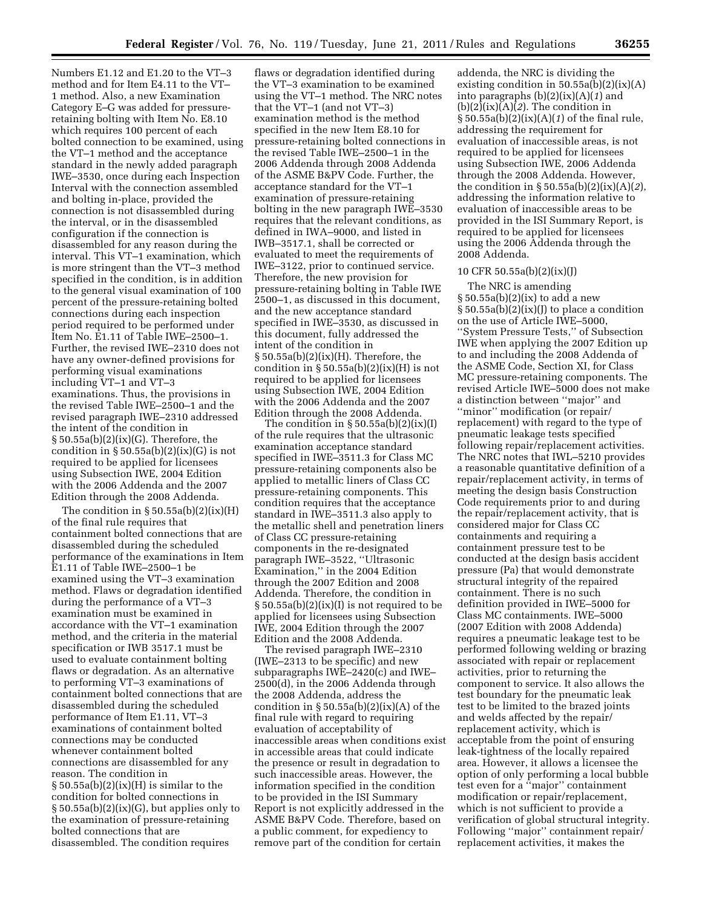Numbers E1.12 and E1.20 to the VT–3 method and for Item E4.11 to the VT–1 method. Also, a new Examination Category E–G was added for pressure-retaining bolting with Item No. E8.10 which requires 100 percent of each bolted connection to be examined, using the VT–1 method and the acceptance standard in the newly added paragraph IWE–3530, once during each Inspection Interval with the connection assembled and bolting in-place, provided the connection is not disassembled during the interval, or in the disassembled configuration if the connection is disassembled for any reason during the interval. This VT–1 examination, which is more stringent than the VT–3 method specified in the condition, is in addition to the general visual examination of 100 percent of the pressure-retaining bolted connections during each inspection period required to be performed under Item No. E1.11 of Table IWE–2500–1. Further, the revised IWE–2310 does not have any owner-defined provisions for performing visual examinations including VT–1 and VT–3 examinations. Thus, the provisions in the revised Table IWE–2500–1 and the revised paragraph IWE–2310 addressed the intent of the condition in § 50.55a(b)(2)(ix)(G). Therefore, the condition in § 50.55a(b)(2)(ix)(G) is not required to be applied for licensees using Subsection IWE, 2004 Edition with the 2006 Addenda and the 2007 Edition through the 2008 Addenda.

The condition in § 50.55a(b)(2)(ix)(H) of the final rule requires that containment bolted connections that are disassembled during the scheduled performance of the examinations in Item E1.11 of Table IWE–2500–1 be examined using the VT–3 examination method. Flaws or degradation identified during the performance of a VT–3 examination must be examined in accordance with the VT–1 examination method, and the criteria in the material specification or IWB 3517.1 must be used to evaluate containment bolting flaws or degradation. As an alternative to performing VT–3 examinations of containment bolted connections that are disassembled during the scheduled performance of Item E1.11, VT–3 examinations of containment bolted connections may be conducted whenever containment bolted connections are disassembled for any reason. The condition in § 50.55a(b)(2)(ix)(H) is similar to the condition for bolted connections in § 50.55a(b)(2)(ix)(G), but applies only to the examination of pressure-retaining bolted connections that are disassembled. The condition requires flaws or degradation identified during the VT–3 examination to be examined using the VT–1 method. The NRC notes that the VT–1 (and not VT–3) examination method is the method specified in the new Item E8.10 for pressure-retaining bolted connections in the revised Table IWE–2500–1 in the 2006 Addenda through 2008 Addenda of the ASME B&PV Code. Further, the acceptance standard for the VT–1 examination of pressure-retaining bolting in the new paragraph IWE–3530 requires that the relevant conditions, as defined in IWA–9000, and listed in IWB–3517.1, shall be corrected or evaluated to meet the requirements of IWE–3122, prior to continued service. Therefore, the new provision for pressure-retaining bolting in Table IWE 2500–1, as discussed in this document, and the new acceptance standard specified in IWE–3530, as discussed in this document, fully addressed the intent of the condition in § 50.55a(b)(2)(ix)(H). Therefore, the condition in § 50.55a(b)(2)(ix)(H) is not required to be applied for licensees using Subsection IWE, 2004 Edition with the 2006 Addenda and the 2007 Edition through the 2008 Addenda.

The condition in § 50.55a(b)(2)(ix)(I) of the rule requires that the ultrasonic examination acceptance standard specified in IWE–3511.3 for Class MC pressure-retaining components also be applied to metallic liners of Class CC pressure-retaining components. This condition requires that the acceptance standard in IWE–3511.3 also apply to the metallic shell and penetration liners of Class CC pressure-retaining components in the re-designated paragraph IWE–3522, "Ultrasonic Examination," in the 2004 Edition through the 2007 Edition and 2008 Addenda. Therefore, the condition in § 50.55a(b)(2)(ix)(I) is not required to be applied for licensees using Subsection IWE, 2004 Edition through the 2007 Edition and the 2008 Addenda.

The revised paragraph IWE–2310 (IWE–2313 to be specific) and new subparagraphs IWE–2420(c) and IWE–2500(d), in the 2006 Addenda through the 2008 Addenda, address the condition in § 50.55a(b)(2)(ix)(A) of the final rule with regard to requiring evaluation of acceptability of inaccessible areas when conditions exist in accessible areas that could indicate the presence or result in degradation to such inaccessible areas. However, the information specified in the condition to be provided in the ISI Summary Report is not explicitly addressed in the ASME B&PV Code. Therefore, based on a public comment, for expediency to remove part of the condition for certain addenda, the NRC is dividing the existing condition in 50.55a(b)(2)(ix)(A) into paragraphs (b)(2)(ix)(A)(*1*) and (b)(2)(ix)(A)(*2*). The condition in § 50.55a(b)(2)(ix)(A)(*1*) of the final rule, addressing the requirement for evaluation of inaccessible areas, is not required to be applied for licensees using Subsection IWE, 2006 Addenda through the 2008 Addenda. However, the condition in § 50.55a(b)(2)(ix)(A)(*2*), addressing the information relative to evaluation of inaccessible areas to be provided in the ISI Summary Report, is required to be applied for licensees using the 2006 Addenda through the 2008 Addenda.

10 CFR 50.55a(b)(2)(ix)(J)

The NRC is amending § 50.55a(b)(2)(ix) to add a new § 50.55a(b)(2)(ix)(J) to place a condition on the use of Article IWE–5000, "System Pressure Tests," of Subsection IWE when applying the 2007 Edition up to and including the 2008 Addenda of the ASME Code, Section XI, for Class MC pressure-retaining components. The revised Article IWE–5000 does not make a distinction between "major" and "minor" modification (or repair/replacement) with regard to the type of pneumatic leakage tests specified following repair/replacement activities. The NRC notes that IWL–5210 provides a reasonable quantitative definition of a repair/replacement activity, in terms of meeting the design basis Construction Code requirements prior to and during the repair/replacement activity, that is considered major for Class CC containments and requiring a containment pressure test to be conducted at the design basis accident pressure (Pa) that would demonstrate structural integrity of the repaired containment. There is no such definition provided in IWE–5000 for Class MC containments. IWE–5000 (2007 Edition with 2008 Addenda) requires a pneumatic leakage test to be performed following welding or brazing associated with repair or replacement activities, prior to returning the component to service. It also allows the test boundary for the pneumatic leak test to be limited to the brazed joints and welds affected by the repair/replacement activity, which is acceptable from the point of ensuring leak-tightness of the locally repaired area. However, it allows a licensee the option of only performing a local bubble test even for a "major" containment modification or repair/replacement, which is not sufficient to provide a verification of global structural integrity. Following "major" containment repair/replacement activities, it makes the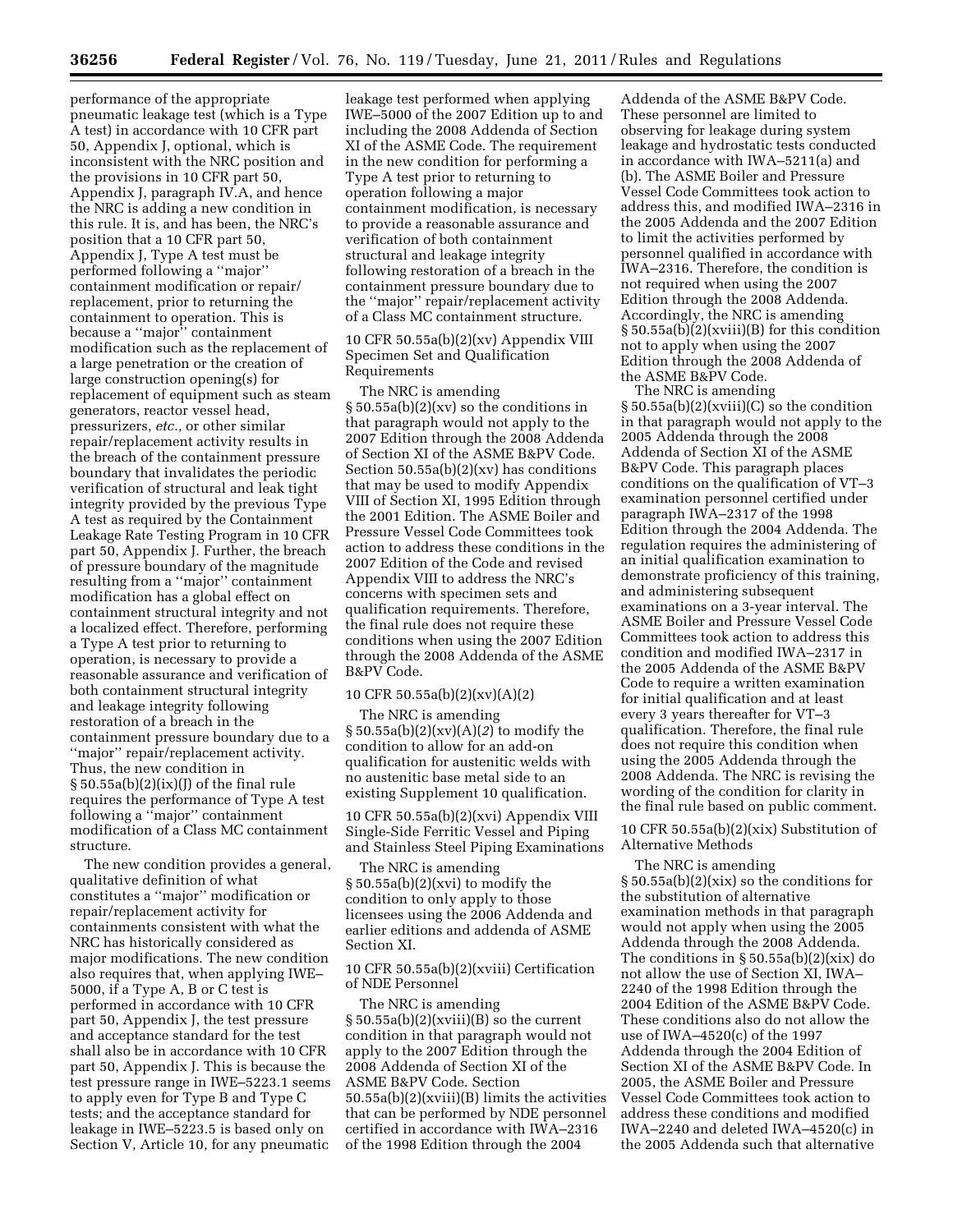performance of the appropriate pneumatic leakage test (which is a Type A test) in accordance with 10 CFR part 50, Appendix J, optional, which is inconsistent with the NRC position and the provisions in 10 CFR part 50, Appendix J, paragraph IV.A, and hence the NRC is adding a new condition in this rule. It is, and has been, the NRC's position that a 10 CFR part 50, Appendix J, Type A test must be performed following a ''major'' containment modification or repair/replacement, prior to returning the containment to operation. This is because a ''major'' containment modification such as the replacement of a large penetration or the creation of large construction opening(s) for replacement of equipment such as steam generators, reactor vessel head, pressurizers, *etc.,* or other similar repair/replacement activity results in the breach of the containment pressure boundary that invalidates the periodic verification of structural and leak tight integrity provided by the previous Type A test as required by the Containment Leakage Rate Testing Program in 10 CFR part 50, Appendix J. Further, the breach of pressure boundary of the magnitude resulting from a ''major'' containment modification has a global effect on containment structural integrity and not a localized effect. Therefore, performing a Type A test prior to returning to operation, is necessary to provide a reasonable assurance and verification of both containment structural integrity and leakage integrity following restoration of a breach in the containment pressure boundary due to a ''major'' repair/replacement activity. Thus, the new condition in § 50.55a(b)(2)(ix)(J) of the final rule requires the performance of Type A test following a ''major'' containment modification of a Class MC containment structure.

The new condition provides a general, qualitative definition of what constitutes a ''major'' modification or repair/replacement activity for containments consistent with what the NRC has historically considered as major modifications. The new condition also requires that, when applying IWE–5000, if a Type A, B or C test is performed in accordance with 10 CFR part 50, Appendix J, the test pressure and acceptance standard for the test shall also be in accordance with 10 CFR part 50, Appendix J. This is because the test pressure range in IWE–5223.1 seems to apply even for Type B and Type C tests; and the acceptance standard for leakage in IWE–5223.5 is based only on Section V, Article 10, for any pneumatic leakage test performed when applying IWE–5000 of the 2007 Edition up to and including the 2008 Addenda of Section XI of the ASME Code. The requirement in the new condition for performing a Type A test prior to returning to operation following a major containment modification, is necessary to provide a reasonable assurance and verification of both containment structural and leakage integrity following restoration of a breach in the containment pressure boundary due to the ''major'' repair/replacement activity of a Class MC containment structure.

10 CFR 50.55a(b)(2)(xv) Appendix VIII Specimen Set and Qualification Requirements

The NRC is amending § 50.55a(b)(2)(xv) so the conditions in that paragraph would not apply to the 2007 Edition through the 2008 Addenda of Section XI of the ASME B&PV Code. Section 50.55a(b)(2)(xv) has conditions that may be used to modify Appendix VIII of Section XI, 1995 Edition through the 2001 Edition. The ASME Boiler and Pressure Vessel Code Committees took action to address these conditions in the 2007 Edition of the Code and revised Appendix VIII to address the NRC's concerns with specimen sets and qualification requirements. Therefore, the final rule does not require these conditions when using the 2007 Edition through the 2008 Addenda of the ASME B&PV Code.

10 CFR 50.55a(b)(2)(xv)(A)(2)

The NRC is amending § 50.55a(b)(2)(xv)(A)(*2*) to modify the condition to allow for an add-on qualification for austenitic welds with no austenitic base metal side to an existing Supplement 10 qualification.

10 CFR 50.55a(b)(2)(xvi) Appendix VIII Single-Side Ferritic Vessel and Piping and Stainless Steel Piping Examinations

The NRC is amending § 50.55a(b)(2)(xvi) to modify the condition to only apply to those licensees using the 2006 Addenda and earlier editions and addenda of ASME Section XI.

10 CFR 50.55a(b)(2)(xviii) Certification of NDE Personnel

The NRC is amending § 50.55a(b)(2)(xviii)(B) so the current condition in that paragraph would not apply to the 2007 Edition through the 2008 Addenda of Section XI of the ASME B&PV Code. Section 50.55a(b)(2)(xviii)(B) limits the activities that can be performed by NDE personnel certified in accordance with IWA–2316 of the 1998 Edition through the 2004 Addenda of the ASME B&PV Code. These personnel are limited to observing for leakage during system leakage and hydrostatic tests conducted in accordance with IWA–5211(a) and (b). The ASME Boiler and Pressure Vessel Code Committees took action to address this, and modified IWA–2316 in the 2005 Addenda and the 2007 Edition to limit the activities performed by personnel qualified in accordance with IWA–2316. Therefore, the condition is not required when using the 2007 Edition through the 2008 Addenda. Accordingly, the NRC is amending § 50.55a(b)(2)(xviii)(B) for this condition not to apply when using the 2007 Edition through the 2008 Addenda of the ASME B&PV Code.

The NRC is amending § 50.55a(b)(2)(xviii)(C) so the condition in that paragraph would not apply to the 2005 Addenda through the 2008 Addenda of Section XI of the ASME B&PV Code. This paragraph places conditions on the qualification of VT–3 examination personnel certified under paragraph IWA–2317 of the 1998 Edition through the 2004 Addenda. The regulation requires the administering of an initial qualification examination to demonstrate proficiency of this training, and administering subsequent examinations on a 3-year interval. The ASME Boiler and Pressure Vessel Code Committees took action to address this condition and modified IWA–2317 in the 2005 Addenda of the ASME B&PV Code to require a written examination for initial qualification and at least every 3 years thereafter for VT–3 qualification. Therefore, the final rule does not require this condition when using the 2005 Addenda through the 2008 Addenda. The NRC is revising the wording of the condition for clarity in the final rule based on public comment.

10 CFR 50.55a(b)(2)(xix) Substitution of Alternative Methods

The NRC is amending § 50.55a(b)(2)(xix) so the conditions for the substitution of alternative examination methods in that paragraph would not apply when using the 2005 Addenda through the 2008 Addenda. The conditions in § 50.55a(b)(2)(xix) do not allow the use of Section XI, IWA–2240 of the 1998 Edition through the 2004 Edition of the ASME B&PV Code. These conditions also do not allow the use of IWA–4520(c) of the 1997 Addenda through the 2004 Edition of Section XI of the ASME B&PV Code. In 2005, the ASME Boiler and Pressure Vessel Code Committees took action to address these conditions and modified IWA–2240 and deleted IWA–4520(c) in the 2005 Addenda such that alternative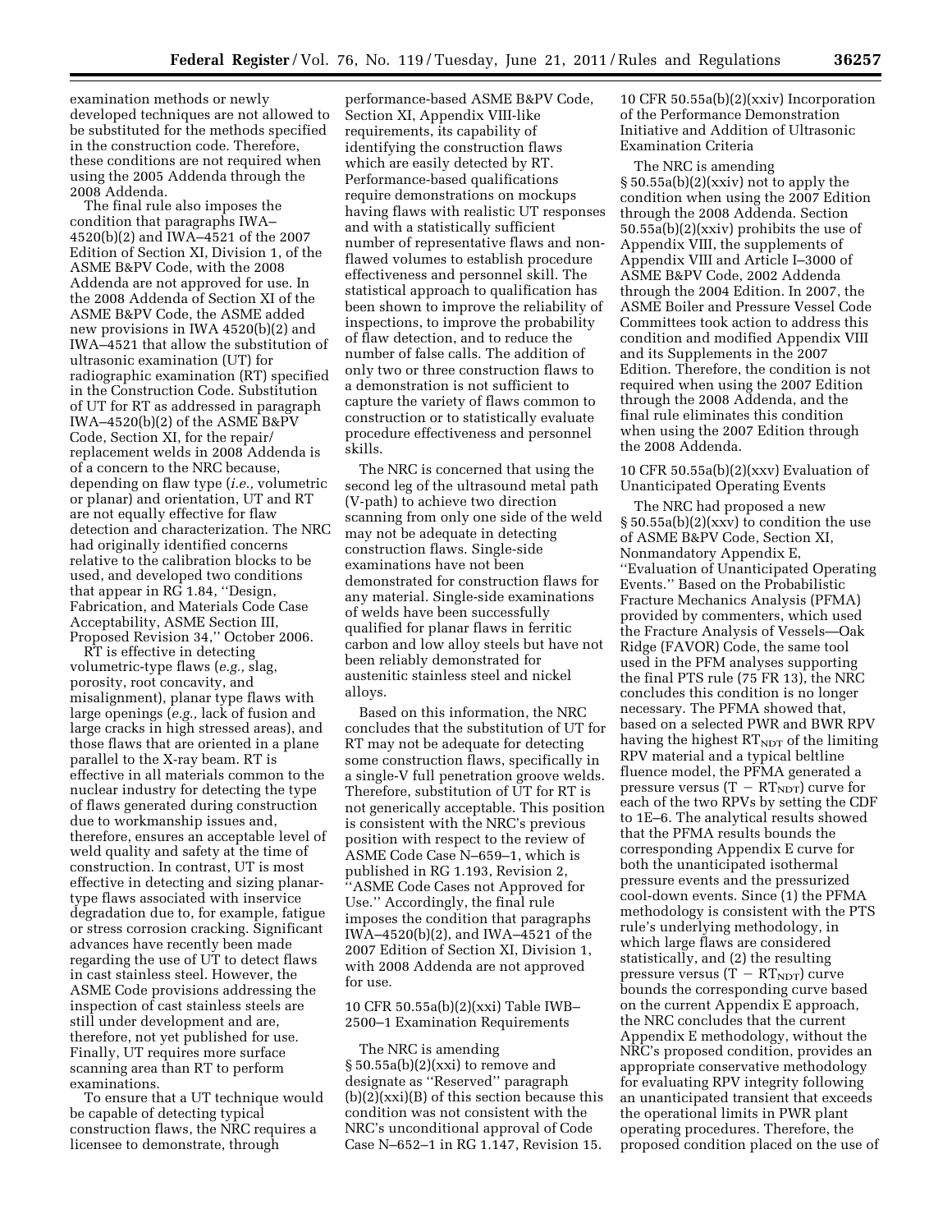examination methods or newly developed techniques are not allowed to be substituted for the methods specified in the construction code. Therefore, these conditions are not required when using the 2005 Addenda through the 2008 Addenda.

The final rule also imposes the condition that paragraphs IWA–4520(b)(2) and IWA–4521 of the 2007 Edition of Section XI, Division 1, of the ASME B&PV Code, with the 2008 Addenda are not approved for use. In the 2008 Addenda of Section XI of the ASME B&PV Code, the ASME added new provisions in IWA 4520(b)(2) and IWA–4521 that allow the substitution of ultrasonic examination (UT) for radiographic examination (RT) specified in the Construction Code. Substitution of UT for RT as addressed in paragraph IWA–4520(b)(2) of the ASME B&PV Code, Section XI, for the repair/replacement welds in 2008 Addenda is of a concern to the NRC because, depending on flaw type (*i.e.,* volumetric or planar) and orientation, UT and RT are not equally effective for flaw detection and characterization. The NRC had originally identified concerns relative to the calibration blocks to be used, and developed two conditions that appear in RG 1.84, ''Design, Fabrication, and Materials Code Case Acceptability, ASME Section III, Proposed Revision 34,'' October 2006.

RT is effective in detecting volumetric-type flaws (*e.g.,* slag, porosity, root concavity, and misalignment), planar type flaws with large openings (*e.g.,* lack of fusion and large cracks in high stressed areas), and those flaws that are oriented in a plane parallel to the X-ray beam. RT is effective in all materials common to the nuclear industry for detecting the type of flaws generated during construction due to workmanship issues and, therefore, ensures an acceptable level of weld quality and safety at the time of construction. In contrast, UT is most effective in detecting and sizing planar-type flaws associated with inservice degradation due to, for example, fatigue or stress corrosion cracking. Significant advances have recently been made regarding the use of UT to detect flaws in cast stainless steel. However, the ASME Code provisions addressing the inspection of cast stainless steels are still under development and are, therefore, not yet published for use. Finally, UT requires more surface scanning area than RT to perform examinations.

To ensure that a UT technique would be capable of detecting typical construction flaws, the NRC requires a licensee to demonstrate, through performance-based ASME B&PV Code, Section XI, Appendix VIII-like requirements, its capability of identifying the construction flaws which are easily detected by RT. Performance-based qualifications require demonstrations on mockups having flaws with realistic UT responses and with a statistically sufficient number of representative flaws and non-flawed volumes to establish procedure effectiveness and personnel skill. The statistical approach to qualification has been shown to improve the reliability of inspections, to improve the probability of flaw detection, and to reduce the number of false calls. The addition of only two or three construction flaws to a demonstration is not sufficient to capture the variety of flaws common to construction or to statistically evaluate procedure effectiveness and personnel skills.

The NRC is concerned that using the second leg of the ultrasound metal path (V-path) to achieve two direction scanning from only one side of the weld may not be adequate in detecting construction flaws. Single-side examinations have not been demonstrated for construction flaws for any material. Single-side examinations of welds have been successfully qualified for planar flaws in ferritic carbon and low alloy steels but have not been reliably demonstrated for austenitic stainless steel and nickel alloys.

Based on this information, the NRC concludes that the substitution of UT for RT may not be adequate for detecting some construction flaws, specifically in a single-V full penetration groove welds. Therefore, substitution of UT for RT is not generically acceptable. This position is consistent with the NRC's previous position with respect to the review of ASME Code Case N–659–1, which is published in RG 1.193, Revision 2, ''ASME Code Cases not Approved for Use.'' Accordingly, the final rule imposes the condition that paragraphs IWA–4520(b)(2), and IWA–4521 of the 2007 Edition of Section XI, Division 1, with 2008 Addenda are not approved for use.

10 CFR 50.55a(b)(2)(xxi) Table IWB–2500–1 Examination Requirements

The NRC is amending § 50.55a(b)(2)(xxi) to remove and designate as ''Reserved'' paragraph (b)(2)(xxi)(B) of this section because this condition was not consistent with the NRC's unconditional approval of Code Case N–652–1 in RG 1.147, Revision 15.

10 CFR 50.55a(b)(2)(xxiv) Incorporation of the Performance Demonstration Initiative and Addition of Ultrasonic Examination Criteria

The NRC is amending § 50.55a(b)(2)(xxiv) not to apply the condition when using the 2007 Edition through the 2008 Addenda. Section 50.55a(b)(2)(xxiv) prohibits the use of Appendix VIII, the supplements of Appendix VIII and Article I–3000 of ASME B&PV Code, 2002 Addenda through the 2004 Edition. In 2007, the ASME Boiler and Pressure Vessel Code Committees took action to address this condition and modified Appendix VIII and its Supplements in the 2007 Edition. Therefore, the condition is not required when using the 2007 Edition through the 2008 Addenda, and the final rule eliminates this condition when using the 2007 Edition through the 2008 Addenda.

10 CFR 50.55a(b)(2)(xxv) Evaluation of Unanticipated Operating Events

The NRC had proposed a new § 50.55a(b)(2)(xxv) to condition the use of ASME B&PV Code, Section XI, Nonmandatory Appendix E, ''Evaluation of Unanticipated Operating Events.'' Based on the Probabilistic Fracture Mechanics Analysis (PFMA) provided by commenters, which used the Fracture Analysis of Vessels—Oak Ridge (FAVOR) Code, the same tool used in the PFM analyses supporting the final PTS rule (75 FR 13), the NRC concludes this condition is no longer necessary. The PFMA showed that, based on a selected PWR and BWR RPV having the highest $RT_{NDT}$ of the limiting RPV material and a typical beltline fluence model, the PFMA generated a pressure versus $(T - RT_{NDT})$ curve for each of the two RPVs by setting the CDF to 1E–6. The analytical results showed that the PFMA results bounds the corresponding Appendix E curve for both the unanticipated isothermal pressure events and the pressurized cool-down events. Since (1) the PFMA methodology is consistent with the PTS rule's underlying methodology, in which large flaws are considered statistically, and (2) the resulting pressure versus $(T - RT_{NDT})$ curve bounds the corresponding curve based on the current Appendix E approach, the NRC concludes that the current Appendix E methodology, without the NRC's proposed condition, provides an appropriate conservative methodology for evaluating RPV integrity following an unanticipated transient that exceeds the operational limits in PWR plant operating procedures. Therefore, the proposed condition placed on the use of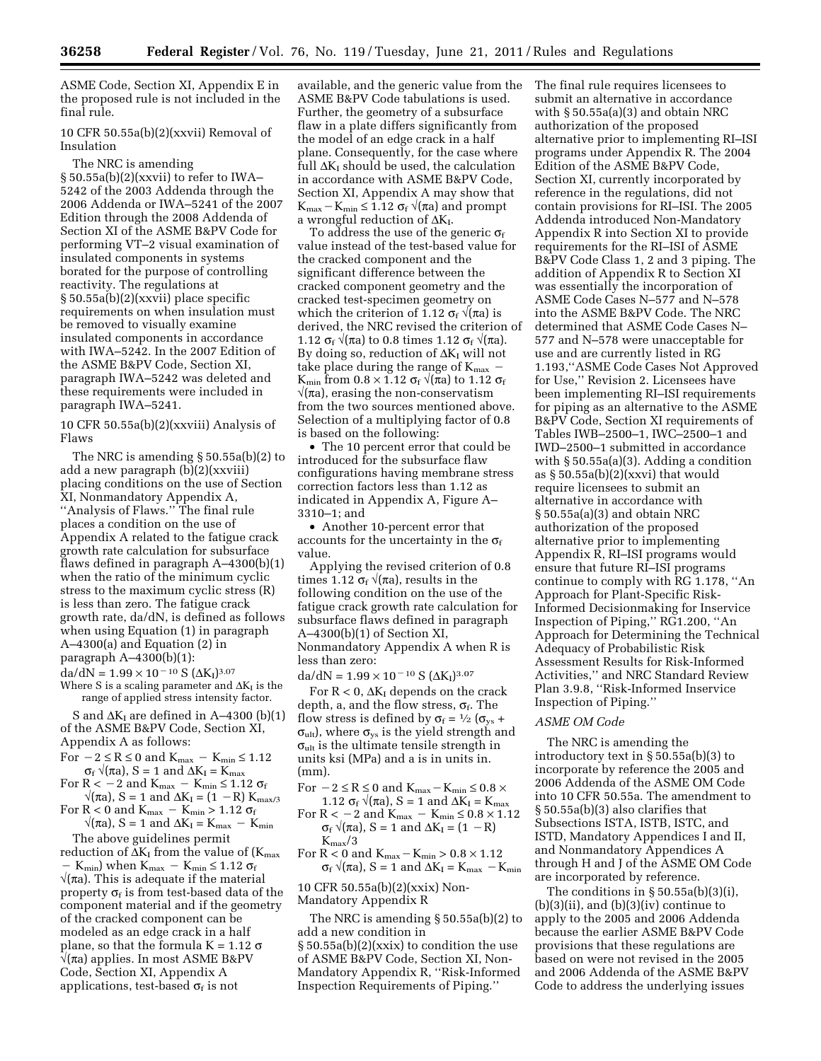ASME Code, Section XI, Appendix E in the proposed rule is not included in the final rule.

10 CFR 50.55a(b)(2)(xxvii) Removal of Insulation

The NRC is amending § 50.55a(b)(2)(xxvii) to refer to IWA–5242 of the 2003 Addenda through the 2006 Addenda or IWA–5241 of the 2007 Edition through the 2008 Addenda of Section XI of the ASME B&PV Code for performing VT–2 visual examination of insulated components in systems borated for the purpose of controlling reactivity. The regulations at § 50.55a(b)(2)(xxvii) place specific requirements on when insulation must be removed to visually examine insulated components in accordance with IWA–5242. In the 2007 Edition of the ASME B&PV Code, Section XI, paragraph IWA–5242 was deleted and these requirements were included in paragraph IWA–5241.

10 CFR 50.55a(b)(2)(xxviii) Analysis of Flaws

The NRC is amending § 50.55a(b)(2) to add a new paragraph (b)(2)(xxviii) placing conditions on the use of Section XI, Nonmandatory Appendix A, ''Analysis of Flaws.'' The final rule places a condition on the use of Appendix A related to the fatigue crack growth rate calculation for subsurface flaws defined in paragraph A–4300(b)(1) when the ratio of the minimum cyclic stress to the maximum cyclic stress (R) is less than zero. The fatigue crack growth rate, da/dN, is defined as follows when using Equation (1) in paragraph A–4300(a) and Equation (2) in paragraph A–4300(b)(1):

$da/dN = 1.99 \times 10^{-10}\ S\ (\Delta K_I)^{3.07}$

Where S is a scaling parameter and $\Delta K_I$ is the range of applied stress intensity factor.

S and $\Delta K_I$ are defined in A–4300 (b)(1) of the ASME B&PV Code, Section XI, Appendix A as follows:

For $-2 \le R \le 0$ and $K_{max} - K_{min} \le 1.12\ \sigma_f \sqrt{(\pi a)}$, S = 1 and $\Delta K_I = K_{max}$

For $R < -2$ and $K_{max} - K_{min} \le 1.12\ \sigma_f \sqrt{(\pi a)}$, S = 1 and $\Delta K_I = (1 - R)\ K_{max/3}$

For $R < 0$ and $K_{max} - K_{min} > 1.12\ \sigma_f \sqrt{(\pi a)}$, S = 1 and $\Delta K_I = K_{max} - K_{min}$

The above guidelines permit reduction of $\Delta K_I$ from the value of $(K_{max} - K_{min})$ when $K_{max} - K_{min} \le 1.12\ \sigma_f \sqrt{(\pi a)}$. This is adequate if the material property $\sigma_f$ is from test-based data of the component material and if the geometry of the cracked component can be modeled as an edge crack in a half plane, so that the formula $K = 1.12\ \sigma \sqrt{(\pi a)}$ applies. In most ASME B&PV Code, Section XI, Appendix A applications, test-based $\sigma_f$ is not available, and the generic value from the ASME B&PV Code tabulations is used. Further, the geometry of a subsurface flaw in a plate differs significantly from the model of an edge crack in a half plane. Consequently, for the case where full $\Delta K_I$ should be used, the calculation in accordance with ASME B&PV Code, Section XI, Appendix A may show that $K_{max} - K_{min} \le 1.12\ \sigma_f \sqrt{(\pi a)}$ and prompt a wrongful reduction of $\Delta K_I$.

To address the use of the generic $\sigma_f$ value instead of the test-based value for the cracked component and the significant difference between the cracked component geometry and the cracked test-specimen geometry on which the criterion of $1.12\ \sigma_f \sqrt{(\pi a)}$ is derived, the NRC revised the criterion of $1.12\ \sigma_f \sqrt{(\pi a)}$ to 0.8 times $1.12\ \sigma_f \sqrt{(\pi a)}$. By doing so, reduction of $\Delta K_I$ will not take place during the range of $K_{max} - K_{min}$ from $0.8 \times 1.12\ \sigma_f \sqrt{(\pi a)}$ to $1.12\ \sigma_f \sqrt{(\pi a)}$, erasing the non-conservatism from the two sources mentioned above. Selection of a multiplying factor of 0.8 is based on the following:

- The 10 percent error that could be introduced for the subsurface flaw configurations having membrane stress correction factors less than 1.12 as indicated in Appendix A, Figure A–3310–1; and
- Another 10-percent error that accounts for the uncertainty in the $\sigma_f$ value.

Applying the revised criterion of 0.8 times $1.12\ \sigma_f \sqrt{(\pi a)}$, results in the following condition on the use of the fatigue crack growth rate calculation for subsurface flaws defined in paragraph A–4300(b)(1) of Section XI, Nonmandatory Appendix A when R is less than zero:

$da/dN = 1.99 \times 10^{-10}\ S\ (\Delta K_I)^{3.07}$

For $R < 0$, $\Delta K_I$ depends on the crack depth, a, and the flow stress, $\sigma_f$. The flow stress is defined by $\sigma_f = \frac{1}{2}\ (\sigma_{ys} + \sigma_{ult})$, where $\sigma_{ys}$ is the yield strength and $\sigma_{ult}$ is the ultimate tensile strength in units ksi (MPa) and a is in units in. (mm).

For $-2 \le R \le 0$ and $K_{max} - K_{min} \le 0.8 \times 1.12\ \sigma_f \sqrt{(\pi a)}$, S = 1 and $\Delta K_I = K_{max}$

For $R < -2$ and $K_{max} - K_{min} \le 0.8 \times 1.12\ \sigma_f \sqrt{(\pi a)}$, S = 1 and $\Delta K_I = (1 - R)\ K_{max}/3$

For $R < 0$ and $K_{max} - K_{min} > 0.8 \times 1.12\ \sigma_f \sqrt{(\pi a)}$, S = 1 and $\Delta K_I = K_{max} - K_{min}$

10 CFR 50.55a(b)(2)(xxix) Non-Mandatory Appendix R

The NRC is amending § 50.55a(b)(2) to add a new condition in § 50.55a(b)(2)(xxix) to condition the use of ASME B&PV Code, Section XI, Non-Mandatory Appendix R, ''Risk-Informed Inspection Requirements of Piping.'' The final rule requires licensees to submit an alternative in accordance with § 50.55a(a)(3) and obtain NRC authorization of the proposed alternative prior to implementing RI–ISI programs under Appendix R. The 2004 Edition of the ASME B&PV Code, Section XI, currently incorporated by reference in the regulations, did not contain provisions for RI–ISI. The 2005 Addenda introduced Non-Mandatory Appendix R into Section XI to provide requirements for the RI–ISI of ASME B&PV Code Class 1, 2 and 3 piping. The addition of Appendix R to Section XI was essentially the incorporation of ASME Code Cases N–577 and N–578 into the ASME B&PV Code. The NRC determined that ASME Code Cases N–577 and N–578 were unacceptable for use and are currently listed in RG 1.193,''ASME Code Cases Not Approved for Use,'' Revision 2. Licensees have been implementing RI–ISI requirements for piping as an alternative to the ASME B&PV Code, Section XI requirements of Tables IWB–2500–1, IWC–2500–1 and IWD–2500–1 submitted in accordance with § 50.55a(a)(3). Adding a condition as § 50.55a(b)(2)(xxvi) that would require licensees to submit an alternative in accordance with § 50.55a(a)(3) and obtain NRC authorization of the proposed alternative prior to implementing Appendix R, RI–ISI programs would ensure that future RI–ISI programs continue to comply with RG 1.178, ''An Approach for Plant-Specific Risk-Informed Decisionmaking for Inservice Inspection of Piping,'' RG1.200, ''An Approach for Determining the Technical Adequacy of Probabilistic Risk Assessment Results for Risk-Informed Activities,'' and NRC Standard Review Plan 3.9.8, ''Risk-Informed Inservice Inspection of Piping.''

*ASME OM Code*

The NRC is amending the introductory text in § 50.55a(b)(3) to incorporate by reference the 2005 and 2006 Addenda of the ASME OM Code into 10 CFR 50.55a. The amendment to § 50.55a(b)(3) also clarifies that Subsections ISTA, ISTB, ISTC, and ISTD, Mandatory Appendices I and II, and Nonmandatory Appendices A through H and J of the ASME OM Code are incorporated by reference.

The conditions in § 50.55a(b)(3)(i), (b)(3)(ii), and (b)(3)(iv) continue to apply to the 2005 and 2006 Addenda because the earlier ASME B&PV Code provisions that these regulations are based on were not revised in the 2005 and 2006 Addenda of the ASME B&PV Code to address the underlying issues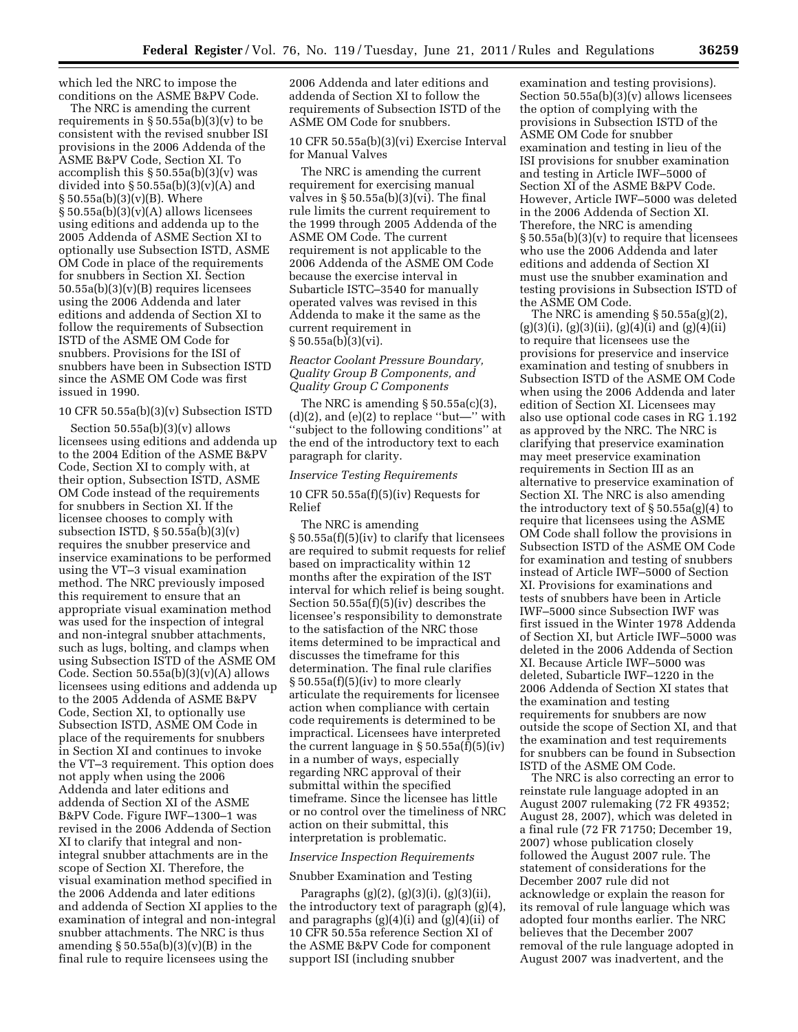which led the NRC to impose the conditions on the ASME B&PV Code.

The NRC is amending the current requirements in § 50.55a(b)(3)(v) to be consistent with the revised snubber ISI provisions in the 2006 Addenda of the ASME B&PV Code, Section XI. To accomplish this § 50.55a(b)(3)(v) was divided into § 50.55a(b)(3)(v)(A) and § 50.55a(b)(3)(v)(B). Where § 50.55a(b)(3)(v)(A) allows licensees using editions and addenda up to the 2005 Addenda of ASME Section XI to optionally use Subsection ISTD, ASME OM Code in place of the requirements for snubbers in Section XI. Section 50.55a(b)(3)(v)(B) requires licensees using the 2006 Addenda and later editions and addenda of Section XI to follow the requirements of Subsection ISTD of the ASME OM Code for snubbers. Provisions for the ISI of snubbers have been in Subsection ISTD since the ASME OM Code was first issued in 1990.

10 CFR 50.55a(b)(3)(v) Subsection ISTD

Section 50.55a(b)(3)(v) allows licensees using editions and addenda up to the 2004 Edition of the ASME B&PV Code, Section XI to comply with, at their option, Subsection ISTD, ASME OM Code instead of the requirements for snubbers in Section XI. If the licensee chooses to comply with subsection ISTD, § 50.55a(b)(3)(v) requires the snubber preservice and inservice examinations to be performed using the VT–3 visual examination method. The NRC previously imposed this requirement to ensure that an appropriate visual examination method was used for the inspection of integral and non-integral snubber attachments, such as lugs, bolting, and clamps when using Subsection ISTD of the ASME OM Code. Section 50.55a(b)(3)(v)(A) allows licensees using editions and addenda up to the 2005 Addenda of ASME B&PV Code, Section XI, to optionally use Subsection ISTD, ASME OM Code in place of the requirements for snubbers in Section XI and continues to invoke the VT–3 requirement. This option does not apply when using the 2006 Addenda and later editions and addenda of Section XI of the ASME B&PV Code. Figure IWF–1300–1 was revised in the 2006 Addenda of Section XI to clarify that integral and non-integral snubber attachments are in the scope of Section XI. Therefore, the visual examination method specified in the 2006 Addenda and later editions and addenda of Section XI applies to the examination of integral and non-integral snubber attachments. The NRC is thus amending § 50.55a(b)(3)(v)(B) in the final rule to require licensees using the 2006 Addenda and later editions and addenda of Section XI to follow the requirements of Subsection ISTD of the ASME OM Code for snubbers.

10 CFR 50.55a(b)(3)(vi) Exercise Interval for Manual Valves

The NRC is amending the current requirement for exercising manual valves in § 50.55a(b)(3)(vi). The final rule limits the current requirement to the 1999 through 2005 Addenda of the ASME OM Code. The current requirement is not applicable to the 2006 Addenda of the ASME OM Code because the exercise interval in Subarticle ISTC–3540 for manually operated valves was revised in this Addenda to make it the same as the current requirement in § 50.55a(b)(3)(vi).

*Reactor Coolant Pressure Boundary, Quality Group B Components, and Quality Group C Components*

The NRC is amending § 50.55a(c)(3), (d)(2), and (e)(2) to replace ''but—'' with ''subject to the following conditions'' at the end of the introductory text to each paragraph for clarity.

*Inservice Testing Requirements*

10 CFR 50.55a(f)(5)(iv) Requests for Relief

The NRC is amending § 50.55a(f)(5)(iv) to clarify that licensees are required to submit requests for relief based on impracticality within 12 months after the expiration of the IST interval for which relief is being sought. Section 50.55a(f)(5)(iv) describes the licensee's responsibility to demonstrate to the satisfaction of the NRC those items determined to be impractical and discusses the timeframe for this determination. The final rule clarifies § 50.55a(f)(5)(iv) to more clearly articulate the requirements for licensee action when compliance with certain code requirements is determined to be impractical. Licensees have interpreted the current language in § 50.55a(f)(5)(iv) in a number of ways, especially regarding NRC approval of their submittal within the specified timeframe. Since the licensee has little or no control over the timeliness of NRC action on their submittal, this interpretation is problematic.

*Inservice Inspection Requirements*

Snubber Examination and Testing

Paragraphs (g)(2), (g)(3)(i), (g)(3)(ii), the introductory text of paragraph (g)(4), and paragraphs (g)(4)(i) and (g)(4)(ii) of 10 CFR 50.55a reference Section XI of the ASME B&PV Code for component support ISI (including snubber examination and testing provisions). Section 50.55a(b)(3)(v) allows licensees the option of complying with the provisions in Subsection ISTD of the ASME OM Code for snubber examination and testing in lieu of the ISI provisions for snubber examination and testing in Article IWF–5000 of Section XI of the ASME B&PV Code. However, Article IWF–5000 was deleted in the 2006 Addenda of Section XI. Therefore, the NRC is amending § 50.55a(b)(3)(v) to require that licensees who use the 2006 Addenda and later editions and addenda of Section XI must use the snubber examination and testing provisions in Subsection ISTD of the ASME OM Code.

The NRC is amending § 50.55a(g)(2), (g)(3)(i), (g)(3)(ii), (g)(4)(i) and (g)(4)(ii) to require that licensees use the provisions for preservice and inservice examination and testing of snubbers in Subsection ISTD of the ASME OM Code when using the 2006 Addenda and later edition of Section XI. Licensees may also use optional code cases in RG 1.192 as approved by the NRC. The NRC is clarifying that preservice examination may meet preservice examination requirements in Section III as an alternative to preservice examination of Section XI. The NRC is also amending the introductory text of § 50.55a(g)(4) to require that licensees using the ASME OM Code shall follow the provisions in Subsection ISTD of the ASME OM Code for examination and testing of snubbers instead of Article IWF–5000 of Section XI. Provisions for examinations and tests of snubbers have been in Article IWF–5000 since Subsection IWF was first issued in the Winter 1978 Addenda of Section XI, but Article IWF–5000 was deleted in the 2006 Addenda of Section XI. Because Article IWF–5000 was deleted, Subarticle IWF–1220 in the 2006 Addenda of Section XI states that the examination and testing requirements for snubbers are now outside the scope of Section XI, and that the examination and test requirements for snubbers can be found in Subsection ISTD of the ASME OM Code.

The NRC is also correcting an error to reinstate rule language adopted in an August 2007 rulemaking (72 FR 49352; August 28, 2007), which was deleted in a final rule (72 FR 71750; December 19, 2007) whose publication closely followed the August 2007 rule. The statement of considerations for the December 2007 rule did not acknowledge or explain the reason for its removal of rule language which was adopted four months earlier. The NRC believes that the December 2007 removal of the rule language adopted in August 2007 was inadvertent, and the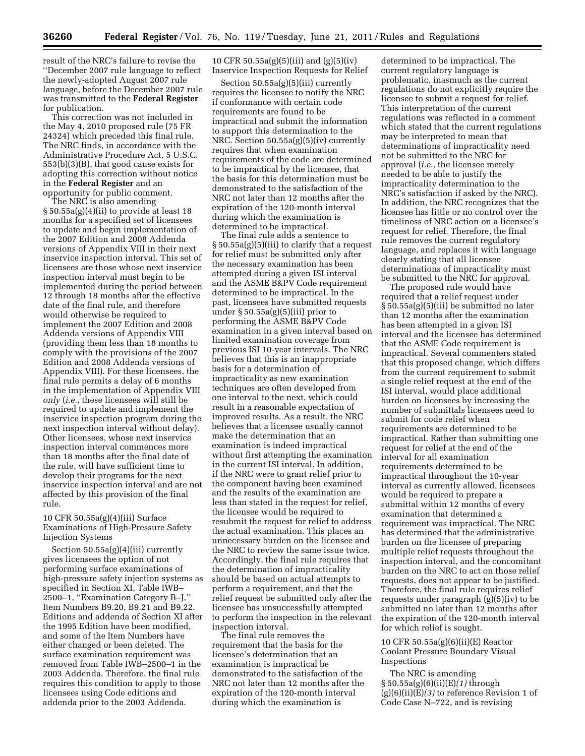result of the NRC's failure to revise the ''December 2007 rule language to reflect the newly-adopted August 2007 rule language, before the December 2007 rule was transmitted to the **Federal Register** for publication.

This correction was not included in the May 4, 2010 proposed rule (75 FR 24324) which preceded this final rule. The NRC finds, in accordance with the Administrative Procedure Act, 5 U.S.C. 553(b)(3)(B), that good cause exists for adopting this correction without notice in the **Federal Register** and an opportunity for public comment.

The NRC is also amending § 50.55a(g)(4)(ii) to provide at least 18 months for a specified set of licensees to update and begin implementation of the 2007 Edition and 2008 Addenda versions of Appendix VIII in their next inservice inspection interval. This set of licensees are those whose next inservice inspection interval must begin to be implemented during the period between 12 through 18 months after the effective date of the final rule, and therefore would otherwise be required to implement the 2007 Edition and 2008 Addenda versions of Appendix VIII (providing them less than 18 months to comply with the provisions of the 2007 Edition and 2008 Addenda versions of Appendix VIII). For these licensees, the final rule permits a delay of 6 months in the implementation of Appendix VIII *only* (*i.e.,* these licensees will still be required to update and implement the inservice inspection program during the next inspection interval without delay). Other licensees, whose next inservice inspection interval commences more than 18 months after the final date of the rule, will have sufficient time to develop their programs for the next inservice inspection interval and are not affected by this provision of the final rule.

10 CFR 50.55a(g)(4)(iii) Surface Examinations of High-Pressure Safety Injection Systems

Section 50.55a(g)(4)(iii) currently gives licensees the option of not performing surface examinations of high-pressure safety injection systems as specified in Section XI, Table IWB–2500–1, ''Examination Category B–J,'' Item Numbers B9.20, B9.21 and B9.22. Editions and addenda of Section XI after the 1995 Edition have been modified, and some of the Item Numbers have either changed or been deleted. The surface examination requirement was removed from Table IWB–2500–1 in the 2003 Addenda. Therefore, the final rule requires this condition to apply to those licensees using Code editions and addenda prior to the 2003 Addenda.

10 CFR 50.55a(g)(5)(iii) and (g)(5)(iv) Inservice Inspection Requests for Relief

Section 50.55a(g)(5)(iii) currently requires the licensee to notify the NRC if conformance with certain code requirements are found to be impractical and submit the information to support this determination to the NRC. Section 50.55a(g)(5)(iv) currently requires that when examination requirements of the code are determined to be impractical by the licensee, that the basis for this determination must be demonstrated to the satisfaction of the NRC not later than 12 months after the expiration of the 120-month interval during which the examination is determined to be impractical.

The final rule adds a sentence to § 50.55a(g)(5)(iii) to clarify that a request for relief must be submitted only after the necessary examination has been attempted during a given ISI interval and the ASME B&PV Code requirement determined to be impractical. In the past, licensees have submitted requests under § 50.55a(g)(5)(iii) prior to performing the ASME B&PV Code examination in a given interval based on limited examination coverage from previous ISI 10-year intervals. The NRC believes that this is an inappropriate basis for a determination of impracticality as new examination techniques are often developed from one interval to the next, which could result in a reasonable expectation of improved results. As a result, the NRC believes that a licensee usually cannot make the determination that an examination is indeed impractical without first attempting the examination in the current ISI interval. In addition, if the NRC were to grant relief prior to the component having been examined and the results of the examination are less than stated in the request for relief, the licensee would be required to resubmit the request for relief to address the actual examination. This places an unnecessary burden on the licensee and the NRC to review the same issue twice. Accordingly, the final rule requires that the determination of impracticality should be based on actual attempts to perform a requirement, and that the relief request be submitted only after the licensee has unsuccessfully attempted to perform the inspection in the relevant inspection interval.

The final rule removes the requirement that the basis for the licensee's determination that an examination is impractical be demonstrated to the satisfaction of the NRC not later than 12 months after the expiration of the 120-month interval during which the examination is determined to be impractical. The current regulatory language is problematic, inasmuch as the current regulations do not explicitly require the licensee to submit a request for relief. This interpretation of the current regulations was reflected in a comment which stated that the current regulations may be interpreted to mean that determinations of impracticality need not be submitted to the NRC for approval (*i.e.,* the licensee merely needed to be able to justify the impracticality determination to the NRC's satisfaction if asked by the NRC). In addition, the NRC recognizes that the licensee has little or no control over the timeliness of NRC action on a licensee's request for relief. Therefore, the final rule removes the current regulatory language, and replaces it with language clearly stating that all licensee determinations of impracticality must be submitted to the NRC for approval.

The proposed rule would have required that a relief request under § 50.55a(g)(5)(iii) be submitted no later than 12 months after the examination has been attempted in a given ISI interval and the licensee has determined that the ASME Code requirement is impractical. Several commenters stated that this proposed change, which differs from the current requirement to submit a single relief request at the end of the ISI interval, would place additional burden on licensees by increasing the number of submittals licensees need to submit for code relief when requirements are determined to be impractical. Rather than submitting one request for relief at the end of the interval for all examination requirements determined to be impractical throughout the 10-year interval as currently allowed, licensees would be required to prepare a submittal within 12 months of every examination that determined a requirement was impractical. The NRC has determined that the administrative burden on the licensee of preparing multiple relief requests throughout the inspection interval, and the concomitant burden on the NRC to act on those relief requests, does not appear to be justified. Therefore, the final rule requires relief requests under paragraph (g)(5)(iv) to be submitted no later than 12 months after the expiration of the 120-month interval for which relief is sought.

10 CFR 50.55a(g)(6)(ii)(E) Reactor Coolant Pressure Boundary Visual Inspections

The NRC is amending § 50.55a(g)(6)(ii)(E)*(1)* through (g)(6)(ii)(E)*(3)* to reference Revision 1 of Code Case N–722, and is revising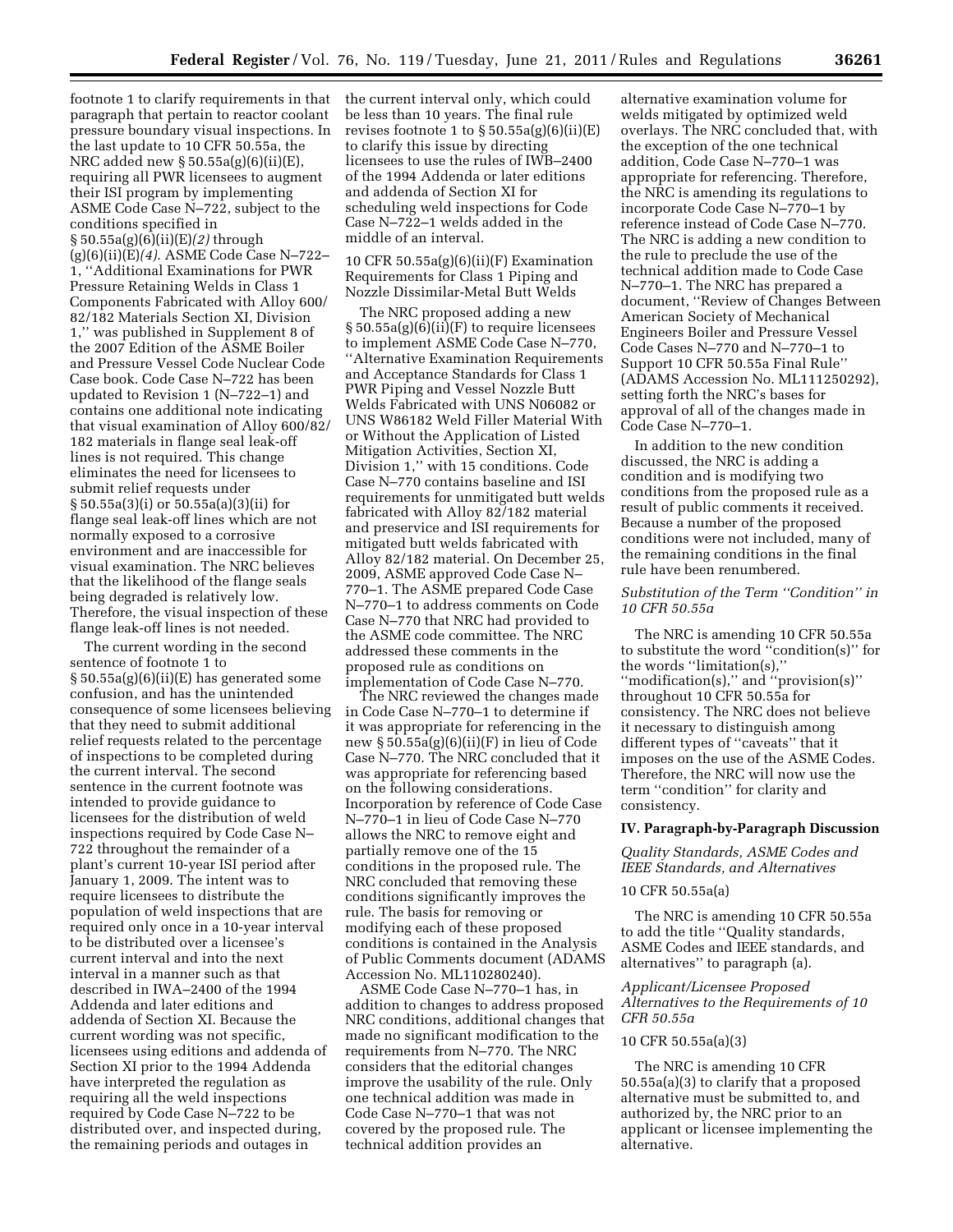footnote 1 to clarify requirements in that paragraph that pertain to reactor coolant pressure boundary visual inspections. In the last update to 10 CFR 50.55a, the NRC added new § 50.55a(g)(6)(ii)(E), requiring all PWR licensees to augment their ISI program by implementing ASME Code Case N–722, subject to the conditions specified in § 50.55a(g)(6)(ii)(E)*(2)* through (g)(6)(ii)(E)*(4)*. ASME Code Case N–722–1, ''Additional Examinations for PWR Pressure Retaining Welds in Class 1 Components Fabricated with Alloy 600/82/182 Materials Section XI, Division 1,'' was published in Supplement 8 of the 2007 Edition of the ASME Boiler and Pressure Vessel Code Nuclear Code Case book. Code Case N–722 has been updated to Revision 1 (N–722–1) and contains one additional note indicating that visual examination of Alloy 600/82/182 materials in flange seal leak-off lines is not required. This change eliminates the need for licensees to submit relief requests under § 50.55a(3)(i) or 50.55a(a)(3)(ii) for flange seal leak-off lines which are not normally exposed to a corrosive environment and are inaccessible for visual examination. The NRC believes that the likelihood of the flange seals being degraded is relatively low. Therefore, the visual inspection of these flange leak-off lines is not needed.

The current wording in the second sentence of footnote 1 to § 50.55a(g)(6)(ii)(E) has generated some confusion, and has the unintended consequence of some licensees believing that they need to submit additional relief requests related to the percentage of inspections to be completed during the current interval. The second sentence in the current footnote was intended to provide guidance to licensees for the distribution of weld inspections required by Code Case N–722 throughout the remainder of a plant's current 10-year ISI period after January 1, 2009. The intent was to require licensees to distribute the population of weld inspections that are required only once in a 10-year interval to be distributed over a licensee's current interval and into the next interval in a manner such as that described in IWA–2400 of the 1994 Addenda and later editions and addenda of Section XI. Because the current wording was not specific, licensees using editions and addenda of Section XI prior to the 1994 Addenda have interpreted the regulation as requiring all the weld inspections required by Code Case N–722 to be distributed over, and inspected during, the remaining periods and outages in the current interval only, which could be less than 10 years. The final rule revises footnote 1 to § 50.55a(g)(6)(ii)(E) to clarify this issue by directing licensees to use the rules of IWB–2400 of the 1994 Addenda or later editions and addenda of Section XI for scheduling weld inspections for Code Case N–722–1 welds added in the middle of an interval.

10 CFR 50.55a(g)(6)(ii)(F) Examination Requirements for Class 1 Piping and Nozzle Dissimilar-Metal Butt Welds

The NRC proposed adding a new § 50.55a(g)(6)(ii)(F) to require licensees to implement ASME Code Case N–770, ''Alternative Examination Requirements and Acceptance Standards for Class 1 PWR Piping and Vessel Nozzle Butt Welds Fabricated with UNS N06082 or UNS W86182 Weld Filler Material With or Without the Application of Listed Mitigation Activities, Section XI, Division 1,'' with 15 conditions. Code Case N–770 contains baseline and ISI requirements for unmitigated butt welds fabricated with Alloy 82/182 material and preservice and ISI requirements for mitigated butt welds fabricated with Alloy 82/182 material. On December 25, 2009, ASME approved Code Case N–770–1. The ASME prepared Code Case N–770–1 to address comments on Code Case N–770 that NRC had provided to the ASME code committee. The NRC addressed these comments in the proposed rule as conditions on implementation of Code Case N–770.

The NRC reviewed the changes made in Code Case N–770–1 to determine if it was appropriate for referencing in the new § 50.55a(g)(6)(ii)(F) in lieu of Code Case N–770. The NRC concluded that it was appropriate for referencing based on the following considerations. Incorporation by reference of Code Case N–770–1 in lieu of Code Case N–770 allows the NRC to remove eight and partially remove one of the 15 conditions in the proposed rule. The NRC concluded that removing these conditions significantly improves the rule. The basis for removing or modifying each of these proposed conditions is contained in the Analysis of Public Comments document (ADAMS Accession No. ML110280240).

ASME Code Case N–770–1 has, in addition to changes to address proposed NRC conditions, additional changes that made no significant modification to the requirements from N–770. The NRC considers that the editorial changes improve the usability of the rule. Only one technical addition was made in Code Case N–770–1 that was not covered by the proposed rule. The technical addition provides an alternative examination volume for welds mitigated by optimized weld overlays. The NRC concluded that, with the exception of the one technical addition, Code Case N–770–1 was appropriate for referencing. Therefore, the NRC is amending its regulations to incorporate Code Case N–770–1 by reference instead of Code Case N–770. The NRC is adding a new condition to the rule to preclude the use of the technical addition made to Code Case N–770–1. The NRC has prepared a document, ''Review of Changes Between American Society of Mechanical Engineers Boiler and Pressure Vessel Code Cases N–770 and N–770–1 to Support 10 CFR 50.55a Final Rule'' (ADAMS Accession No. ML111250292), setting forth the NRC's bases for approval of all of the changes made in Code Case N–770–1.

In addition to the new condition discussed, the NRC is adding a condition and is modifying two conditions from the proposed rule as a result of public comments it received. Because a number of the proposed conditions were not included, many of the remaining conditions in the final rule have been renumbered.

*Substitution of the Term ''Condition'' in 10 CFR 50.55a*

The NRC is amending 10 CFR 50.55a to substitute the word ''condition(s)'' for the words ''limitation(s),'' ''modification(s),'' and ''provision(s)'' throughout 10 CFR 50.55a for consistency. The NRC does not believe it necessary to distinguish among different types of ''caveats'' that it imposes on the use of the ASME Codes. Therefore, the NRC will now use the term ''condition'' for clarity and consistency.

## IV. Paragraph-by-Paragraph Discussion

*Quality Standards, ASME Codes and IEEE Standards, and Alternatives*

10 CFR 50.55a(a)

The NRC is amending 10 CFR 50.55a to add the title ''Quality standards, ASME Codes and IEEE standards, and alternatives'' to paragraph (a).

*Applicant/Licensee Proposed Alternatives to the Requirements of 10 CFR 50.55a*

10 CFR 50.55a(a)(3)

The NRC is amending 10 CFR 50.55a(a)(3) to clarify that a proposed alternative must be submitted to, and authorized by, the NRC prior to an applicant or licensee implementing the alternative.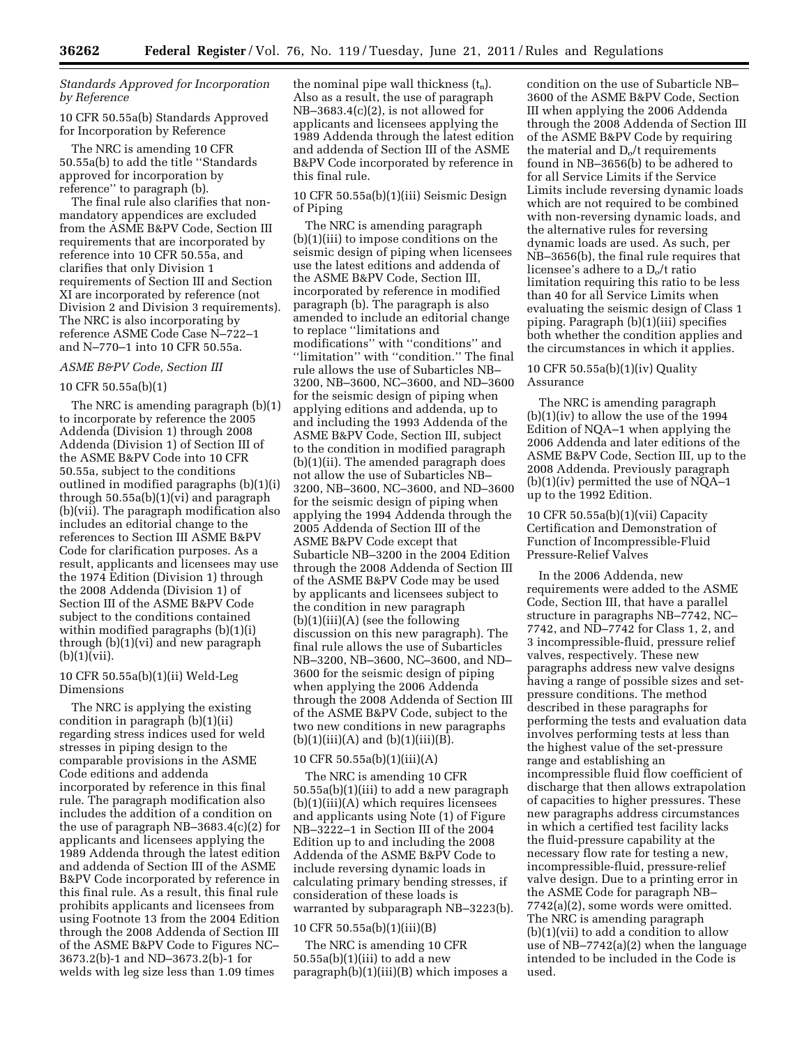*Standards Approved for Incorporation by Reference*

10 CFR 50.55a(b) Standards Approved for Incorporation by Reference

The NRC is amending 10 CFR 50.55a(b) to add the title ''Standards approved for incorporation by reference'' to paragraph (b).

The final rule also clarifies that non-mandatory appendices are excluded from the ASME B&PV Code, Section III requirements that are incorporated by reference into 10 CFR 50.55a, and clarifies that only Division 1 requirements of Section III and Section XI are incorporated by reference (not Division 2 and Division 3 requirements). The NRC is also incorporating by reference ASME Code Case N–722–1 and N–770–1 into 10 CFR 50.55a.

*ASME B&PV Code, Section III*

10 CFR 50.55a(b)(1)

The NRC is amending paragraph (b)(1) to incorporate by reference the 2005 Addenda (Division 1) through 2008 Addenda (Division 1) of Section III of the ASME B&PV Code into 10 CFR 50.55a, subject to the conditions outlined in modified paragraphs (b)(1)(i) through 50.55a(b)(1)(vi) and paragraph (b)(vii). The paragraph modification also includes an editorial change to the references to Section III ASME B&PV Code for clarification purposes. As a result, applicants and licensees may use the 1974 Edition (Division 1) through the 2008 Addenda (Division 1) of Section III of the ASME B&PV Code subject to the conditions contained within modified paragraphs (b)(1)(i) through (b)(1)(vi) and new paragraph (b)(1)(vii).

10 CFR 50.55a(b)(1)(ii) Weld-Leg Dimensions

The NRC is applying the existing condition in paragraph (b)(1)(ii) regarding stress indices used for weld stresses in piping design to the comparable provisions in the ASME Code editions and addenda incorporated by reference in this final rule. The paragraph modification also includes the addition of a condition on the use of paragraph NB–3683.4(c)(2) for applicants and licensees applying the 1989 Addenda through the latest edition and addenda of Section III of the ASME B&PV Code incorporated by reference in this final rule. As a result, this final rule prohibits applicants and licensees from using Footnote 13 from the 2004 Edition through the 2008 Addenda of Section III of the ASME B&PV Code to Figures NC–3673.2(b)-1 and ND–3673.2(b)-1 for welds with leg size less than 1.09 times the nominal pipe wall thickness ($t_n$). Also as a result, the use of paragraph NB–3683.4(c)(2), is not allowed for applicants and licensees applying the 1989 Addenda through the latest edition and addenda of Section III of the ASME B&PV Code incorporated by reference in this final rule.

10 CFR 50.55a(b)(1)(iii) Seismic Design of Piping

The NRC is amending paragraph (b)(1)(iii) to impose conditions on the seismic design of piping when licensees use the latest editions and addenda of the ASME B&PV Code, Section III, incorporated by reference in modified paragraph (b). The paragraph is also amended to include an editorial change to replace ''limitations and modifications'' with ''conditions'' and ''limitation'' with ''condition.'' The final rule allows the use of Subarticles NB–3200, NB–3600, NC–3600, and ND–3600 for the seismic design of piping when applying editions and addenda, up to and including the 1993 Addenda of the ASME B&PV Code, Section III, subject to the condition in modified paragraph (b)(1)(ii). The amended paragraph does not allow the use of Subarticles NB–3200, NB–3600, NC–3600, and ND–3600 for the seismic design of piping when applying the 1994 Addenda through the 2005 Addenda of Section III of the ASME B&PV Code except that Subarticle NB–3200 in the 2004 Edition through the 2008 Addenda of Section III of the ASME B&PV Code may be used by applicants and licensees subject to the condition in new paragraph (b)(1)(iii)(A) (see the following discussion on this new paragraph). The final rule allows the use of Subarticles NB–3200, NB–3600, NC–3600, and ND–3600 for the seismic design of piping when applying the 2006 Addenda through the 2008 Addenda of Section III of the ASME B&PV Code, subject to the two new conditions in new paragraphs (b)(1)(iii)(A) and (b)(1)(iii)(B).

10 CFR 50.55a(b)(1)(iii)(A)

The NRC is amending 10 CFR 50.55a(b)(1)(iii) to add a new paragraph (b)(1)(iii)(A) which requires licensees and applicants using Note (1) of Figure NB–3222–1 in Section III of the 2004 Edition up to and including the 2008 Addenda of the ASME B&PV Code to include reversing dynamic loads in calculating primary bending stresses, if consideration of these loads is warranted by subparagraph NB–3223(b).

10 CFR 50.55a(b)(1)(iii)(B)

The NRC is amending 10 CFR 50.55a(b)(1)(iii) to add a new paragraph(b)(1)(iii)(B) which imposes a condition on the use of Subarticle NB–3600 of the ASME B&PV Code, Section III when applying the 2006 Addenda through the 2008 Addenda of Section III of the ASME B&PV Code by requiring the material and $D_o/t$ requirements found in NB–3656(b) to be adhered to for all Service Limits if the Service Limits include reversing dynamic loads which are not required to be combined with non-reversing dynamic loads, and the alternative rules for reversing dynamic loads are used. As such, per NB–3656(b), the final rule requires that licensee's adhere to a $D_o/t$ ratio limitation requiring this ratio to be less than 40 for all Service Limits when evaluating the seismic design of Class 1 piping. Paragraph (b)(1)(iii) specifies both whether the condition applies and the circumstances in which it applies.

10 CFR 50.55a(b)(1)(iv) Quality Assurance

The NRC is amending paragraph (b)(1)(iv) to allow the use of the 1994 Edition of NQA–1 when applying the 2006 Addenda and later editions of the ASME B&PV Code, Section III, up to the 2008 Addenda. Previously paragraph (b)(1)(iv) permitted the use of NQA–1 up to the 1992 Edition.

10 CFR 50.55a(b)(1)(vii) Capacity Certification and Demonstration of Function of Incompressible-Fluid Pressure-Relief Valves

In the 2006 Addenda, new requirements were added to the ASME Code, Section III, that have a parallel structure in paragraphs NB–7742, NC–7742, and ND–7742 for Class 1, 2, and 3 incompressible-fluid, pressure relief valves, respectively. These new paragraphs address new valve designs having a range of possible sizes and set-pressure conditions. The method described in these paragraphs for performing the tests and evaluation data involves performing tests at less than the highest value of the set-pressure range and establishing an incompressible fluid flow coefficient of discharge that then allows extrapolation of capacities to higher pressures. These new paragraphs address circumstances in which a certified test facility lacks the fluid-pressure capability at the necessary flow rate for testing a new, incompressible-fluid, pressure-relief valve design. Due to a printing error in the ASME Code for paragraph NB–7742(a)(2), some words were omitted. The NRC is amending paragraph (b)(1)(vii) to add a condition to allow use of NB–7742(a)(2) when the language intended to be included in the Code is used.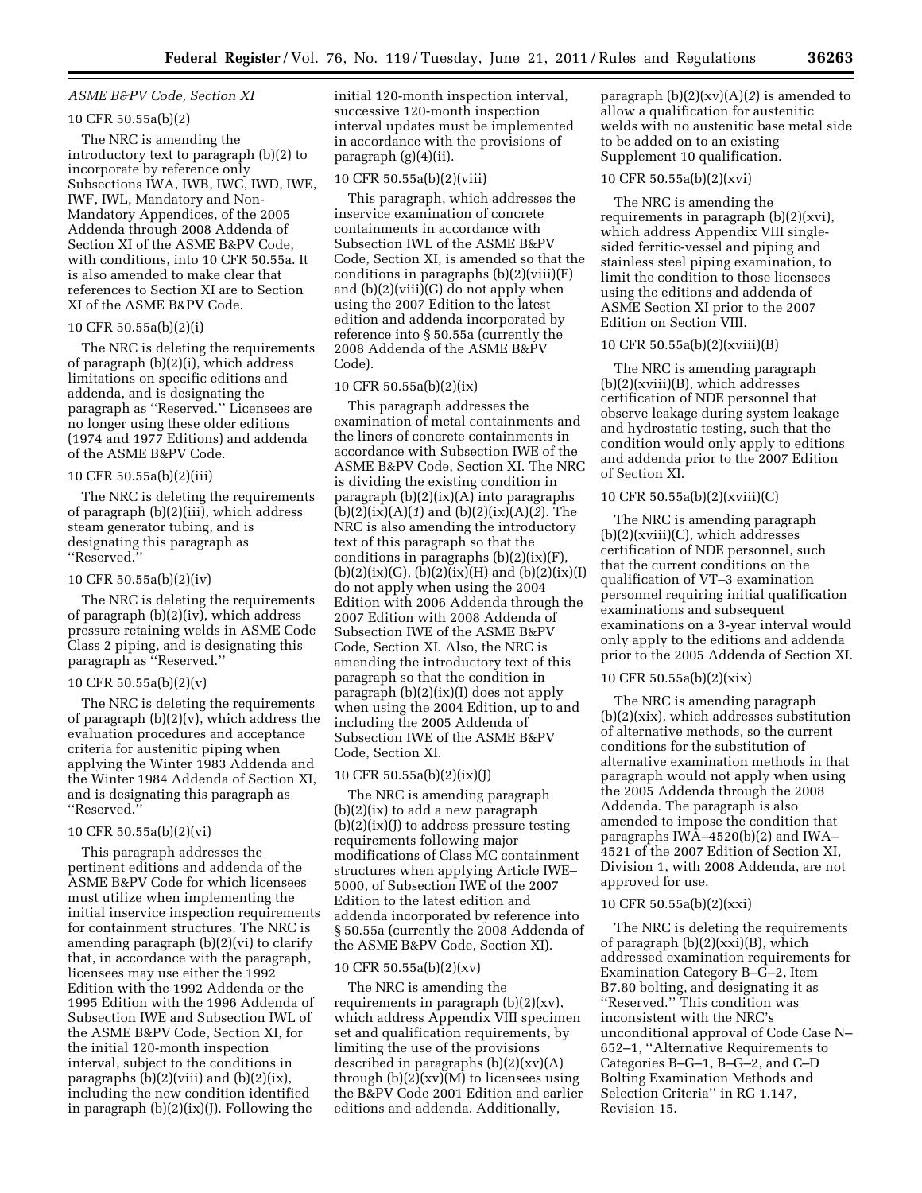### ASME B&PV Code, Section XI

#### 10 CFR 50.55a(b)(2)

The NRC is amending the introductory text to paragraph (b)(2) to incorporate by reference only Subsections IWA, IWB, IWC, IWD, IWE, IWF, IWL, Mandatory and Non-Mandatory Appendices, of the 2005 Addenda through 2008 Addenda of Section XI of the ASME B&PV Code, with conditions, into 10 CFR 50.55a. It is also amended to make clear that references to Section XI are to Section XI of the ASME B&PV Code.

#### 10 CFR 50.55a(b)(2)(i)

The NRC is deleting the requirements of paragraph (b)(2)(i), which address limitations on specific editions and addenda, and is designating the paragraph as ''Reserved.'' Licensees are no longer using these older editions (1974 and 1977 Editions) and addenda of the ASME B&PV Code.

#### 10 CFR 50.55a(b)(2)(iii)

The NRC is deleting the requirements of paragraph (b)(2)(iii), which address steam generator tubing, and is designating this paragraph as ''Reserved.''

#### 10 CFR 50.55a(b)(2)(iv)

The NRC is deleting the requirements of paragraph (b)(2)(iv), which address pressure retaining welds in ASME Code Class 2 piping, and is designating this paragraph as ''Reserved.''

#### 10 CFR 50.55a(b)(2)(v)

The NRC is deleting the requirements of paragraph (b)(2)(v), which address the evaluation procedures and acceptance criteria for austenitic piping when applying the Winter 1983 Addenda and the Winter 1984 Addenda of Section XI, and is designating this paragraph as ''Reserved.''

#### 10 CFR 50.55a(b)(2)(vi)

This paragraph addresses the pertinent editions and addenda of the ASME B&PV Code for which licensees must utilize when implementing the initial inservice inspection requirements for containment structures. The NRC is amending paragraph (b)(2)(vi) to clarify that, in accordance with the paragraph, licensees may use either the 1992 Edition with the 1992 Addenda or the 1995 Edition with the 1996 Addenda of Subsection IWE and Subsection IWL of the ASME B&PV Code, Section XI, for the initial 120-month inspection interval, subject to the conditions in paragraphs (b)(2)(viii) and (b)(2)(ix), including the new condition identified in paragraph (b)(2)(ix)(J). Following the initial 120-month inspection interval, successive 120-month inspection interval updates must be implemented in accordance with the provisions of paragraph (g)(4)(ii).

#### 10 CFR 50.55a(b)(2)(viii)

This paragraph, which addresses the inservice examination of concrete containments in accordance with Subsection IWL of the ASME B&PV Code, Section XI, is amended so that the conditions in paragraphs (b)(2)(viii)(F) and (b)(2)(viii)(G) do not apply when using the 2007 Edition to the latest edition and addenda incorporated by reference into § 50.55a (currently the 2008 Addenda of the ASME B&PV Code).

#### 10 CFR 50.55a(b)(2)(ix)

This paragraph addresses the examination of metal containments and the liners of concrete containments in accordance with Subsection IWE of the ASME B&PV Code, Section XI. The NRC is dividing the existing condition in paragraph (b)(2)(ix)(A) into paragraphs (b)(2)(ix)(A)(*1*) and (b)(2)(ix)(A)(*2*). The NRC is also amending the introductory text of this paragraph so that the conditions in paragraphs (b)(2)(ix)(F), (b)(2)(ix)(G), (b)(2)(ix)(H) and (b)(2)(ix)(I) do not apply when using the 2004 Edition with 2006 Addenda through the 2007 Edition with 2008 Addenda of Subsection IWE of the ASME B&PV Code, Section XI. Also, the NRC is amending the introductory text of this paragraph so that the condition in paragraph (b)(2)(ix)(I) does not apply when using the 2004 Edition, up to and including the 2005 Addenda of Subsection IWE of the ASME B&PV Code, Section XI.

#### 10 CFR 50.55a(b)(2)(ix)(J)

The NRC is amending paragraph (b)(2)(ix) to add a new paragraph (b)(2)(ix)(J) to address pressure testing requirements following major modifications of Class MC containment structures when applying Article IWE–5000, of Subsection IWE of the 2007 Edition to the latest edition and addenda incorporated by reference into § 50.55a (currently the 2008 Addenda of the ASME B&PV Code, Section XI).

#### 10 CFR 50.55a(b)(2)(xv)

The NRC is amending the requirements in paragraph (b)(2)(xv), which address Appendix VIII specimen set and qualification requirements, by limiting the use of the provisions described in paragraphs (b)(2)(xv)(A) through (b)(2)(xv)(M) to licensees using the B&PV Code 2001 Edition and earlier editions and addenda. Additionally, paragraph (b)(2)(xv)(A)(*2*) is amended to allow a qualification for austenitic welds with no austenitic base metal side to be added on to an existing Supplement 10 qualification.

#### 10 CFR 50.55a(b)(2)(xvi)

The NRC is amending the requirements in paragraph (b)(2)(xvi), which address Appendix VIII single-sided ferritic-vessel and piping and stainless steel piping examination, to limit the condition to those licensees using the editions and addenda of ASME Section XI prior to the 2007 Edition on Section VIII.

#### 10 CFR 50.55a(b)(2)(xviii)(B)

The NRC is amending paragraph (b)(2)(xviii)(B), which addresses certification of NDE personnel that observe leakage during system leakage and hydrostatic testing, such that the condition would only apply to editions and addenda prior to the 2007 Edition of Section XI.

#### 10 CFR 50.55a(b)(2)(xviii)(C)

The NRC is amending paragraph (b)(2)(xviii)(C), which addresses certification of NDE personnel, such that the current conditions on the qualification of VT–3 examination personnel requiring initial qualification examinations and subsequent examinations on a 3-year interval would only apply to the editions and addenda prior to the 2005 Addenda of Section XI.

#### 10 CFR 50.55a(b)(2)(xix)

The NRC is amending paragraph (b)(2)(xix), which addresses substitution of alternative methods, so the current conditions for the substitution of alternative examination methods in that paragraph would not apply when using the 2005 Addenda through the 2008 Addenda. The paragraph is also amended to impose the condition that paragraphs IWA–4520(b)(2) and IWA–4521 of the 2007 Edition of Section XI, Division 1, with 2008 Addenda, are not approved for use.

#### 10 CFR 50.55a(b)(2)(xxi)

The NRC is deleting the requirements of paragraph (b)(2)(xxi)(B), which addressed examination requirements for Examination Category B–G–2, Item B7.80 bolting, and designating it as ''Reserved.'' This condition was inconsistent with the NRC's unconditional approval of Code Case N–652–1, ''Alternative Requirements to Categories B–G–1, B–G–2, and C–D Bolting Examination Methods and Selection Criteria'' in RG 1.147, Revision 15.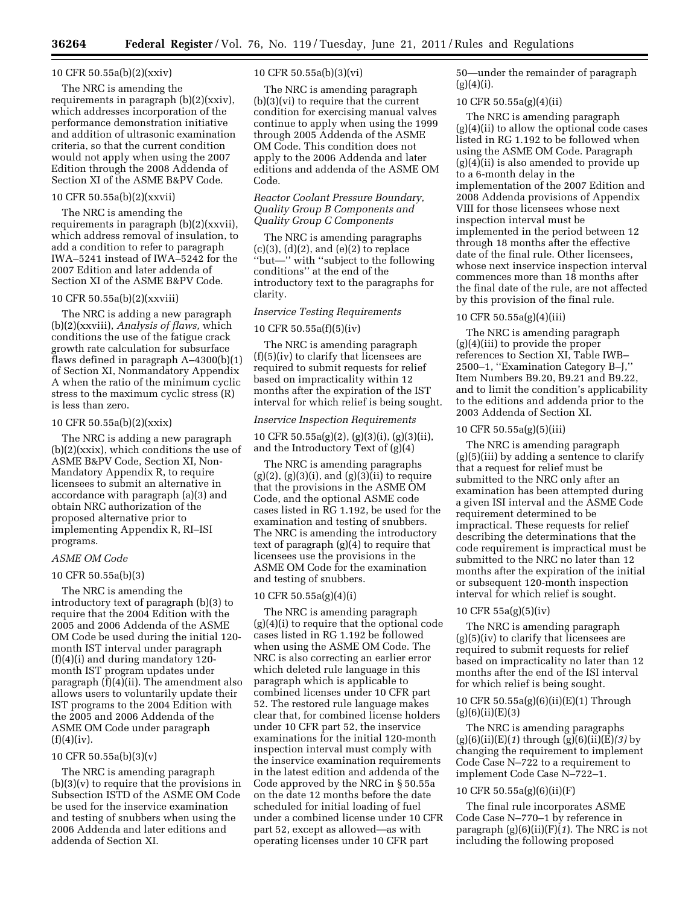10 CFR 50.55a(b)(2)(xxiv)

The NRC is amending the requirements in paragraph (b)(2)(xxiv), which addresses incorporation of the performance demonstration initiative and addition of ultrasonic examination criteria, so that the current condition would not apply when using the 2007 Edition through the 2008 Addenda of Section XI of the ASME B&PV Code.

10 CFR 50.55a(b)(2)(xxvii)

The NRC is amending the requirements in paragraph (b)(2)(xxvii), which address removal of insulation, to add a condition to refer to paragraph IWA–5241 instead of IWA–5242 for the 2007 Edition and later addenda of Section XI of the ASME B&PV Code.

10 CFR 50.55a(b)(2)(xxviii)

The NRC is adding a new paragraph (b)(2)(xxviii), *Analysis of flaws,* which conditions the use of the fatigue crack growth rate calculation for subsurface flaws defined in paragraph A–4300(b)(1) of Section XI, Nonmandatory Appendix A when the ratio of the minimum cyclic stress to the maximum cyclic stress (R) is less than zero.

10 CFR 50.55a(b)(2)(xxix)

The NRC is adding a new paragraph (b)(2)(xxix), which conditions the use of ASME B&PV Code, Section XI, Non-Mandatory Appendix R, to require licensees to submit an alternative in accordance with paragraph (a)(3) and obtain NRC authorization of the proposed alternative prior to implementing Appendix R, RI–ISI programs.

*ASME OM Code*

10 CFR 50.55a(b)(3)

The NRC is amending the introductory text of paragraph (b)(3) to require that the 2004 Edition with the 2005 and 2006 Addenda of the ASME OM Code be used during the initial 120-month IST interval under paragraph (f)(4)(i) and during mandatory 120-month IST program updates under paragraph (f)(4)(ii). The amendment also allows users to voluntarily update their IST programs to the 2004 Edition with the 2005 and 2006 Addenda of the ASME OM Code under paragraph (f)(4)(iv).

10 CFR 50.55a(b)(3)(v)

The NRC is amending paragraph (b)(3)(v) to require that the provisions in Subsection ISTD of the ASME OM Code be used for the inservice examination and testing of snubbers when using the 2006 Addenda and later editions and addenda of Section XI.

10 CFR 50.55a(b)(3)(vi)

The NRC is amending paragraph (b)(3)(vi) to require that the current condition for exercising manual valves continue to apply when using the 1999 through 2005 Addenda of the ASME OM Code. This condition does not apply to the 2006 Addenda and later editions and addenda of the ASME OM Code.

*Reactor Coolant Pressure Boundary, Quality Group B Components and Quality Group C Components*

The NRC is amending paragraphs (c)(3), (d)(2), and (e)(2) to replace ''but—'' with ''subject to the following conditions'' at the end of the introductory text to the paragraphs for clarity.

*Inservice Testing Requirements*

10 CFR 50.55a(f)(5)(iv)

The NRC is amending paragraph (f)(5)(iv) to clarify that licensees are required to submit requests for relief based on impracticality within 12 months after the expiration of the IST interval for which relief is being sought.

*Inservice Inspection Requirements*

10 CFR 50.55a(g)(2), (g)(3)(i), (g)(3)(ii), and the Introductory Text of (g)(4)

The NRC is amending paragraphs (g)(2), (g)(3)(i), and (g)(3)(ii) to require that the provisions in the ASME OM Code, and the optional ASME code cases listed in RG 1.192, be used for the examination and testing of snubbers. The NRC is amending the introductory text of paragraph (g)(4) to require that licensees use the provisions in the ASME OM Code for the examination and testing of snubbers.

10 CFR 50.55a(g)(4)(i)

The NRC is amending paragraph (g)(4)(i) to require that the optional code cases listed in RG 1.192 be followed when using the ASME OM Code. The NRC is also correcting an earlier error which deleted rule language in this paragraph which is applicable to combined licenses under 10 CFR part 52. The restored rule language makes clear that, for combined license holders under 10 CFR part 52, the inservice examinations for the initial 120-month inspection interval must comply with the inservice examination requirements in the latest edition and addenda of the Code approved by the NRC in § 50.55a on the date 12 months before the date scheduled for initial loading of fuel under a combined license under 10 CFR part 52, except as allowed—as with operating licenses under 10 CFR part 50—under the remainder of paragraph (g)(4)(i).

10 CFR 50.55a(g)(4)(ii)

The NRC is amending paragraph (g)(4)(ii) to allow the optional code cases listed in RG 1.192 to be followed when using the ASME OM Code. Paragraph (g)(4)(ii) is also amended to provide up to a 6-month delay in the implementation of the 2007 Edition and 2008 Addenda provisions of Appendix VIII for those licensees whose next inspection interval must be implemented in the period between 12 through 18 months after the effective date of the final rule. Other licensees, whose next inservice inspection interval commences more than 18 months after the final date of the rule, are not affected by this provision of the final rule.

10 CFR 50.55a(g)(4)(iii)

The NRC is amending paragraph (g)(4)(iii) to provide the proper references to Section XI, Table IWB–2500–1, ''Examination Category B–J,'' Item Numbers B9.20, B9.21 and B9.22, and to limit the condition's applicability to the editions and addenda prior to the 2003 Addenda of Section XI.

10 CFR 50.55a(g)(5)(iii)

The NRC is amending paragraph (g)(5)(iii) by adding a sentence to clarify that a request for relief must be submitted to the NRC only after an examination has been attempted during a given ISI interval and the ASME Code requirement determined to be impractical. These requests for relief describing the determinations that the code requirement is impractical must be submitted to the NRC no later than 12 months after the expiration of the initial or subsequent 120-month inspection interval for which relief is sought.

10 CFR 55a(g)(5)(iv)

The NRC is amending paragraph (g)(5)(iv) to clarify that licensees are required to submit requests for relief based on impracticality no later than 12 months after the end of the ISI interval for which relief is being sought.

10 CFR 50.55a(g)(6)(ii)(E)(1) Through (g)(6)(ii)(E)(3)

The NRC is amending paragraphs (g)(6)(ii)(E)(*1*) through (g)(6)(ii)(E)*(3)* by changing the requirement to implement Code Case N–722 to a requirement to implement Code Case N–722–1.

10 CFR 50.55a(g)(6)(ii)(F)

The final rule incorporates ASME Code Case N–770–1 by reference in paragraph (g)(6)(ii)(F)(*1*). The NRC is not including the following proposed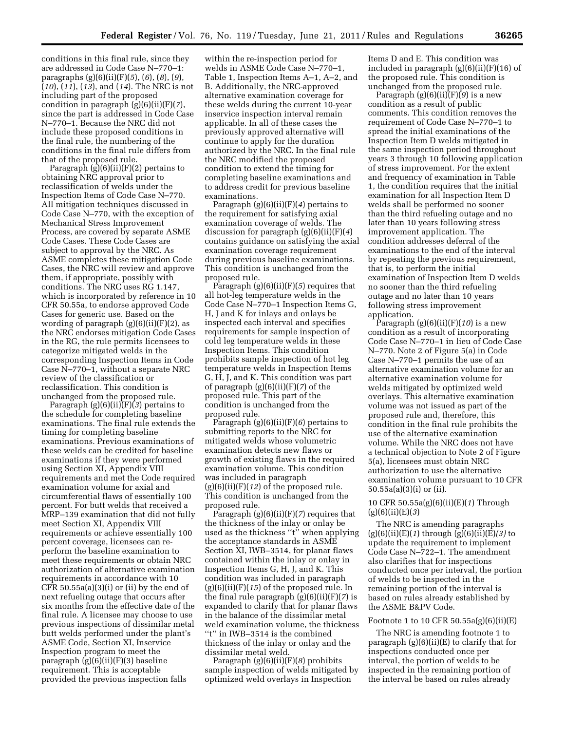conditions in this final rule, since they are addressed in Code Case N–770–1: paragraphs (g)(6)(ii)(F)(*5*), (*6*), (*8*), (*9*), (*10*), (*11*), (*13*), and (*14*). The NRC is not including part of the proposed condition in paragraph (g)(6)(ii)(F)(*7*), since the part is addressed in Code Case N–770–1. Because the NRC did not include these proposed conditions in the final rule, the numbering of the conditions in the final rule differs from that of the proposed rule.

Paragraph (g)(6)(ii)(F)(2) pertains to obtaining NRC approval prior to reclassification of welds under the Inspection Items of Code Case N–770. All mitigation techniques discussed in Code Case N–770, with the exception of Mechanical Stress Improvement Process, are covered by separate ASME Code Cases. These Code Cases are subject to approval by the NRC. As ASME completes these mitigation Code Cases, the NRC will review and approve them, if appropriate, possibly with conditions. The NRC uses RG 1.147, which is incorporated by reference in 10 CFR 50.55a, to endorse approved Code Cases for generic use. Based on the wording of paragraph (g)(6)(ii)(F)(2), as the NRC endorses mitigation Code Cases in the RG, the rule permits licensees to categorize mitigated welds in the corresponding Inspection Items in Code Case N–770–1, without a separate NRC review of the classification or reclassification. This condition is unchanged from the proposed rule.

Paragraph (g)(6)(ii)(F)(*3*) pertains to the schedule for completing baseline examinations. The final rule extends the timing for completing baseline examinations. Previous examinations of these welds can be credited for baseline examinations if they were performed using Section XI, Appendix VIII requirements and met the Code required examination volume for axial and circumferential flaws of essentially 100 percent. For butt welds that received a MRP–139 examination that did not fully meet Section XI, Appendix VIII requirements or achieve essentially 100 percent coverage, licensees can re-perform the baseline examination to meet these requirements or obtain NRC authorization of alternative examination requirements in accordance with 10 CFR 50.55a(a)(3)(i) or (ii) by the end of next refueling outage that occurs after six months from the effective date of the final rule. A licensee may choose to use previous inspections of dissimilar metal butt welds performed under the plant's ASME Code, Section XI, Inservice Inspection program to meet the paragraph (g)(6)(ii)(F)(3) baseline requirement. This is acceptable provided the previous inspection falls within the re-inspection period for welds in ASME Code Case N–770–1, Table 1, Inspection Items A–1, A–2, and B. Additionally, the NRC-approved alternative examination coverage for these welds during the current 10-year inservice inspection interval remain applicable. In all of these cases the previously approved alternative will continue to apply for the duration authorized by the NRC. In the final rule the NRC modified the proposed condition to extend the timing for completing baseline examinations and to address credit for previous baseline examinations.

Paragraph (g)(6)(ii)(F)(*4*) pertains to the requirement for satisfying axial examination coverage of welds. The discussion for paragraph (g)(6)(ii)(F)(*4*) contains guidance on satisfying the axial examination coverage requirement during previous baseline examinations. This condition is unchanged from the proposed rule.

Paragraph (g)(6)(ii)(F)(*5*) requires that all hot-leg temperature welds in the Code Case N–770–1 Inspection Items G, H, J and K for inlays and onlays be inspected each interval and specifies requirements for sample inspection of cold leg temperature welds in these Inspection Items. This condition prohibits sample inspection of hot leg temperature welds in Inspection Items G, H, J, and K. This condition was part of paragraph (g)(6)(ii)(F)(*7*) of the proposed rule. This part of the condition is unchanged from the proposed rule.

Paragraph (g)(6)(ii)(F)(*6*) pertains to submitting reports to the NRC for mitigated welds whose volumetric examination detects new flaws or growth of existing flaws in the required examination volume. This condition was included in paragraph (g)(6)(ii)(F)(*12*) of the proposed rule. This condition is unchanged from the proposed rule.

Paragraph (g)(6)(ii)(F)(*7*) requires that the thickness of the inlay or onlay be used as the thickness "t" when applying the acceptance standards in ASME Section XI, IWB–3514, for planar flaws contained within the inlay or onlay in Inspection Items G, H, J, and K. This condition was included in paragraph (g)(6)(ii)(F)(*15*) of the proposed rule. In the final rule paragraph (g)(6)(ii)(F)(*7*) is expanded to clarify that for planar flaws in the balance of the dissimilar metal weld examination volume, the thickness "t" in IWB–3514 is the combined thickness of the inlay or onlay and the dissimilar metal weld.

Paragraph (g)(6)(ii)(F)(*8*) prohibits sample inspection of welds mitigated by optimized weld overlays in Inspection Items D and E. This condition was included in paragraph (g)(6)(ii)(F)(16) of the proposed rule. This condition is unchanged from the proposed rule.

Paragraph (g)(6)(ii)(F)(*9*) is a new condition as a result of public comments. This condition removes the requirement of Code Case N–770–1 to spread the initial examinations of the Inspection Item D welds mitigated in the same inspection period throughout years 3 through 10 following application of stress improvement. For the extent and frequency of examination in Table 1, the condition requires that the initial examination for all Inspection Item D welds shall be performed no sooner than the third refueling outage and no later than 10 years following stress improvement application. The condition addresses deferral of the examinations to the end of the interval by repeating the previous requirement, that is, to perform the initial examination of Inspection Item D welds no sooner than the third refueling outage and no later than 10 years following stress improvement application.

Paragraph (g)(6)(ii)(F)(*10*) is a new condition as a result of incorporating Code Case N–770–1 in lieu of Code Case N–770. Note 2 of Figure 5(a) in Code Case N–770–1 permits the use of an alternative examination volume for an alternative examination volume for welds mitigated by optimized weld overlays. This alternative examination volume was not issued as part of the proposed rule and, therefore, this condition in the final rule prohibits the use of the alternative examination volume. While the NRC does not have a technical objection to Note 2 of Figure 5(a), licensees must obtain NRC authorization to use the alternative examination volume pursuant to 10 CFR 50.55a(a)(3)(i) or (ii).

10 CFR 50.55a(g)(6)(ii)(E)(*1*) Through (g)(6)(ii)(E)(*3*)

The NRC is amending paragraphs (g)(6)(ii)(E)(*1*) through (g)(6)(ii)(E)*(3)* to update the requirement to implement Code Case N–722–1. The amendment also clarifies that for inspections conducted once per interval, the portion of welds to be inspected in the remaining portion of the interval is based on rules already established by the ASME B&PV Code.

Footnote 1 to 10 CFR 50.55a(g)(6)(ii)(E)

The NRC is amending footnote 1 to paragraph (g)(6)(ii)(E) to clarify that for inspections conducted once per interval, the portion of welds to be inspected in the remaining portion of the interval be based on rules already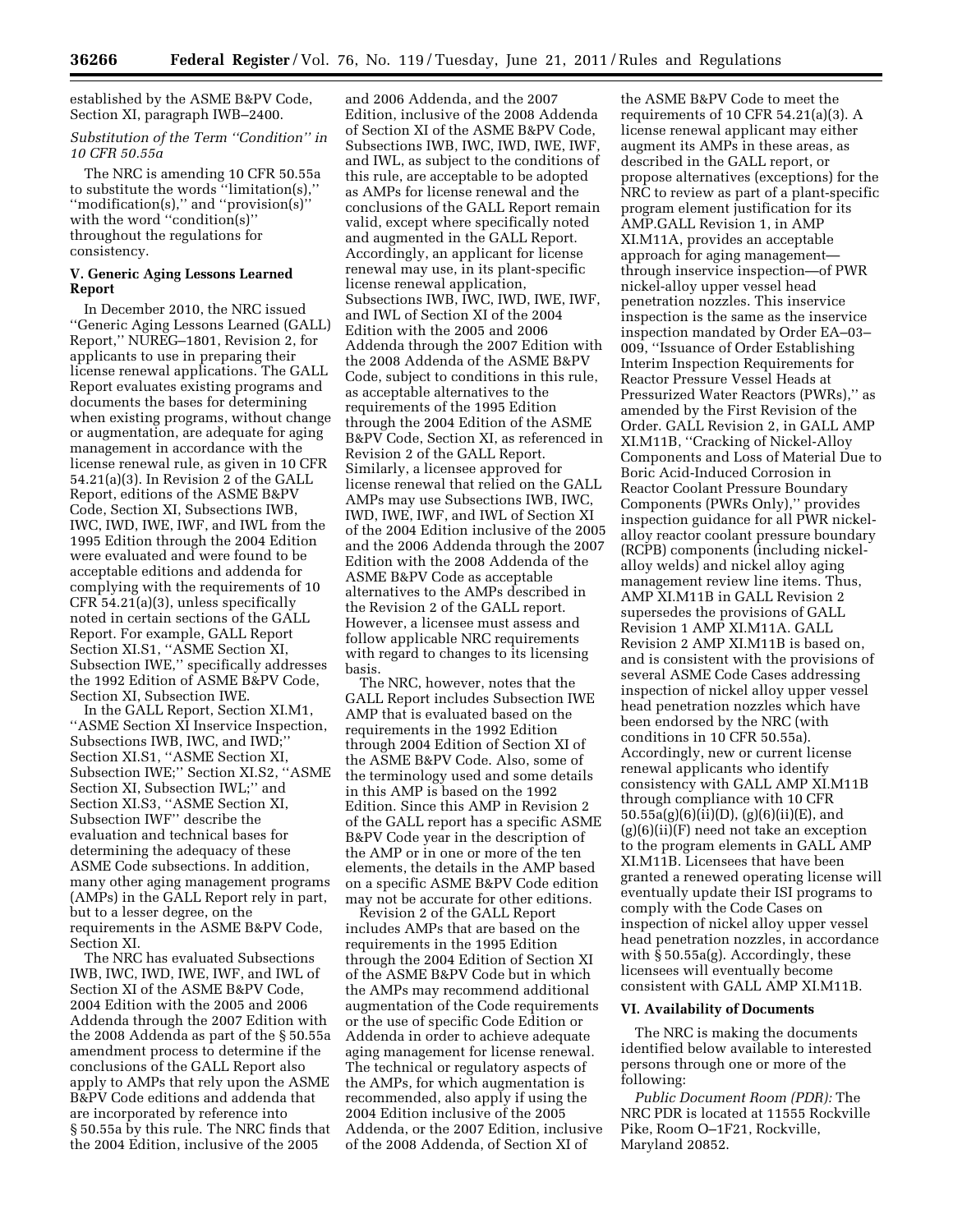established by the ASME B&PV Code, Section XI, paragraph IWB–2400.

*Substitution of the Term ''Condition'' in 10 CFR 50.55a*

The NRC is amending 10 CFR 50.55a to substitute the words ''limitation(s),'' ''modification(s),'' and ''provision(s)'' with the word ''condition(s)'' throughout the regulations for consistency.

## V. Generic Aging Lessons Learned Report

In December 2010, the NRC issued ''Generic Aging Lessons Learned (GALL) Report,'' NUREG–1801, Revision 2, for applicants to use in preparing their license renewal applications. The GALL Report evaluates existing programs and documents the bases for determining when existing programs, without change or augmentation, are adequate for aging management in accordance with the license renewal rule, as given in 10 CFR 54.21(a)(3). In Revision 2 of the GALL Report, editions of the ASME B&PV Code, Section XI, Subsections IWB, IWC, IWD, IWE, IWF, and IWL from the 1995 Edition through the 2004 Edition were evaluated and were found to be acceptable editions and addenda for complying with the requirements of 10 CFR 54.21(a)(3), unless specifically noted in certain sections of the GALL Report. For example, GALL Report Section XI.S1, ''ASME Section XI, Subsection IWE,'' specifically addresses the 1992 Edition of ASME B&PV Code, Section XI, Subsection IWE.

In the GALL Report, Section XI.M1, ''ASME Section XI Inservice Inspection, Subsections IWB, IWC, and IWD;'' Section XI.S1, ''ASME Section XI, Subsection IWE;'' Section XI.S2, ''ASME Section XI, Subsection IWL;'' and Section XI.S3, ''ASME Section XI, Subsection IWF'' describe the evaluation and technical bases for determining the adequacy of these ASME Code subsections. In addition, many other aging management programs (AMPs) in the GALL Report rely in part, but to a lesser degree, on the requirements in the ASME B&PV Code, Section XI.

The NRC has evaluated Subsections IWB, IWC, IWD, IWE, IWF, and IWL of Section XI of the ASME B&PV Code, 2004 Edition with the 2005 and 2006 Addenda through the 2007 Edition with the 2008 Addenda as part of the § 50.55a amendment process to determine if the conclusions of the GALL Report also apply to AMPs that rely upon the ASME B&PV Code editions and addenda that are incorporated by reference into § 50.55a by this rule. The NRC finds that the 2004 Edition, inclusive of the 2005 and 2006 Addenda, and the 2007 Edition, inclusive of the 2008 Addenda of Section XI of the ASME B&PV Code, Subsections IWB, IWC, IWD, IWE, IWF, and IWL, as subject to the conditions of this rule, are acceptable to be adopted as AMPs for license renewal and the conclusions of the GALL Report remain valid, except where specifically noted and augmented in the GALL Report. Accordingly, an applicant for license renewal may use, in its plant-specific license renewal application, Subsections IWB, IWC, IWD, IWE, IWF, and IWL of Section XI of the 2004 Edition with the 2005 and 2006 Addenda through the 2007 Edition with the 2008 Addenda of the ASME B&PV Code, subject to conditions in this rule, as acceptable alternatives to the requirements of the 1995 Edition through the 2004 Edition of the ASME B&PV Code, Section XI, as referenced in Revision 2 of the GALL Report. Similarly, a licensee approved for license renewal that relied on the GALL AMPs may use Subsections IWB, IWC, IWD, IWE, IWF, and IWL of Section XI of the 2004 Edition inclusive of the 2005 and the 2006 Addenda through the 2007 Edition with the 2008 Addenda of the ASME B&PV Code as acceptable alternatives to the AMPs described in the Revision 2 of the GALL report. However, a licensee must assess and follow applicable NRC requirements with regard to changes to its licensing basis.

The NRC, however, notes that the GALL Report includes Subsection IWE AMP that is evaluated based on the requirements in the 1992 Edition through 2004 Edition of Section XI of the ASME B&PV Code. Also, some of the terminology used and some details in this AMP is based on the 1992 Edition. Since this AMP in Revision 2 of the GALL report has a specific ASME B&PV Code year in the description of the AMP or in one or more of the ten elements, the details in the AMP based on a specific ASME B&PV Code edition may not be accurate for other editions.

Revision 2 of the GALL Report includes AMPs that are based on the requirements in the 1995 Edition through the 2004 Edition of Section XI of the ASME B&PV Code but in which the AMPs may recommend additional augmentation of the Code requirements or the use of specific Code Edition or Addenda in order to achieve adequate aging management for license renewal. The technical or regulatory aspects of the AMPs, for which augmentation is recommended, also apply if using the 2004 Edition inclusive of the 2005 Addenda, or the 2007 Edition, inclusive of the 2008 Addenda, of Section XI of the ASME B&PV Code to meet the requirements of 10 CFR 54.21(a)(3). A license renewal applicant may either augment its AMPs in these areas, as described in the GALL report, or propose alternatives (exceptions) for the NRC to review as part of a plant-specific program element justification for its AMP.GALL Revision 1, in AMP XI.M11A, provides an acceptable approach for aging management—through inservice inspection—of PWR nickel-alloy upper vessel head penetration nozzles. This inservice inspection is the same as the inservice inspection mandated by Order EA–03–009, ''Issuance of Order Establishing Interim Inspection Requirements for Reactor Pressure Vessel Heads at Pressurized Water Reactors (PWRs),'' as amended by the First Revision of the Order. GALL Revision 2, in GALL AMP XI.M11B, ''Cracking of Nickel-Alloy Components and Loss of Material Due to Boric Acid-Induced Corrosion in Reactor Coolant Pressure Boundary Components (PWRs Only),'' provides inspection guidance for all PWR nickel-alloy reactor coolant pressure boundary (RCPB) components (including nickel-alloy welds) and nickel alloy aging management review line items. Thus, AMP XI.M11B in GALL Revision 2 supersedes the provisions of GALL Revision 1 AMP XI.M11A. GALL Revision 2 AMP XI.M11B is based on, and is consistent with the provisions of several ASME Code Cases addressing inspection of nickel alloy upper vessel head penetration nozzles which have been endorsed by the NRC (with conditions in 10 CFR 50.55a). Accordingly, new or current license renewal applicants who identify consistency with GALL AMP XI.M11B through compliance with 10 CFR 50.55a(g)(6)(ii)(D), (g)(6)(ii)(E), and (g)(6)(ii)(F) need not take an exception to the program elements in GALL AMP XI.M11B. Licensees that have been granted a renewed operating license will eventually update their ISI programs to comply with the Code Cases on inspection of nickel alloy upper vessel head penetration nozzles, in accordance with § 50.55a(g). Accordingly, these licensees will eventually become consistent with GALL AMP XI.M11B.

## VI. Availability of Documents

The NRC is making the documents identified below available to interested persons through one or more of the following:

*Public Document Room (PDR):* The NRC PDR is located at 11555 Rockville Pike, Room O–1F21, Rockville, Maryland 20852.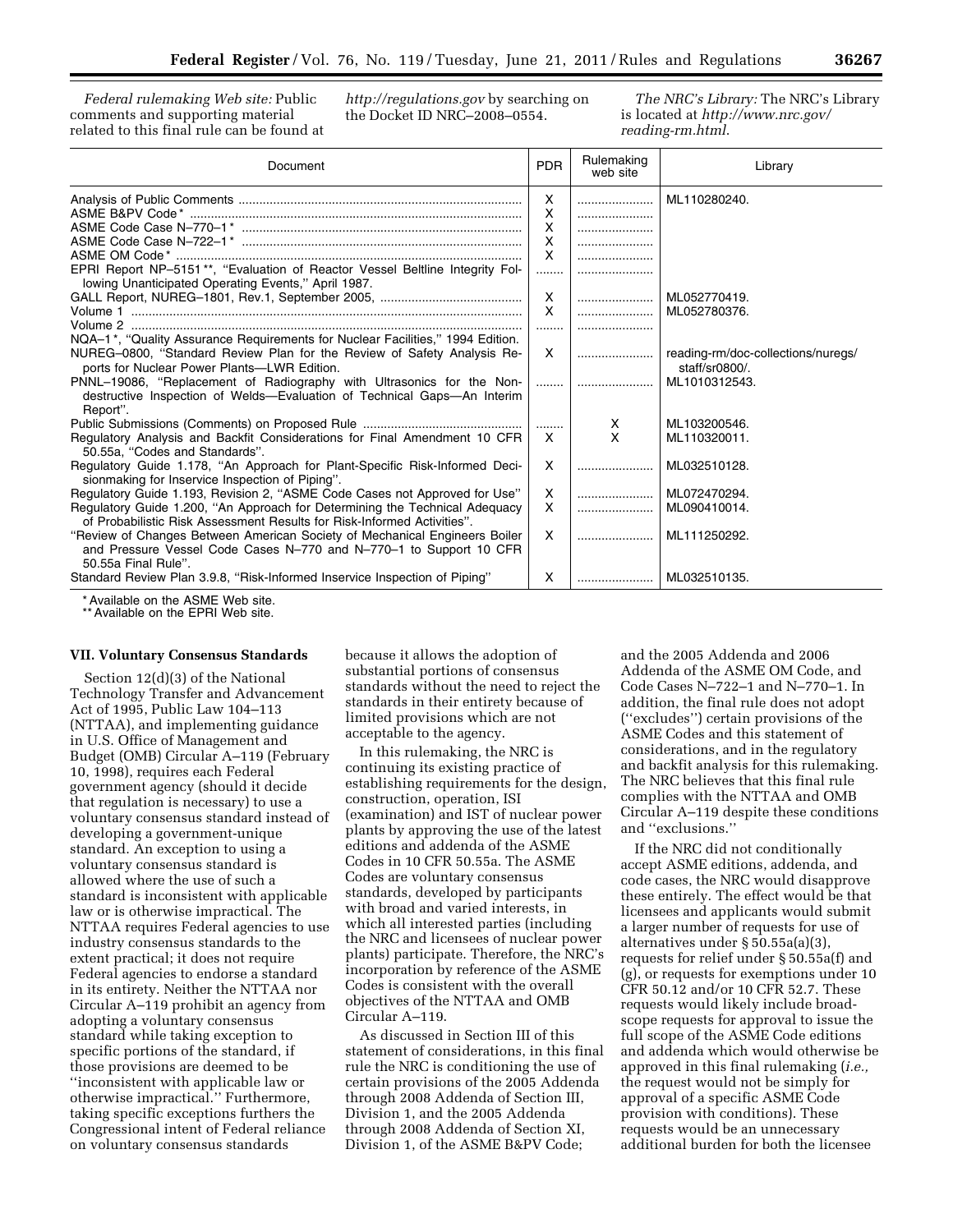*Federal rulemaking Web site:* Public comments and supporting material related to this final rule can be found at *http://regulations.gov* by searching on the Docket ID NRC–2008–0554.

*The NRC's Library:* The NRC's Library is located at *http://www.nrc.gov/reading-rm.html*.

| Document | PDR | Rulemaking web site | Library |
|---|---|---|---|
| Analysis of Public Comments | X | | ML110280240. |
| ASME B&PV Code* | X | | |
| ASME Code Case N–770–1* | X | | |
| ASME Code Case N–722–1* | X | | |
| ASME OM Code* | X | | |
| EPRI Report NP–5151**, "Evaluation of Reactor Vessel Beltline Integrity Following Unanticipated Operating Events," April 1987. | | | |
| GALL Report, NUREG–1801, Rev.1, September 2005, | X | | ML052770419. |
| Volume 1 | X | | ML052780376. |
| Volume 2 | | | |
| NQA–1*, "Quality Assurance Requirements for Nuclear Facilities," 1994 Edition. | | | |
| NUREG–0800, "Standard Review Plan for the Review of Safety Analysis Reports for Nuclear Power Plants—LWR Edition. | X | | reading-rm/doc-collections/nuregs/staff/sr0800/. |
| PNNL–19086, "Replacement of Radiography with Ultrasonics for the Nondestructive Inspection of Welds—Evaluation of Technical Gaps—An Interim Report". | | | ML1010312543. |
| Public Submissions (Comments) on Proposed Rule | | X | ML103200546. |
| Regulatory Analysis and Backfit Considerations for Final Amendment 10 CFR 50.55a, "Codes and Standards". | X | X | ML110320011. |
| Regulatory Guide 1.178, "An Approach for Plant-Specific Risk-Informed Decisionmaking for Inservice Inspection of Piping". | X | | ML032510128. |
| Regulatory Guide 1.193, Revision 2, "ASME Code Cases not Approved for Use" | X | | ML072470294. |
| Regulatory Guide 1.200, "An Approach for Determining the Technical Adequacy of Probabilistic Risk Assessment Results for Risk-Informed Activities". | X | | ML090410014. |
| "Review of Changes Between American Society of Mechanical Engineers Boiler and Pressure Vessel Code Cases N–770 and N–770–1 to Support 10 CFR 50.55a Final Rule". | X | | ML111250292. |
| Standard Review Plan 3.9.8, "Risk-Informed Inservice Inspection of Piping" | X | | ML032510135. |

* Available on the ASME Web site.
** Available on the EPRI Web site.

### VII. Voluntary Consensus Standards

Section 12(d)(3) of the National Technology Transfer and Advancement Act of 1995, Public Law 104–113 (NTTAA), and implementing guidance in U.S. Office of Management and Budget (OMB) Circular A–119 (February 10, 1998), requires each Federal government agency (should it decide that regulation is necessary) to use a voluntary consensus standard instead of developing a government-unique standard. An exception to using a voluntary consensus standard is allowed where the use of such a standard is inconsistent with applicable law or is otherwise impractical. The NTTAA requires Federal agencies to use industry consensus standards to the extent practical; it does not require Federal agencies to endorse a standard in its entirety. Neither the NTTAA nor Circular A–119 prohibit an agency from adopting a voluntary consensus standard while taking exception to specific portions of the standard, if those provisions are deemed to be "inconsistent with applicable law or otherwise impractical." Furthermore, taking specific exceptions furthers the Congressional intent of Federal reliance on voluntary consensus standards because it allows the adoption of substantial portions of consensus standards without the need to reject the standards in their entirety because of limited provisions which are not acceptable to the agency.

In this rulemaking, the NRC is continuing its existing practice of establishing requirements for the design, construction, operation, ISI (examination) and IST of nuclear power plants by approving the use of the latest editions and addenda of the ASME Codes in 10 CFR 50.55a. The ASME Codes are voluntary consensus standards, developed by participants with broad and varied interests, in which all interested parties (including the NRC and licensees of nuclear power plants) participate. Therefore, the NRC's incorporation by reference of the ASME Codes is consistent with the overall objectives of the NTTAA and OMB Circular A–119.

As discussed in Section III of this statement of considerations, in this final rule the NRC is conditioning the use of certain provisions of the 2005 Addenda through 2008 Addenda of Section III, Division 1, and the 2005 Addenda through 2008 Addenda of Section XI, Division 1, of the ASME B&PV Code; and the 2005 Addenda and 2006 Addenda of the ASME OM Code, and Code Cases N–722–1 and N–770–1. In addition, the final rule does not adopt ("excludes") certain provisions of the ASME Codes and this statement of considerations, and in the regulatory and backfit analysis for this rulemaking. The NRC believes that this final rule complies with the NTTAA and OMB Circular A–119 despite these conditions and "exclusions."

If the NRC did not conditionally accept ASME editions, addenda, and code cases, the NRC would disapprove these entirely. The effect would be that licensees and applicants would submit a larger number of requests for use of alternatives under § 50.55a(a)(3), requests for relief under § 50.55a(f) and (g), or requests for exemptions under 10 CFR 50.12 and/or 10 CFR 52.7. These requests would likely include broad-scope requests for approval to issue the full scope of the ASME Code editions and addenda which would otherwise be approved in this final rulemaking (*i.e.,* the request would not be simply for approval of a specific ASME Code provision with conditions). These requests would be an unnecessary additional burden for both the licensee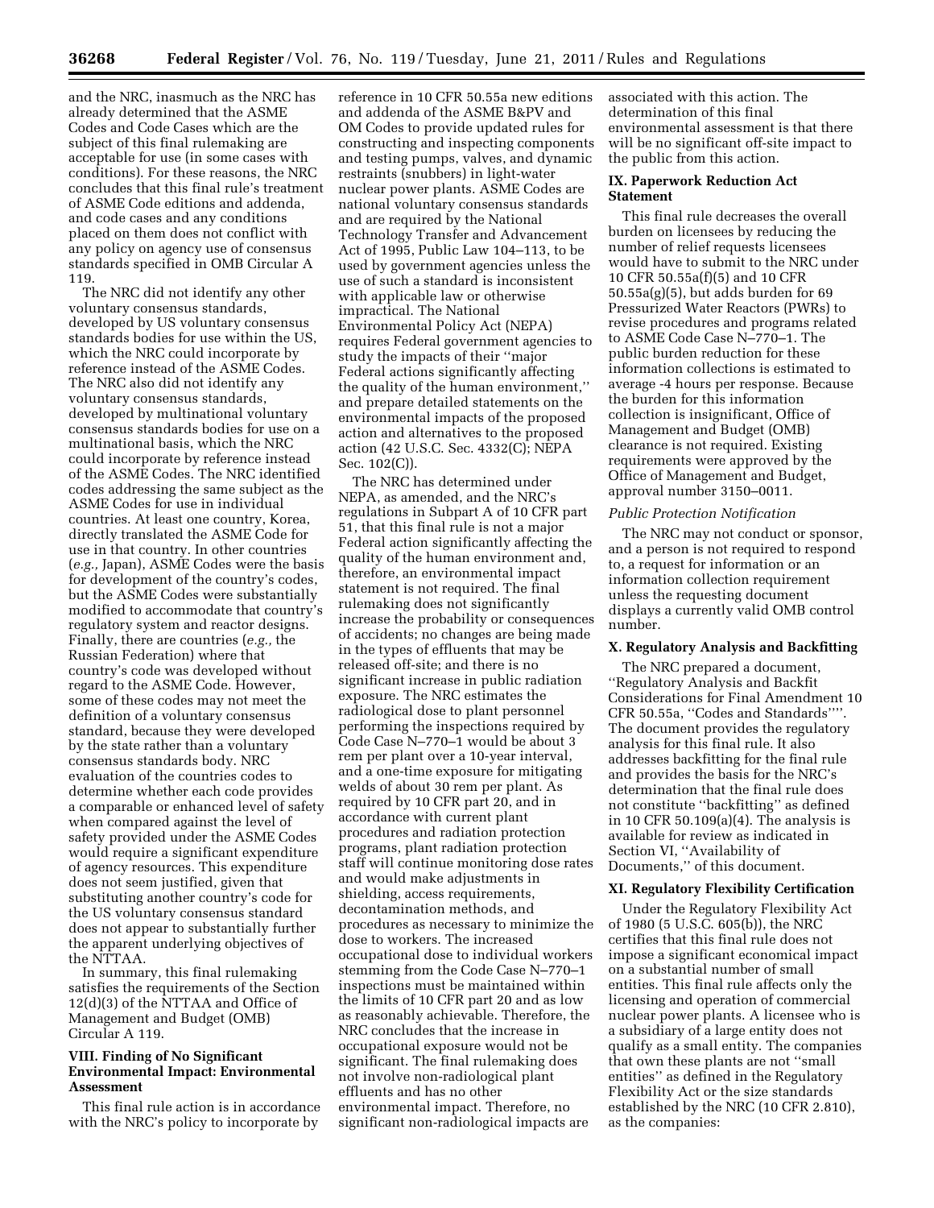and the NRC, inasmuch as the NRC has already determined that the ASME Codes and Code Cases which are the subject of this final rulemaking are acceptable for use (in some cases with conditions). For these reasons, the NRC concludes that this final rule's treatment of ASME Code editions and addenda, and code cases and any conditions placed on them does not conflict with any policy on agency use of consensus standards specified in OMB Circular A 119.

The NRC did not identify any other voluntary consensus standards, developed by US voluntary consensus standards bodies for use within the US, which the NRC could incorporate by reference instead of the ASME Codes. The NRC also did not identify any voluntary consensus standards, developed by multinational voluntary consensus standards bodies for use on a multinational basis, which the NRC could incorporate by reference instead of the ASME Codes. The NRC identified codes addressing the same subject as the ASME Codes for use in individual countries. At least one country, Korea, directly translated the ASME Code for use in that country. In other countries (*e.g.,* Japan), ASME Codes were the basis for development of the country's codes, but the ASME Codes were substantially modified to accommodate that country's regulatory system and reactor designs. Finally, there are countries (*e.g.,* the Russian Federation) where that country's code was developed without regard to the ASME Code. However, some of these codes may not meet the definition of a voluntary consensus standard, because they were developed by the state rather than a voluntary consensus standards body. NRC evaluation of the countries codes to determine whether each code provides a comparable or enhanced level of safety when compared against the level of safety provided under the ASME Codes would require a significant expenditure of agency resources. This expenditure does not seem justified, given that substituting another country's code for the US voluntary consensus standard does not appear to substantially further the apparent underlying objectives of the NTTAA.

In summary, this final rulemaking satisfies the requirements of the Section 12(d)(3) of the NTTAA and Office of Management and Budget (OMB) Circular A 119.

## VIII. Finding of No Significant Environmental Impact: Environmental Assessment

This final rule action is in accordance with the NRC's policy to incorporate by reference in 10 CFR 50.55a new editions and addenda of the ASME B&PV and OM Codes to provide updated rules for constructing and inspecting components and testing pumps, valves, and dynamic restraints (snubbers) in light-water nuclear power plants. ASME Codes are national voluntary consensus standards and are required by the National Technology Transfer and Advancement Act of 1995, Public Law 104–113, to be used by government agencies unless the use of such a standard is inconsistent with applicable law or otherwise impractical. The National Environmental Policy Act (NEPA) requires Federal government agencies to study the impacts of their ''major Federal actions significantly affecting the quality of the human environment,'' and prepare detailed statements on the environmental impacts of the proposed action and alternatives to the proposed action (42 U.S.C. Sec. 4332(C); NEPA Sec. 102(C)).

The NRC has determined under NEPA, as amended, and the NRC's regulations in Subpart A of 10 CFR part 51, that this final rule is not a major Federal action significantly affecting the quality of the human environment and, therefore, an environmental impact statement is not required. The final rulemaking does not significantly increase the probability or consequences of accidents; no changes are being made in the types of effluents that may be released off-site; and there is no significant increase in public radiation exposure. The NRC estimates the radiological dose to plant personnel performing the inspections required by Code Case N–770–1 would be about 3 rem per plant over a 10-year interval, and a one-time exposure for mitigating welds of about 30 rem per plant. As required by 10 CFR part 20, and in accordance with current plant procedures and radiation protection programs, plant radiation protection staff will continue monitoring dose rates and would make adjustments in shielding, access requirements, decontamination methods, and procedures as necessary to minimize the dose to workers. The increased occupational dose to individual workers stemming from the Code Case N–770–1 inspections must be maintained within the limits of 10 CFR part 20 and as low as reasonably achievable. Therefore, the NRC concludes that the increase in occupational exposure would not be significant. The final rulemaking does not involve non-radiological plant effluents and has no other environmental impact. Therefore, no significant non-radiological impacts are associated with this action. The determination of this final environmental assessment is that there will be no significant off-site impact to the public from this action.

## IX. Paperwork Reduction Act Statement

This final rule decreases the overall burden on licensees by reducing the number of relief requests licensees would have to submit to the NRC under 10 CFR 50.55a(f)(5) and 10 CFR 50.55a(g)(5), but adds burden for 69 Pressurized Water Reactors (PWRs) to revise procedures and programs related to ASME Code Case N–770–1. The public burden reduction for these information collections is estimated to average -4 hours per response. Because the burden for this information collection is insignificant, Office of Management and Budget (OMB) clearance is not required. Existing requirements were approved by the Office of Management and Budget, approval number 3150–0011.

### *Public Protection Notification*

The NRC may not conduct or sponsor, and a person is not required to respond to, a request for information or an information collection requirement unless the requesting document displays a currently valid OMB control number.

## X. Regulatory Analysis and Backfitting

The NRC prepared a document, ''Regulatory Analysis and Backfit Considerations for Final Amendment 10 CFR 50.55a, ''Codes and Standards''''. The document provides the regulatory analysis for this final rule. It also addresses backfitting for the final rule and provides the basis for the NRC's determination that the final rule does not constitute ''backfitting'' as defined in 10 CFR 50.109(a)(4). The analysis is available for review as indicated in Section VI, ''Availability of Documents,'' of this document.

## XI. Regulatory Flexibility Certification

Under the Regulatory Flexibility Act of 1980 (5 U.S.C. 605(b)), the NRC certifies that this final rule does not impose a significant economical impact on a substantial number of small entities. This final rule affects only the licensing and operation of commercial nuclear power plants. A licensee who is a subsidiary of a large entity does not qualify as a small entity. The companies that own these plants are not ''small entities'' as defined in the Regulatory Flexibility Act or the size standards established by the NRC (10 CFR 2.810), as the companies: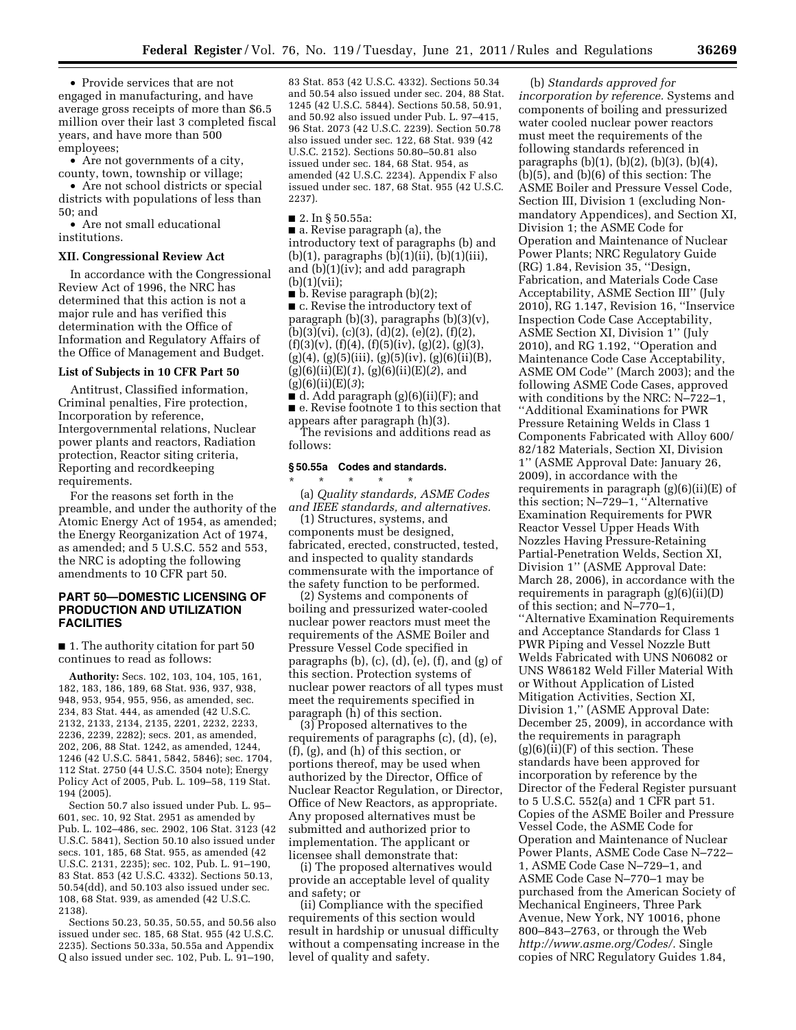• Provide services that are not engaged in manufacturing, and have average gross receipts of more than $6.5 million over their last 3 completed fiscal years, and have more than 500 employees;

• Are not governments of a city, county, town, township or village;

• Are not school districts or special districts with populations of less than 50; and

• Are not small educational institutions.

### XII. Congressional Review Act

In accordance with the Congressional Review Act of 1996, the NRC has determined that this action is not a major rule and has verified this determination with the Office of Information and Regulatory Affairs of the Office of Management and Budget.

### List of Subjects in 10 CFR Part 50

Antitrust, Classified information, Criminal penalties, Fire protection, Incorporation by reference, Intergovernmental relations, Nuclear power plants and reactors, Radiation protection, Reactor siting criteria, Reporting and recordkeeping requirements.

For the reasons set forth in the preamble, and under the authority of the Atomic Energy Act of 1954, as amended; the Energy Reorganization Act of 1974, as amended; and 5 U.S.C. 552 and 553, the NRC is adopting the following amendments to 10 CFR part 50.

## PART 50—DOMESTIC LICENSING OF PRODUCTION AND UTILIZATION FACILITIES

■ 1. The authority citation for part 50 continues to read as follows:

**Authority:** Secs. 102, 103, 104, 105, 161, 182, 183, 186, 189, 68 Stat. 936, 937, 938, 948, 953, 954, 955, 956, as amended, sec. 234, 83 Stat. 444, as amended (42 U.S.C. 2132, 2133, 2134, 2135, 2201, 2232, 2233, 2236, 2239, 2282); secs. 201, as amended, 202, 206, 88 Stat. 1242, as amended, 1244, 1246 (42 U.S.C. 5841, 5842, 5846); sec. 1704, 112 Stat. 2750 (44 U.S.C. 3504 note); Energy Policy Act of 2005, Pub. L. 109–58, 119 Stat. 194 (2005).

Section 50.7 also issued under Pub. L. 95–601, sec. 10, 92 Stat. 2951 as amended by Pub. L. 102–486, sec. 2902, 106 Stat. 3123 (42 U.S.C. 5841), Section 50.10 also issued under secs. 101, 185, 68 Stat. 955, as amended (42 U.S.C. 2131, 2235); sec. 102, Pub. L. 91–190, 83 Stat. 853 (42 U.S.C. 4332). Sections 50.13, 50.54(dd), and 50.103 also issued under sec. 108, 68 Stat. 939, as amended (42 U.S.C. 2138).

Sections 50.23, 50.35, 50.55, and 50.56 also issued under sec. 185, 68 Stat. 955 (42 U.S.C. 2235). Sections 50.33a, 50.55a and Appendix Q also issued under sec. 102, Pub. L. 91–190, 83 Stat. 853 (42 U.S.C. 4332). Sections 50.34 and 50.54 also issued under sec. 204, 88 Stat. 1245 (42 U.S.C. 5844). Sections 50.58, 50.91, and 50.92 also issued under Pub. L. 97–415, 96 Stat. 2073 (42 U.S.C. 2239). Section 50.78 also issued under sec. 122, 68 Stat. 939 (42 U.S.C. 2152). Sections 50.80–50.81 also issued under sec. 184, 68 Stat. 954, as amended (42 U.S.C. 2234). Appendix F also issued under sec. 187, 68 Stat. 955 (42 U.S.C. 2237).

■ 2. In § 50.55a:

■ a. Revise paragraph (a), the introductory text of paragraphs (b) and (b)(1), paragraphs (b)(1)(ii), (b)(1)(iii), and (b)(1)(iv); and add paragraph (b)(1)(vii);

■ b. Revise paragraph (b)(2);

■ c. Revise the introductory text of paragraph (b)(3), paragraphs (b)(3)(v), (b)(3)(vi), (c)(3), (d)(2), (e)(2), (f)(2), (f)(3)(v), (f)(4), (f)(5)(iv), (g)(2), (g)(3), (g)(4), (g)(5)(iii), (g)(5)(iv), (g)(6)(ii)(B), (g)(6)(ii)(E)(*1*), (g)(6)(ii)(E)(*2*), and (g)(6)(ii)(E)(*3*);

■ d. Add paragraph (g)(6)(ii)(F); and

■ e. Revise footnote 1 to this section that appears after paragraph (h)(3).

The revisions and additions read as follows:

### § 50.55a Codes and standards.

\* \* \* \* \*

(a) *Quality standards, ASME Codes and IEEE standards, and alternatives.*

(1) Structures, systems, and components must be designed, fabricated, erected, constructed, tested, and inspected to quality standards commensurate with the importance of the safety function to be performed.

(2) Systems and components of boiling and pressurized water-cooled nuclear power reactors must meet the requirements of the ASME Boiler and Pressure Vessel Code specified in paragraphs (b), (c), (d), (e), (f), and (g) of this section. Protection systems of nuclear power reactors of all types must meet the requirements specified in paragraph (h) of this section.

(3) Proposed alternatives to the requirements of paragraphs (c), (d), (e), (f), (g), and (h) of this section, or portions thereof, may be used when authorized by the Director, Office of Nuclear Reactor Regulation, or Director, Office of New Reactors, as appropriate. Any proposed alternatives must be submitted and authorized prior to implementation. The applicant or licensee shall demonstrate that:

(i) The proposed alternatives would provide an acceptable level of quality and safety; or

(ii) Compliance with the specified requirements of this section would result in hardship or unusual difficulty without a compensating increase in the level of quality and safety.

(b) *Standards approved for incorporation by reference.* Systems and components of boiling and pressurized water cooled nuclear power reactors must meet the requirements of the following standards referenced in paragraphs (b)(1), (b)(2), (b)(3), (b)(4), (b)(5), and (b)(6) of this section: The ASME Boiler and Pressure Vessel Code, Section III, Division 1 (excluding Non-mandatory Appendices), and Section XI, Division 1; the ASME Code for Operation and Maintenance of Nuclear Power Plants; NRC Regulatory Guide (RG) 1.84, Revision 35, ''Design, Fabrication, and Materials Code Case Acceptability, ASME Section III'' (July 2010), RG 1.147, Revision 16, ''Inservice Inspection Code Case Acceptability, ASME Section XI, Division 1'' (July 2010), and RG 1.192, ''Operation and Maintenance Code Case Acceptability, ASME OM Code'' (March 2003); and the following ASME Code Cases, approved with conditions by the NRC: N–722–1, ''Additional Examinations for PWR Pressure Retaining Welds in Class 1 Components Fabricated with Alloy 600/82/182 Materials, Section XI, Division 1'' (ASME Approval Date: January 26, 2009), in accordance with the requirements in paragraph (g)(6)(ii)(E) of this section; N–729–1, ''Alternative Examination Requirements for PWR Reactor Vessel Upper Heads With Nozzles Having Pressure-Retaining Partial-Penetration Welds, Section XI, Division 1'' (ASME Approval Date: March 28, 2006), in accordance with the requirements in paragraph (g)(6)(ii)(D) of this section; and N–770–1, ''Alternative Examination Requirements and Acceptance Standards for Class 1 PWR Piping and Vessel Nozzle Butt Welds Fabricated with UNS N06082 or UNS W86182 Weld Filler Material With or Without Application of Listed Mitigation Activities, Section XI, Division 1,'' (ASME Approval Date: December 25, 2009), in accordance with the requirements in paragraph (g)(6)(ii)(F) of this section. These standards have been approved for incorporation by reference by the Director of the Federal Register pursuant to 5 U.S.C. 552(a) and 1 CFR part 51. Copies of the ASME Boiler and Pressure Vessel Code, the ASME Code for Operation and Maintenance of Nuclear Power Plants, ASME Code Case N–722–1, ASME Code Case N–729–1, and ASME Code Case N–770–1 may be purchased from the American Society of Mechanical Engineers, Three Park Avenue, New York, NY 10016, phone 800–843–2763, or through the Web *http://www.asme.org/Codes/.* Single copies of NRC Regulatory Guides 1.84,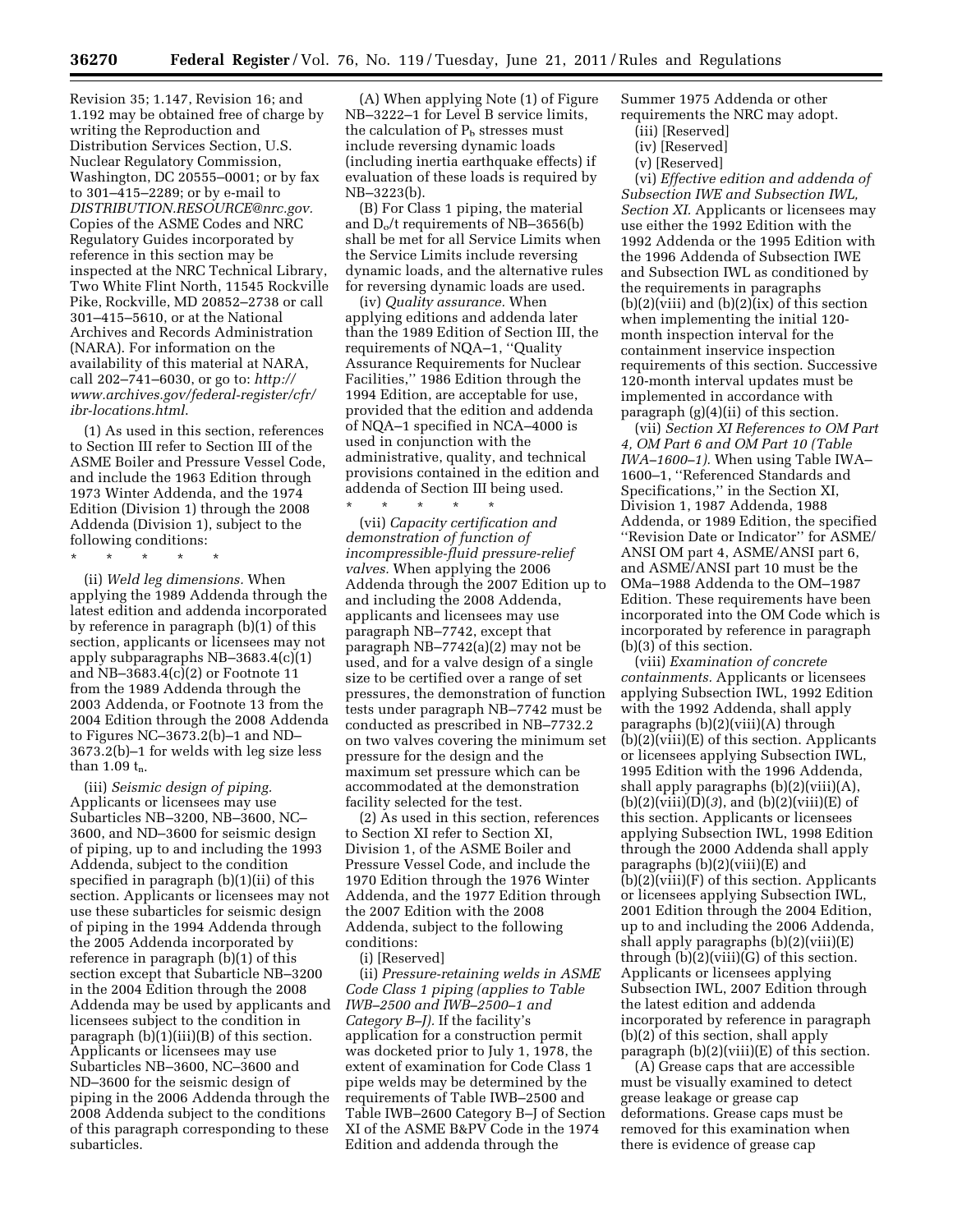Revision 35; 1.147, Revision 16; and 1.192 may be obtained free of charge by writing the Reproduction and Distribution Services Section, U.S. Nuclear Regulatory Commission, Washington, DC 20555–0001; or by fax to 301–415–2289; or by e-mail to *DISTRIBUTION.RESOURCE@nrc.gov.* Copies of the ASME Codes and NRC Regulatory Guides incorporated by reference in this section may be inspected at the NRC Technical Library, Two White Flint North, 11545 Rockville Pike, Rockville, MD 20852–2738 or call 301–415–5610, or at the National Archives and Records Administration (NARA). For information on the availability of this material at NARA, call 202–741–6030, or go to: *http://www.archives.gov/federal-register/cfr/ibr-locations.html.*

(1) As used in this section, references to Section III refer to Section III of the ASME Boiler and Pressure Vessel Code, and include the 1963 Edition through 1973 Winter Addenda, and the 1974 Edition (Division 1) through the 2008 Addenda (Division 1), subject to the following conditions:

\* \* \* \* \*

(ii) *Weld leg dimensions.* When applying the 1989 Addenda through the latest edition and addenda incorporated by reference in paragraph (b)(1) of this section, applicants or licensees may not apply subparagraphs NB–3683.4(c)(1) and NB–3683.4(c)(2) or Footnote 11 from the 1989 Addenda through the 2003 Addenda, or Footnote 13 from the 2004 Edition through the 2008 Addenda to Figures NC–3673.2(b)–1 and ND–3673.2(b)–1 for welds with leg size less than 1.09 $t_n$.

(iii) *Seismic design of piping.* Applicants or licensees may use Subarticles NB–3200, NB–3600, NC–3600, and ND–3600 for seismic design of piping, up to and including the 1993 Addenda, subject to the condition specified in paragraph (b)(1)(ii) of this section. Applicants or licensees may not use these subarticles for seismic design of piping in the 1994 Addenda through the 2005 Addenda incorporated by reference in paragraph (b)(1) of this section except that Subarticle NB–3200 in the 2004 Edition through the 2008 Addenda may be used by applicants and licensees subject to the condition in paragraph (b)(1)(iii)(B) of this section. Applicants or licensees may use Subarticles NB–3600, NC–3600 and ND–3600 for the seismic design of piping in the 2006 Addenda through the 2008 Addenda subject to the conditions of this paragraph corresponding to these subarticles.

(A) When applying Note (1) of Figure NB–3222–1 for Level B service limits, the calculation of $P_b$ stresses must include reversing dynamic loads (including inertia earthquake effects) if evaluation of these loads is required by NB–3223(b).

(B) For Class 1 piping, the material and $D_o/t$ requirements of NB–3656(b) shall be met for all Service Limits when the Service Limits include reversing dynamic loads, and the alternative rules for reversing dynamic loads are used.

(iv) *Quality assurance.* When applying editions and addenda later than the 1989 Edition of Section III, the requirements of NQA–1, ''Quality Assurance Requirements for Nuclear Facilities,'' 1986 Edition through the 1994 Edition, are acceptable for use, provided that the edition and addenda of NQA–1 specified in NCA–4000 is used in conjunction with the administrative, quality, and technical provisions contained in the edition and addenda of Section III being used.

\* \* \* \* \*

(vii) *Capacity certification and demonstration of function of incompressible-fluid pressure-relief valves.* When applying the 2006 Addenda through the 2007 Edition up to and including the 2008 Addenda, applicants and licensees may use paragraph NB–7742, except that paragraph NB–7742(a)(2) may not be used, and for a valve design of a single size to be certified over a range of set pressures, the demonstration of function tests under paragraph NB–7742 must be conducted as prescribed in NB–7732.2 on two valves covering the minimum set pressure for the design and the maximum set pressure which can be accommodated at the demonstration facility selected for the test.

(2) As used in this section, references to Section XI refer to Section XI, Division 1, of the ASME Boiler and Pressure Vessel Code, and include the 1970 Edition through the 1976 Winter Addenda, and the 1977 Edition through the 2007 Edition with the 2008 Addenda, subject to the following conditions:

(i) [Reserved]

(ii) *Pressure-retaining welds in ASME Code Class 1 piping (applies to Table IWB–2500 and IWB–2500–1 and Category B–J).* If the facility's application for a construction permit was docketed prior to July 1, 1978, the extent of examination for Code Class 1 pipe welds may be determined by the requirements of Table IWB–2500 and Table IWB–2600 Category B–J of Section XI of the ASME B&PV Code in the 1974 Edition and addenda through the Summer 1975 Addenda or other requirements the NRC may adopt.

(iii) [Reserved]

(iv) [Reserved]

(v) [Reserved]

(vi) *Effective edition and addenda of Subsection IWE and Subsection IWL, Section XI.* Applicants or licensees may use either the 1992 Edition with the 1992 Addenda or the 1995 Edition with the 1996 Addenda of Subsection IWE and Subsection IWL as conditioned by the requirements in paragraphs (b)(2)(viii) and (b)(2)(ix) of this section when implementing the initial 120-month inspection interval for the containment inservice inspection requirements of this section. Successive 120-month interval updates must be implemented in accordance with paragraph (g)(4)(ii) of this section.

(vii) *Section XI References to OM Part 4, OM Part 6 and OM Part 10 (Table IWA–1600–1).* When using Table IWA–1600–1, ''Referenced Standards and Specifications,'' in the Section XI, Division 1, 1987 Addenda, 1988 Addenda, or 1989 Edition, the specified ''Revision Date or Indicator'' for ASME/ANSI OM part 4, ASME/ANSI part 6, and ASME/ANSI part 10 must be the OMa–1988 Addenda to the OM–1987 Edition. These requirements have been incorporated into the OM Code which is incorporated by reference in paragraph (b)(3) of this section.

(viii) *Examination of concrete containments.* Applicants or licensees applying Subsection IWL, 1992 Edition with the 1992 Addenda, shall apply paragraphs (b)(2)(viii)(A) through (b)(2)(viii)(E) of this section. Applicants or licensees applying Subsection IWL, 1995 Edition with the 1996 Addenda, shall apply paragraphs (b)(2)(viii)(A), (b)(2)(viii)(D)(*3*), and (b)(2)(viii)(E) of this section. Applicants or licensees applying Subsection IWL, 1998 Edition through the 2000 Addenda shall apply paragraphs (b)(2)(viii)(E) and (b)(2)(viii)(F) of this section. Applicants or licensees applying Subsection IWL, 2001 Edition through the 2004 Edition, up to and including the 2006 Addenda, shall apply paragraphs (b)(2)(viii)(E) through (b)(2)(viii)(G) of this section. Applicants or licensees applying Subsection IWL, 2007 Edition through the latest edition and addenda incorporated by reference in paragraph (b)(2) of this section, shall apply paragraph (b)(2)(viii)(E) of this section.

(A) Grease caps that are accessible must be visually examined to detect grease leakage or grease cap deformations. Grease caps must be removed for this examination when there is evidence of grease cap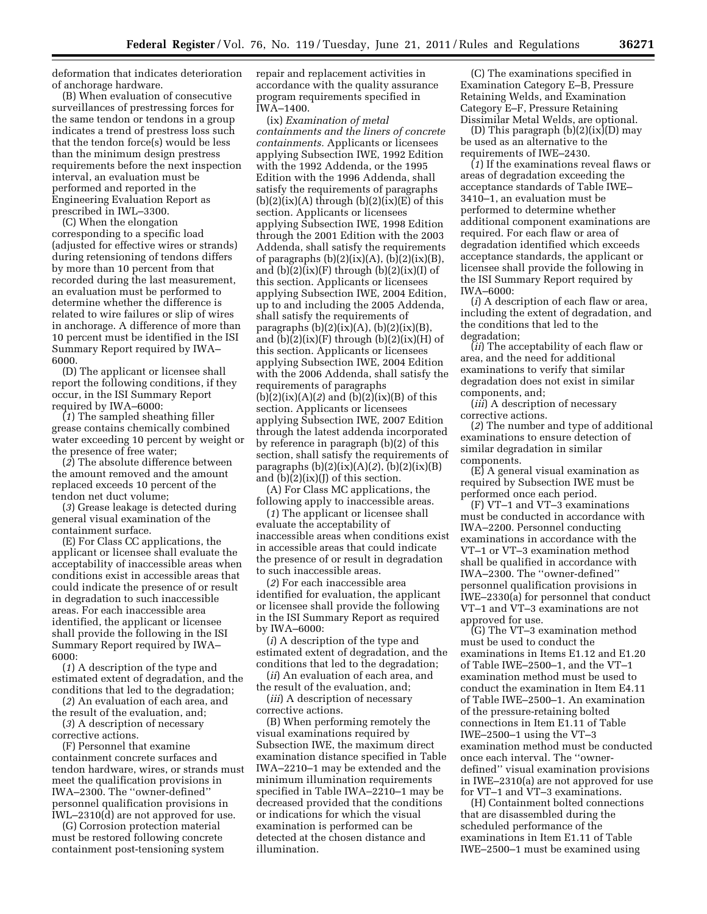deformation that indicates deterioration of anchorage hardware.

(B) When evaluation of consecutive surveillances of prestressing forces for the same tendon or tendons in a group indicates a trend of prestress loss such that the tendon force(s) would be less than the minimum design prestress requirements before the next inspection interval, an evaluation must be performed and reported in the Engineering Evaluation Report as prescribed in IWL–3300.

(C) When the elongation corresponding to a specific load (adjusted for effective wires or strands) during retensioning of tendons differs by more than 10 percent from that recorded during the last measurement, an evaluation must be performed to determine whether the difference is related to wire failures or slip of wires in anchorage. A difference of more than 10 percent must be identified in the ISI Summary Report required by IWA–6000.

(D) The applicant or licensee shall report the following conditions, if they occur, in the ISI Summary Report required by IWA–6000:

(*1*) The sampled sheathing filler grease contains chemically combined water exceeding 10 percent by weight or the presence of free water;

(*2*) The absolute difference between the amount removed and the amount replaced exceeds 10 percent of the tendon net duct volume;

(*3*) Grease leakage is detected during general visual examination of the containment surface.

(E) For Class CC applications, the applicant or licensee shall evaluate the acceptability of inaccessible areas when conditions exist in accessible areas that could indicate the presence of or result in degradation to such inaccessible areas. For each inaccessible area identified, the applicant or licensee shall provide the following in the ISI Summary Report required by IWA–6000:

(*1*) A description of the type and estimated extent of degradation, and the conditions that led to the degradation;

(*2*) An evaluation of each area, and the result of the evaluation, and;

(*3*) A description of necessary corrective actions.

(F) Personnel that examine containment concrete surfaces and tendon hardware, wires, or strands must meet the qualification provisions in IWA–2300. The ''owner-defined'' personnel qualification provisions in IWL–2310(d) are not approved for use.

(G) Corrosion protection material must be restored following concrete containment post-tensioning system repair and replacement activities in accordance with the quality assurance program requirements specified in IWA–1400.

(ix) *Examination of metal containments and the liners of concrete containments.* Applicants or licensees applying Subsection IWE, 1992 Edition with the 1992 Addenda, or the 1995 Edition with the 1996 Addenda, shall satisfy the requirements of paragraphs (b)(2)(ix)(A) through (b)(2)(ix)(E) of this section. Applicants or licensees applying Subsection IWE, 1998 Edition through the 2001 Edition with the 2003 Addenda, shall satisfy the requirements of paragraphs (b)(2)(ix)(A), (b)(2)(ix)(B), and (b)(2)(ix)(F) through (b)(2)(ix)(I) of this section. Applicants or licensees applying Subsection IWE, 2004 Edition, up to and including the 2005 Addenda, shall satisfy the requirements of paragraphs (b)(2)(ix)(A), (b)(2)(ix)(B), and (b)(2)(ix)(F) through (b)(2)(ix)(H) of this section. Applicants or licensees applying Subsection IWE, 2004 Edition with the 2006 Addenda, shall satisfy the requirements of paragraphs (b)(2)(ix)(A)(*2*) and (b)(2)(ix)(B) of this section. Applicants or licensees applying Subsection IWE, 2007 Edition through the latest addenda incorporated by reference in paragraph (b)(2) of this section, shall satisfy the requirements of paragraphs (b)(2)(ix)(A)(*2*), (b)(2)(ix)(B) and (b)(2)(ix)(J) of this section.

(A) For Class MC applications, the following apply to inaccessible areas.

(*1*) The applicant or licensee shall evaluate the acceptability of inaccessible areas when conditions exist in accessible areas that could indicate the presence of or result in degradation to such inaccessible areas.

(*2*) For each inaccessible area identified for evaluation, the applicant or licensee shall provide the following in the ISI Summary Report as required by IWA–6000:

(*i*) A description of the type and estimated extent of degradation, and the conditions that led to the degradation;

(*ii*) An evaluation of each area, and the result of the evaluation, and;

(*iii*) A description of necessary corrective actions.

(B) When performing remotely the visual examinations required by Subsection IWE, the maximum direct examination distance specified in Table IWA–2210–1 may be extended and the minimum illumination requirements specified in Table IWA–2210–1 may be decreased provided that the conditions or indications for which the visual examination is performed can be detected at the chosen distance and illumination.

(C) The examinations specified in Examination Category E–B, Pressure Retaining Welds, and Examination Category E–F, Pressure Retaining Dissimilar Metal Welds, are optional.

(D) This paragraph (b)(2)(ix)(D) may be used as an alternative to the requirements of IWE–2430.

(*1*) If the examinations reveal flaws or areas of degradation exceeding the acceptance standards of Table IWE–3410–1, an evaluation must be performed to determine whether additional component examinations are required. For each flaw or area of degradation identified which exceeds acceptance standards, the applicant or licensee shall provide the following in the ISI Summary Report required by IWA–6000:

(*i*) A description of each flaw or area, including the extent of degradation, and the conditions that led to the degradation;

(*ii*) The acceptability of each flaw or area, and the need for additional examinations to verify that similar degradation does not exist in similar components, and;

(*iii*) A description of necessary corrective actions.

(*2*) The number and type of additional examinations to ensure detection of similar degradation in similar components.

(E) A general visual examination as required by Subsection IWE must be performed once each period.

(F) VT–1 and VT–3 examinations must be conducted in accordance with IWA–2200. Personnel conducting examinations in accordance with the VT–1 or VT–3 examination method shall be qualified in accordance with IWA–2300. The ''owner-defined'' personnel qualification provisions in IWE–2330(a) for personnel that conduct VT–1 and VT–3 examinations are not approved for use.

(G) The VT–3 examination method must be used to conduct the examinations in Items E1.12 and E1.20 of Table IWE–2500–1, and the VT–1 examination method must be used to conduct the examination in Item E4.11 of Table IWE–2500–1. An examination of the pressure-retaining bolted connections in Item E1.11 of Table IWE–2500–1 using the VT–3 examination method must be conducted once each interval. The ''owner-defined'' visual examination provisions in IWE–2310(a) are not approved for use for VT–1 and VT–3 examinations.

(H) Containment bolted connections that are disassembled during the scheduled performance of the examinations in Item E1.11 of Table IWE–2500–1 must be examined using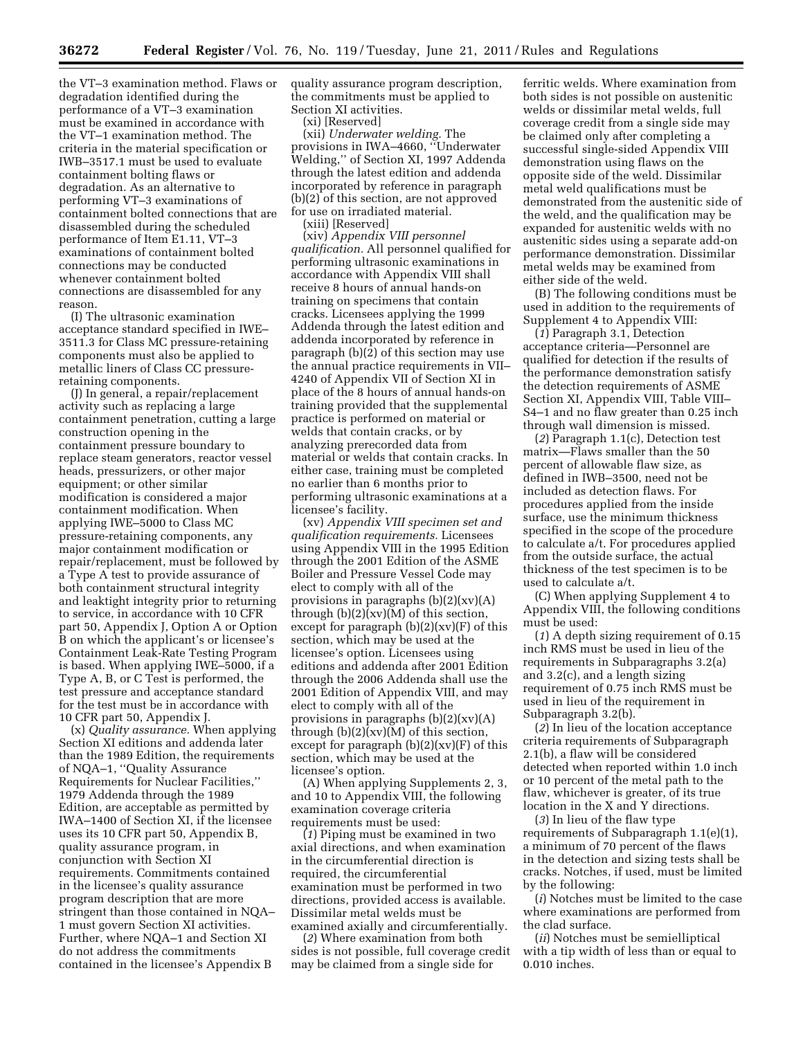the VT–3 examination method. Flaws or degradation identified during the performance of a VT–3 examination must be examined in accordance with the VT–1 examination method. The criteria in the material specification or IWB–3517.1 must be used to evaluate containment bolting flaws or degradation. As an alternative to performing VT–3 examinations of containment bolted connections that are disassembled during the scheduled performance of Item E1.11, VT–3 examinations of containment bolted connections may be conducted whenever containment bolted connections are disassembled for any reason.

(I) The ultrasonic examination acceptance standard specified in IWE–3511.3 for Class MC pressure-retaining components must also be applied to metallic liners of Class CC pressure-retaining components.

(J) In general, a repair/replacement activity such as replacing a large containment penetration, cutting a large construction opening in the containment pressure boundary to replace steam generators, reactor vessel heads, pressurizers, or other major equipment; or other similar modification is considered a major containment modification. When applying IWE–5000 to Class MC pressure-retaining components, any major containment modification or repair/replacement, must be followed by a Type A test to provide assurance of both containment structural integrity and leaktight integrity prior to returning to service, in accordance with 10 CFR part 50, Appendix J, Option A or Option B on which the applicant's or licensee's Containment Leak-Rate Testing Program is based. When applying IWE–5000, if a Type A, B, or C Test is performed, the test pressure and acceptance standard for the test must be in accordance with 10 CFR part 50, Appendix J.

(x) *Quality assurance.* When applying Section XI editions and addenda later than the 1989 Edition, the requirements of NQA–1, ''Quality Assurance Requirements for Nuclear Facilities,'' 1979 Addenda through the 1989 Edition, are acceptable as permitted by IWA–1400 of Section XI, if the licensee uses its 10 CFR part 50, Appendix B, quality assurance program, in conjunction with Section XI requirements. Commitments contained in the licensee's quality assurance program description that are more stringent than those contained in NQA–1 must govern Section XI activities. Further, where NQA–1 and Section XI do not address the commitments contained in the licensee's Appendix B quality assurance program description, the commitments must be applied to Section XI activities.

(xi) [Reserved]

(xii) *Underwater welding.* The provisions in IWA–4660, ''Underwater Welding,'' of Section XI, 1997 Addenda through the latest edition and addenda incorporated by reference in paragraph (b)(2) of this section, are not approved for use on irradiated material.

(xiii) [Reserved]

(xiv) *Appendix VIII personnel qualification.* All personnel qualified for performing ultrasonic examinations in accordance with Appendix VIII shall receive 8 hours of annual hands-on training on specimens that contain cracks. Licensees applying the 1999 Addenda through the latest edition and addenda incorporated by reference in paragraph (b)(2) of this section may use the annual practice requirements in VII–4240 of Appendix VII of Section XI in place of the 8 hours of annual hands-on training provided that the supplemental practice is performed on material or welds that contain cracks, or by analyzing prerecorded data from material or welds that contain cracks. In either case, training must be completed no earlier than 6 months prior to performing ultrasonic examinations at a licensee's facility.

(xv) *Appendix VIII specimen set and qualification requirements.* Licensees using Appendix VIII in the 1995 Edition through the 2001 Edition of the ASME Boiler and Pressure Vessel Code may elect to comply with all of the provisions in paragraphs (b)(2)(xv)(A) through (b)(2)(xv)(M) of this section, except for paragraph (b)(2)(xv)(F) of this section, which may be used at the licensee's option. Licensees using editions and addenda after 2001 Edition through the 2006 Addenda shall use the 2001 Edition of Appendix VIII, and may elect to comply with all of the provisions in paragraphs (b)(2)(xv)(A) through (b)(2)(xv)(M) of this section, except for paragraph (b)(2)(xv)(F) of this section, which may be used at the licensee's option.

(A) When applying Supplements 2, 3, and 10 to Appendix VIII, the following examination coverage criteria requirements must be used:

(*1*) Piping must be examined in two axial directions, and when examination in the circumferential direction is required, the circumferential examination must be performed in two directions, provided access is available. Dissimilar metal welds must be examined axially and circumferentially.

(*2*) Where examination from both sides is not possible, full coverage credit may be claimed from a single side for ferritic welds. Where examination from both sides is not possible on austenitic welds or dissimilar metal welds, full coverage credit from a single side may be claimed only after completing a successful single-sided Appendix VIII demonstration using flaws on the opposite side of the weld. Dissimilar metal weld qualifications must be demonstrated from the austenitic side of the weld, and the qualification may be expanded for austenitic welds with no austenitic sides using a separate add-on performance demonstration. Dissimilar metal welds may be examined from either side of the weld.

(B) The following conditions must be used in addition to the requirements of Supplement 4 to Appendix VIII:

(*1*) Paragraph 3.1, Detection acceptance criteria—Personnel are qualified for detection if the results of the performance demonstration satisfy the detection requirements of ASME Section XI, Appendix VIII, Table VIII–S4–1 and no flaw greater than 0.25 inch through wall dimension is missed.

(*2*) Paragraph 1.1(c), Detection test matrix—Flaws smaller than the 50 percent of allowable flaw size, as defined in IWB–3500, need not be included as detection flaws. For procedures applied from the inside surface, use the minimum thickness specified in the scope of the procedure to calculate a/t. For procedures applied from the outside surface, the actual thickness of the test specimen is to be used to calculate a/t.

(C) When applying Supplement 4 to Appendix VIII, the following conditions must be used:

(*1*) A depth sizing requirement of 0.15 inch RMS must be used in lieu of the requirements in Subparagraphs 3.2(a) and 3.2(c), and a length sizing requirement of 0.75 inch RMS must be used in lieu of the requirement in Subparagraph 3.2(b).

(*2*) In lieu of the location acceptance criteria requirements of Subparagraph 2.1(b), a flaw will be considered detected when reported within 1.0 inch or 10 percent of the metal path to the flaw, whichever is greater, of its true location in the X and Y directions.

(*3*) In lieu of the flaw type requirements of Subparagraph 1.1(e)(1), a minimum of 70 percent of the flaws in the detection and sizing tests shall be cracks. Notches, if used, must be limited by the following:

(*i*) Notches must be limited to the case where examinations are performed from the clad surface.

(*ii*) Notches must be semielliptical with a tip width of less than or equal to 0.010 inches.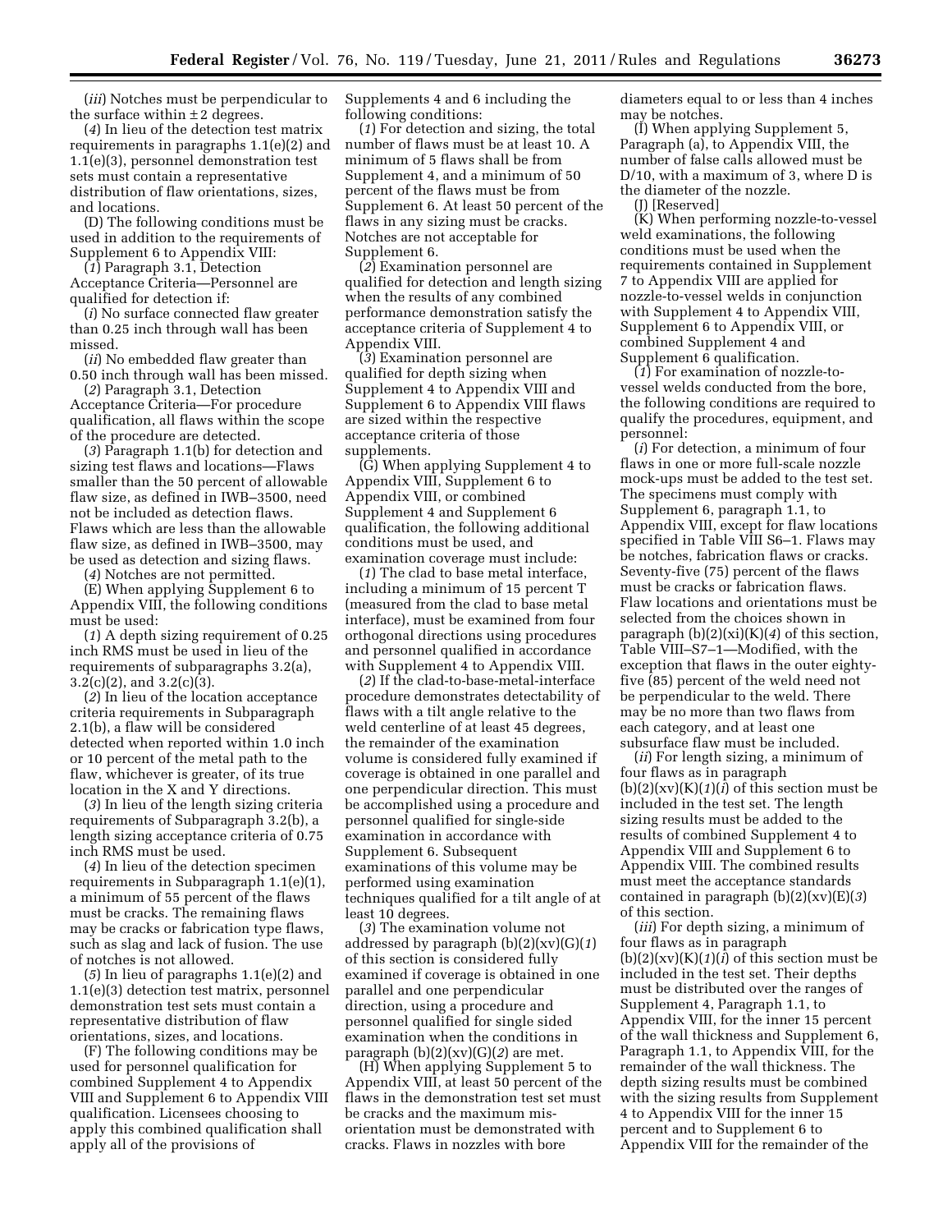(*iii*) Notches must be perpendicular to the surface within ±2 degrees.

(*4*) In lieu of the detection test matrix requirements in paragraphs 1.1(e)(2) and 1.1(e)(3), personnel demonstration test sets must contain a representative distribution of flaw orientations, sizes, and locations.

(D) The following conditions must be used in addition to the requirements of Supplement 6 to Appendix VIII:

(*1*) Paragraph 3.1, Detection Acceptance Criteria—Personnel are qualified for detection if:

(*i*) No surface connected flaw greater than 0.25 inch through wall has been missed.

(*ii*) No embedded flaw greater than 0.50 inch through wall has been missed.

(*2*) Paragraph 3.1, Detection Acceptance Criteria—For procedure qualification, all flaws within the scope of the procedure are detected.

(*3*) Paragraph 1.1(b) for detection and sizing test flaws and locations—Flaws smaller than the 50 percent of allowable flaw size, as defined in IWB–3500, need not be included as detection flaws. Flaws which are less than the allowable flaw size, as defined in IWB–3500, may be used as detection and sizing flaws.

(*4*) Notches are not permitted.

(E) When applying Supplement 6 to Appendix VIII, the following conditions must be used:

(*1*) A depth sizing requirement of 0.25 inch RMS must be used in lieu of the requirements of subparagraphs 3.2(a), 3.2(c)(2), and 3.2(c)(3).

(*2*) In lieu of the location acceptance criteria requirements in Subparagraph 2.1(b), a flaw will be considered detected when reported within 1.0 inch or 10 percent of the metal path to the flaw, whichever is greater, of its true location in the X and Y directions.

(*3*) In lieu of the length sizing criteria requirements of Subparagraph 3.2(b), a length sizing acceptance criteria of 0.75 inch RMS must be used.

(*4*) In lieu of the detection specimen requirements in Subparagraph 1.1(e)(1), a minimum of 55 percent of the flaws must be cracks. The remaining flaws may be cracks or fabrication type flaws, such as slag and lack of fusion. The use of notches is not allowed.

(*5*) In lieu of paragraphs 1.1(e)(2) and 1.1(e)(3) detection test matrix, personnel demonstration test sets must contain a representative distribution of flaw orientations, sizes, and locations.

(F) The following conditions may be used for personnel qualification for combined Supplement 4 to Appendix VIII and Supplement 6 to Appendix VIII qualification. Licensees choosing to apply this combined qualification shall apply all of the provisions of Supplements 4 and 6 including the following conditions:

(*1*) For detection and sizing, the total number of flaws must be at least 10. A minimum of 5 flaws shall be from Supplement 4, and a minimum of 50 percent of the flaws must be from Supplement 6. At least 50 percent of the flaws in any sizing must be cracks. Notches are not acceptable for Supplement 6.

(*2*) Examination personnel are qualified for detection and length sizing when the results of any combined performance demonstration satisfy the acceptance criteria of Supplement 4 to Appendix VIII.

(*3*) Examination personnel are qualified for depth sizing when Supplement 4 to Appendix VIII and Supplement 6 to Appendix VIII flaws are sized within the respective acceptance criteria of those supplements.

(G) When applying Supplement 4 to Appendix VIII, Supplement 6 to Appendix VIII, or combined Supplement 4 and Supplement 6 qualification, the following additional conditions must be used, and examination coverage must include:

(*1*) The clad to base metal interface, including a minimum of 15 percent T (measured from the clad to base metal interface), must be examined from four orthogonal directions using procedures and personnel qualified in accordance with Supplement 4 to Appendix VIII.

(*2*) If the clad-to-base-metal-interface procedure demonstrates detectability of flaws with a tilt angle relative to the weld centerline of at least 45 degrees, the remainder of the examination volume is considered fully examined if coverage is obtained in one parallel and one perpendicular direction. This must be accomplished using a procedure and personnel qualified for single-side examination in accordance with Supplement 6. Subsequent examinations of this volume may be performed using examination techniques qualified for a tilt angle of at least 10 degrees.

(*3*) The examination volume not addressed by paragraph (b)(2)(xv)(G)(*1*) of this section is considered fully examined if coverage is obtained in one parallel and one perpendicular direction, using a procedure and personnel qualified for single sided examination when the conditions in paragraph (b)(2)(xv)(G)(*2*) are met.

(H) When applying Supplement 5 to Appendix VIII, at least 50 percent of the flaws in the demonstration test set must be cracks and the maximum misorientation must be demonstrated with cracks. Flaws in nozzles with bore diameters equal to or less than 4 inches may be notches.

(I) When applying Supplement 5, Paragraph (a), to Appendix VIII, the number of false calls allowed must be D/10, with a maximum of 3, where D is the diameter of the nozzle.

(J) [Reserved]

(K) When performing nozzle-to-vessel weld examinations, the following conditions must be used when the requirements contained in Supplement 7 to Appendix VIII are applied for nozzle-to-vessel welds in conjunction with Supplement 4 to Appendix VIII, Supplement 6 to Appendix VIII, or combined Supplement 4 and Supplement 6 qualification.

(*1*) For examination of nozzle-to-vessel welds conducted from the bore, the following conditions are required to qualify the procedures, equipment, and personnel:

(*i*) For detection, a minimum of four flaws in one or more full-scale nozzle mock-ups must be added to the test set. The specimens must comply with Supplement 6, paragraph 1.1, to Appendix VIII, except for flaw locations specified in Table VIII S6–1. Flaws may be notches, fabrication flaws or cracks. Seventy-five (75) percent of the flaws must be cracks or fabrication flaws. Flaw locations and orientations must be selected from the choices shown in paragraph (b)(2)(xi)(K)(*4*) of this section, Table VIII–S7–1—Modified, with the exception that flaws in the outer eighty-five (85) percent of the weld need not be perpendicular to the weld. There may be no more than two flaws from each category, and at least one subsurface flaw must be included.

(*ii*) For length sizing, a minimum of four flaws as in paragraph (b)(2)(xv)(K)(*1*)(*i*) of this section must be included in the test set. The length sizing results must be added to the results of combined Supplement 4 to Appendix VIII and Supplement 6 to Appendix VIII. The combined results must meet the acceptance standards contained in paragraph (b)(2)(xv)(E)(*3*) of this section.

(*iii*) For depth sizing, a minimum of four flaws as in paragraph (b)(2)(xv)(K)(*1*)(*i*) of this section must be included in the test set. Their depths must be distributed over the ranges of Supplement 4, Paragraph 1.1, to Appendix VIII, for the inner 15 percent of the wall thickness and Supplement 6, Paragraph 1.1, to Appendix VIII, for the remainder of the wall thickness. The depth sizing results must be combined with the sizing results from Supplement 4 to Appendix VIII for the inner 15 percent and to Supplement 6 to Appendix VIII for the remainder of the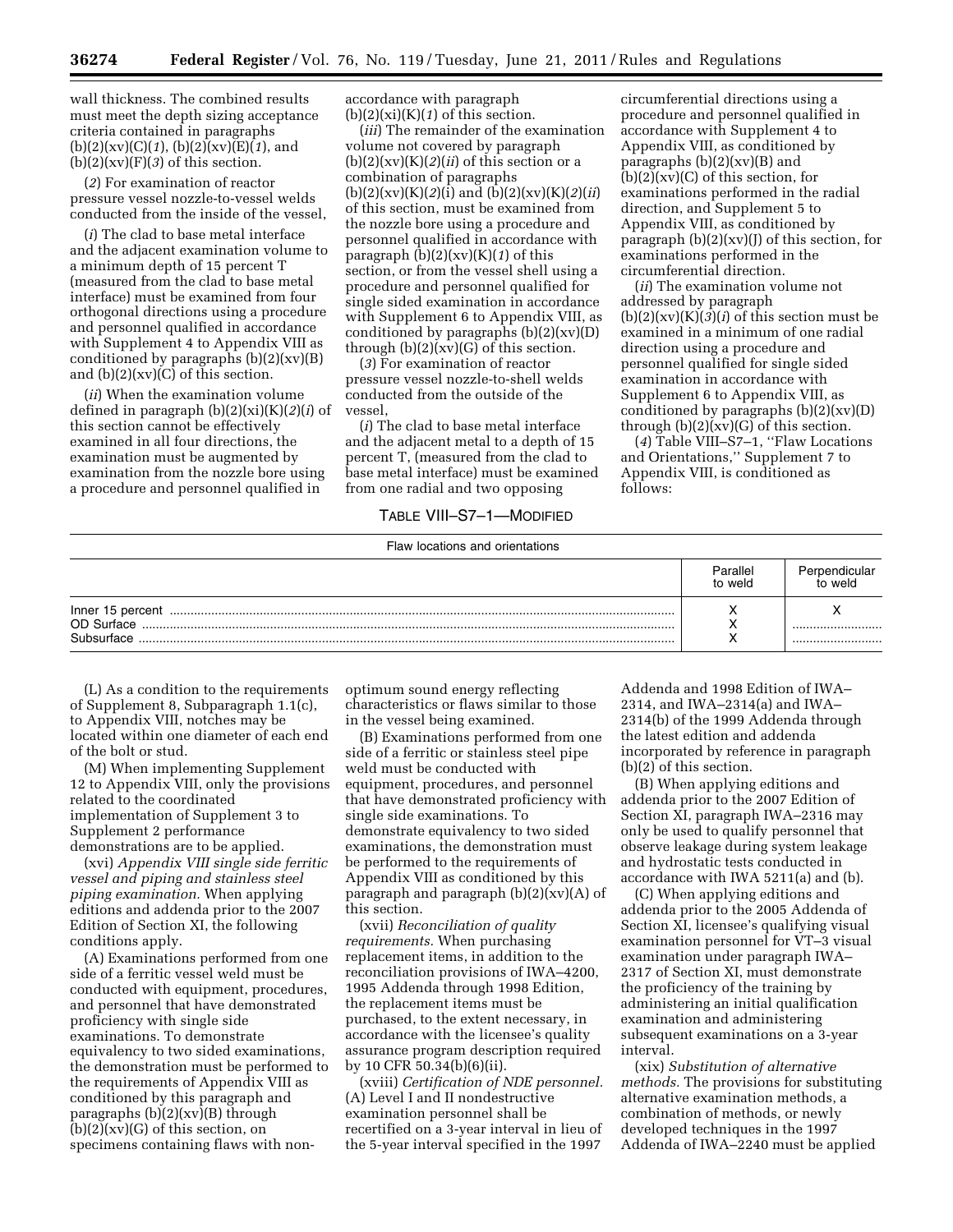wall thickness. The combined results must meet the depth sizing acceptance criteria contained in paragraphs (b)(2)(xv)(C)(*1*), (b)(2)(xv)(E)(*1*), and (b)(2)(xv)(F)(*3*) of this section.

(*2*) For examination of reactor pressure vessel nozzle-to-vessel welds conducted from the inside of the vessel,

(*i*) The clad to base metal interface and the adjacent examination volume to a minimum depth of 15 percent T (measured from the clad to base metal interface) must be examined from four orthogonal directions using a procedure and personnel qualified in accordance with Supplement 4 to Appendix VIII as conditioned by paragraphs (b)(2)(xv)(B) and (b)(2)(xv)(C) of this section.

(*ii*) When the examination volume defined in paragraph (b)(2)(xi)(K)(*2*)(*i*) of this section cannot be effectively examined in all four directions, the examination must be augmented by examination from the nozzle bore using a procedure and personnel qualified in accordance with paragraph (b)(2)(xi)(K)(*1*) of this section.

(*iii*) The remainder of the examination volume not covered by paragraph (b)(2)(xv)(K)(*2*)(*ii*) of this section or a combination of paragraphs (b)(2)(xv)(K)(*2*)(i) and (b)(2)(xv)(K)(*2*)(*ii*) of this section, must be examined from the nozzle bore using a procedure and personnel qualified in accordance with paragraph (b)(2)(xv)(K)(*1*) of this section, or from the vessel shell using a procedure and personnel qualified for single sided examination in accordance with Supplement 6 to Appendix VIII, as conditioned by paragraphs (b)(2)(xv)(D) through (b)(2)(xv)(G) of this section.

(*3*) For examination of reactor pressure vessel nozzle-to-shell welds conducted from the outside of the vessel,

(*i*) The clad to base metal interface and the adjacent metal to a depth of 15 percent T, (measured from the clad to base metal interface) must be examined from one radial and two opposing circumferential directions using a procedure and personnel qualified in accordance with Supplement 4 to Appendix VIII, as conditioned by paragraphs (b)(2)(xv)(B) and (b)(2)(xv)(C) of this section, for examinations performed in the radial direction, and Supplement 5 to Appendix VIII, as conditioned by paragraph (b)(2)(xv)(J) of this section, for examinations performed in the circumferential direction.

(*ii*) The examination volume not addressed by paragraph (b)(2)(xv)(K)(*3*)(*i*) of this section must be examined in a minimum of one radial direction using a procedure and personnel qualified for single sided examination in accordance with Supplement 6 to Appendix VIII, as conditioned by paragraphs (b)(2)(xv)(D) through (b)(2)(xv)(G) of this section.

(*4*) Table VIII–S7–1, "Flaw Locations and Orientations," Supplement 7 to Appendix VIII, is conditioned as follows:

TABLE VIII–S7–1—MODIFIED

| Flaw locations and orientations | | |
|---|---|---|
| | Parallel to weld | Perpendicular to weld |
| Inner 15 percent | X | X |
| OD Surface | X | |
| Subsurface | X | |

(L) As a condition to the requirements of Supplement 8, Subparagraph 1.1(c), to Appendix VIII, notches may be located within one diameter of each end of the bolt or stud.

(M) When implementing Supplement 12 to Appendix VIII, only the provisions related to the coordinated implementation of Supplement 3 to Supplement 2 performance demonstrations are to be applied.

(xvi) *Appendix VIII single side ferritic vessel and piping and stainless steel piping examination.* When applying editions and addenda prior to the 2007 Edition of Section XI, the following conditions apply.

(A) Examinations performed from one side of a ferritic vessel weld must be conducted with equipment, procedures, and personnel that have demonstrated proficiency with single side examinations. To demonstrate equivalency to two sided examinations, the demonstration must be performed to the requirements of Appendix VIII as conditioned by this paragraph and paragraphs (b)(2)(xv)(B) through (b)(2)(xv)(G) of this section, on specimens containing flaws with non-optimum sound energy reflecting characteristics or flaws similar to those in the vessel being examined.

(B) Examinations performed from one side of a ferritic or stainless steel pipe weld must be conducted with equipment, procedures, and personnel that have demonstrated proficiency with single side examinations. To demonstrate equivalency to two sided examinations, the demonstration must be performed to the requirements of Appendix VIII as conditioned by this paragraph and paragraph (b)(2)(xv)(A) of this section.

(xvii) *Reconciliation of quality requirements.* When purchasing replacement items, in addition to the reconciliation provisions of IWA–4200, 1995 Addenda through 1998 Edition, the replacement items must be purchased, to the extent necessary, in accordance with the licensee's quality assurance program description required by 10 CFR 50.34(b)(6)(ii).

(xviii) *Certification of NDE personnel.* (A) Level I and II nondestructive examination personnel shall be recertified on a 3-year interval in lieu of the 5-year interval specified in the 1997 Addenda and 1998 Edition of IWA–2314, and IWA–2314(a) and IWA–2314(b) of the 1999 Addenda through the latest edition and addenda incorporated by reference in paragraph (b)(2) of this section.

(B) When applying editions and addenda prior to the 2007 Edition of Section XI, paragraph IWA–2316 may only be used to qualify personnel that observe leakage during system leakage and hydrostatic tests conducted in accordance with IWA 5211(a) and (b).

(C) When applying editions and addenda prior to the 2005 Addenda of Section XI, licensee's qualifying visual examination personnel for VT–3 visual examination under paragraph IWA–2317 of Section XI, must demonstrate the proficiency of the training by administering an initial qualification examination and administering subsequent examinations on a 3-year interval.

(xix) *Substitution of alternative methods.* The provisions for substituting alternative examination methods, a combination of methods, or newly developed techniques in the 1997 Addenda of IWA–2240 must be applied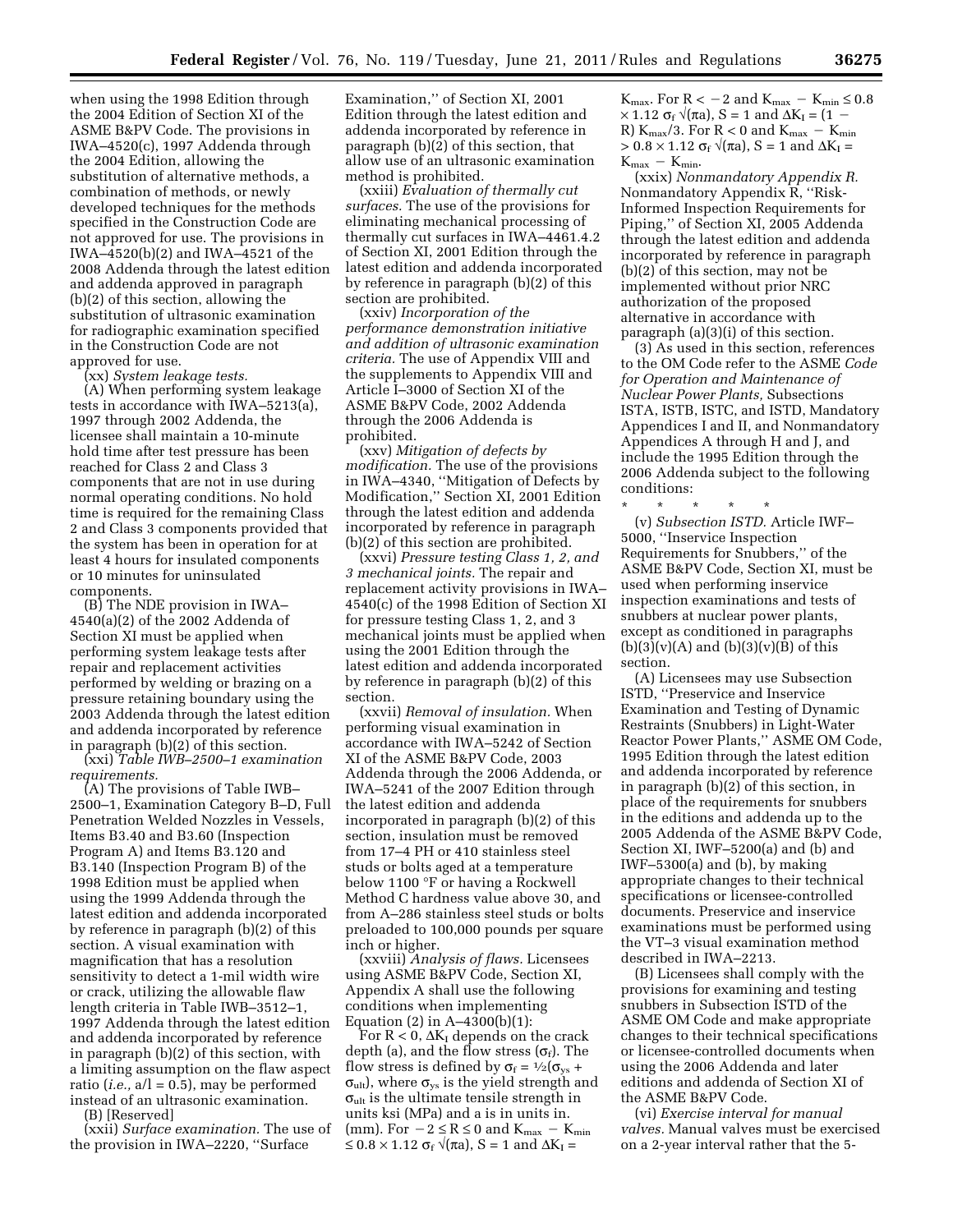when using the 1998 Edition through the 2004 Edition of Section XI of the ASME B&PV Code. The provisions in IWA–4520(c), 1997 Addenda through the 2004 Edition, allowing the substitution of alternative methods, a combination of methods, or newly developed techniques for the methods specified in the Construction Code are not approved for use. The provisions in IWA–4520(b)(2) and IWA–4521 of the 2008 Addenda through the latest edition and addenda approved in paragraph (b)(2) of this section, allowing the substitution of ultrasonic examination for radiographic examination specified in the Construction Code are not approved for use.

(xx) *System leakage tests.*

(A) When performing system leakage tests in accordance with IWA–5213(a), 1997 through 2002 Addenda, the licensee shall maintain a 10-minute hold time after test pressure has been reached for Class 2 and Class 3 components that are not in use during normal operating conditions. No hold time is required for the remaining Class 2 and Class 3 components provided that the system has been in operation for at least 4 hours for insulated components or 10 minutes for uninsulated components.

(B) The NDE provision in IWA–4540(a)(2) of the 2002 Addenda of Section XI must be applied when performing system leakage tests after repair and replacement activities performed by welding or brazing on a pressure retaining boundary using the 2003 Addenda through the latest edition and addenda incorporated by reference in paragraph (b)(2) of this section.

(xxi) *Table IWB–2500–1 examination requirements.*

(A) The provisions of Table IWB–2500–1, Examination Category B–D, Full Penetration Welded Nozzles in Vessels, Items B3.40 and B3.60 (Inspection Program A) and Items B3.120 and B3.140 (Inspection Program B) of the 1998 Edition must be applied when using the 1999 Addenda through the latest edition and addenda incorporated by reference in paragraph (b)(2) of this section. A visual examination with magnification that has a resolution sensitivity to detect a 1-mil width wire or crack, utilizing the allowable flaw length criteria in Table IWB–3512–1, 1997 Addenda through the latest edition and addenda incorporated by reference in paragraph (b)(2) of this section, with a limiting assumption on the flaw aspect ratio (*i.e.,* a/l = 0.5), may be performed instead of an ultrasonic examination.

(B) [Reserved]

(xxii) *Surface examination.* The use of the provision in IWA–2220, ''Surface Examination,'' of Section XI, 2001 Edition through the latest edition and addenda incorporated by reference in paragraph (b)(2) of this section, that allow use of an ultrasonic examination method is prohibited.

(xxiii) *Evaluation of thermally cut surfaces.* The use of the provisions for eliminating mechanical processing of thermally cut surfaces in IWA–4461.4.2 of Section XI, 2001 Edition through the latest edition and addenda incorporated by reference in paragraph (b)(2) of this section are prohibited.

(xxiv) *Incorporation of the performance demonstration initiative and addition of ultrasonic examination criteria.* The use of Appendix VIII and the supplements to Appendix VIII and Article I–3000 of Section XI of the ASME B&PV Code, 2002 Addenda through the 2006 Addenda is prohibited.

(xxv) *Mitigation of defects by modification.* The use of the provisions in IWA–4340, ''Mitigation of Defects by Modification,'' Section XI, 2001 Edition through the latest edition and addenda incorporated by reference in paragraph (b)(2) of this section are prohibited.

(xxvi) *Pressure testing Class 1, 2, and 3 mechanical joints.* The repair and replacement activity provisions in IWA–4540(c) of the 1998 Edition of Section XI for pressure testing Class 1, 2, and 3 mechanical joints must be applied when using the 2001 Edition through the latest edition and addenda incorporated by reference in paragraph (b)(2) of this section.

(xxvii) *Removal of insulation.* When performing visual examination in accordance with IWA–5242 of Section XI of the ASME B&PV Code, 2003 Addenda through the 2006 Addenda, or IWA–5241 of the 2007 Edition through the latest edition and addenda incorporated in paragraph (b)(2) of this section, insulation must be removed from 17–4 PH or 410 stainless steel studs or bolts aged at a temperature below 1100 °F or having a Rockwell Method C hardness value above 30, and from A–286 stainless steel studs or bolts preloaded to 100,000 pounds per square inch or higher.

(xxviii) *Analysis of flaws.* Licensees using ASME B&PV Code, Section XI, Appendix A shall use the following conditions when implementing Equation (2) in A–4300(b)(1):

For $R < 0$, $\Delta K_I$ depends on the crack depth (a), and the flow stress ($\sigma_f$). The flow stress is defined by $\sigma_f = \frac{1}{2}(\sigma_{ys} + \sigma_{ult})$, where $\sigma_{ys}$ is the yield strength and $\sigma_{ult}$ is the ultimate tensile strength in units ksi (MPa) and a is in units in. (mm). For $-2 \leq R \leq 0$ and $K_{max} - K_{min} \leq 0.8 \times 1.12\ \sigma_f \sqrt{(\pi a)}$, S = 1 and $\Delta K_I = K_{max}$. For $R < -2$ and $K_{max} - K_{min} \leq 0.8 \times 1.12\ \sigma_f \sqrt{(\pi a)}$, S = 1 and $\Delta K_I = (1 - R)\ K_{max}/3$. For $R < 0$ and $K_{max} - K_{min} > 0.8 \times 1.12\ \sigma_f \sqrt{(\pi a)}$, S = 1 and $\Delta K_I = K_{max} - K_{min}$.

(xxix) *Nonmandatory Appendix R.* Nonmandatory Appendix R, ''Risk-Informed Inspection Requirements for Piping,'' of Section XI, 2005 Addenda through the latest edition and addenda incorporated by reference in paragraph (b)(2) of this section, may not be implemented without prior NRC authorization of the proposed alternative in accordance with paragraph (a)(3)(i) of this section.

(3) As used in this section, references to the OM Code refer to the ASME *Code for Operation and Maintenance of Nuclear Power Plants,* Subsections ISTA, ISTB, ISTC, and ISTD, Mandatory Appendices I and II, and Nonmandatory Appendices A through H and J, and include the 1995 Edition through the 2006 Addenda subject to the following conditions:

\* \* \* \* \*

(v) *Subsection ISTD.* Article IWF–5000, ''Inservice Inspection Requirements for Snubbers,'' of the ASME B&PV Code, Section XI, must be used when performing inservice inspection examinations and tests of snubbers at nuclear power plants, except as conditioned in paragraphs (b)(3)(v)(A) and (b)(3)(v)(B) of this section.

(A) Licensees may use Subsection ISTD, ''Preservice and Inservice Examination and Testing of Dynamic Restraints (Snubbers) in Light-Water Reactor Power Plants,'' ASME OM Code, 1995 Edition through the latest edition and addenda incorporated by reference in paragraph (b)(2) of this section, in place of the requirements for snubbers in the editions and addenda up to the 2005 Addenda of the ASME B&PV Code, Section XI, IWF–5200(a) and (b) and IWF–5300(a) and (b), by making appropriate changes to their technical specifications or licensee-controlled documents. Preservice and inservice examinations must be performed using the VT–3 visual examination method described in IWA–2213.

(B) Licensees shall comply with the provisions for examining and testing snubbers in Subsection ISTD of the ASME OM Code and make appropriate changes to their technical specifications or licensee-controlled documents when using the 2006 Addenda and later editions and addenda of Section XI of the ASME B&PV Code.

(vi) *Exercise interval for manual valves.* Manual valves must be exercised on a 2-year interval rather that the 5-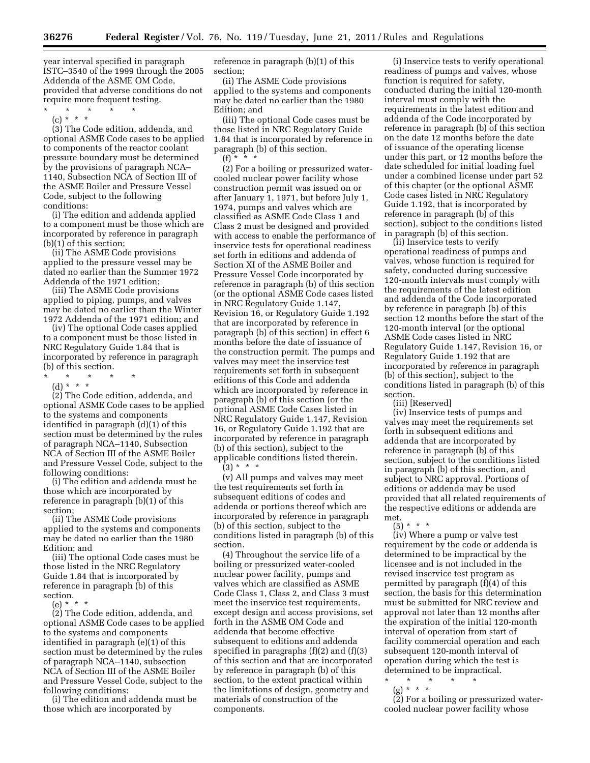year interval specified in paragraph ISTC–3540 of the 1999 through the 2005 Addenda of the ASME OM Code, provided that adverse conditions do not require more frequent testing.

\* \* \* \* \*

(c) \* \* \*

(3) The Code edition, addenda, and optional ASME Code cases to be applied to components of the reactor coolant pressure boundary must be determined by the provisions of paragraph NCA–1140, Subsection NCA of Section III of the ASME Boiler and Pressure Vessel Code, subject to the following conditions:

(i) The edition and addenda applied to a component must be those which are incorporated by reference in paragraph (b)(1) of this section;

(ii) The ASME Code provisions applied to the pressure vessel may be dated no earlier than the Summer 1972 Addenda of the 1971 edition;

(iii) The ASME Code provisions applied to piping, pumps, and valves may be dated no earlier than the Winter 1972 Addenda of the 1971 edition; and

(iv) The optional Code cases applied to a component must be those listed in NRC Regulatory Guide 1.84 that is incorporated by reference in paragraph (b) of this section.

\* \* \* \* \*

(d) \* \* \*

(2) The Code edition, addenda, and optional ASME Code cases to be applied to the systems and components identified in paragraph (d)(1) of this section must be determined by the rules of paragraph NCA–1140, Subsection NCA of Section III of the ASME Boiler and Pressure Vessel Code, subject to the following conditions:

(i) The edition and addenda must be those which are incorporated by reference in paragraph (b)(1) of this section;

(ii) The ASME Code provisions applied to the systems and components may be dated no earlier than the 1980 Edition; and

(iii) The optional Code cases must be those listed in the NRC Regulatory Guide 1.84 that is incorporated by reference in paragraph (b) of this section.

(e) \* \* \*

(2) The Code edition, addenda, and optional ASME Code cases to be applied to the systems and components identified in paragraph (e)(1) of this section must be determined by the rules of paragraph NCA–1140, subsection NCA of Section III of the ASME Boiler and Pressure Vessel Code, subject to the following conditions:

(i) The edition and addenda must be those which are incorporated by reference in paragraph (b)(1) of this section;

(ii) The ASME Code provisions applied to the systems and components may be dated no earlier than the 1980 Edition; and

(iii) The optional Code cases must be those listed in NRC Regulatory Guide 1.84 that is incorporated by reference in paragraph (b) of this section.

(f) \* \* \*

(2) For a boiling or pressurized water-cooled nuclear power facility whose construction permit was issued on or after January 1, 1971, but before July 1, 1974, pumps and valves which are classified as ASME Code Class 1 and Class 2 must be designed and provided with access to enable the performance of inservice tests for operational readiness set forth in editions and addenda of Section XI of the ASME Boiler and Pressure Vessel Code incorporated by reference in paragraph (b) of this section (or the optional ASME Code cases listed in NRC Regulatory Guide 1.147, Revision 16, or Regulatory Guide 1.192 that are incorporated by reference in paragraph (b) of this section) in effect 6 months before the date of issuance of the construction permit. The pumps and valves may meet the inservice test requirements set forth in subsequent editions of this Code and addenda which are incorporated by reference in paragraph (b) of this section (or the optional ASME Code Cases listed in NRC Regulatory Guide 1.147, Revision 16, or Regulatory Guide 1.192 that are incorporated by reference in paragraph (b) of this section), subject to the applicable conditions listed therein.

(3) \* \* \*

(v) All pumps and valves may meet the test requirements set forth in subsequent editions of codes and addenda or portions thereof which are incorporated by reference in paragraph (b) of this section, subject to the conditions listed in paragraph (b) of this section.

(4) Throughout the service life of a boiling or pressurized water-cooled nuclear power facility, pumps and valves which are classified as ASME Code Class 1, Class 2, and Class 3 must meet the inservice test requirements, except design and access provisions, set forth in the ASME OM Code and addenda that become effective subsequent to editions and addenda specified in paragraphs (f)(2) and (f)(3) of this section and that are incorporated by reference in paragraph (b) of this section, to the extent practical within the limitations of design, geometry and materials of construction of the components.

(i) Inservice tests to verify operational readiness of pumps and valves, whose function is required for safety, conducted during the initial 120-month interval must comply with the requirements in the latest edition and addenda of the Code incorporated by reference in paragraph (b) of this section on the date 12 months before the date of issuance of the operating license under this part, or 12 months before the date scheduled for initial loading fuel under a combined license under part 52 of this chapter (or the optional ASME Code cases listed in NRC Regulatory Guide 1.192, that is incorporated by reference in paragraph (b) of this section), subject to the conditions listed in paragraph (b) of this section.

(ii) Inservice tests to verify operational readiness of pumps and valves, whose function is required for safety, conducted during successive 120-month intervals must comply with the requirements of the latest edition and addenda of the Code incorporated by reference in paragraph (b) of this section 12 months before the start of the 120-month interval (or the optional ASME Code cases listed in NRC Regulatory Guide 1.147, Revision 16, or Regulatory Guide 1.192 that are incorporated by reference in paragraph (b) of this section), subject to the conditions listed in paragraph (b) of this section.

(iii) [Reserved]

(iv) Inservice tests of pumps and valves may meet the requirements set forth in subsequent editions and addenda that are incorporated by reference in paragraph (b) of this section, subject to the conditions listed in paragraph (b) of this section, and subject to NRC approval. Portions of editions or addenda may be used provided that all related requirements of the respective editions or addenda are met.

(5) \* \* \*

(iv) Where a pump or valve test requirement by the code or addenda is determined to be impractical by the licensee and is not included in the revised inservice test program as permitted by paragraph (f)(4) of this section, the basis for this determination must be submitted for NRC review and approval not later than 12 months after the expiration of the initial 120-month interval of operation from start of facility commercial operation and each subsequent 120-month interval of operation during which the test is determined to be impractical.

\* \* \* \* \*

(g) \* \* \*

(2) For a boiling or pressurized water-cooled nuclear power facility whose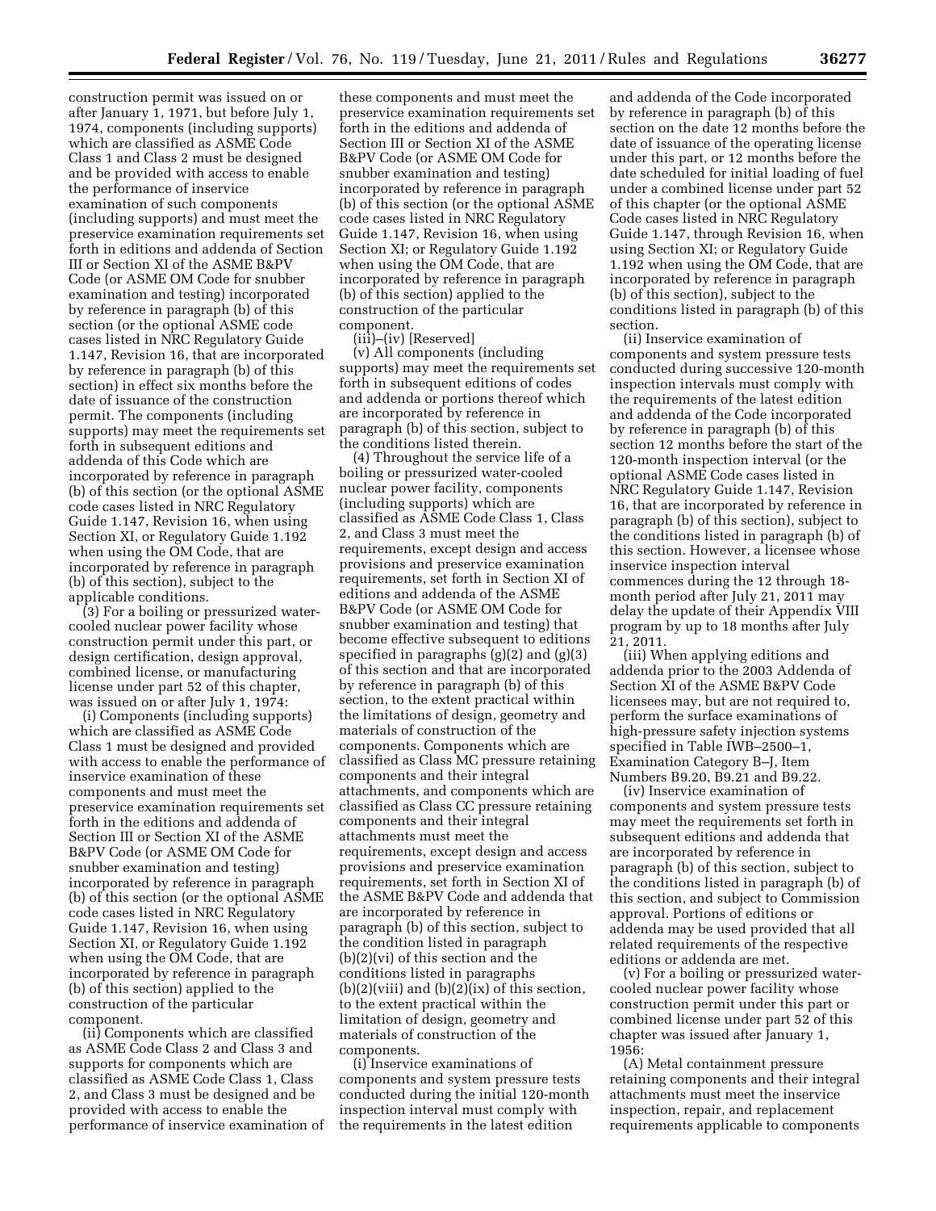construction permit was issued on or after January 1, 1971, but before July 1, 1974, components (including supports) which are classified as ASME Code Class 1 and Class 2 must be designed and be provided with access to enable the performance of inservice examination of such components (including supports) and must meet the preservice examination requirements set forth in editions and addenda of Section III or Section XI of the ASME B&PV Code (or ASME OM Code for snubber examination and testing) incorporated by reference in paragraph (b) of this section (or the optional ASME code cases listed in NRC Regulatory Guide 1.147, Revision 16, that are incorporated by reference in paragraph (b) of this section) in effect six months before the date of issuance of the construction permit. The components (including supports) may meet the requirements set forth in subsequent editions and addenda of this Code which are incorporated by reference in paragraph (b) of this section (or the optional ASME code cases listed in NRC Regulatory Guide 1.147, Revision 16, when using Section XI, or Regulatory Guide 1.192 when using the OM Code, that are incorporated by reference in paragraph (b) of this section), subject to the applicable conditions.

(3) For a boiling or pressurized water-cooled nuclear power facility whose construction permit under this part, or design certification, design approval, combined license, or manufacturing license under part 52 of this chapter, was issued on or after July 1, 1974:

(i) Components (including supports) which are classified as ASME Code Class 1 must be designed and provided with access to enable the performance of inservice examination of these components and must meet the preservice examination requirements set forth in the editions and addenda of Section III or Section XI of the ASME B&PV Code (or ASME OM Code for snubber examination and testing) incorporated by reference in paragraph (b) of this section (or the optional ASME code cases listed in NRC Regulatory Guide 1.147, Revision 16, when using Section XI, or Regulatory Guide 1.192 when using the OM Code, that are incorporated by reference in paragraph (b) of this section) applied to the construction of the particular component.

(ii) Components which are classified as ASME Code Class 2 and Class 3 and supports for components which are classified as ASME Code Class 1, Class 2, and Class 3 must be designed and be provided with access to enable the performance of inservice examination of these components and must meet the preservice examination requirements set forth in the editions and addenda of Section III or Section XI of the ASME B&PV Code (or ASME OM Code for snubber examination and testing) incorporated by reference in paragraph (b) of this section (or the optional ASME code cases listed in NRC Regulatory Guide 1.147, Revision 16, when using Section XI; or Regulatory Guide 1.192 when using the OM Code, that are incorporated by reference in paragraph (b) of this section) applied to the construction of the particular component.

(iii)–(iv) [Reserved]

(v) All components (including supports) may meet the requirements set forth in subsequent editions of codes and addenda or portions thereof which are incorporated by reference in paragraph (b) of this section, subject to the conditions listed therein.

(4) Throughout the service life of a boiling or pressurized water-cooled nuclear power facility, components (including supports) which are classified as ASME Code Class 1, Class 2, and Class 3 must meet the requirements, except design and access provisions and preservice examination requirements, set forth in Section XI of editions and addenda of the ASME B&PV Code (or ASME OM Code for snubber examination and testing) that become effective subsequent to editions specified in paragraphs (g)(2) and (g)(3) of this section and that are incorporated by reference in paragraph (b) of this section, to the extent practical within the limitations of design, geometry and materials of construction of the components. Components which are classified as Class MC pressure retaining components and their integral attachments, and components which are classified as Class CC pressure retaining components and their integral attachments must meet the requirements, except design and access provisions and preservice examination requirements, set forth in Section XI of the ASME B&PV Code and addenda that are incorporated by reference in paragraph (b) of this section, subject to the condition listed in paragraph (b)(2)(vi) of this section and the conditions listed in paragraphs (b)(2)(viii) and (b)(2)(ix) of this section, to the extent practical within the limitation of design, geometry and materials of construction of the components.

(i) Inservice examinations of components and system pressure tests conducted during the initial 120-month inspection interval must comply with the requirements in the latest edition and addenda of the Code incorporated by reference in paragraph (b) of this section on the date 12 months before the date of issuance of the operating license under this part, or 12 months before the date scheduled for initial loading of fuel under a combined license under part 52 of this chapter (or the optional ASME Code cases listed in NRC Regulatory Guide 1.147, through Revision 16, when using Section XI; or Regulatory Guide 1.192 when using the OM Code, that are incorporated by reference in paragraph (b) of this section), subject to the conditions listed in paragraph (b) of this section.

(ii) Inservice examination of components and system pressure tests conducted during successive 120-month inspection intervals must comply with the requirements of the latest edition and addenda of the Code incorporated by reference in paragraph (b) of this section 12 months before the start of the 120-month inspection interval (or the optional ASME Code cases listed in NRC Regulatory Guide 1.147, Revision 16, that are incorporated by reference in paragraph (b) of this section), subject to the conditions listed in paragraph (b) of this section. However, a licensee whose inservice inspection interval commences during the 12 through 18-month period after July 21, 2011 may delay the update of their Appendix VIII program by up to 18 months after July 21, 2011.

(iii) When applying editions and addenda prior to the 2003 Addenda of Section XI of the ASME B&PV Code licensees may, but are not required to, perform the surface examinations of high-pressure safety injection systems specified in Table IWB–2500–1, Examination Category B–J, Item Numbers B9.20, B9.21 and B9.22.

(iv) Inservice examination of components and system pressure tests may meet the requirements set forth in subsequent editions and addenda that are incorporated by reference in paragraph (b) of this section, subject to the conditions listed in paragraph (b) of this section, and subject to Commission approval. Portions of editions or addenda may be used provided that all related requirements of the respective editions or addenda are met.

(v) For a boiling or pressurized water-cooled nuclear power facility whose construction permit under this part or combined license under part 52 of this chapter was issued after January 1, 1956:

(A) Metal containment pressure retaining components and their integral attachments must meet the inservice inspection, repair, and replacement requirements applicable to components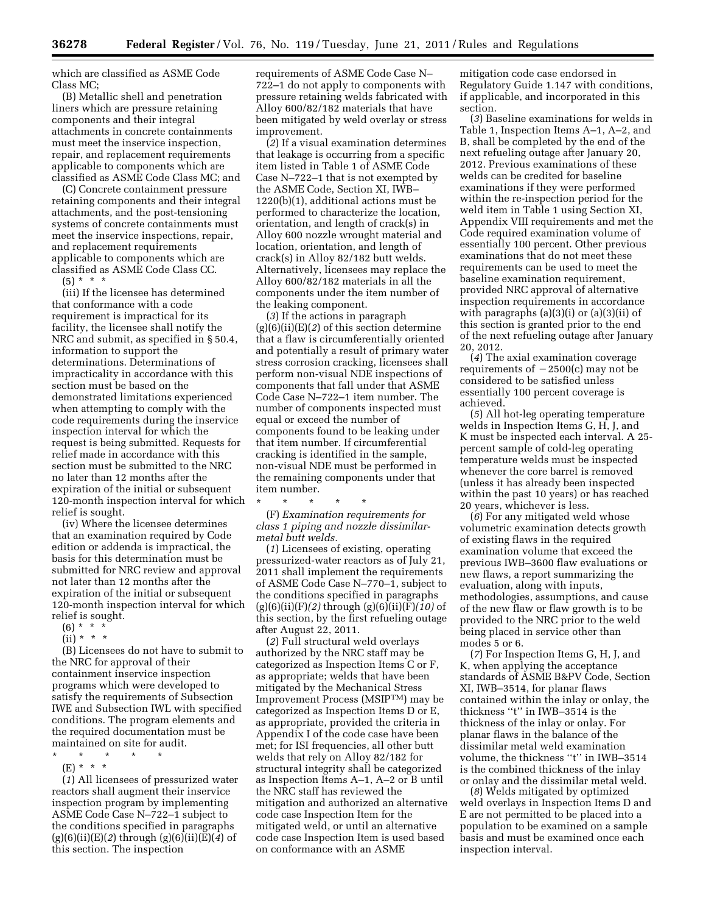which are classified as ASME Code Class MC;

(B) Metallic shell and penetration liners which are pressure retaining components and their integral attachments in concrete containments must meet the inservice inspection, repair, and replacement requirements applicable to components which are classified as ASME Code Class MC; and

(C) Concrete containment pressure retaining components and their integral attachments, and the post-tensioning systems of concrete containments must meet the inservice inspections, repair, and replacement requirements applicable to components which are classified as ASME Code Class CC.

(5) * * *

(iii) If the licensee has determined that conformance with a code requirement is impractical for its facility, the licensee shall notify the NRC and submit, as specified in § 50.4, information to support the determinations. Determinations of impracticality in accordance with this section must be based on the demonstrated limitations experienced when attempting to comply with the code requirements during the inservice inspection interval for which the request is being submitted. Requests for relief made in accordance with this section must be submitted to the NRC no later than 12 months after the expiration of the initial or subsequent 120-month inspection interval for which relief is sought.

(iv) Where the licensee determines that an examination required by Code edition or addenda is impractical, the basis for this determination must be submitted for NRC review and approval not later than 12 months after the expiration of the initial or subsequent 120-month inspection interval for which relief is sought.

(6) * * *

(ii) * * *

(B) Licensees do not have to submit to the NRC for approval of their containment inservice inspection programs which were developed to satisfy the requirements of Subsection IWE and Subsection IWL with specified conditions. The program elements and the required documentation must be maintained on site for audit.

\* \* \* \* \*

(E) * * *

(*1*) All licensees of pressurized water reactors shall augment their inservice inspection program by implementing ASME Code Case N–722–1 subject to the conditions specified in paragraphs (g)(6)(ii)(E)(*2*) through (g)(6)(ii)(E)(*4*) of this section. The inspection requirements of ASME Code Case N–722–1 do not apply to components with pressure retaining welds fabricated with Alloy 600/82/182 materials that have been mitigated by weld overlay or stress improvement.

(*2*) If a visual examination determines that leakage is occurring from a specific item listed in Table 1 of ASME Code Case N–722–1 that is not exempted by the ASME Code, Section XI, IWB–1220(b)(1), additional actions must be performed to characterize the location, orientation, and length of crack(s) in Alloy 600 nozzle wrought material and location, orientation, and length of crack(s) in Alloy 82/182 butt welds. Alternatively, licensees may replace the Alloy 600/82/182 materials in all the components under the item number of the leaking component.

(*3*) If the actions in paragraph (g)(6)(ii)(E)(*2*) of this section determine that a flaw is circumferentially oriented and potentially a result of primary water stress corrosion cracking, licensees shall perform non-visual NDE inspections of components that fall under that ASME Code Case N–722–1 item number. The number of components inspected must equal or exceed the number of components found to be leaking under that item number. If circumferential cracking is identified in the sample, non-visual NDE must be performed in the remaining components under that item number.

\* \* \* \* \*

(F) *Examination requirements for class 1 piping and nozzle dissimilar-metal butt welds.*

(*1*) Licensees of existing, operating pressurized-water reactors as of July 21, 2011 shall implement the requirements of ASME Code Case N–770–1, subject to the conditions specified in paragraphs (g)(6)(ii)(F)*(2)* through (g)(6)(ii)(F)*(10)* of this section, by the first refueling outage after August 22, 2011.

(*2*) Full structural weld overlays authorized by the NRC staff may be categorized as Inspection Items C or F, as appropriate; welds that have been mitigated by the Mechanical Stress Improvement Process (MSIP™) may be categorized as Inspection Items D or E, as appropriate, provided the criteria in Appendix I of the code case have been met; for ISI frequencies, all other butt welds that rely on Alloy 82/182 for structural integrity shall be categorized as Inspection Items A–1, A–2 or B until the NRC staff has reviewed the mitigation and authorized an alternative code case Inspection Item for the mitigated weld, or until an alternative code case Inspection Item is used based on conformance with an ASME mitigation code case endorsed in Regulatory Guide 1.147 with conditions, if applicable, and incorporated in this section.

(*3*) Baseline examinations for welds in Table 1, Inspection Items A–1, A–2, and B, shall be completed by the end of the next refueling outage after January 20, 2012. Previous examinations of these welds can be credited for baseline examinations if they were performed within the re-inspection period for the weld item in Table 1 using Section XI, Appendix VIII requirements and met the Code required examination volume of essentially 100 percent. Other previous examinations that do not meet these requirements can be used to meet the baseline examination requirement, provided NRC approval of alternative inspection requirements in accordance with paragraphs (a)(3)(i) or (a)(3)(ii) of this section is granted prior to the end of the next refueling outage after January 20, 2012.

(*4*) The axial examination coverage requirements of −2500(c) may not be considered to be satisfied unless essentially 100 percent coverage is achieved.

(*5*) All hot-leg operating temperature welds in Inspection Items G, H, J, and K must be inspected each interval. A 25-percent sample of cold-leg operating temperature welds must be inspected whenever the core barrel is removed (unless it has already been inspected within the past 10 years) or has reached 20 years, whichever is less.

(*6*) For any mitigated weld whose volumetric examination detects growth of existing flaws in the required examination volume that exceed the previous IWB–3600 flaw evaluations or new flaws, a report summarizing the evaluation, along with inputs, methodologies, assumptions, and cause of the new flaw or flaw growth is to be provided to the NRC prior to the weld being placed in service other than modes 5 or 6.

(*7*) For Inspection Items G, H, J, and K, when applying the acceptance standards of ASME B&PV Code, Section XI, IWB–3514, for planar flaws contained within the inlay or onlay, the thickness ''t'' in IWB–3514 is the thickness of the inlay or onlay. For planar flaws in the balance of the dissimilar metal weld examination volume, the thickness ''t'' in IWB–3514 is the combined thickness of the inlay or onlay and the dissimilar metal weld.

(*8*) Welds mitigated by optimized weld overlays in Inspection Items D and E are not permitted to be placed into a population to be examined on a sample basis and must be examined once each inspection interval.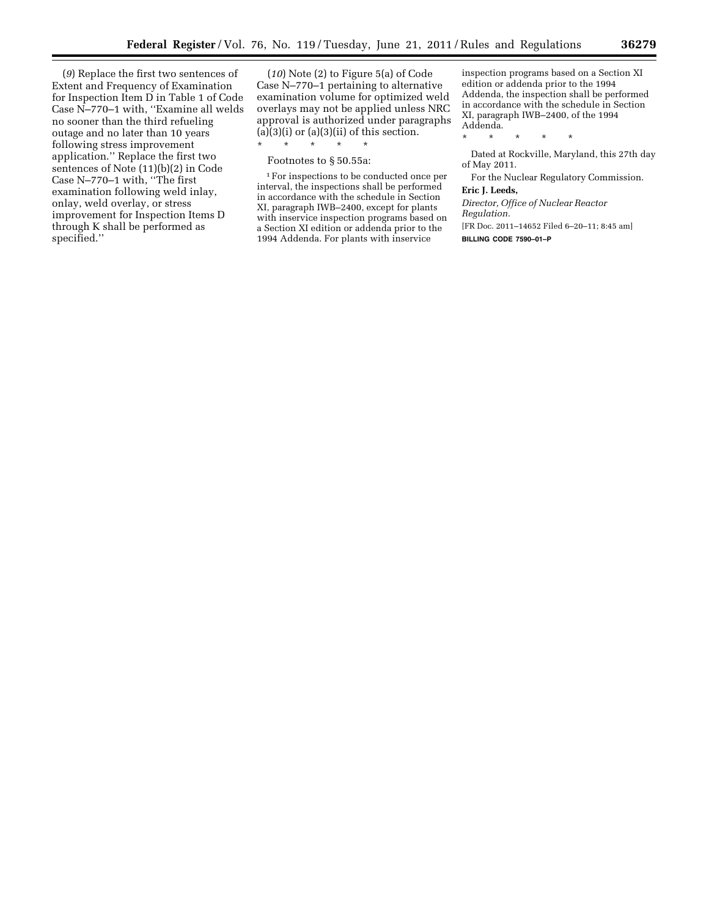(*9*) Replace the first two sentences of Extent and Frequency of Examination for Inspection Item D in Table 1 of Code Case N–770–1 with, ''Examine all welds no sooner than the third refueling outage and no later than 10 years following stress improvement application.'' Replace the first two sentences of Note (11)(b)(2) in Code Case N–770–1 with, ''The first examination following weld inlay, onlay, weld overlay, or stress improvement for Inspection Items D through K shall be performed as specified.''

(*10*) Note (2) to Figure 5(a) of Code Case N–770–1 pertaining to alternative examination volume for optimized weld overlays may not be applied unless NRC approval is authorized under paragraphs (a)(3)(i) or (a)(3)(ii) of this section.

\* \* \* \* \*

Footnotes to § 50.55a:

[1] For inspections to be conducted once per interval, the inspections shall be performed in accordance with the schedule in Section XI, paragraph IWB–2400, except for plants with inservice inspection programs based on a Section XI edition or addenda prior to the 1994 Addenda. For plants with inservice inspection programs based on a Section XI edition or addenda prior to the 1994 Addenda, the inspection shall be performed in accordance with the schedule in Section XI, paragraph IWB–2400, of the 1994 Addenda.

\* \* \* \* \*

Dated at Rockville, Maryland, this 27th day of May 2011.

For the Nuclear Regulatory Commission.

**Eric J. Leeds,**

*Director, Office of Nuclear Reactor Regulation.*

[FR Doc. 2011–14652 Filed 6–20–11; 8:45 am]

**BILLING CODE 7590–01–P**